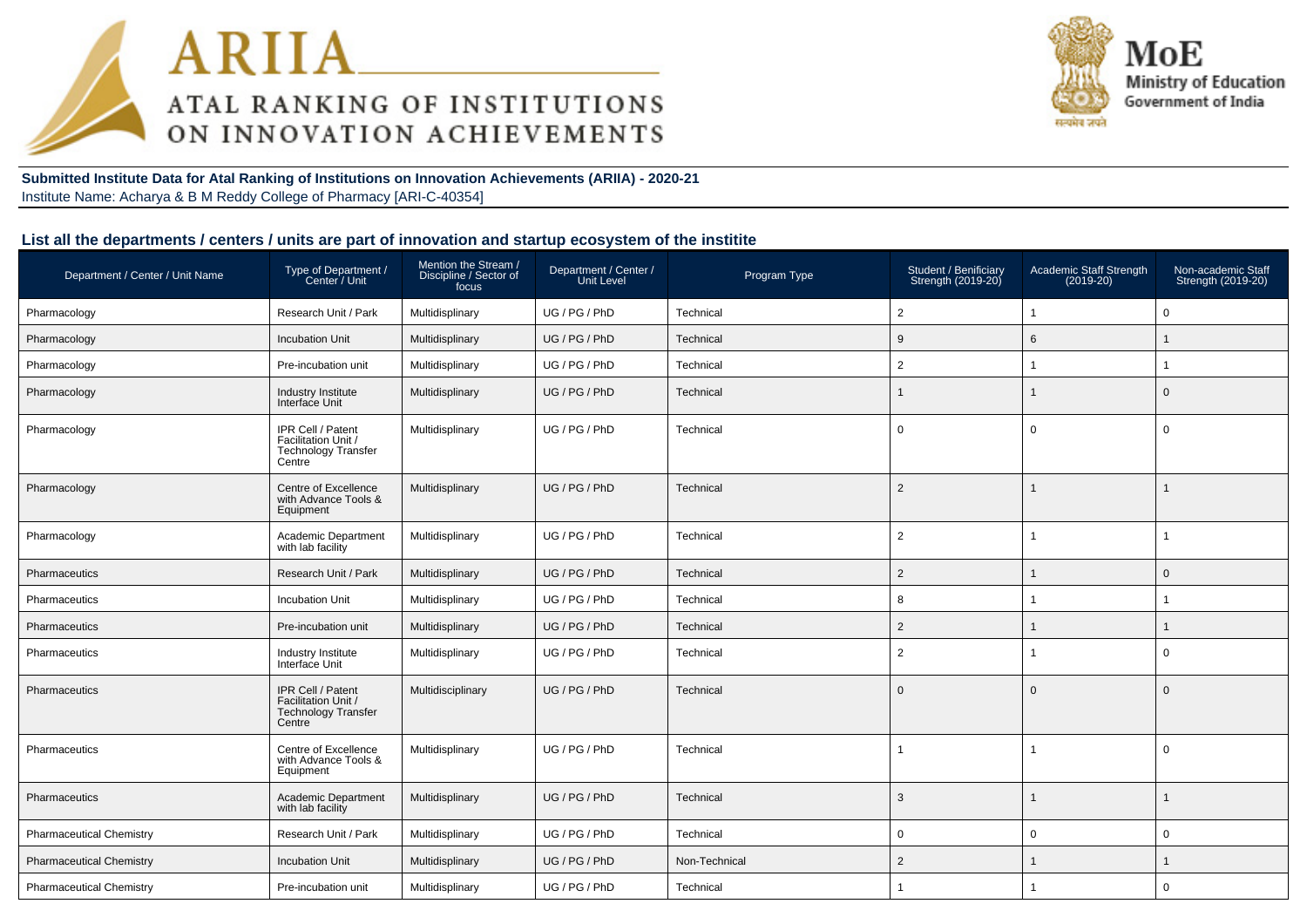**Submitted Institute Data for Atal Ranking of Institutions on Innovation Achievements (ARIIA) - 2020-21**

Institute Name: Acharya & B M Reddy College of Pharmacy [ARI-C-40354]

## List all the departments / centers / units are part of innovation and startup ecosystem of the institite

| Department / Center / Unit Name | Type of Department / Center / Unit | Mention the Stream / Discipline / Sector of focus | Department / Center / Unit Level | Program Type | Student / Benificiary Strength (2019-20) | Academic Staff Strength (2019-20) | Non-academic Staff Strength (2019-20) |
|---|---|---|---|---|---|---|---|
| Pharmacology | Research Unit / Park | Multidisplinary | UG / PG / PhD | Technical | 2 | 1 | 0 |
| Pharmacology | Incubation Unit | Multidisplinary | UG / PG / PhD | Technical | 9 | 6 | 1 |
| Pharmacology | Pre-incubation unit | Multidisplinary | UG / PG / PhD | Technical | 2 | 1 | 1 |
| Pharmacology | Industry Institute Interface Unit | Multidisplinary | UG / PG / PhD | Technical | 1 | 1 | 0 |
| Pharmacology | IPR Cell / Patent Facilitation Unit / Technology Transfer Centre | Multidisplinary | UG / PG / PhD | Technical | 0 | 0 | 0 |
| Pharmacology | Centre of Excellence with Advance Tools & Equipment | Multidisplinary | UG / PG / PhD | Technical | 2 | 1 | 1 |
| Pharmacology | Academic Department with lab facility | Multidisplinary | UG / PG / PhD | Technical | 2 | 1 | 1 |
| Pharmaceutics | Research Unit / Park | Multidisplinary | UG / PG / PhD | Technical | 2 | 1 | 0 |
| Pharmaceutics | Incubation Unit | Multidisplinary | UG / PG / PhD | Technical | 8 | 1 | 1 |
| Pharmaceutics | Pre-incubation unit | Multidisplinary | UG / PG / PhD | Technical | 2 | 1 | 1 |
| Pharmaceutics | Industry Institute Interface Unit | Multidisplinary | UG / PG / PhD | Technical | 2 | 1 | 0 |
| Pharmaceutics | IPR Cell / Patent Facilitation Unit / Technology Transfer Centre | Multidisciplinary | UG / PG / PhD | Technical | 0 | 0 | 0 |
| Pharmaceutics | Centre of Excellence with Advance Tools & Equipment | Multidisplinary | UG / PG / PhD | Technical | 1 | 1 | 0 |
| Pharmaceutics | Academic Department with lab facility | Multidisplinary | UG / PG / PhD | Technical | 3 | 1 | 1 |
| Pharmaceutical Chemistry | Research Unit / Park | Multidisplinary | UG / PG / PhD | Technical | 0 | 0 | 0 |
| Pharmaceutical Chemistry | Incubation Unit | Multidisplinary | UG / PG / PhD | Non-Technical | 2 | 1 | 1 |
| Pharmaceutical Chemistry | Pre-incubation unit | Multidisplinary | UG / PG / PhD | Technical | 1 | 1 | 0 |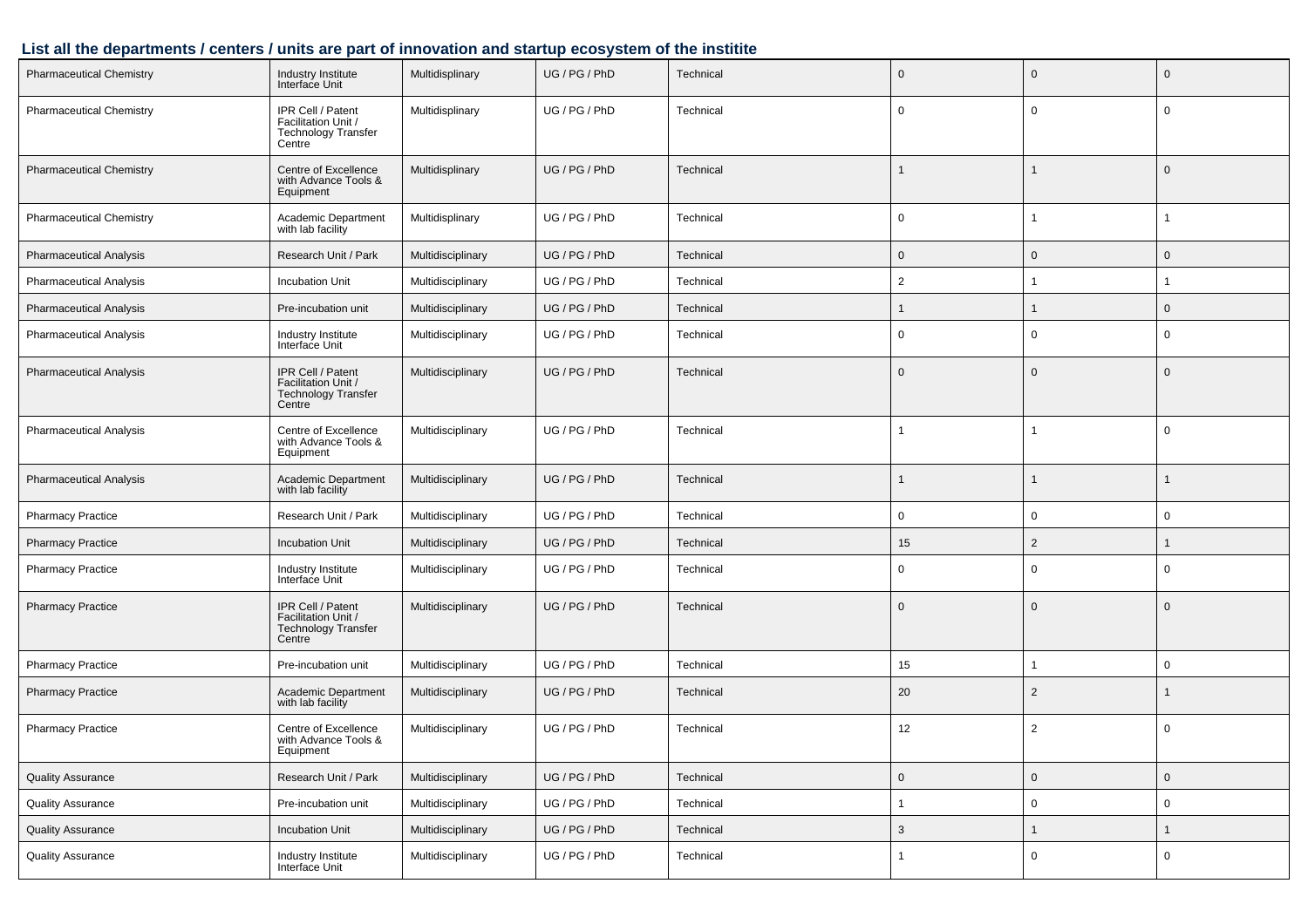## List all the departments / centers / units are part of innovation and startup ecosystem of the institite

| | | | | | | | |
|---|---|---|---|---|---|---|---|
| Pharmaceutical Chemistry | Industry Institute Interface Unit | Multidisplinary | UG / PG / PhD | Technical | 0 | 0 | 0 |
| Pharmaceutical Chemistry | IPR Cell / Patent Facilitation Unit / Technology Transfer Centre | Multidisplinary | UG / PG / PhD | Technical | 0 | 0 | 0 |
| Pharmaceutical Chemistry | Centre of Excellence with Advance Tools & Equipment | Multidisplinary | UG / PG / PhD | Technical | 1 | 1 | 0 |
| Pharmaceutical Chemistry | Academic Department with lab facility | Multidisplinary | UG / PG / PhD | Technical | 0 | 1 | 1 |
| Pharmaceutical Analysis | Research Unit / Park | Multidisciplinary | UG / PG / PhD | Technical | 0 | 0 | 0 |
| Pharmaceutical Analysis | Incubation Unit | Multidisciplinary | UG / PG / PhD | Technical | 2 | 1 | 1 |
| Pharmaceutical Analysis | Pre-incubation unit | Multidisciplinary | UG / PG / PhD | Technical | 1 | 1 | 0 |
| Pharmaceutical Analysis | Industry Institute Interface Unit | Multidisciplinary | UG / PG / PhD | Technical | 0 | 0 | 0 |
| Pharmaceutical Analysis | IPR Cell / Patent Facilitation Unit / Technology Transfer Centre | Multidisciplinary | UG / PG / PhD | Technical | 0 | 0 | 0 |
| Pharmaceutical Analysis | Centre of Excellence with Advance Tools & Equipment | Multidisciplinary | UG / PG / PhD | Technical | 1 | 1 | 0 |
| Pharmaceutical Analysis | Academic Department with lab facility | Multidisciplinary | UG / PG / PhD | Technical | 1 | 1 | 1 |
| Pharmacy Practice | Research Unit / Park | Multidisciplinary | UG / PG / PhD | Technical | 0 | 0 | 0 |
| Pharmacy Practice | Incubation Unit | Multidisciplinary | UG / PG / PhD | Technical | 15 | 2 | 1 |
| Pharmacy Practice | Industry Institute Interface Unit | Multidisciplinary | UG / PG / PhD | Technical | 0 | 0 | 0 |
| Pharmacy Practice | IPR Cell / Patent Facilitation Unit / Technology Transfer Centre | Multidisciplinary | UG / PG / PhD | Technical | 0 | 0 | 0 |
| Pharmacy Practice | Pre-incubation unit | Multidisciplinary | UG / PG / PhD | Technical | 15 | 1 | 0 |
| Pharmacy Practice | Academic Department with lab facility | Multidisciplinary | UG / PG / PhD | Technical | 20 | 2 | 1 |
| Pharmacy Practice | Centre of Excellence with Advance Tools & Equipment | Multidisciplinary | UG / PG / PhD | Technical | 12 | 2 | 0 |
| Quality Assurance | Research Unit / Park | Multidisciplinary | UG / PG / PhD | Technical | 0 | 0 | 0 |
| Quality Assurance | Pre-incubation unit | Multidisciplinary | UG / PG / PhD | Technical | 1 | 0 | 0 |
| Quality Assurance | Incubation Unit | Multidisciplinary | UG / PG / PhD | Technical | 3 | 1 | 1 |
| Quality Assurance | Industry Institute Interface Unit | Multidisciplinary | UG / PG / PhD | Technical | 1 | 0 | 0 |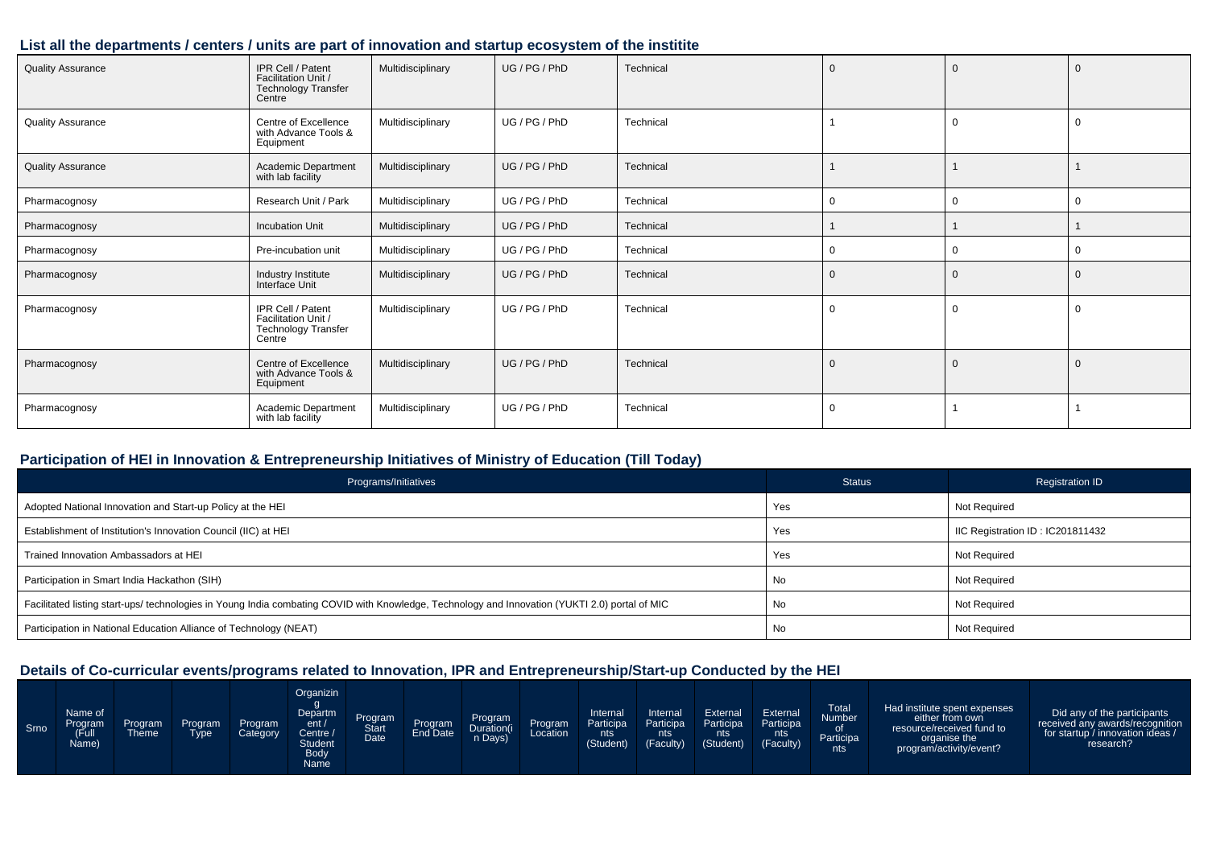## List all the departments / centers / units are part of innovation and startup ecosystem of the institite

| | | | | | | | |
|---|---|---|---|---|---|---|---|
| Quality Assurance | IPR Cell / Patent Facilitation Unit / Technology Transfer Centre | Multidisciplinary | UG / PG / PhD | Technical | 0 | 0 | 0 |
| Quality Assurance | Centre of Excellence with Advance Tools & Equipment | Multidisciplinary | UG / PG / PhD | Technical | 1 | 0 | 0 |
| Quality Assurance | Academic Department with lab facility | Multidisciplinary | UG / PG / PhD | Technical | 1 | 1 | 1 |
| Pharmacognosy | Research Unit / Park | Multidisciplinary | UG / PG / PhD | Technical | 0 | 0 | 0 |
| Pharmacognosy | Incubation Unit | Multidisciplinary | UG / PG / PhD | Technical | 1 | 1 | 1 |
| Pharmacognosy | Pre-incubation unit | Multidisciplinary | UG / PG / PhD | Technical | 0 | 0 | 0 |
| Pharmacognosy | Industry Institute Interface Unit | Multidisciplinary | UG / PG / PhD | Technical | 0 | 0 | 0 |
| Pharmacognosy | IPR Cell / Patent Facilitation Unit / Technology Transfer Centre | Multidisciplinary | UG / PG / PhD | Technical | 0 | 0 | 0 |
| Pharmacognosy | Centre of Excellence with Advance Tools & Equipment | Multidisciplinary | UG / PG / PhD | Technical | 0 | 0 | 0 |
| Pharmacognosy | Academic Department with lab facility | Multidisciplinary | UG / PG / PhD | Technical | 0 | 1 | 1 |

## Participation of HEI in Innovation & Entrepreneurship Initiatives of Ministry of Education (Till Today)

| Programs/Initiatives | Status | Registration ID |
|---|---|---|
| Adopted National Innovation and Start-up Policy at the HEI | Yes | Not Required |
| Establishment of Institution's Innovation Council (IIC) at HEI | Yes | IIC Registration ID : IC201811432 |
| Trained Innovation Ambassadors at HEI | Yes | Not Required |
| Participation in Smart India Hackathon (SIH) | No | Not Required |
| Facilitated listing start-ups/ technologies in Young India combating COVID with Knowledge, Technology and Innovation (YUKTI 2.0) portal of MIC | No | Not Required |
| Participation in National Education Alliance of Technology (NEAT) | No | Not Required |

## Details of Co-curricular events/programs related to Innovation, IPR and Entrepreneurship/Start-up Conducted by the HEI

| Srno | Name of Program (Full Name) | Program Theme | Program Type | Program Category | Organizing Department / Centre / Student Body Name | Program Start Date | Program End Date | Program Duration(in Days) | Program Location | Internal Participants (Student) | Internal Participants (Faculty) | External Participants (Student) | External Participants (Faculty) | Total Number of Participants | Had institute spent expenses either from own resource/received fund to organise the program/activity/event? | Did any of the participants received any awards/recognition for startup / innovation ideas / research? |
|---|---|---|---|---|---|---|---|---|---|---|---|---|---|---|---|---|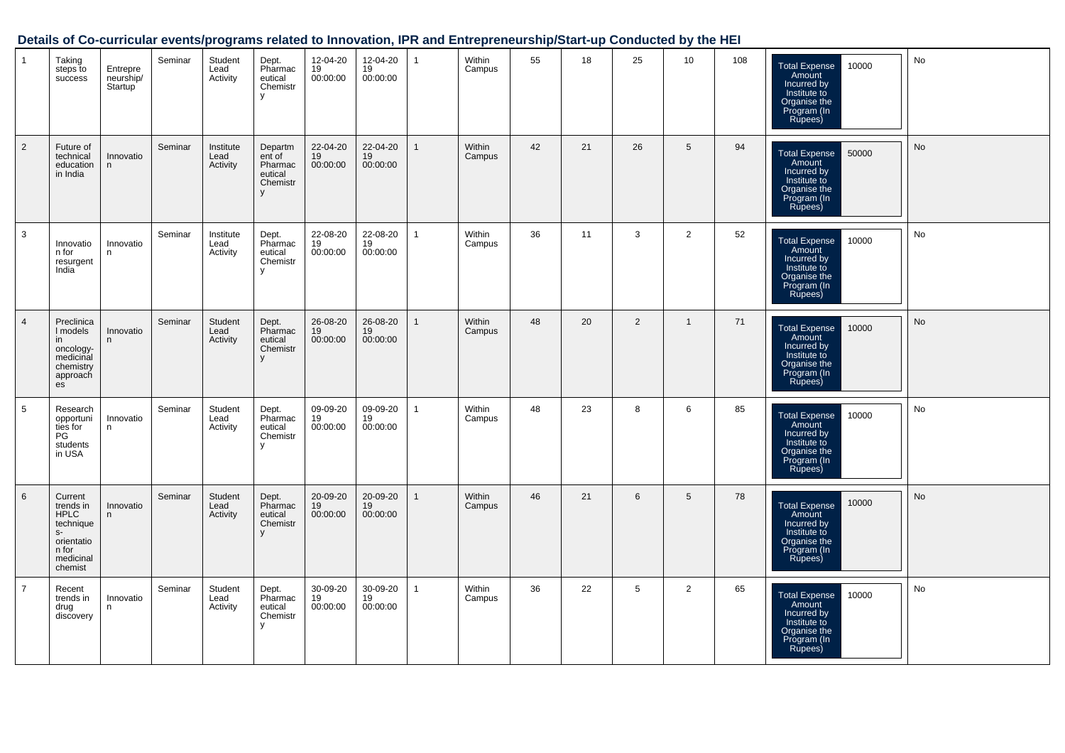## Details of Co-curricular events/programs related to Innovation, IPR and Entrepreneurship/Start-up Conducted by the HEI

| | | | | | | | | | | | | | | | | |
|---|---|---|---|---|---|---|---|---|---|---|---|---|---|---|---|---|
| 1 | Taking steps to success | Entrepreneurship/ Startup | Seminar | Student Lead Activity | Dept. Pharmaceutical Chemistry | 12-04-2019 00:00:00 | 12-04-2019 00:00:00 | 1 | Within Campus | 55 | 18 | 25 | 10 | 108 | Total Expense Amount Incurred by Institute to Organise the Program (In Rupees) 10000 | No |
| 2 | Future of technical education in India | Innovation | Seminar | Institute Lead Activity | Department of Pharmaceutical Chemistry | 22-04-2019 00:00:00 | 22-04-2019 00:00:00 | 1 | Within Campus | 42 | 21 | 26 | 5 | 94 | Total Expense Amount Incurred by Institute to Organise the Program (In Rupees) 50000 | No |
| 3 | Innovation for resurgent India | Innovation | Seminar | Institute Lead Activity | Dept. Pharmaceutical Chemistry | 22-08-2019 00:00:00 | 22-08-2019 00:00:00 | 1 | Within Campus | 36 | 11 | 3 | 2 | 52 | Total Expense Amount Incurred by Institute to Organise the Program (In Rupees) 10000 | No |
| 4 | Preclinical models in oncology-medicinal chemistry approaches | Innovation | Seminar | Student Lead Activity | Dept. Pharmaceutical Chemistry | 26-08-2019 00:00:00 | 26-08-2019 00:00:00 | 1 | Within Campus | 48 | 20 | 2 | 1 | 71 | Total Expense Amount Incurred by Institute to Organise the Program (In Rupees) 10000 | No |
| 5 | Research opportunities for PG students in USA | Innovation | Seminar | Student Lead Activity | Dept. Pharmaceutical Chemistry | 09-09-2019 00:00:00 | 09-09-2019 00:00:00 | 1 | Within Campus | 48 | 23 | 8 | 6 | 85 | Total Expense Amount Incurred by Institute to Organise the Program (In Rupees) 10000 | No |
| 6 | Current trends in HPLC techniques-orientation for medicinal chemist | Innovation | Seminar | Student Lead Activity | Dept. Pharmaceutical Chemistry | 20-09-2019 00:00:00 | 20-09-2019 00:00:00 | 1 | Within Campus | 46 | 21 | 6 | 5 | 78 | Total Expense Amount Incurred by Institute to Organise the Program (In Rupees) 10000 | No |
| 7 | Recent trends in drug discovery | Innovation | Seminar | Student Lead Activity | Dept. Pharmaceutical Chemistry | 30-09-2019 00:00:00 | 30-09-2019 00:00:00 | 1 | Within Campus | 36 | 22 | 5 | 2 | 65 | Total Expense Amount Incurred by Institute to Organise the Program (In Rupees) 10000 | No |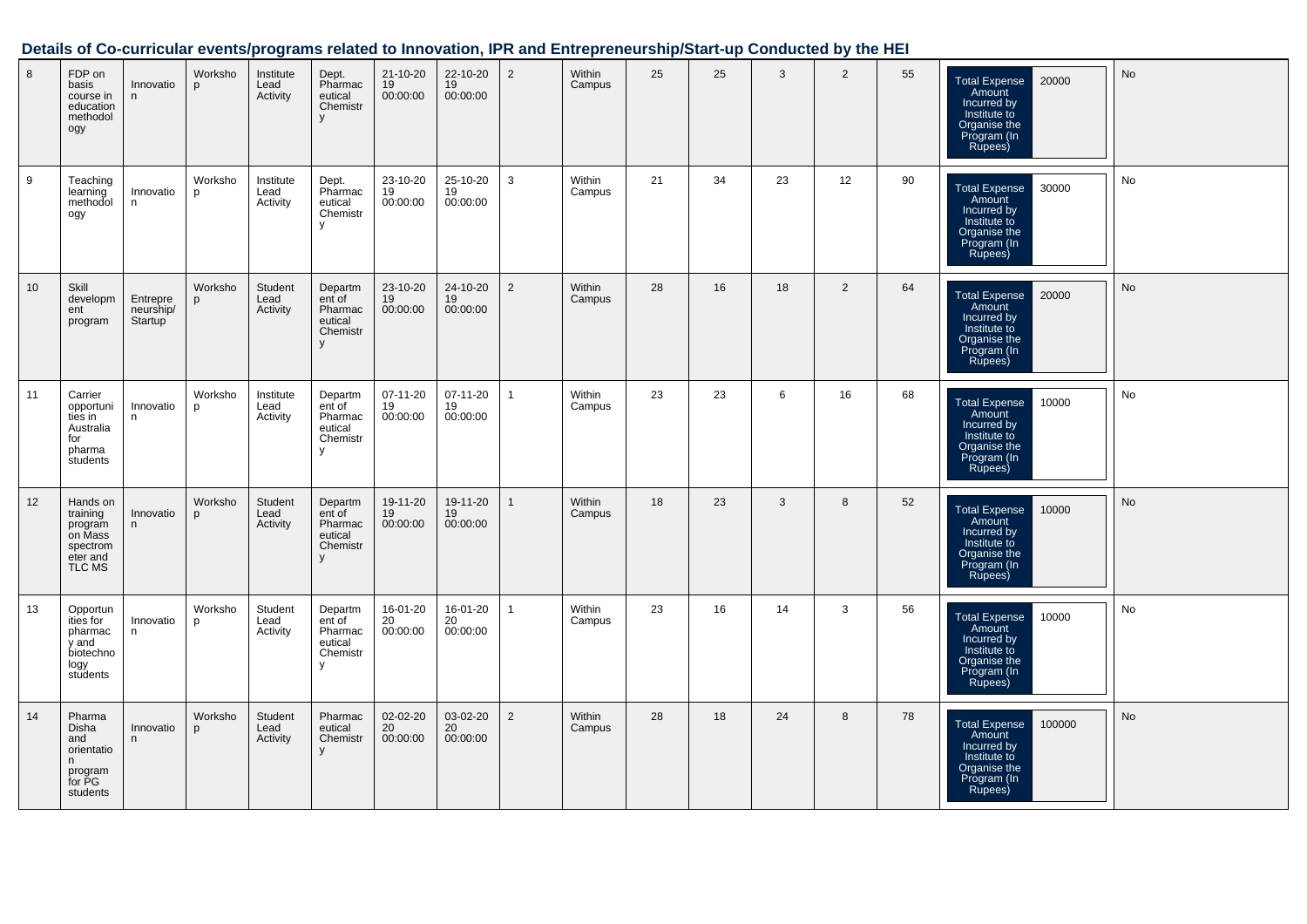## Details of Co-curricular events/programs related to Innovation, IPR and Entrepreneurship/Start-up Conducted by the HEI

| | | | | | | | | | | | | | | | | |
|---|---|---|---|---|---|---|---|---|---|---|---|---|---|---|---|---|
| 8 | FDP on basis course in education methodology | Innovation | Workshop | Institute Lead Activity | Dept. Pharmaceutical Chemistry | 21-10-2019 00:00:00 | 22-10-2019 00:00:00 | 2 | Within Campus | 25 | 25 | 3 | 2 | 55 | Total Expense Amount Incurred by Institute to Organise the Program (In Rupees): 20000 | No |
| 9 | Teaching learning methodology | Innovation | Workshop | Institute Lead Activity | Dept. Pharmaceutical Chemistry | 23-10-2019 00:00:00 | 25-10-2019 00:00:00 | 3 | Within Campus | 21 | 34 | 23 | 12 | 90 | Total Expense Amount Incurred by Institute to Organise the Program (In Rupees): 30000 | No |
| 10 | Skill development program | Entrepreneurship/ Startup | Workshop | Student Lead Activity | Department of Pharmaceutical Chemistry | 23-10-2019 00:00:00 | 24-10-2019 00:00:00 | 2 | Within Campus | 28 | 16 | 18 | 2 | 64 | Total Expense Amount Incurred by Institute to Organise the Program (In Rupees): 20000 | No |
| 11 | Carrier opportunities in Australia for pharma students | Innovation | Workshop | Institute Lead Activity | Department of Pharmaceutical Chemistry | 07-11-2019 00:00:00 | 07-11-2019 00:00:00 | 1 | Within Campus | 23 | 23 | 6 | 16 | 68 | Total Expense Amount Incurred by Institute to Organise the Program (In Rupees): 10000 | No |
| 12 | Hands on training program on Mass spectrometer and TLC MS | Innovation | Workshop | Student Lead Activity | Department of Pharmaceutical Chemistry | 19-11-2019 00:00:00 | 19-11-2019 00:00:00 | 1 | Within Campus | 18 | 23 | 3 | 8 | 52 | Total Expense Amount Incurred by Institute to Organise the Program (In Rupees): 10000 | No |
| 13 | Opportunities for pharmacy and biotechnology students | Innovation | Workshop | Student Lead Activity | Department of Pharmaceutical Chemistry | 16-01-2020 00:00:00 | 16-01-2020 00:00:00 | 1 | Within Campus | 23 | 16 | 14 | 3 | 56 | Total Expense Amount Incurred by Institute to Organise the Program (In Rupees): 10000 | No |
| 14 | Pharma Disha and orientation program for PG students | Innovation | Workshop | Student Lead Activity | Pharmaceutical Chemistry | 02-02-2020 00:00:00 | 03-02-2020 00:00:00 | 2 | Within Campus | 28 | 18 | 24 | 8 | 78 | Total Expense Amount Incurred by Institute to Organise the Program (In Rupees): 100000 | No |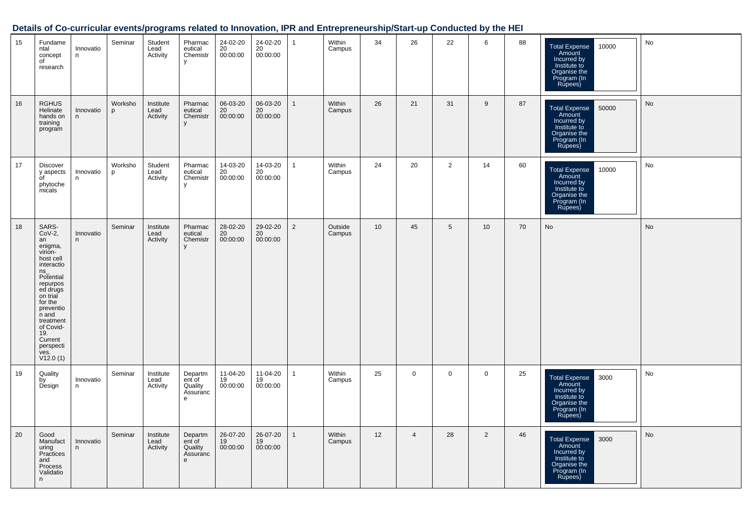## Details of Co-curricular events/programs related to Innovation, IPR and Entrepreneurship/Start-up Conducted by the HEI

| | | | | | | | | | | | | | | | | |
|---|---|---|---|---|---|---|---|---|---|---|---|---|---|---|---|---|
| 15 | Fundamental concept of research | Innovation | Seminar | Student Lead Activity | Pharmaceutical Chemistry | 24-02-2020 00:00:00 | 24-02-2020 00:00:00 | 1 | Within Campus | 34 | 26 | 22 | 6 | 88 | Total Expense Amount Incurred by Institute to Organise the Program (In Rupees): 10000 | No |
| 16 | RGHUS Helinate hands on training program | Innovation | Workshop | Institute Lead Activity | Pharmaceutical Chemistry | 06-03-2020 00:00:00 | 06-03-2020 00:00:00 | 1 | Within Campus | 26 | 21 | 31 | 9 | 87 | Total Expense Amount Incurred by Institute to Organise the Program (In Rupees): 50000 | No |
| 17 | Discovery aspects of phytochemicals | Innovation | Workshop | Student Lead Activity | Pharmaceutical Chemistry | 14-03-2020 00:00:00 | 14-03-2020 00:00:00 | 1 | Within Campus | 24 | 20 | 2 | 14 | 60 | Total Expense Amount Incurred by Institute to Organise the Program (In Rupees): 10000 | No |
| 18 | SARS-CoV-2, an enigma, virion-host cell interactions_ Potential repurposed drugs on trial for the prevention and treatment of Covid-19. Current perspectives. V12.0 (1) | Innovation | Seminar | Institute Lead Activity | Pharmaceutical Chemistry | 28-02-2020 00:00:00 | 29-02-2020 00:00:00 | 2 | Outside Campus | 10 | 45 | 5 | 10 | 70 | No | No |
| 19 | Quality by Design | Innovation | Seminar | Institute Lead Activity | Department of Quality Assurance | 11-04-2019 00:00:00 | 11-04-2019 00:00:00 | 1 | Within Campus | 25 | 0 | 0 | 0 | 25 | Total Expense Amount Incurred by Institute to Organise the Program (In Rupees): 3000 | No |
| 20 | Good Manufacturing Practices and Process Validation | Innovation | Seminar | Institute Lead Activity | Department of Quality Assurance | 26-07-2019 00:00:00 | 26-07-2019 00:00:00 | 1 | Within Campus | 12 | 4 | 28 | 2 | 46 | Total Expense Amount Incurred by Institute to Organise the Program (In Rupees): 3000 | No |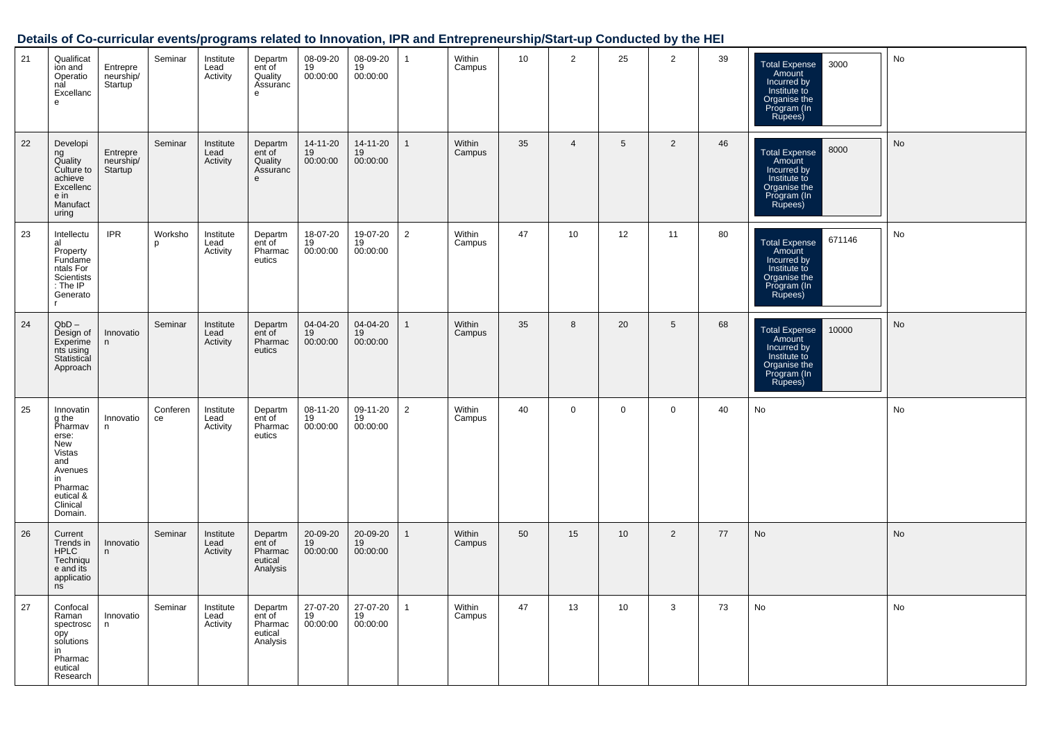## Details of Co-curricular events/programs related to Innovation, IPR and Entrepreneurship/Start-up Conducted by the HEI

| | | | | | | | | | | | | | | | | |
|---|---|---|---|---|---|---|---|---|---|---|---|---|---|---|---|---|
| 21 | Qualification and Operational Excellance | Entrepreneurship/ Startup | Seminar | Institute Lead Activity | Department of Quality Assurance | 08-09-2019 00:00:00 | 08-09-2019 00:00:00 | 1 | Within Campus | 10 | 2 | 25 | 2 | 39 | Total Expense Amount Incurred by Institute to Organise the Program (In Rupees) 3000 | No |
| 22 | Developing Quality Culture to achieve Excellence in Manufacturing | Entrepreneurship/ Startup | Seminar | Institute Lead Activity | Department of Quality Assurance | 14-11-2019 00:00:00 | 14-11-2019 00:00:00 | 1 | Within Campus | 35 | 4 | 5 | 2 | 46 | Total Expense Amount Incurred by Institute to Organise the Program (In Rupees) 8000 | No |
| 23 | Intellectual Property Fundamentals For Scientists : The IP Generator | IPR | Workshop | Institute Lead Activity | Department of Pharmaceutics | 18-07-2019 00:00:00 | 19-07-2019 00:00:00 | 2 | Within Campus | 47 | 10 | 12 | 11 | 80 | Total Expense Amount Incurred by Institute to Organise the Program (In Rupees) 671146 | No |
| 24 | QbD – Design of Experiments using Statistical Approach | Innovation | Seminar | Institute Lead Activity | Department of Pharmaceutics | 04-04-2019 00:00:00 | 04-04-2019 00:00:00 | 1 | Within Campus | 35 | 8 | 20 | 5 | 68 | Total Expense Amount Incurred by Institute to Organise the Program (In Rupees) 10000 | No |
| 25 | Innovating the Pharmaverse: New Vistas and Avenues in Pharmaceutical & Clinical Domain. | Innovation | Conference | Institute Lead Activity | Department of Pharmaceutics | 08-11-2019 00:00:00 | 09-11-2019 00:00:00 | 2 | Within Campus | 40 | 0 | 0 | 0 | 40 | No | No |
| 26 | Current Trends in HPLC Technique and its applications | Innovation | Seminar | Institute Lead Activity | Department of Pharmaceutical Analysis | 20-09-2019 00:00:00 | 20-09-2019 00:00:00 | 1 | Within Campus | 50 | 15 | 10 | 2 | 77 | No | No |
| 27 | Confocal Raman spectroscopy solutions in Pharmaceutical Research | Innovation | Seminar | Institute Lead Activity | Department of Pharmaceutical Analysis | 27-07-2019 00:00:00 | 27-07-2019 00:00:00 | 1 | Within Campus | 47 | 13 | 10 | 3 | 73 | No | No |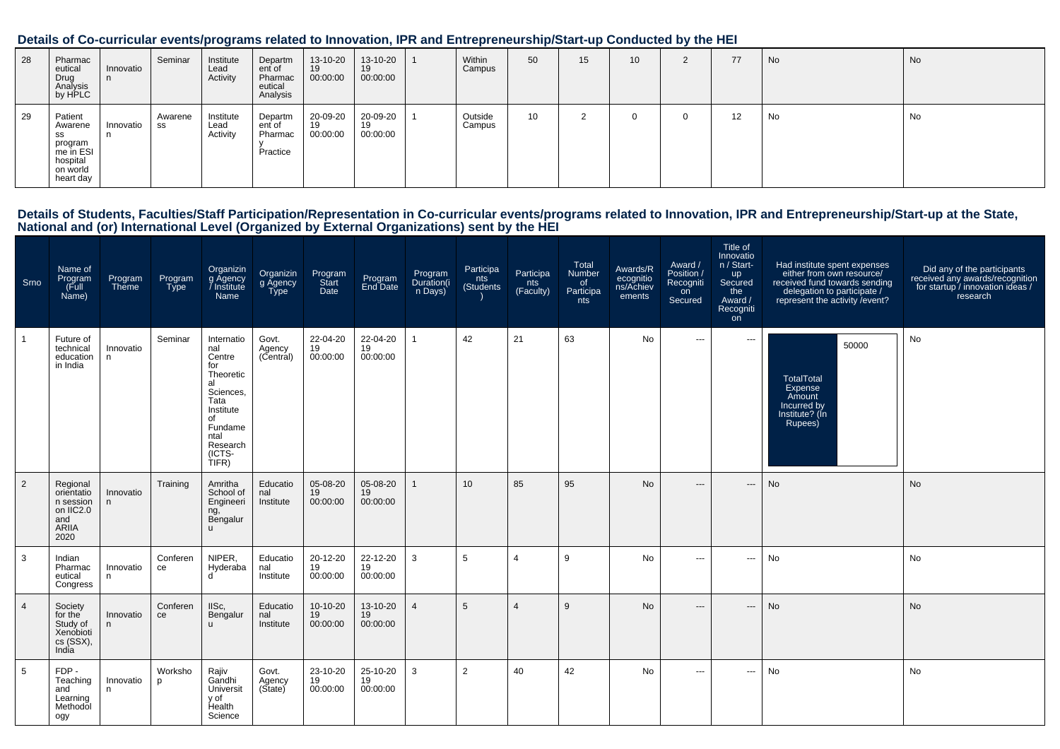## Details of Co-curricular events/programs related to Innovation, IPR and Entrepreneurship/Start-up Conducted by the HEI

| | | | | | | | | | | | | | | | | |
|---|---|---|---|---|---|---|---|---|---|---|---|---|---|---|---|---|
| 28 | Pharmaceutical Drug Analysis by HPLC | Innovation | Seminar | Institute Lead Activity | Department of Pharmaceutical Analysis | 13-10-2019 00:00:00 | 13-10-2019 00:00:00 | 1 | Within Campus | 50 | 15 | 10 | 2 | 77 | No | No |
| 29 | Patient Awareness programme in ESI hospital on world heart day | Innovation | Awareness | Institute Lead Activity | Department of Pharmacy Practice | 20-09-2019 00:00:00 | 20-09-2019 00:00:00 | 1 | Outside Campus | 10 | 2 | 0 | 0 | 12 | No | No |

## Details of Students, Faculties/Staff Participation/Representation in Co-curricular events/programs related to Innovation, IPR and Entrepreneurship/Start-up at the State, National and (or) International Level (Organized by External Organizations) sent by the HEI

| Srno | Name of Program (Full Name) | Program Theme | Program Type | Organizing Agency / Institute Name | Organizing Agency Type | Program Start Date | Program End Date | Program Duration(in Days) | Participants (Students) | Participants (Faculty) | Total Number of Participants | Awards/Recognitions/Achievements | Award / Position / Recognition Secured | Title of Innovation / Start-up Secured the Award / Recognition | Had institute spent expenses either from own resource/ received fund towards sending delegation to participate / represent the activity /event? | Did any of the participants received any awards/recognition for startup / innovation ideas / research |
|---|---|---|---|---|---|---|---|---|---|---|---|---|---|---|---|---|
| 1 | Future of technical education in India | Innovation | Seminar | International Centre for Theoretical Sciences, Tata Institute of Fundamental Research (ICTS-TIFR) | Govt. Agency (Central) | 22-04-2019 00:00:00 | 22-04-2019 00:00:00 | 1 | 42 | 21 | 63 | No | --- | --- | TotalTotal Expense Amount Incurred by Institute? (In Rupees): 50000 | No |
| 2 | Regional orientation session on IIC2.0 and ARIIA 2020 | Innovation | Training | Amritha School of Engineering, Bengaluru | Educational Institute | 05-08-2019 00:00:00 | 05-08-2019 00:00:00 | 1 | 10 | 85 | 95 | No | --- | --- | No | No |
| 3 | Indian Pharmaceutical Congress | Innovation | Conference | NIPER, Hyderabad | Educational Institute | 20-12-2019 00:00:00 | 22-12-2019 00:00:00 | 3 | 5 | 4 | 9 | No | --- | --- | No | No |
| 4 | Society for the Study of Xenobiotics (SSX), India | Innovation | Conference | IISc, Bengaluru | Educational Institute | 10-10-2019 00:00:00 | 13-10-2019 00:00:00 | 4 | 5 | 4 | 9 | No | --- | --- | No | No |
| 5 | FDP - Teaching and Learning Methodology | Innovation | Workshop | Rajiv Gandhi University of Health Science | Govt. Agency (State) | 23-10-2019 00:00:00 | 25-10-2019 00:00:00 | 3 | 2 | 40 | 42 | No | --- | --- | No | No |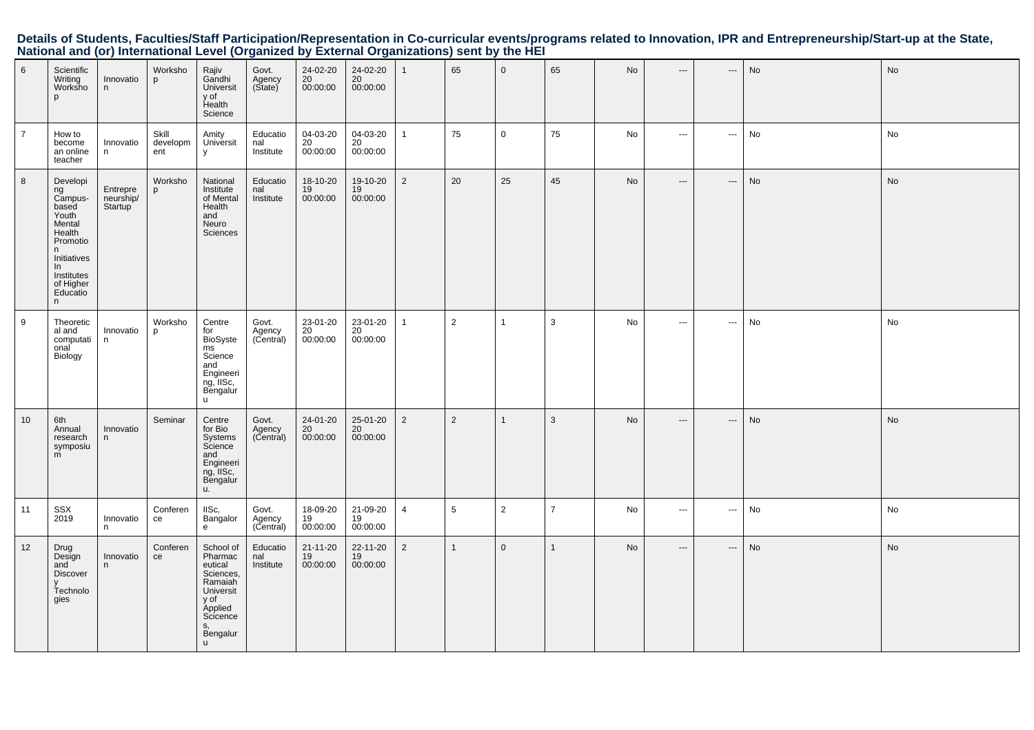**Details of Students, Faculties/Staff Participation/Representation in Co-curricular events/programs related to Innovation, IPR and Entrepreneurship/Start-up at the State, National and (or) International Level (Organized by External Organizations) sent by the HEI**

| | | | | | | | | | | | | | | | | |
|---|---|---|---|---|---|---|---|---|---|---|---|---|---|---|---|---|
| 6 | Scientific Writing Workshop | Innovation | Workshop | Rajiv Gandhi University of Health Science | Govt. Agency (State) | 24-02-2020 00:00:00 | 24-02-2020 00:00:00 | 1 | 65 | 0 | 65 | No | --- | --- | No | No |
| 7 | How to become an online teacher | Innovation | Skill development | Amity University | Educational Institute | 04-03-2020 00:00:00 | 04-03-2020 00:00:00 | 1 | 75 | 0 | 75 | No | --- | --- | No | No |
| 8 | Developing Campus-based Youth Mental Health Promotion Initiatives In Institutes of Higher Education | Entrepreneurship/ Startup | Workshop | National Institute of Mental Health and Neuro Sciences | Educational Institute | 18-10-2019 00:00:00 | 19-10-2019 00:00:00 | 2 | 20 | 25 | 45 | No | --- | --- | No | No |
| 9 | Theoretical and computational Biology | Innovation | Workshop | Centre for BioSystems Science and Engineering, IISc, Bengaluru | Govt. Agency (Central) | 23-01-2020 00:00:00 | 23-01-2020 00:00:00 | 1 | 2 | 1 | 3 | No | --- | --- | No | No |
| 10 | 6th Annual research symposium | Innovation | Seminar | Centre for Bio Systems Science and Engineering, IISc, Bengaluru. | Govt. Agency (Central) | 24-01-2020 00:00:00 | 25-01-2020 00:00:00 | 2 | 2 | 1 | 3 | No | --- | --- | No | No |
| 11 | SSX 2019 | Innovation | Conference | IISc, Bangalore | Govt. Agency (Central) | 18-09-2019 00:00:00 | 21-09-2019 00:00:00 | 4 | 5 | 2 | 7 | No | --- | --- | No | No |
| 12 | Drug Design and Discovery Technologies | Innovation | Conference | School of Pharmaceutical Sciences, Ramaiah University of Applied Sciences, Bengaluru | Educational Institute | 21-11-2019 00:00:00 | 22-11-2019 00:00:00 | 2 | 1 | 0 | 1 | No | --- | --- | No | No |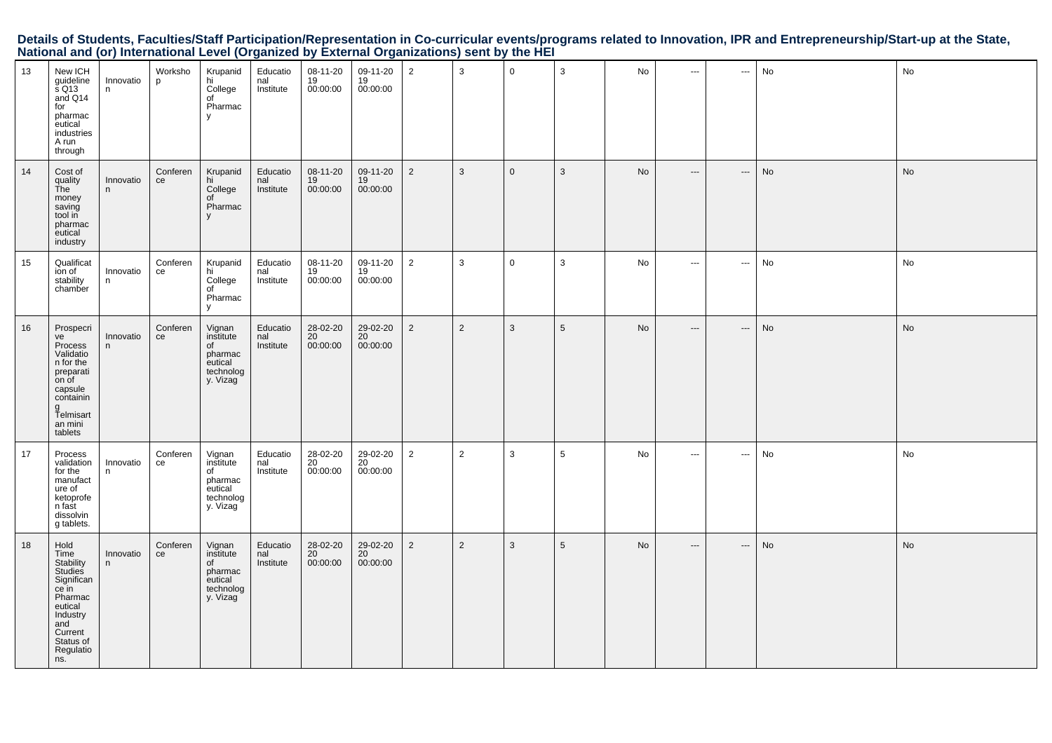**Details of Students, Faculties/Staff Participation/Representation in Co-curricular events/programs related to Innovation, IPR and Entrepreneurship/Start-up at the State, National and (or) International Level (Organized by External Organizations) sent by the HEI**

| | | | | | | | | | | | | | | | | |
|---|---|---|---|---|---|---|---|---|---|---|---|---|---|---|---|---|
| 13 | New ICH guidelines Q13 and Q14 for pharmaceutical industries A run through | Innovation | Workshop | Krupanidhi College of Pharmacy | Educational Institute | 08-11-2019 00:00:00 | 09-11-2019 00:00:00 | 2 | 3 | 0 | 3 | No | --- | --- | No | No |
| 14 | Cost of quality The money saving tool in pharmaceutical industry | Innovation | Conference | Krupanidhi College of Pharmacy | Educational Institute | 08-11-2019 00:00:00 | 09-11-2019 00:00:00 | 2 | 3 | 0 | 3 | No | --- | --- | No | No |
| 15 | Qualification of stability chamber | Innovation | Conference | Krupanidhi College of Pharmacy | Educational Institute | 08-11-2019 00:00:00 | 09-11-2019 00:00:00 | 2 | 3 | 0 | 3 | No | --- | --- | No | No |
| 16 | Prospecrive Process Validation for the preparation of capsule containing Telmisartan mini tablets | Innovation | Conference | Vignan institute of pharmaceutical technology. Vizag | Educational Institute | 28-02-2020 00:00:00 | 29-02-2020 00:00:00 | 2 | 2 | 3 | 5 | No | --- | --- | No | No |
| 17 | Process validation for the manufacture of ketoprofen fast dissolving tablets. | Innovation | Conference | Vignan institute of pharmaceutical technology. Vizag | Educational Institute | 28-02-2020 00:00:00 | 29-02-2020 00:00:00 | 2 | 2 | 3 | 5 | No | --- | --- | No | No |
| 18 | Hold Time Stability Studies Significance in Pharmaceutical Industry and Current Status of Regulations. | Innovation | Conference | Vignan institute of pharmaceutical technology. Vizag | Educational Institute | 28-02-2020 00:00:00 | 29-02-2020 00:00:00 | 2 | 2 | 3 | 5 | No | --- | --- | No | No |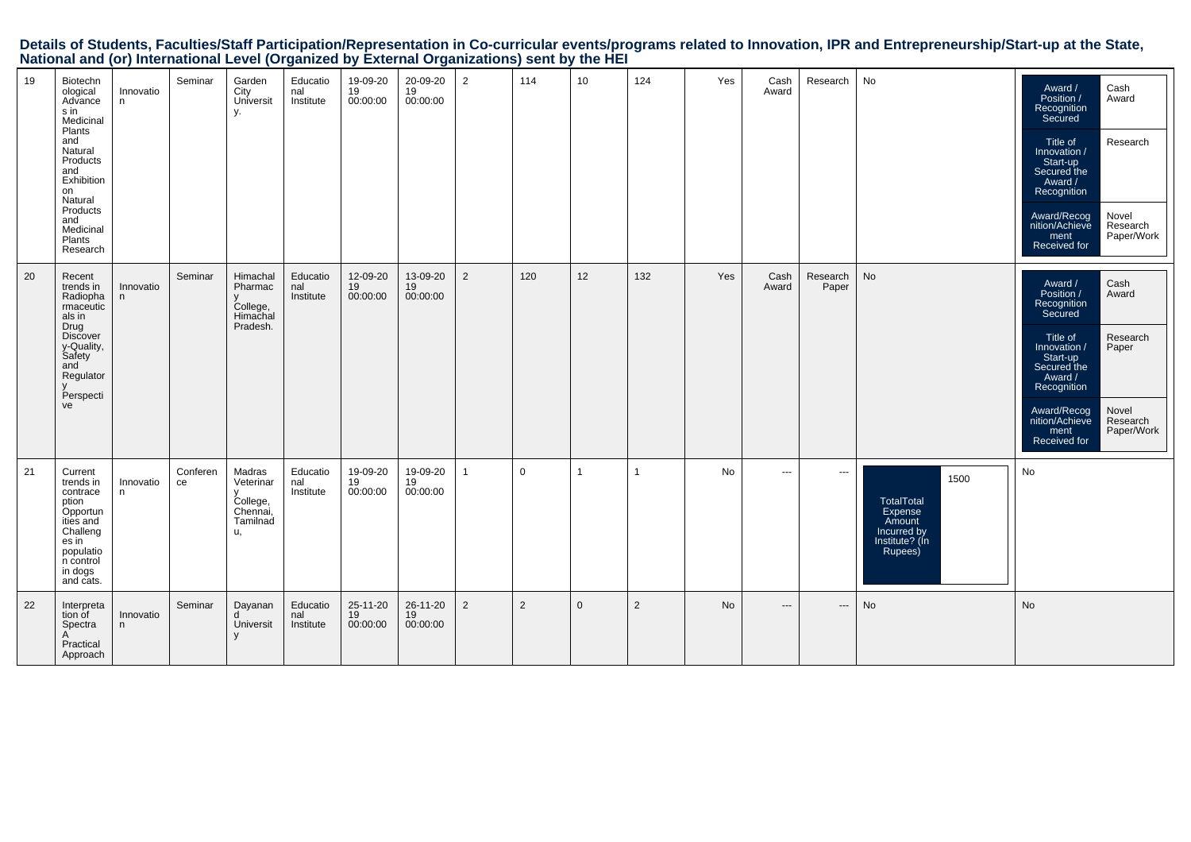## Details of Students, Faculties/Staff Participation/Representation in Co-curricular events/programs related to Innovation, IPR and Entrepreneurship/Start-up at the State, National and (or) International Level (Organized by External Organizations) sent by the HEI

| | | | | | | | | | | | | | | | | |
|---|---|---|---|---|---|---|---|---|---|---|---|---|---|---|---|---|
| 19 | Biotechnological Advances in Medicinal Plants and Natural Products and Exhibition on Natural Products and Medicinal Plants Research | Innovation | Seminar | Garden City University. | Educational Institute | 19-09-2019 00:00:00 | 20-09-2019 00:00:00 | 2 | 114 | 10 | 124 | Yes | Cash Award | Research | No | Award / Position / Recognition Secured: Cash Award; Title of Innovation / Start-up Secured the Award / Recognition: Research; Award/Recognition/Achievement Received for: Novel Research Paper/Work |
| 20 | Recent trends in Radiopharmaceuticals in Drug Discovery-Quality, Safety and Regulatory Perspective | Innovation | Seminar | Himachal Pharmacy College, Himachal Pradesh. | Educational Institute | 12-09-2019 00:00:00 | 13-09-2019 00:00:00 | 2 | 120 | 12 | 132 | Yes | Cash Award | Research Paper | No | Award / Position / Recognition Secured: Cash Award; Title of Innovation / Start-up Secured the Award / Recognition: Research Paper; Award/Recognition/Achievement Received for: Novel Research Paper/Work |
| 21 | Current trends in contraception Opportunities and Challenges in population control in dogs and cats. | Innovation | Conference | Madras Veterinary College, Chennai, Tamilnadu, | Educational Institute | 19-09-2019 00:00:00 | 19-09-2019 00:00:00 | 1 | 0 | 1 | 1 | No | --- | --- | TotalTotal Expense Amount Incurred by Institute? (In Rupees): 1500 | No |
| 22 | Interpretation of Spectra A Practical Approach | Innovation | Seminar | Dayanand University | Educational Institute | 25-11-2019 00:00:00 | 26-11-2019 00:00:00 | 2 | 2 | 0 | 2 | No | --- | --- | No | No |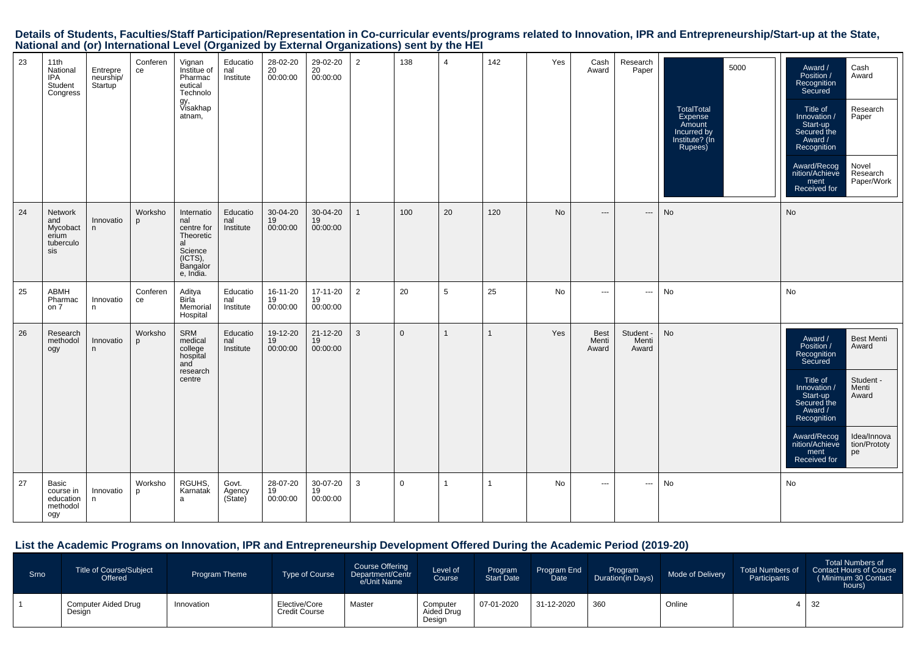## Details of Students, Faculties/Staff Participation/Representation in Co-curricular events/programs related to Innovation, IPR and Entrepreneurship/Start-up at the State, National and (or) International Level (Organized by External Organizations) sent by the HEI

| | | | | | | | | | | | | | | | | |
|---|---|---|---|---|---|---|---|---|---|---|---|---|---|---|---|---|
| 23 | 11th National IPA Student Congress | Entrepreneurship/ Startup | Conference | Vignan Institue of Pharmaceutical Technology, Visakhapatnam, | Educational Institute | 28-02-2020 00:00:00 | 29-02-2020 00:00:00 | 2 | 138 | 4 | 142 | Yes | Cash Award | Research Paper | TotalTotal Expense Amount Incurred by Institute? (In Rupees): 5000 | Award / Position / Recognition Secured: Cash Award; Title of Innovation / Start-up Secured the Award / Recognition: Research Paper; Award/Recognition/Achievement Received for: Novel Research Paper/Work |
| 24 | Network and Mycobacterium tuberculosis | Innovation | Workshop | International centre for Theoretical Science (ICTS), Bangalore, India. | Educational Institute | 30-04-2019 00:00:00 | 30-04-2019 00:00:00 | 1 | 100 | 20 | 120 | No | --- | --- | No | No |
| 25 | ABMH Pharmacon 7 | Innovation | Conference | Aditya Birla Memorial Hospital | Educational Institute | 16-11-2019 00:00:00 | 17-11-2019 00:00:00 | 2 | 20 | 5 | 25 | No | --- | --- | No | No |
| 26 | Research methodology | Innovation | Workshop | SRM medical college hospital and research centre | Educational Institute | 19-12-2019 00:00:00 | 21-12-2019 00:00:00 | 3 | 0 | 1 | 1 | Yes | Best Menti Award | Student - Menti Award | No | Award / Position / Recognition Secured: Best Menti Award; Title of Innovation / Start-up Secured the Award / Recognition: Student - Menti Award; Award/Recognition/Achievement Received for: Idea/Innovation/Prototype |
| 27 | Basic course in education methodology | Innovation | Workshop | RGUHS, Karnataka | Govt. Agency (State) | 28-07-2019 00:00:00 | 30-07-2019 00:00:00 | 3 | 0 | 1 | 1 | No | --- | --- | No | No |

## List the Academic Programs on Innovation, IPR and Entrepreneurship Development Offered During the Academic Period (2019-20)

| Srno | Title of Course/Subject Offered | Program Theme | Type of Course | Course Offering Department/Centre/Unit Name | Level of Course | Program Start Date | Program End Date | Program Duration(in Days) | Mode of Delivery | Total Numbers of Participants | Total Numbers of Contact Hours of Course ( Minimum 30 Contact hours) |
|---|---|---|---|---|---|---|---|---|---|---|---|
| 1 | Computer Aided Drug Design | Innovation | Elective/Core Credit Course | Master | Computer Aided Drug Design | 07-01-2020 | 31-12-2020 | 360 | Online | 4 | 32 |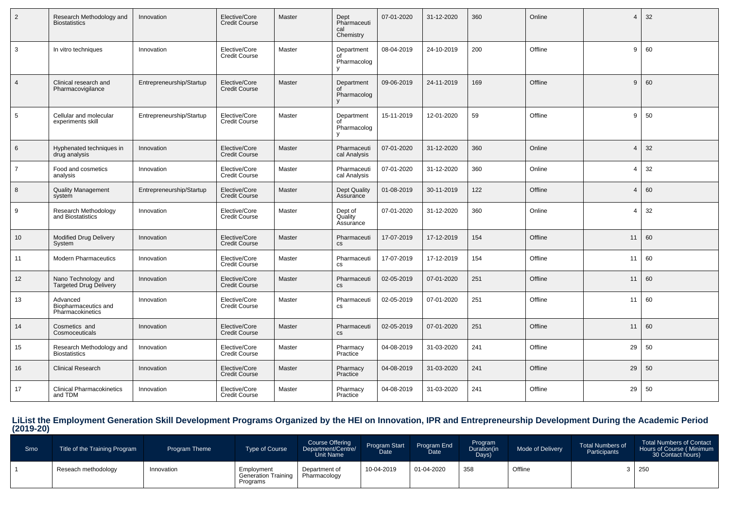| 2 | Research Methodology and Biostatistics | Innovation | Elective/Core Credit Course | Master | Dept Pharmaceutical Chemistry | 07-01-2020 | 31-12-2020 | 360 | Online | 4 | 32 |
|---|---|---|---|---|---|---|---|---|---|---|---|
| 3 | In vitro techniques | Innovation | Elective/Core Credit Course | Master | Department of Pharmacology | 08-04-2019 | 24-10-2019 | 200 | Offline | 9 | 60 |
| 4 | Clinical research and Pharmacovigilance | Entrepreneurship/Startup | Elective/Core Credit Course | Master | Department of Pharmacology | 09-06-2019 | 24-11-2019 | 169 | Offline | 9 | 60 |
| 5 | Cellular and molecular experiments skill | Entrepreneurship/Startup | Elective/Core Credit Course | Master | Department of Pharmacology | 15-11-2019 | 12-01-2020 | 59 | Offline | 9 | 50 |
| 6 | Hyphenated techniques in drug analysis | Innovation | Elective/Core Credit Course | Master | Pharmaceutical Analysis | 07-01-2020 | 31-12-2020 | 360 | Online | 4 | 32 |
| 7 | Food and cosmetics analysis | Innovation | Elective/Core Credit Course | Master | Pharmaceutical Analysis | 07-01-2020 | 31-12-2020 | 360 | Online | 4 | 32 |
| 8 | Quality Management system | Entrepreneurship/Startup | Elective/Core Credit Course | Master | Dept Quality Assurance | 01-08-2019 | 30-11-2019 | 122 | Offline | 4 | 60 |
| 9 | Research Methodology and Biostatistics | Innovation | Elective/Core Credit Course | Master | Dept of Quality Assurance | 07-01-2020 | 31-12-2020 | 360 | Online | 4 | 32 |
| 10 | Modified Drug Delivery System | Innovation | Elective/Core Credit Course | Master | Pharmaceutics | 17-07-2019 | 17-12-2019 | 154 | Offline | 11 | 60 |
| 11 | Modern Pharmaceutics | Innovation | Elective/Core Credit Course | Master | Pharmaceutics | 17-07-2019 | 17-12-2019 | 154 | Offline | 11 | 60 |
| 12 | Nano Technology and Targeted Drug Delivery | Innovation | Elective/Core Credit Course | Master | Pharmaceutics | 02-05-2019 | 07-01-2020 | 251 | Offline | 11 | 60 |
| 13 | Advanced Biopharmaceutics and Pharmacokinetics | Innovation | Elective/Core Credit Course | Master | Pharmaceutics | 02-05-2019 | 07-01-2020 | 251 | Offline | 11 | 60 |
| 14 | Cosmetics and Cosmoceuticals | Innovation | Elective/Core Credit Course | Master | Pharmaceutics | 02-05-2019 | 07-01-2020 | 251 | Offline | 11 | 60 |
| 15 | Research Methodology and Biostatistics | Innovation | Elective/Core Credit Course | Master | Pharmacy Practice | 04-08-2019 | 31-03-2020 | 241 | Offline | 29 | 50 |
| 16 | Clinical Research | Innovation | Elective/Core Credit Course | Master | Pharmacy Practice | 04-08-2019 | 31-03-2020 | 241 | Offline | 29 | 50 |
| 17 | Clinical Pharmacokinetics and TDM | Innovation | Elective/Core Credit Course | Master | Pharmacy Practice | 04-08-2019 | 31-03-2020 | 241 | Offline | 29 | 50 |

## LiList the Employment Generation Skill Development Programs Organized by the HEI on Innovation, IPR and Entrepreneurship Development During the Academic Period (2019-20)

| Srno | Title of the Training Program | Program Theme | Type of Course | Course Offering Department/Centre/ Unit Name | Program Start Date | Program End Date | Program Duration(in Days) | Mode of Delivery | Total Numbers of Participants | Total Numbers of Contact Hours of Course ( Minimum 30 Contact hours) |
|---|---|---|---|---|---|---|---|---|---|---|
| 1 | Reseach methodology | Innovation | Employment Generation Training Programs | Department of Pharmacology | 10-04-2019 | 01-04-2020 | 358 | Offline | 3 | 250 |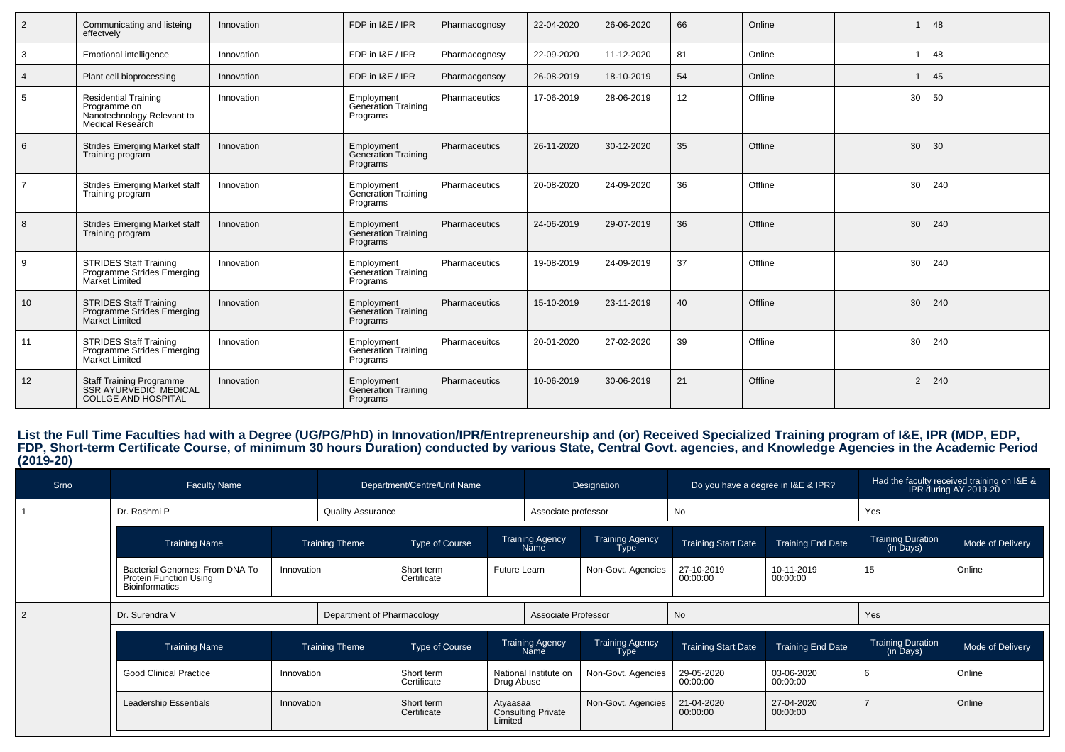| 2 | Communicating and listeing effectvely | Innovation | FDP in I&E / IPR | Pharmacognosy | 22-04-2020 | 26-06-2020 | 66 | Online | 1 | 48 |
|---|---|---|---|---|---|---|---|---|---|---|
| 3 | Emotional intelligence | Innovation | FDP in I&E / IPR | Pharmacognosy | 22-09-2020 | 11-12-2020 | 81 | Online | 1 | 48 |
| 4 | Plant cell bioprocessing | Innovation | FDP in I&E / IPR | Pharmacgonsoy | 26-08-2019 | 18-10-2019 | 54 | Online | 1 | 45 |
| 5 | Residential Training Programme on Nanotechnology Relevant to Medical Research | Innovation | Employment Generation Training Programs | Pharmaceutics | 17-06-2019 | 28-06-2019 | 12 | Offline | 30 | 50 |
| 6 | Strides Emerging Market staff Training program | Innovation | Employment Generation Training Programs | Pharmaceutics | 26-11-2020 | 30-12-2020 | 35 | Offline | 30 | 30 |
| 7 | Strides Emerging Market staff Training program | Innovation | Employment Generation Training Programs | Pharmaceutics | 20-08-2020 | 24-09-2020 | 36 | Offline | 30 | 240 |
| 8 | Strides Emerging Market staff Training program | Innovation | Employment Generation Training Programs | Pharmaceutics | 24-06-2019 | 29-07-2019 | 36 | Offline | 30 | 240 |
| 9 | STRIDES Staff Training Programme Strides Emerging Market Limited | Innovation | Employment Generation Training Programs | Pharmaceutics | 19-08-2019 | 24-09-2019 | 37 | Offline | 30 | 240 |
| 10 | STRIDES Staff Training Programme Strides Emerging Market Limited | Innovation | Employment Generation Training Programs | Pharmaceutics | 15-10-2019 | 23-11-2019 | 40 | Offline | 30 | 240 |
| 11 | STRIDES Staff Training Programme Strides Emerging Market Limited | Innovation | Employment Generation Training Programs | Pharmaceuitcs | 20-01-2020 | 27-02-2020 | 39 | Offline | 30 | 240 |
| 12 | Staff Training Programme SSR AYURVEDIC MEDICAL COLLGE AND HOSPITAL | Innovation | Employment Generation Training Programs | Pharmaceutics | 10-06-2019 | 30-06-2019 | 21 | Offline | 2 | 240 |

## List the Full Time Faculties had with a Degree (UG/PG/PhD) in Innovation/IPR/Entrepreneurship and (or) Received Specialized Training program of I&E, IPR (MDP, EDP, FDP, Short-term Certificate Course, of minimum 30 hours Duration) conducted by various State, Central Govt. agencies, and Knowledge Agencies in the Academic Period (2019-20)

| Srno | Faculty Name | Department/Centre/Unit Name | Designation | Do you have a degree in I&E & IPR? | Had the faculty received training on I&E & IPR during AY 2019-20 |
|---|---|---|---|---|---|
| 1 | Dr. Rashmi P | Quality Assurance | Associate professor | No | Yes |

| Training Name | Training Theme | Type of Course | Training Agency Name | Training Agency Type | Training Start Date | Training End Date | Training Duration (in Days) | Mode of Delivery |
|---|---|---|---|---|---|---|---|---|
| Bacterial Genomes: From DNA To Protein Function Using Bioinformatics | Innovation | Short term Certificate | Future Learn | Non-Govt. Agencies | 27-10-2019 00:00:00 | 10-11-2019 00:00:00 | 15 | Online |

| Srno | Faculty Name | Department/Centre/Unit Name | Designation | Do you have a degree in I&E & IPR? | Had the faculty received training on I&E & IPR during AY 2019-20 |
|---|---|---|---|---|---|
| 2 | Dr. Surendra V | Department of Pharmacology | Associate Professor | No | Yes |

| Training Name | Training Theme | Type of Course | Training Agency Name | Training Agency Type | Training Start Date | Training End Date | Training Duration (in Days) | Mode of Delivery |
|---|---|---|---|---|---|---|---|---|
| Good Clinical Practice | Innovation | Short term Certificate | National Institute on Drug Abuse | Non-Govt. Agencies | 29-05-2020 00:00:00 | 03-06-2020 00:00:00 | 6 | Online |
| Leadership Essentials | Innovation | Short term Certificate | Atyaasaa Consulting Private Limited | Non-Govt. Agencies | 21-04-2020 00:00:00 | 27-04-2020 00:00:00 | 7 | Online |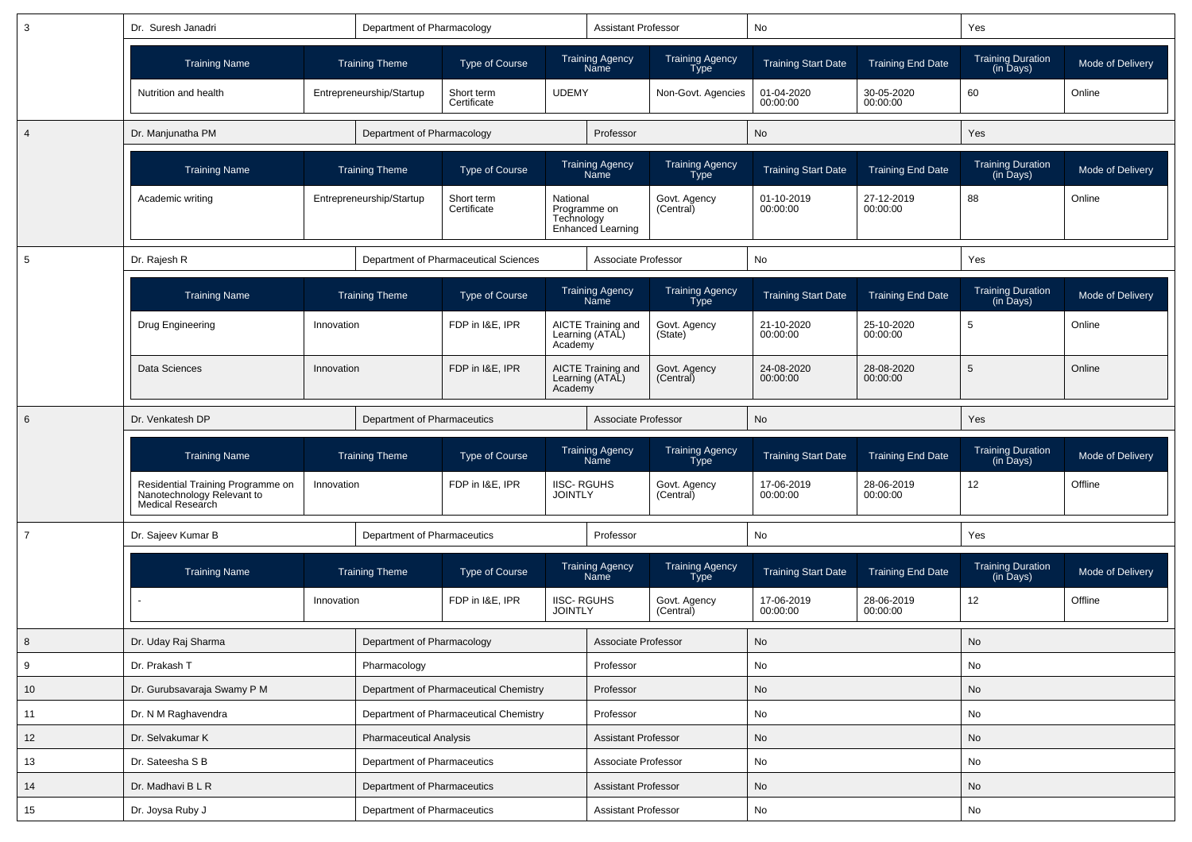| 3 | Dr. Suresh Janadri | Department of Pharmacology | Assistant Professor | No | Yes |
|---|---|---|---|---|---|

| Training Name | Training Theme | Type of Course | Training Agency Name | Training Agency Type | Training Start Date | Training End Date | Training Duration (in Days) | Mode of Delivery |
|---|---|---|---|---|---|---|---|---|
| Nutrition and health | Entrepreneurship/Startup | Short term Certificate | UDEMY | Non-Govt. Agencies | 01-04-2020 00:00:00 | 30-05-2020 00:00:00 | 60 | Online |

| 4 | Dr. Manjunatha PM | Department of Pharmacology | Professor | No | Yes |
|---|---|---|---|---|---|

| Training Name | Training Theme | Type of Course | Training Agency Name | Training Agency Type | Training Start Date | Training End Date | Training Duration (in Days) | Mode of Delivery |
|---|---|---|---|---|---|---|---|---|
| Academic writing | Entrepreneurship/Startup | Short term Certificate | National Programme on Technology Enhanced Learning | Govt. Agency (Central) | 01-10-2019 00:00:00 | 27-12-2019 00:00:00 | 88 | Online |

| 5 | Dr. Rajesh R | Department of Pharmaceutical Sciences | Associate Professor | No | Yes |
|---|---|---|---|---|---|

| Training Name | Training Theme | Type of Course | Training Agency Name | Training Agency Type | Training Start Date | Training End Date | Training Duration (in Days) | Mode of Delivery |
|---|---|---|---|---|---|---|---|---|
| Drug Engineering | Innovation | FDP in I&E, IPR | AICTE Training and Learning (ATAL) Academy | Govt. Agency (State) | 21-10-2020 00:00:00 | 25-10-2020 00:00:00 | 5 | Online |
| Data Sciences | Innovation | FDP in I&E, IPR | AICTE Training and Learning (ATAL) Academy | Govt. Agency (Central) | 24-08-2020 00:00:00 | 28-08-2020 00:00:00 | 5 | Online |

| 6 | Dr. Venkatesh DP | Department of Pharmaceutics | Associate Professor | No | Yes |
|---|---|---|---|---|---|

| Training Name | Training Theme | Type of Course | Training Agency Name | Training Agency Type | Training Start Date | Training End Date | Training Duration (in Days) | Mode of Delivery |
|---|---|---|---|---|---|---|---|---|
| Residential Training Programme on Nanotechnology Relevant to Medical Research | Innovation | FDP in I&E, IPR | IISC- RGUHS JOINTLY | Govt. Agency (Central) | 17-06-2019 00:00:00 | 28-06-2019 00:00:00 | 12 | Offline |

| 7 | Dr. Sajeev Kumar B | Department of Pharmaceutics | Professor | No | Yes |
|---|---|---|---|---|---|

| Training Name | Training Theme | Type of Course | Training Agency Name | Training Agency Type | Training Start Date | Training End Date | Training Duration (in Days) | Mode of Delivery |
|---|---|---|---|---|---|---|---|---|
| - | Innovation | FDP in I&E, IPR | IISC- RGUHS JOINTLY | Govt. Agency (Central) | 17-06-2019 00:00:00 | 28-06-2019 00:00:00 | 12 | Offline |

| 8 | Dr. Uday Raj Sharma | Department of Pharmacology | Associate Professor | No | No |
|---|---|---|---|---|---|
| 9 | Dr. Prakash T | Pharmacology | Professor | No | No |
| 10 | Dr. Gurubsavaraja Swamy P M | Department of Pharmaceutical Chemistry | Professor | No | No |
| 11 | Dr. N M Raghavendra | Department of Pharmaceutical Chemistry | Professor | No | No |
| 12 | Dr. Selvakumar K | Pharmaceutical Analysis | Assistant Professor | No | No |
| 13 | Dr. Sateesha S B | Department of Pharmaceutics | Associate Professor | No | No |
| 14 | Dr. Madhavi B L R | Department of Pharmaceutics | Assistant Professor | No | No |
| 15 | Dr. Joysa Ruby J | Department of Pharmaceutics | Assistant Professor | No | No |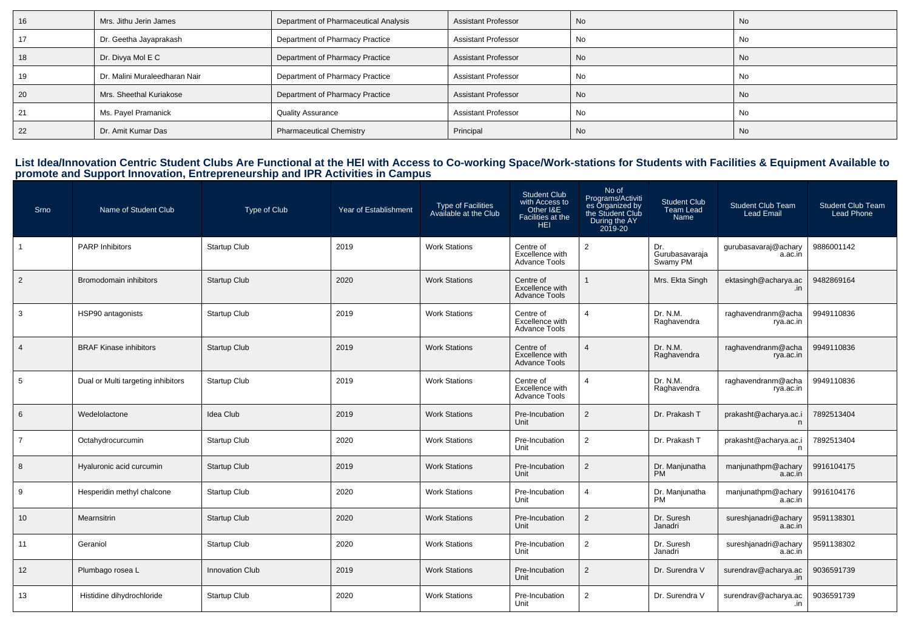| 16 | Mrs. Jithu Jerin James | Department of Pharmaceutical Analysis | Assistant Professor | No | No |
|---|---|---|---|---|---|
| 17 | Dr. Geetha Jayaprakash | Department of Pharmacy Practice | Assistant Professor | No | No |
| 18 | Dr. Divya Mol E C | Department of Pharmacy Practice | Assistant Professor | No | No |
| 19 | Dr. Malini Muraleedharan Nair | Department of Pharmacy Practice | Assistant Professor | No | No |
| 20 | Mrs. Sheethal Kuriakose | Department of Pharmacy Practice | Assistant Professor | No | No |
| 21 | Ms. Payel Pramanick | Quality Assurance | Assistant Professor | No | No |
| 22 | Dr. Amit Kumar Das | Pharmaceutical Chemistry | Principal | No | No |

## List Idea/Innovation Centric Student Clubs Are Functional at the HEI with Access to Co-working Space/Work-stations for Students with Facilities & Equipment Available to promote and Support Innovation, Entrepreneurship and IPR Activities in Campus

| Srno | Name of Student Club | Type of Club | Year of Establishment | Type of Facilities Available at the Club | Student Club with Access to Other I&E Facilities at the HEI | No of Programs/Activities Organized by the Student Club During the AY 2019-20 | Student Club Team Lead Name | Student Club Team Lead Email | Student Club Team Lead Phone |
|---|---|---|---|---|---|---|---|---|---|
| 1 | PARP Inhibitors | Startup Club | 2019 | Work Stations | Centre of Excellence with Advance Tools | 2 | Dr. Gurubasavaraja Swamy PM | gurubasavaraj@acharya.ac.in | 9886001142 |
| 2 | Bromodomain inhibitors | Startup Club | 2020 | Work Stations | Centre of Excellence with Advance Tools | 1 | Mrs. Ekta Singh | ektasingh@acharya.ac.in | 9482869164 |
| 3 | HSP90 antagonists | Startup Club | 2019 | Work Stations | Centre of Excellence with Advance Tools | 4 | Dr. N.M. Raghavendra | raghavendranm@acharya.ac.in | 9949110836 |
| 4 | BRAF Kinase inhibitors | Startup Club | 2019 | Work Stations | Centre of Excellence with Advance Tools | 4 | Dr. N.M. Raghavendra | raghavendranm@acharya.ac.in | 9949110836 |
| 5 | Dual or Multi targeting inhibitors | Startup Club | 2019 | Work Stations | Centre of Excellence with Advance Tools | 4 | Dr. N.M. Raghavendra | raghavendranm@acharya.ac.in | 9949110836 |
| 6 | Wedelolactone | Idea Club | 2019 | Work Stations | Pre-Incubation Unit | 2 | Dr. Prakash T | prakasht@acharya.ac.in | 7892513404 |
| 7 | Octahydrocurcumin | Startup Club | 2020 | Work Stations | Pre-Incubation Unit | 2 | Dr. Prakash T | prakasht@acharya.ac.in | 7892513404 |
| 8 | Hyaluronic acid curcumin | Startup Club | 2019 | Work Stations | Pre-Incubation Unit | 2 | Dr. Manjunatha PM | manjunathpm@acharya.ac.in | 9916104175 |
| 9 | Hesperidin methyl chalcone | Startup Club | 2020 | Work Stations | Pre-Incubation Unit | 4 | Dr. Manjunatha PM | manjunathpm@acharya.ac.in | 9916104176 |
| 10 | Mearnsitrin | Startup Club | 2020 | Work Stations | Pre-Incubation Unit | 2 | Dr. Suresh Janadri | sureshjanadri@acharya.ac.in | 9591138301 |
| 11 | Geraniol | Startup Club | 2020 | Work Stations | Pre-Incubation Unit | 2 | Dr. Suresh Janadri | sureshjanadri@acharya.ac.in | 9591138302 |
| 12 | Plumbago rosea L | Innovation Club | 2019 | Work Stations | Pre-Incubation Unit | 2 | Dr. Surendra V | surendrav@acharya.ac.in | 9036591739 |
| 13 | Histidine dihydrochloride | Startup Club | 2020 | Work Stations | Pre-Incubation Unit | 2 | Dr. Surendra V | surendrav@acharya.ac.in | 9036591739 |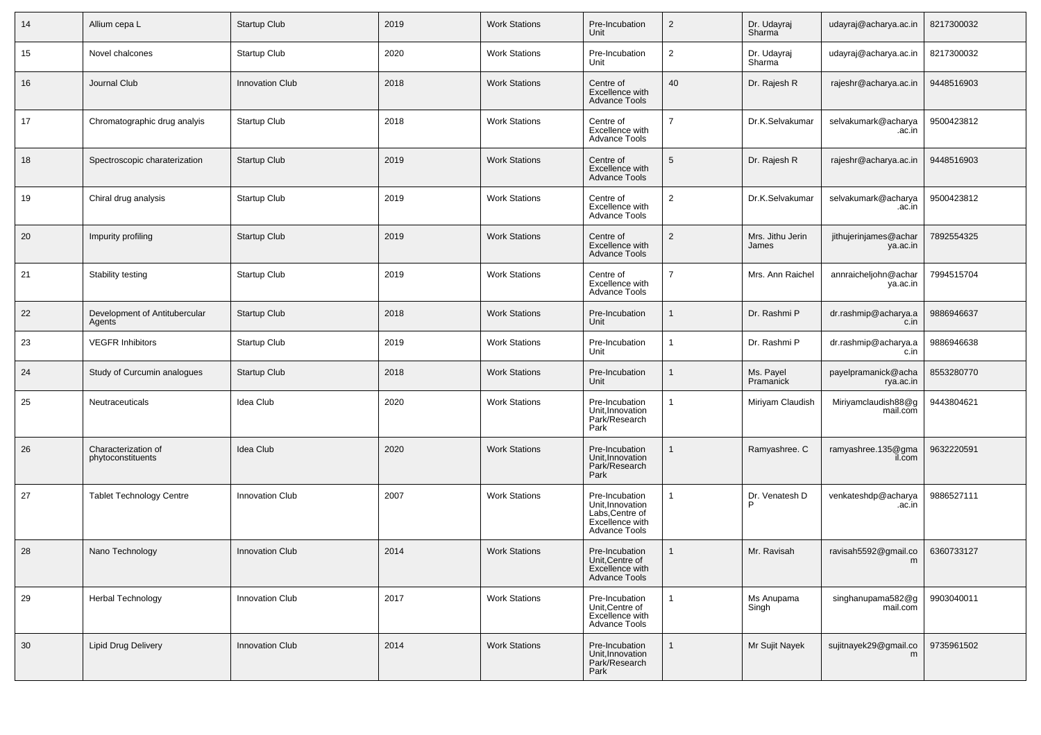| 14 | Allium cepa L | Startup Club | 2019 | Work Stations | Pre-Incubation Unit | 2 | Dr. Udayraj Sharma | udayraj@acharya.ac.in | 8217300032 |
|---|---|---|---|---|---|---|---|---|---|
| 15 | Novel chalcones | Startup Club | 2020 | Work Stations | Pre-Incubation Unit | 2 | Dr. Udayraj Sharma | udayraj@acharya.ac.in | 8217300032 |
| 16 | Journal Club | Innovation Club | 2018 | Work Stations | Centre of Excellence with Advance Tools | 40 | Dr. Rajesh R | rajeshr@acharya.ac.in | 9448516903 |
| 17 | Chromatographic drug analyis | Startup Club | 2018 | Work Stations | Centre of Excellence with Advance Tools | 7 | Dr.K.Selvakumar | selvakumark@acharya.ac.in | 9500423812 |
| 18 | Spectroscopic charaterization | Startup Club | 2019 | Work Stations | Centre of Excellence with Advance Tools | 5 | Dr. Rajesh R | rajeshr@acharya.ac.in | 9448516903 |
| 19 | Chiral drug analysis | Startup Club | 2019 | Work Stations | Centre of Excellence with Advance Tools | 2 | Dr.K.Selvakumar | selvakumark@acharya.ac.in | 9500423812 |
| 20 | Impurity profiling | Startup Club | 2019 | Work Stations | Centre of Excellence with Advance Tools | 2 | Mrs. Jithu Jerin James | jithujerinjames@acharya.ac.in | 7892554325 |
| 21 | Stability testing | Startup Club | 2019 | Work Stations | Centre of Excellence with Advance Tools | 7 | Mrs. Ann Raichel | annraicheljohn@acharya.ac.in | 7994515704 |
| 22 | Development of Antitubercular Agents | Startup Club | 2018 | Work Stations | Pre-Incubation Unit | 1 | Dr. Rashmi P | dr.rashmip@acharya.ac.in | 9886946637 |
| 23 | VEGFR Inhibitors | Startup Club | 2019 | Work Stations | Pre-Incubation Unit | 1 | Dr. Rashmi P | dr.rashmip@acharya.ac.in | 9886946638 |
| 24 | Study of Curcumin analogues | Startup Club | 2018 | Work Stations | Pre-Incubation Unit | 1 | Ms. Payel Pramanick | payelpramanick@acharya.ac.in | 8553280770 |
| 25 | Neutraceuticals | Idea Club | 2020 | Work Stations | Pre-Incubation Unit,Innovation Park/Research Park | 1 | Miriyam Claudish | Miriyamclaudish88@gmail.com | 9443804621 |
| 26 | Characterization of phytoconstituents | Idea Club | 2020 | Work Stations | Pre-Incubation Unit,Innovation Park/Research Park | 1 | Ramyashree. C | ramyashree.135@gmail.com | 9632220591 |
| 27 | Tablet Technology Centre | Innovation Club | 2007 | Work Stations | Pre-Incubation Unit,Innovation Labs,Centre of Excellence with Advance Tools | 1 | Dr. Venatesh D P | venkateshdp@acharya.ac.in | 9886527111 |
| 28 | Nano Technology | Innovation Club | 2014 | Work Stations | Pre-Incubation Unit,Centre of Excellence with Advance Tools | 1 | Mr. Ravisah | ravisah5592@gmail.com | 6360733127 |
| 29 | Herbal Technology | Innovation Club | 2017 | Work Stations | Pre-Incubation Unit,Centre of Excellence with Advance Tools | 1 | Ms Anupama Singh | singhanupama582@gmail.com | 9903040011 |
| 30 | Lipid Drug Delivery | Innovation Club | 2014 | Work Stations | Pre-Incubation Unit,Innovation Park/Research Park | 1 | Mr Sujit Nayek | sujitnayek29@gmail.com | 9735961502 |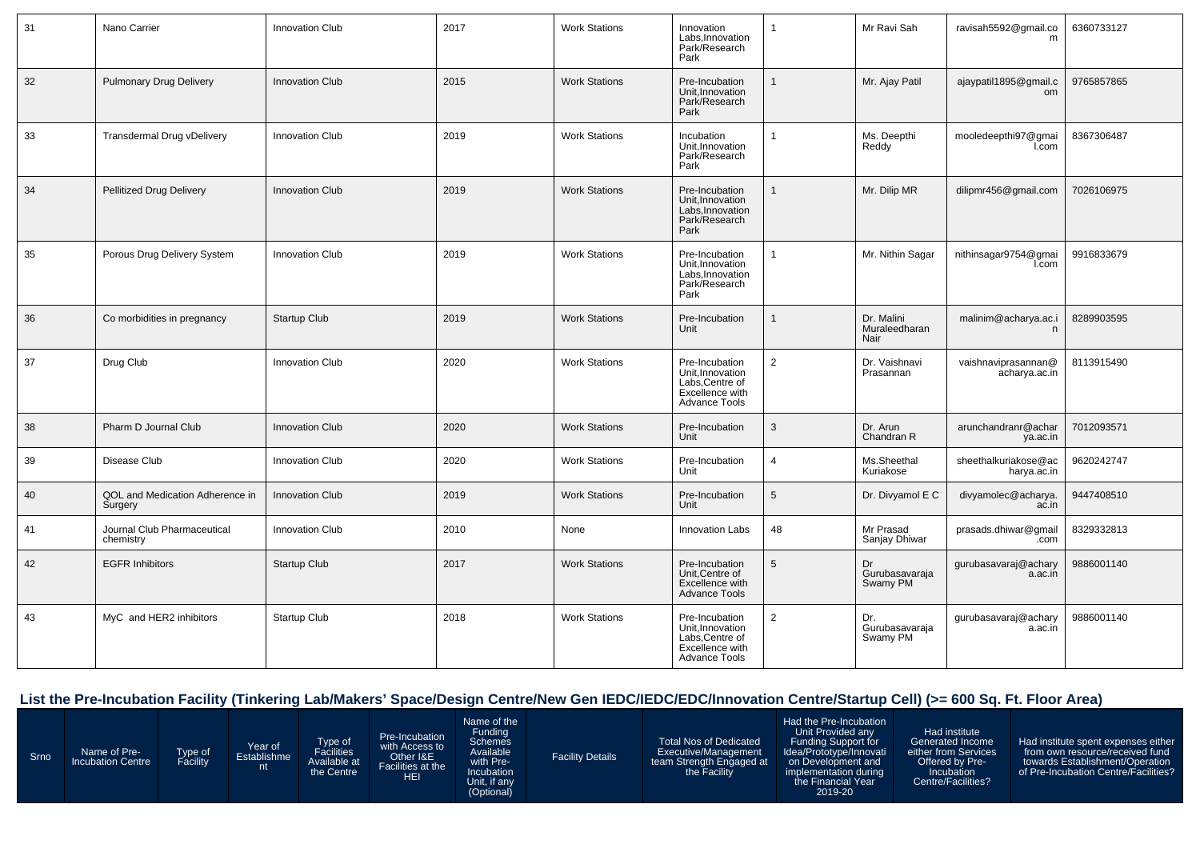| 31 | Nano Carrier | Innovation Club | 2017 | Work Stations | Innovation Labs,Innovation Park/Research Park | 1 | Mr Ravi Sah | ravisah5592@gmail.com | 6360733127 |
|---|---|---|---|---|---|---|---|---|---|
| 32 | Pulmonary Drug Delivery | Innovation Club | 2015 | Work Stations | Pre-Incubation Unit,Innovation Park/Research Park | 1 | Mr. Ajay Patil | ajaypatil1895@gmail.com | 9765857865 |
| 33 | Transdermal Drug vDelivery | Innovation Club | 2019 | Work Stations | Incubation Unit,Innovation Park/Research Park | 1 | Ms. Deepthi Reddy | mooledeepthi97@gmail.com | 8367306487 |
| 34 | Pellitized Drug Delivery | Innovation Club | 2019 | Work Stations | Pre-Incubation Unit,Innovation Labs,Innovation Park/Research Park | 1 | Mr. Dilip MR | dilipmr456@gmail.com | 7026106975 |
| 35 | Porous Drug Delivery System | Innovation Club | 2019 | Work Stations | Pre-Incubation Unit,Innovation Labs,Innovation Park/Research Park | 1 | Mr. Nithin Sagar | nithinsagar9754@gmail.com | 9916833679 |
| 36 | Co morbidities in pregnancy | Startup Club | 2019 | Work Stations | Pre-Incubation Unit | 1 | Dr. Malini Muraleedharan Nair | malinim@acharya.ac.in | 8289903595 |
| 37 | Drug Club | Innovation Club | 2020 | Work Stations | Pre-Incubation Unit,Innovation Labs,Centre of Excellence with Advance Tools | 2 | Dr. Vaishnavi Prasannan | vaishnaviprasannan@acharya.ac.in | 8113915490 |
| 38 | Pharm D Journal Club | Innovation Club | 2020 | Work Stations | Pre-Incubation Unit | 3 | Dr. Arun Chandran R | arunchandranr@acharya.ac.in | 7012093571 |
| 39 | Disease Club | Innovation Club | 2020 | Work Stations | Pre-Incubation Unit | 4 | Ms.Sheethal Kuriakose | sheethalkuriakose@acharya.ac.in | 9620242747 |
| 40 | QOL and Medication Adherence in Surgery | Innovation Club | 2019 | Work Stations | Pre-Incubation Unit | 5 | Dr. Divyamol E C | divyamolec@acharya.ac.in | 9447408510 |
| 41 | Journal Club Pharmaceutical chemistry | Innovation Club | 2010 | None | Innovation Labs | 48 | Mr Prasad Sanjay Dhiwar | prasads.dhiwar@gmail.com | 8329332813 |
| 42 | EGFR Inhibitors | Startup Club | 2017 | Work Stations | Pre-Incubation Unit,Centre of Excellence with Advance Tools | 5 | Dr Gurubasavaraja Swamy PM | gurubasavaraj@acharya.ac.in | 9886001140 |
| 43 | MyC and HER2 inhibitors | Startup Club | 2018 | Work Stations | Pre-Incubation Unit,Innovation Labs,Centre of Excellence with Advance Tools | 2 | Dr. Gurubasavaraja Swamy PM | gurubasavaraj@acharya.ac.in | 9886001140 |

## List the Pre-Incubation Facility (Tinkering Lab/Makers' Space/Design Centre/New Gen IEDC/IEDC/EDC/Innovation Centre/Startup Cell) (>= 600 Sq. Ft. Floor Area)

| Srno | Name of Pre-Incubation Centre | Type of Facility | Year of Establishment | Type of Facilities Available at the Centre | Pre-Incubation with Access to Other I&E Facilities at the HEI | Name of the Funding Schemes Available with Pre-Incubation Unit, if any (Optional) | Facility Details | Total Nos of Dedicated Executive/Management team Strength Engaged at the Facility | Had the Pre-Incubation Unit Provided any Funding Support for Idea/Prototype/Innovation on Development and implementation during the Financial Year 2019-20 | Had institute Generated Income either from Services Offered by Pre-Incubation Centre/Facilities? | Had institute spent expenses either from own resource/received fund towards Establishment/Operation of Pre-Incubation Centre/Facilities? |
|---|---|---|---|---|---|---|---|---|---|---|---|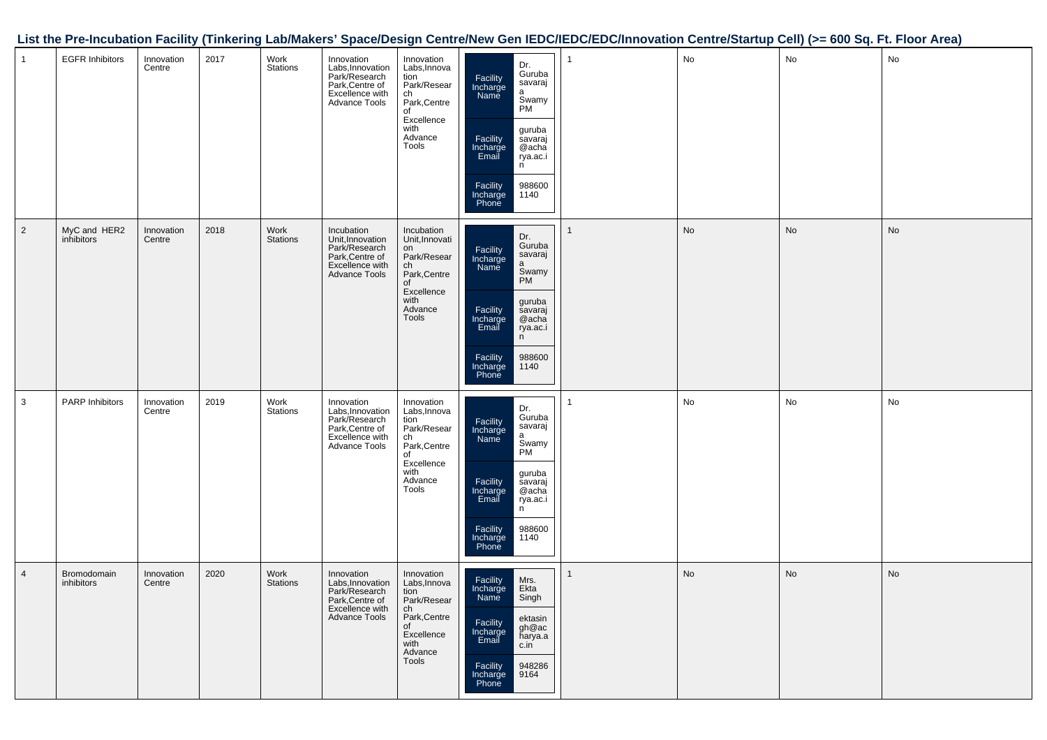## List the Pre-Incubation Facility (Tinkering Lab/Makers' Space/Design Centre/New Gen IEDC/IEDC/EDC/Innovation Centre/Startup Cell) (>= 600 Sq. Ft. Floor Area)

| | | | | | | | | | | | |
|---|---|---|---|---|---|---|---|---|---|---|---|
| 1 | EGFR Inhibitors | Innovation Centre | 2017 | Work Stations | Innovation Labs,Innovation Park/Research Park,Centre of Excellence with Advance Tools | Innovation Labs,Innovation Park/Research Park,Centre of Excellence with Advance Tools | Facility Incharge Name: Dr. Gurubasavaraja Swamy PM<br>Facility Incharge Email: gurubasavaraj@acharya.ac.in<br>Facility Incharge Phone: 9886001140 | 1 | No | No | No |
| 2 | MyC and HER2 inhibitors | Innovation Centre | 2018 | Work Stations | Incubation Unit,Innovation Park/Research Park,Centre of Excellence with Advance Tools | Incubation Unit,Innovation Park/Research Park,Centre of Excellence with Advance Tools | Facility Incharge Name: Dr. Gurubasavaraja Swamy PM<br>Facility Incharge Email: gurubasavaraj@acharya.ac.in<br>Facility Incharge Phone: 9886001140 | 1 | No | No | No |
| 3 | PARP Inhibitors | Innovation Centre | 2019 | Work Stations | Innovation Labs,Innovation Park/Research Park,Centre of Excellence with Advance Tools | Innovation Labs,Innovation Park/Research Park,Centre of Excellence with Advance Tools | Facility Incharge Name: Dr. Gurubasavaraja Swamy PM<br>Facility Incharge Email: gurubasavaraj@acharya.ac.in<br>Facility Incharge Phone: 9886001140 | 1 | No | No | No |
| 4 | Bromodomain inhibitors | Innovation Centre | 2020 | Work Stations | Innovation Labs,Innovation Park/Research Park,Centre of Excellence with Advance Tools | Innovation Labs,Innovation Park/Research Park,Centre of Excellence with Advance Tools | Facility Incharge Name: Mrs. Ekta Singh<br>Facility Incharge Email: ektasingh@acharya.ac.in<br>Facility Incharge Phone: 9482869164 | 1 | No | No | No |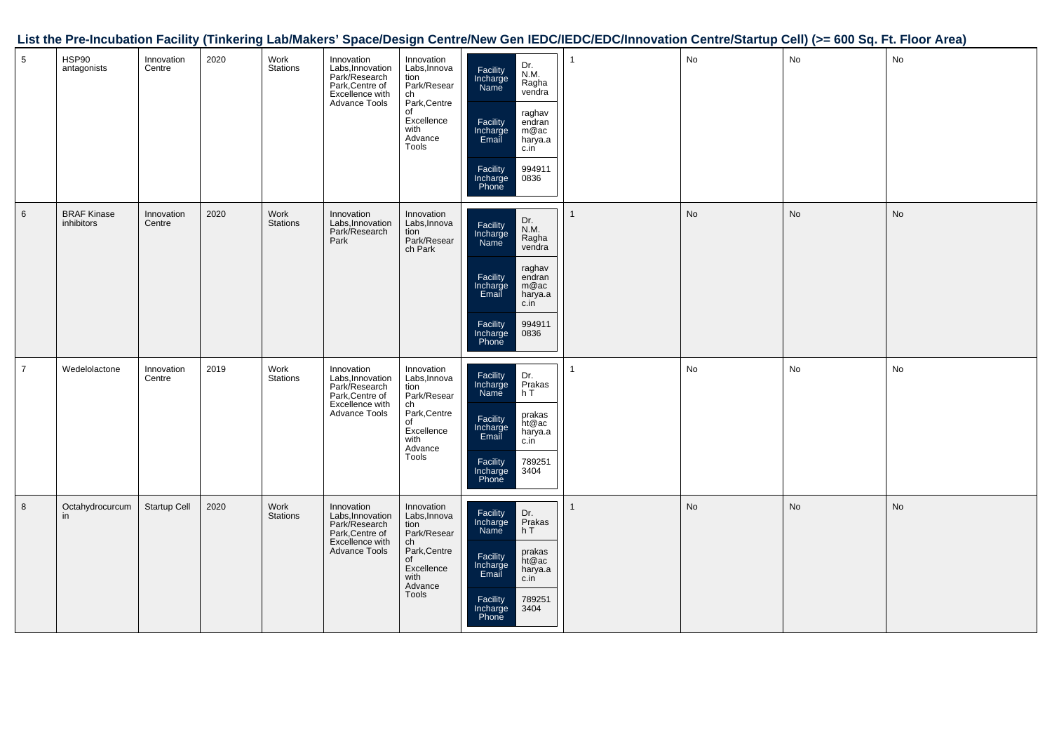## List the Pre-Incubation Facility (Tinkering Lab/Makers' Space/Design Centre/New Gen IEDC/IEDC/EDC/Innovation Centre/Startup Cell) (>= 600 Sq. Ft. Floor Area)

| | | | | | | | | | | | |
|---|---|---|---|---|---|---|---|---|---|---|---|
| 5 | HSP90 antagonists | Innovation Centre | 2020 | Work Stations | Innovation Labs,Innovation Park/Research Park,Centre of Excellence with Advance Tools | Innovation Labs,Innovation Park/Research Park,Centre of Excellence with Advance Tools | Facility Incharge Name: Dr. N.M. Raghavendra<br>Facility Incharge Email: raghavendranm@acharya.ac.in<br>Facility Incharge Phone: 9949110836 | 1 | No | No | No |
| 6 | BRAF Kinase inhibitors | Innovation Centre | 2020 | Work Stations | Innovation Labs,Innovation Park/Research Park | Innovation Labs,Innovation Park/Research Park | Facility Incharge Name: Dr. N.M. Raghavendra<br>Facility Incharge Email: raghavendranm@acharya.ac.in<br>Facility Incharge Phone: 9949110836 | 1 | No | No | No |
| 7 | Wedelolactone | Innovation Centre | 2019 | Work Stations | Innovation Labs,Innovation Park/Research Park,Centre of Excellence with Advance Tools | Innovation Labs,Innovation Park/Research Park,Centre of Excellence with Advance Tools | Facility Incharge Name: Dr. Prakash T<br>Facility Incharge Email: prakasht@acharya.ac.in<br>Facility Incharge Phone: 7892513404 | 1 | No | No | No |
| 8 | Octahydrocurcumin | Startup Cell | 2020 | Work Stations | Innovation Labs,Innovation Park/Research Park,Centre of Excellence with Advance Tools | Innovation Labs,Innovation Park/Research Park,Centre of Excellence with Advance Tools | Facility Incharge Name: Dr. Prakash T<br>Facility Incharge Email: prakasht@acharya.ac.in<br>Facility Incharge Phone: 7892513404 | 1 | No | No | No |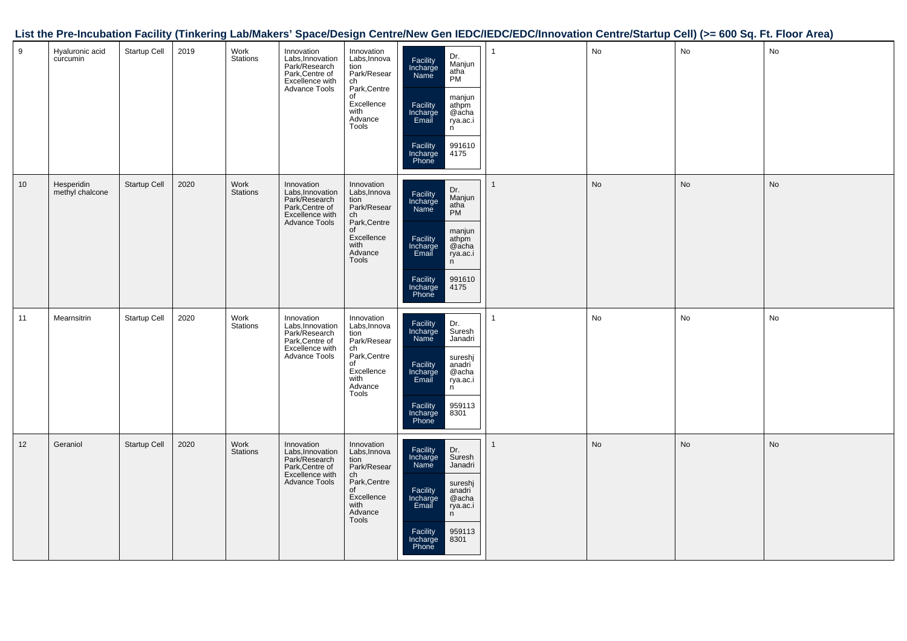## List the Pre-Incubation Facility (Tinkering Lab/Makers' Space/Design Centre/New Gen IEDC/IEDC/EDC/Innovation Centre/Startup Cell) (>= 600 Sq. Ft. Floor Area)

| | | | | | | | | | | | |
|---|---|---|---|---|---|---|---|---|---|---|---|
| 9 | Hyaluronic acid curcumin | Startup Cell | 2019 | Work Stations | Innovation Labs,Innovation Park/Research Park,Centre of Excellence with Advance Tools | Innovation Labs,Innovation Park/Research Park,Centre of Excellence with Advance Tools | Facility Incharge Name: Dr. Manjunatha PM<br>Facility Incharge Email: manjunathpm@acharya.ac.in<br>Facility Incharge Phone: 9916104175 | 1 | No | No | No |
| 10 | Hesperidin methyl chalcone | Startup Cell | 2020 | Work Stations | Innovation Labs,Innovation Park/Research Park,Centre of Excellence with Advance Tools | Innovation Labs,Innovation Park/Research Park,Centre of Excellence with Advance Tools | Facility Incharge Name: Dr. Manjunatha PM<br>Facility Incharge Email: manjunathpm@acharya.ac.in<br>Facility Incharge Phone: 9916104175 | 1 | No | No | No |
| 11 | Mearnsitrin | Startup Cell | 2020 | Work Stations | Innovation Labs,Innovation Park/Research Park,Centre of Excellence with Advance Tools | Innovation Labs,Innovation Park/Research Park,Centre of Excellence with Advance Tools | Facility Incharge Name: Dr. Suresh Janadri<br>Facility Incharge Email: sureshjanadri@acharya.ac.in<br>Facility Incharge Phone: 9591138301 | 1 | No | No | No |
| 12 | Geraniol | Startup Cell | 2020 | Work Stations | Innovation Labs,Innovation Park/Research Park,Centre of Excellence with Advance Tools | Innovation Labs,Innovation Park/Research Park,Centre of Excellence with Advance Tools | Facility Incharge Name: Dr. Suresh Janadri<br>Facility Incharge Email: sureshjanadri@acharya.ac.in<br>Facility Incharge Phone: 9591138301 | 1 | No | No | No |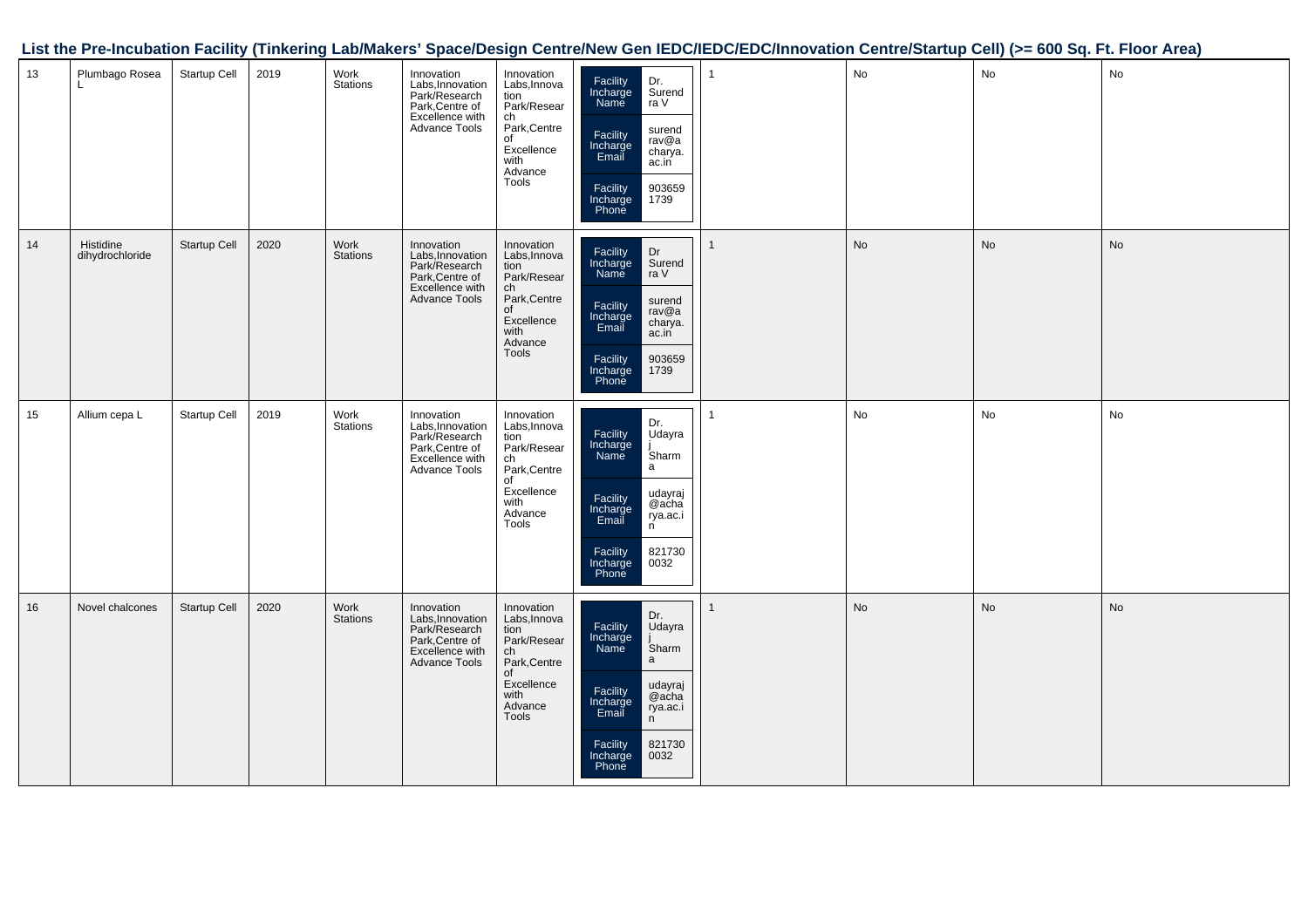## List the Pre-Incubation Facility (Tinkering Lab/Makers' Space/Design Centre/New Gen IEDC/IEDC/EDC/Innovation Centre/Startup Cell) (>= 600 Sq. Ft. Floor Area)

| | | | | | | | | | | | |
|---|---|---|---|---|---|---|---|---|---|---|---|
| 13 | Plumbago Rosea L | Startup Cell | 2019 | Work Stations | Innovation Labs,Innovation Park/Research Park,Centre of Excellence with Advance Tools | Innovation Labs,Innovation Park/Research Park,Centre of Excellence with Advance Tools | Facility Incharge Name: Dr. Surendra V<br>Facility Incharge Email: surendrav@acharya.ac.in<br>Facility Incharge Phone: 9036591739 | 1 | No | No | No |
| 14 | Histidine dihydrochloride | Startup Cell | 2020 | Work Stations | Innovation Labs,Innovation Park/Research Park,Centre of Excellence with Advance Tools | Innovation Labs,Innovation Park/Research Park,Centre of Excellence with Advance Tools | Facility Incharge Name: Dr Surendra V<br>Facility Incharge Email: surendrav@acharya.ac.in<br>Facility Incharge Phone: 9036591739 | 1 | No | No | No |
| 15 | Allium cepa L | Startup Cell | 2019 | Work Stations | Innovation Labs,Innovation Park/Research Park,Centre of Excellence with Advance Tools | Innovation Labs,Innovation Park/Research Park,Centre of Excellence with Advance Tools | Facility Incharge Name: Dr. Udayraj Sharma<br>Facility Incharge Email: udayraj@acharya.ac.in<br>Facility Incharge Phone: 8217300032 | 1 | No | No | No |
| 16 | Novel chalcones | Startup Cell | 2020 | Work Stations | Innovation Labs,Innovation Park/Research Park,Centre of Excellence with Advance Tools | Innovation Labs,Innovation Park/Research Park,Centre of Excellence with Advance Tools | Facility Incharge Name: Dr. Udayraj Sharma<br>Facility Incharge Email: udayraj@acharya.ac.in<br>Facility Incharge Phone: 8217300032 | 1 | No | No | No |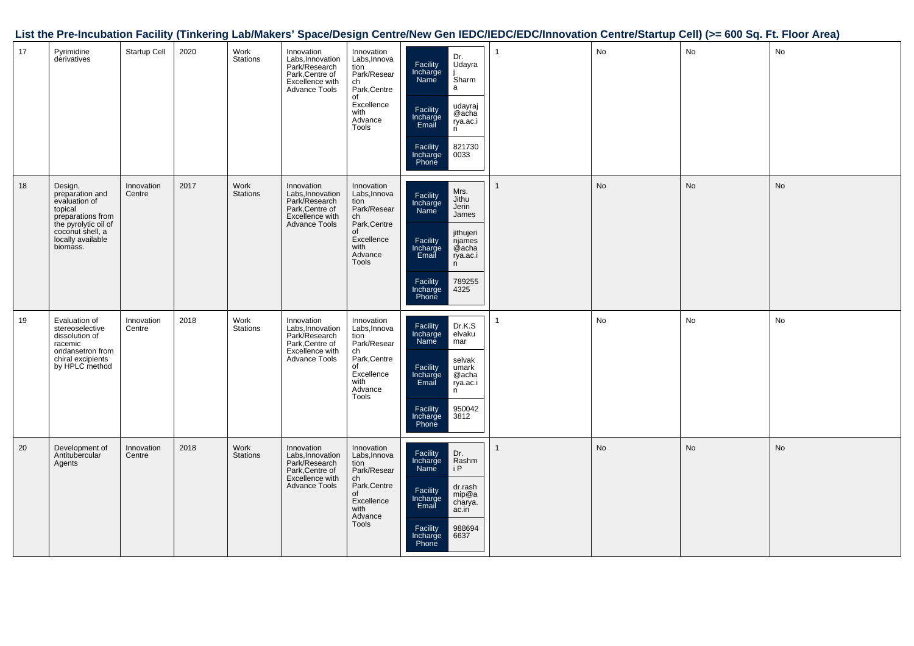## List the Pre-Incubation Facility (Tinkering Lab/Makers' Space/Design Centre/New Gen IEDC/IEDC/EDC/Innovation Centre/Startup Cell) (>= 600 Sq. Ft. Floor Area)

| | | | | | | | | | | | |
|---|---|---|---|---|---|---|---|---|---|---|---|
| 17 | Pyrimidine derivatives | Startup Cell | 2020 | Work Stations | Innovation Labs,Innovation Park/Research Park,Centre of Excellence with Advance Tools | Innovation Labs,Innovation Park/Research Park,Centre of Excellence with Advance Tools | Facility Incharge Name: Dr. Udayraj Sharma<br>Facility Incharge Email: udayraj@acharya.ac.in<br>Facility Incharge Phone: 8217300033 | 1 | No | No | No |
| 18 | Design, preparation and evaluation of topical preparations from the pyrolytic oil of coconut shell, a locally available biomass. | Innovation Centre | 2017 | Work Stations | Innovation Labs,Innovation Park/Research Park,Centre of Excellence with Advance Tools | Innovation Labs,Innovation Park/Research Park,Centre of Excellence with Advance Tools | Facility Incharge Name: Mrs. Jithu Jerin James<br>Facility Incharge Email: jithujerinjames@acharya.ac.in<br>Facility Incharge Phone: 7892554325 | 1 | No | No | No |
| 19 | Evaluation of stereoselective dissolution of racemic ondansetron from chiral excipients by HPLC method | Innovation Centre | 2018 | Work Stations | Innovation Labs,Innovation Park/Research Park,Centre of Excellence with Advance Tools | Innovation Labs,Innovation Park/Research Park,Centre of Excellence with Advance Tools | Facility Incharge Name: Dr.K.Selvakumar<br>Facility Incharge Email: selvakumark@acharya.ac.in<br>Facility Incharge Phone: 9500423812 | 1 | No | No | No |
| 20 | Development of Antitubercular Agents | Innovation Centre | 2018 | Work Stations | Innovation Labs,Innovation Park/Research Park,Centre of Excellence with Advance Tools | Innovation Labs,Innovation Park/Research Park,Centre of Excellence with Advance Tools | Facility Incharge Name: Dr. Rashmi P<br>Facility Incharge Email: dr.rashmip@acharya.ac.in<br>Facility Incharge Phone: 9886946637 | 1 | No | No | No |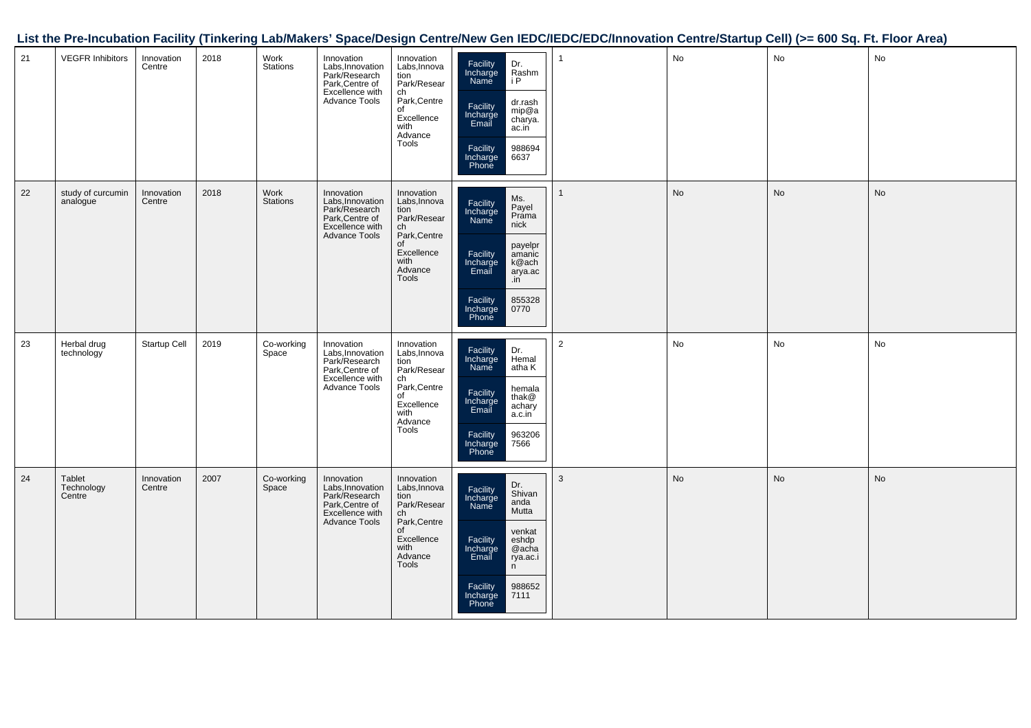## List the Pre-Incubation Facility (Tinkering Lab/Makers' Space/Design Centre/New Gen IEDC/IEDC/EDC/Innovation Centre/Startup Cell) (>= 600 Sq. Ft. Floor Area)

| | | | | | | | | | | | |
|---|---|---|---|---|---|---|---|---|---|---|---|
| 21 | VEGFR Inhibitors | Innovation Centre | 2018 | Work Stations | Innovation Labs,Innovation Park/Research Park,Centre of Excellence with Advance Tools | Innovation Labs,Innovation Park/Research Park,Centre of Excellence with Advance Tools | Facility Incharge Name: Dr. Rashmi P<br>Facility Incharge Email: dr.rashmip@acharya.ac.in<br>Facility Incharge Phone: 9886946637 | 1 | No | No | No |
| 22 | study of curcumin analogue | Innovation Centre | 2018 | Work Stations | Innovation Labs,Innovation Park/Research Park,Centre of Excellence with Advance Tools | Innovation Labs,Innovation Park/Research Park,Centre of Excellence with Advance Tools | Facility Incharge Name: Ms. Payel Pramanick<br>Facility Incharge Email: payelpramanick@acharya.ac.in<br>Facility Incharge Phone: 8553280770 | 1 | No | No | No |
| 23 | Herbal drug technology | Startup Cell | 2019 | Co-working Space | Innovation Labs,Innovation Park/Research Park,Centre of Excellence with Advance Tools | Innovation Labs,Innovation Park/Research Park,Centre of Excellence with Advance Tools | Facility Incharge Name: Dr. Hemalatha K<br>Facility Incharge Email: hemalathak@acharya.c.in<br>Facility Incharge Phone: 9632067566 | 2 | No | No | No |
| 24 | Tablet Technology Centre | Innovation Centre | 2007 | Co-working Space | Innovation Labs,Innovation Park/Research Park,Centre of Excellence with Advance Tools | Innovation Labs,Innovation Park/Research Park,Centre of Excellence with Advance Tools | Facility Incharge Name: Dr. Shivananda Mutta<br>Facility Incharge Email: venkateshdp@acharya.ac.in<br>Facility Incharge Phone: 9886527111 | 3 | No | No | No |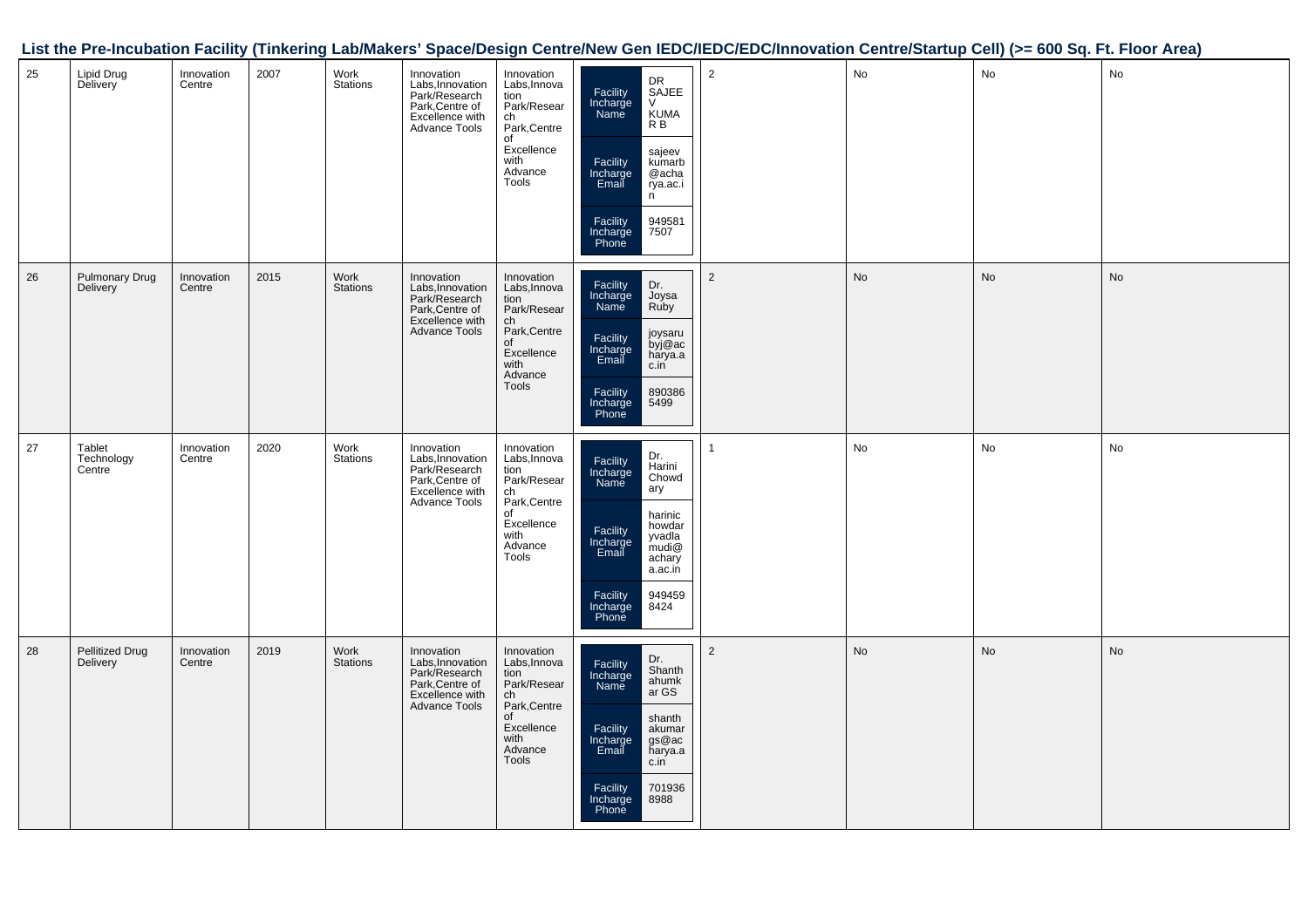## List the Pre-Incubation Facility (Tinkering Lab/Makers' Space/Design Centre/New Gen IEDC/IEDC/EDC/Innovation Centre/Startup Cell) (>= 600 Sq. Ft. Floor Area)

| | | | | | | | | | | | |
|---|---|---|---|---|---|---|---|---|---|---|---|
| 25 | Lipid Drug Delivery | Innovation Centre | 2007 | Work Stations | Innovation Labs,Innovation Park/Research Park,Centre of Excellence with Advance Tools | Innovation Labs,Innovation Park/Research Park,Centre of Excellence with Advance Tools | Facility Incharge Name: DR SAJEEV KUMAR B; Facility Incharge Email: sajeevkumarb@acharya.ac.in; Facility Incharge Phone: 9495817507 | 2 | No | No | No |
| 26 | Pulmonary Drug Delivery | Innovation Centre | 2015 | Work Stations | Innovation Labs,Innovation Park/Research Park,Centre of Excellence with Advance Tools | Innovation Labs,Innovation Park/Research Park,Centre of Excellence with Advance Tools | Facility Incharge Name: Dr. Joysa Ruby; Facility Incharge Email: joysarubyj@acharya.ac.in; Facility Incharge Phone: 8903865499 | 2 | No | No | No |
| 27 | Tablet Technology Centre | Innovation Centre | 2020 | Work Stations | Innovation Labs,Innovation Park/Research Park,Centre of Excellence with Advance Tools | Innovation Labs,Innovation Park/Research Park,Centre of Excellence with Advance Tools | Facility Incharge Name: Dr. Harini Chowdary; Facility Incharge Email: harinichowdaryvadlamudi@acharya.ac.in; Facility Incharge Phone: 9494598424 | 1 | No | No | No |
| 28 | Pellitized Drug Delivery | Innovation Centre | 2019 | Work Stations | Innovation Labs,Innovation Park/Research Park,Centre of Excellence with Advance Tools | Innovation Labs,Innovation Park/Research Park,Centre of Excellence with Advance Tools | Facility Incharge Name: Dr. Shanthahumkar GS; Facility Incharge Email: shanthakumargs@acharya.ac.in; Facility Incharge Phone: 7019368988 | 2 | No | No | No |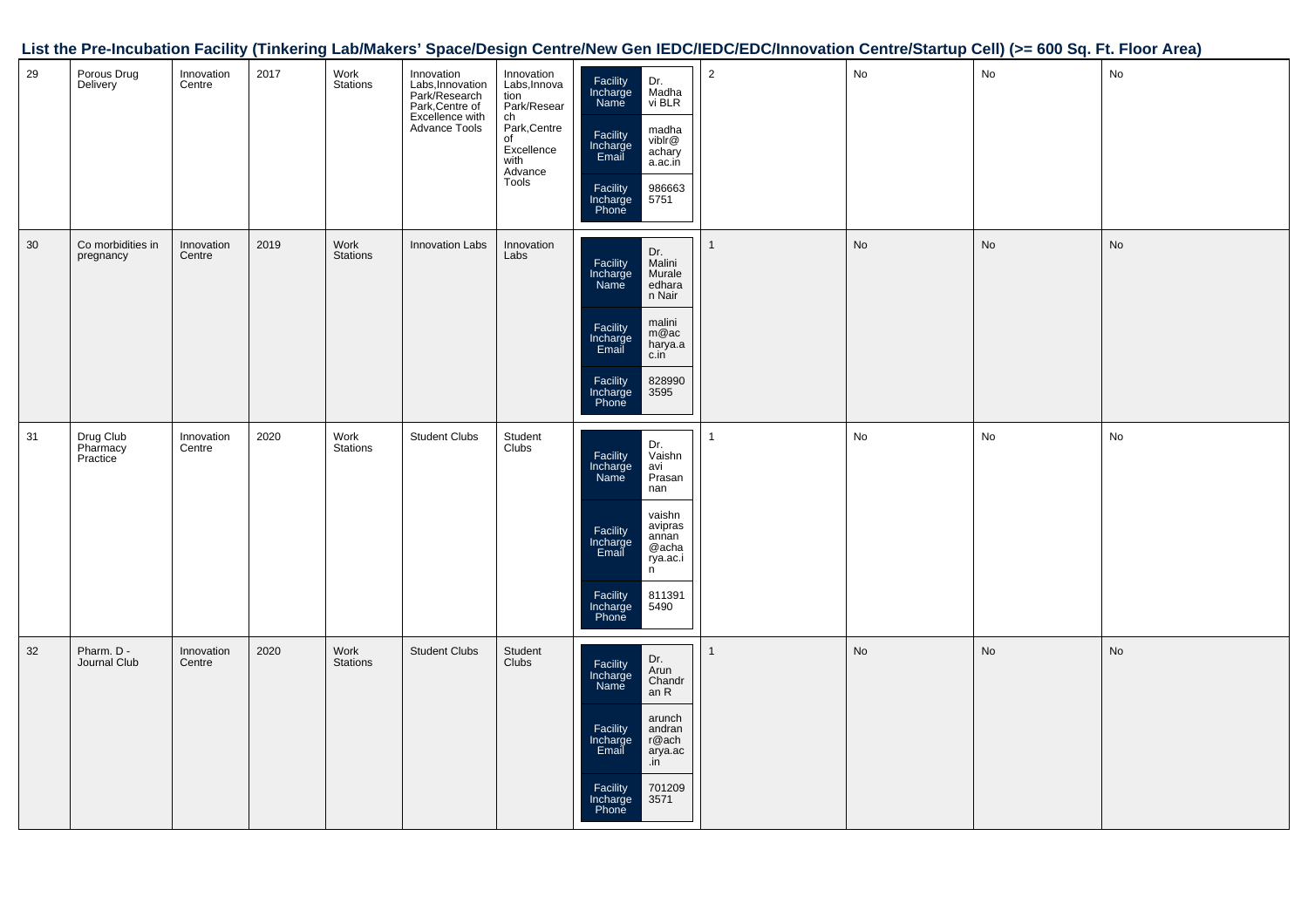## List the Pre-Incubation Facility (Tinkering Lab/Makers' Space/Design Centre/New Gen IEDC/IEDC/EDC/Innovation Centre/Startup Cell) (>= 600 Sq. Ft. Floor Area)

| | | | | | | | | | | | |
|---|---|---|---|---|---|---|---|---|---|---|---|
| 29 | Porous Drug Delivery | Innovation Centre | 2017 | Work Stations | Innovation Labs,Innovation Park/Research Park,Centre of Excellence with Advance Tools | Innovation Labs,Innovation Park/Research Park,Centre of Excellence with Advance Tools | Facility Incharge Name: Dr. Madhavi BLR<br>Facility Incharge Email: madhaviblr@acharya.ac.in<br>Facility Incharge Phone: 9866635751 | 2 | No | No | No |
| 30 | Co morbidities in pregnancy | Innovation Centre | 2019 | Work Stations | Innovation Labs | Innovation Labs | Facility Incharge Name: Dr. Malini Muraleedharan Nair<br>Facility Incharge Email: malinim@acharya.ac.in<br>Facility Incharge Phone: 8289903595 | 1 | No | No | No |
| 31 | Drug Club Pharmacy Practice | Innovation Centre | 2020 | Work Stations | Student Clubs | Student Clubs | Facility Incharge Name: Dr. Vaishnavi Prasannan<br>Facility Incharge Email: vaishnaviprasannan@acharya.ac.in<br>Facility Incharge Phone: 8113915490 | 1 | No | No | No |
| 32 | Pharm. D - Journal Club | Innovation Centre | 2020 | Work Stations | Student Clubs | Student Clubs | Facility Incharge Name: Dr. Arun Chandran R<br>Facility Incharge Email: arunchandranr@acharya.ac.in<br>Facility Incharge Phone: 7012093571 | 1 | No | No | No |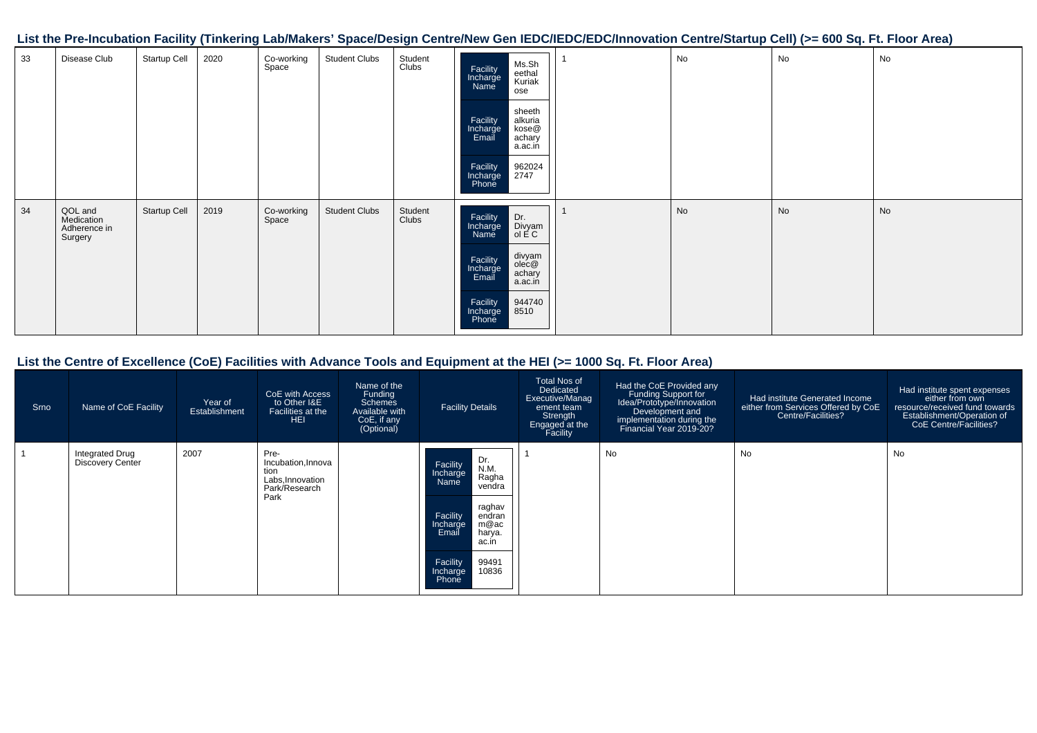## List the Pre-Incubation Facility (Tinkering Lab/Makers' Space/Design Centre/New Gen IEDC/IEDC/EDC/Innovation Centre/Startup Cell) (>= 600 Sq. Ft. Floor Area)

| | | | | | | | | | | | |
|---|---|---|---|---|---|---|---|---|---|---|---|
| 33 | Disease Club | Startup Cell | 2020 | Co-working Space | Student Clubs | Student Clubs | Facility Incharge Name: Ms.Sheethal Kuriakose<br>Facility Incharge Email: sheethalkuriakose@acharya.ac.in<br>Facility Incharge Phone: 9620242747 | 1 | No | No | No |
| 34 | QOL and Medication Adherence in Surgery | Startup Cell | 2019 | Co-working Space | Student Clubs | Student Clubs | Facility Incharge Name: Dr. Divyamol E C<br>Facility Incharge Email: divyamolec@acharya.ac.in<br>Facility Incharge Phone: 9447408510 | 1 | No | No | No |

## List the Centre of Excellence (CoE) Facilities with Advance Tools and Equipment at the HEI (>= 1000 Sq. Ft. Floor Area)

| Srno | Name of CoE Facility | Year of Establishment | CoE with Access to Other I&E Facilities at the HEI | Name of the Funding Schemes Available with CoE, if any (Optional) | Facility Details | Total Nos of Dedicated Executive/Management team Strength Engaged at the Facility | Had the CoE Provided any Funding Support for Idea/Prototype/Innovation Development and implementation during the Financial Year 2019-20? | Had institute Generated Income either from Services Offered by CoE Centre/Facilities? | Had institute spent expenses either from own resource/received fund towards Establishment/Operation of CoE Centre/Facilities? |
|---|---|---|---|---|---|---|---|---|---|
| 1 | Integrated Drug Discovery Center | 2007 | Pre-Incubation,Innovation Labs,Innovation Park/Research Park | | Facility Incharge Name: Dr. N.M. Raghavendra<br>Facility Incharge Email: raghavendranm@acharya.ac.in<br>Facility Incharge Phone: 9949110836 | 1 | No | No | No |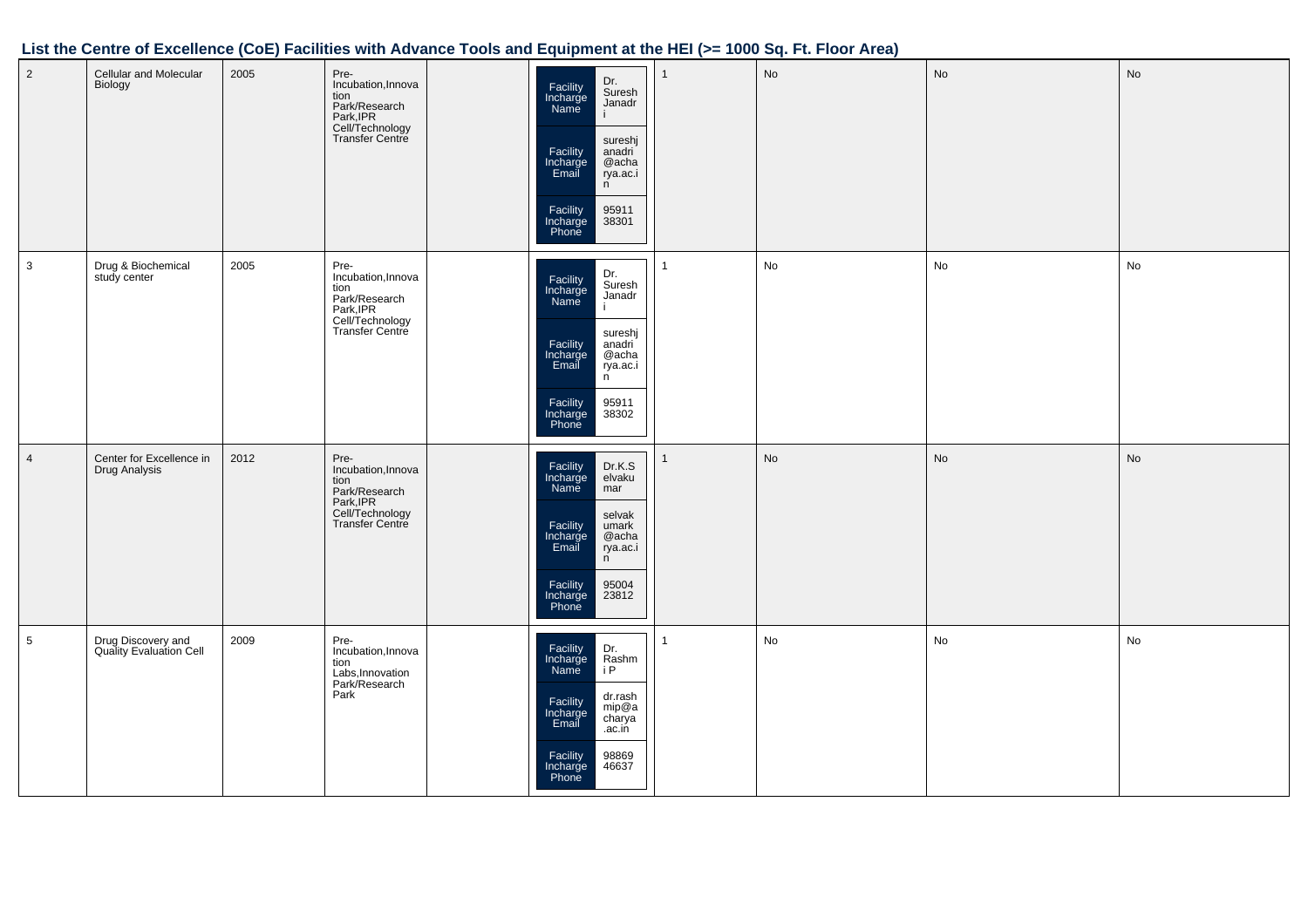## List the Centre of Excellence (CoE) Facilities with Advance Tools and Equipment at the HEI (>= 1000 Sq. Ft. Floor Area)

| | | | | | | | | | |
|---|---|---|---|---|---|---|---|---|---|
| 2 | Cellular and Molecular Biology | 2005 | Pre-Incubation,Innovation Park/Research Park,IPR Cell/Technology Transfer Centre | | Facility Incharge Name: Dr. Suresh Janadri<br>Facility Incharge Email: sureshjanadri@acharya.ac.in<br>Facility Incharge Phone: 9591138301 | 1 | No | No | No |
| 3 | Drug & Biochemical study center | 2005 | Pre-Incubation,Innovation Park/Research Park,IPR Cell/Technology Transfer Centre | | Facility Incharge Name: Dr. Suresh Janadri<br>Facility Incharge Email: sureshjanadri@acharya.ac.in<br>Facility Incharge Phone: 9591138302 | 1 | No | No | No |
| 4 | Center for Excellence in Drug Analysis | 2012 | Pre-Incubation,Innovation Park/Research Park,IPR Cell/Technology Transfer Centre | | Facility Incharge Name: Dr.K.Selvakumar<br>Facility Incharge Email: selvakumark@acharya.ac.in<br>Facility Incharge Phone: 9500423812 | 1 | No | No | No |
| 5 | Drug Discovery and Quality Evaluation Cell | 2009 | Pre-Incubation,Innovation Labs,Innovation Park/Research Park | | Facility Incharge Name: Dr. Rashmi P<br>Facility Incharge Email: dr.rashmip@acharya.ac.in<br>Facility Incharge Phone: 9886946637 | 1 | No | No | No |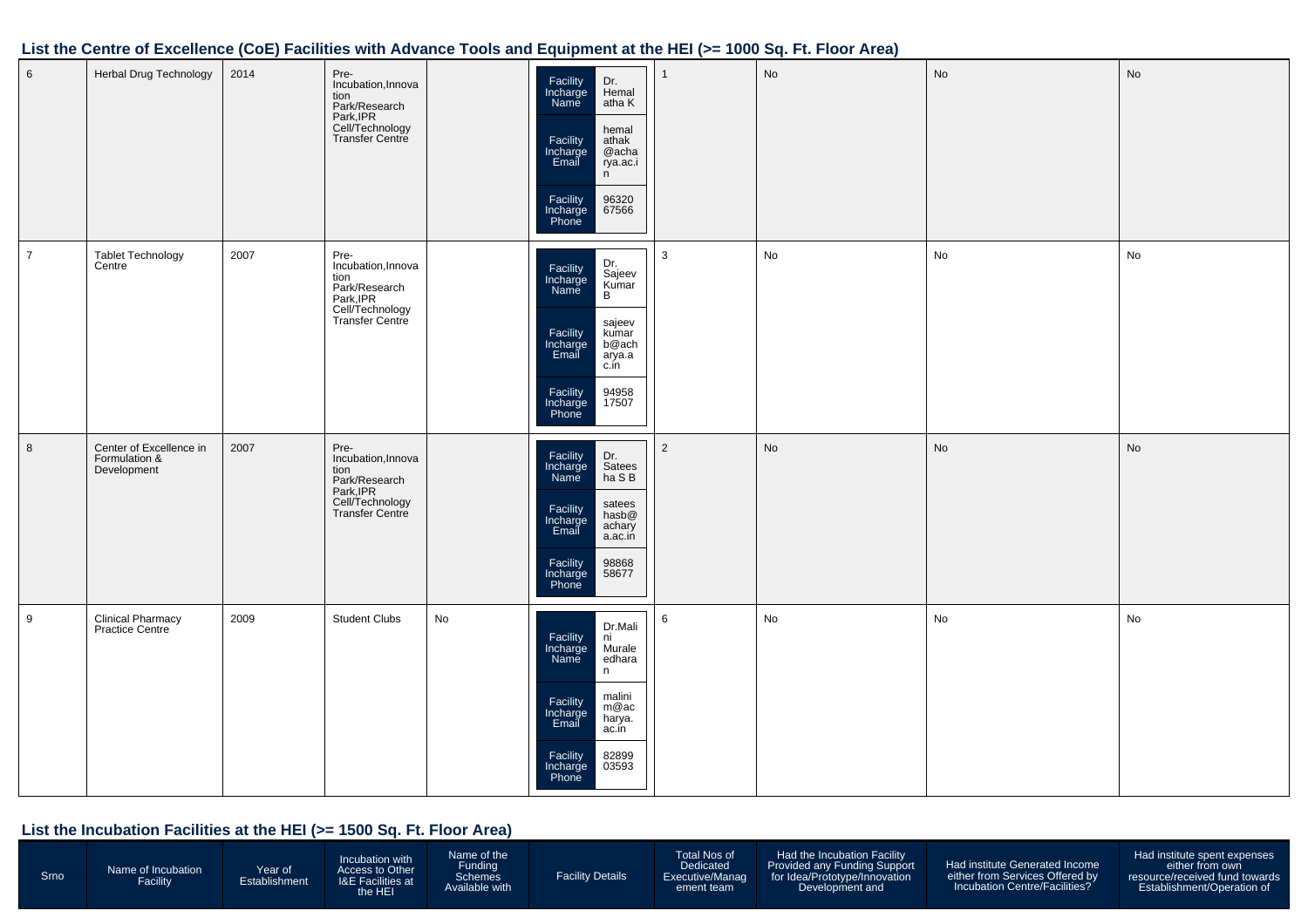## List the Centre of Excellence (CoE) Facilities with Advance Tools and Equipment at the HEI (>= 1000 Sq. Ft. Floor Area)

| | | | | | | | | | |
|---|---|---|---|---|---|---|---|---|---|
| 6 | Herbal Drug Technology | 2014 | Pre-Incubation,Innovation Park/Research Park,IPR Cell/Technology Transfer Centre | | Facility Incharge Name: Dr. Hemalatha K<br>Facility Incharge Email: hemalathak@acharya.ac.in<br>Facility Incharge Phone: 9632067566 | 1 | No | No | No |
| 7 | Tablet Technology Centre | 2007 | Pre-Incubation,Innovation Park/Research Park,IPR Cell/Technology Transfer Centre | | Facility Incharge Name: Dr. Sajeev Kumar B<br>Facility Incharge Email: sajeevkumarb@acharya.ac.in<br>Facility Incharge Phone: 9495817507 | 3 | No | No | No |
| 8 | Center of Excellence in Formulation & Development | 2007 | Pre-Incubation,Innovation Park/Research Park,IPR Cell/Technology Transfer Centre | | Facility Incharge Name: Dr. Sateesha S B<br>Facility Incharge Email: sateeshasb@acharya.ac.in<br>Facility Incharge Phone: 9886858677 | 2 | No | No | No |
| 9 | Clinical Pharmacy Practice Centre | 2009 | Student Clubs | No | Facility Incharge Name: Dr.Malini Muraleedharan<br>Facility Incharge Email: malinim@acharya.ac.in<br>Facility Incharge Phone: 8289903593 | 6 | No | No | No |

## List the Incubation Facilities at the HEI (>= 1500 Sq. Ft. Floor Area)

| Srno | Name of Incubation Facility | Year of Establishment | Incubation with Access to Other I&E Facilities at the HEI | Name of the Funding Schemes Available with | Facility Details | Total Nos of Dedicated Executive/Management team | Had the Incubation Facility Provided any Funding Support for Idea/Prototype/Innovation Development and | Had institute Generated Income either from Services Offered by Incubation Centre/Facilities? | Had institute spent expenses either from own resource/received fund towards Establishment/Operation of |
|---|---|---|---|---|---|---|---|---|---|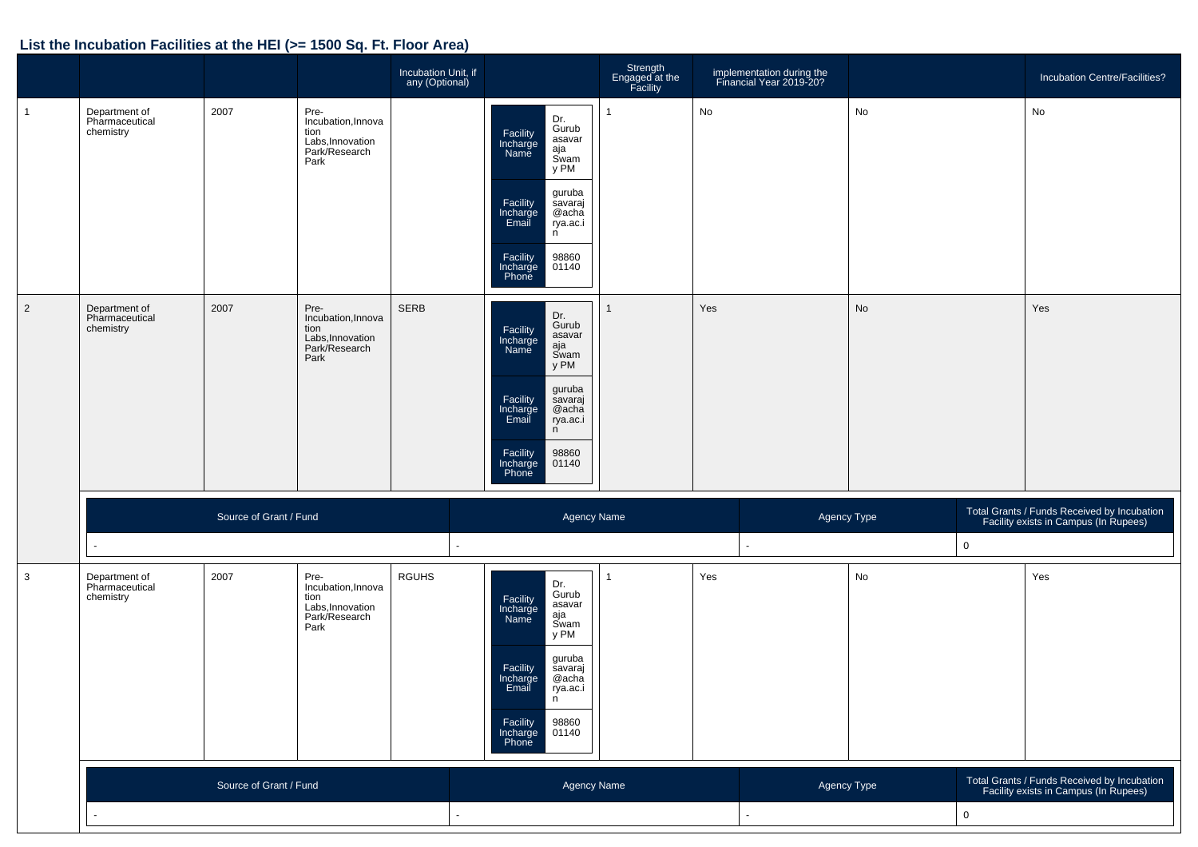## List the Incubation Facilities at the HEI (>= 1500 Sq. Ft. Floor Area)

| | | | | Incubation Unit, if any (Optional) | | Strength Engaged at the Facility | implementation during the Financial Year 2019-20? | | Incubation Centre/Facilities? |
|---|---|---|---|---|---|---|---|---|---|
| 1 | Department of Pharmaceutical chemistry | 2007 | Pre-Incubation,Innovation Labs,Innovation Park/Research Park | | Facility Incharge Name: Dr. Gurubasavaraja Swamy PM; Facility Incharge Email: gurubasavaraj@acharya.ac.in; Facility Incharge Phone: 9886001140 | 1 | No | No | No |
| 2 | Department of Pharmaceutical chemistry | 2007 | Pre-Incubation,Innovation Labs,Innovation Park/Research Park | SERB | Facility Incharge Name: Dr. Gurubasavaraja Swamy PM; Facility Incharge Email: gurubasavaraj@acharya.ac.in; Facility Incharge Phone: 9886001140 | 1 | Yes | No | Yes |
| 3 | Department of Pharmaceutical chemistry | 2007 | Pre-Incubation,Innovation Labs,Innovation Park/Research Park | RGUHS | Facility Incharge Name: Dr. Gurubasavaraja Swamy PM; Facility Incharge Email: gurubasavaraj@acharya.ac.in; Facility Incharge Phone: 9886001140 | 1 | Yes | No | Yes |

Row 2 grants:

| Source of Grant / Fund | Agency Name | Agency Type | Total Grants / Funds Received by Incubation Facility exists in Campus (In Rupees) |
|---|---|---|---|
| - | - | - | 0 |

Row 3 grants:

| Source of Grant / Fund | Agency Name | Agency Type | Total Grants / Funds Received by Incubation Facility exists in Campus (In Rupees) |
|---|---|---|---|
| - | - | - | 0 |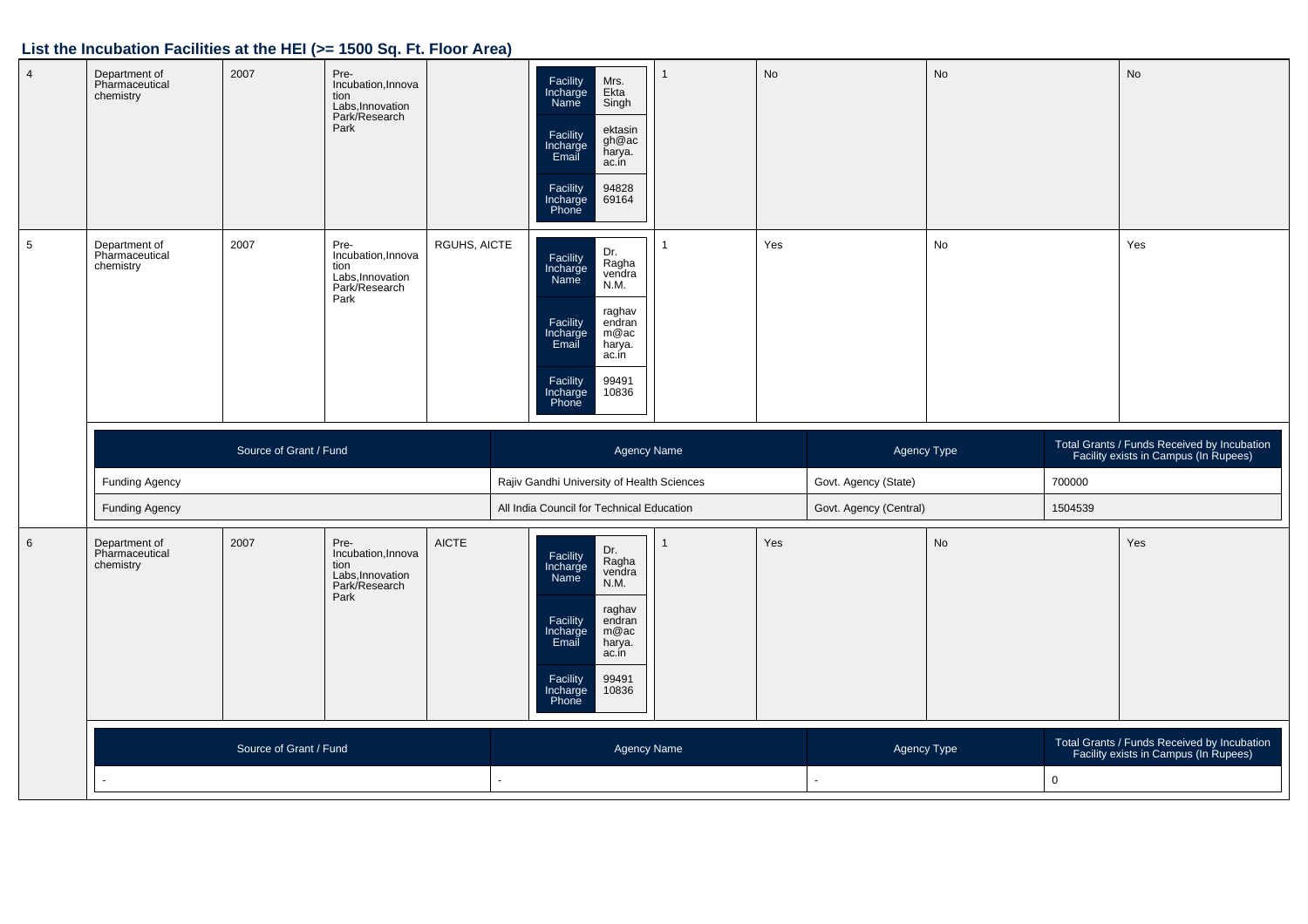## List the Incubation Facilities at the HEI (>= 1500 Sq. Ft. Floor Area)

| | | | | | | | | | |
|---|---|---|---|---|---|---|---|---|---|
| 4 | Department of Pharmaceutical chemistry | 2007 | Pre-Incubation,Innovation Labs,Innovation Park/Research Park | | Facility Incharge Name: Mrs. Ekta Singh<br>Facility Incharge Email: ektasingh@acharya.ac.in<br>Facility Incharge Phone: 9482869164 | 1 | No | No | No |
| 5 | Department of Pharmaceutical chemistry | 2007 | Pre-Incubation,Innovation Labs,Innovation Park/Research Park | RGUHS, AICTE | Facility Incharge Name: Dr. Raghavendra N.M.<br>Facility Incharge Email: raghavendranm@acharya.ac.in<br>Facility Incharge Phone: 9949110836 | 1 | Yes | No | Yes |

| Source of Grant / Fund | Agency Name | Agency Type | Total Grants / Funds Received by Incubation Facility exists in Campus (In Rupees) |
|---|---|---|---|
| Funding Agency | Rajiv Gandhi University of Health Sciences | Govt. Agency (State) | 700000 |
| Funding Agency | All India Council for Technical Education | Govt. Agency (Central) | 1504539 |

| | | | | | | | | | |
|---|---|---|---|---|---|---|---|---|---|
| 6 | Department of Pharmaceutical chemistry | 2007 | Pre-Incubation,Innovation Labs,Innovation Park/Research Park | AICTE | Facility Incharge Name: Dr. Raghavendra N.M.<br>Facility Incharge Email: raghavendranm@acharya.ac.in<br>Facility Incharge Phone: 9949110836 | 1 | Yes | No | Yes |

| Source of Grant / Fund | Agency Name | Agency Type | Total Grants / Funds Received by Incubation Facility exists in Campus (In Rupees) |
|---|---|---|---|
| - | - | - | 0 |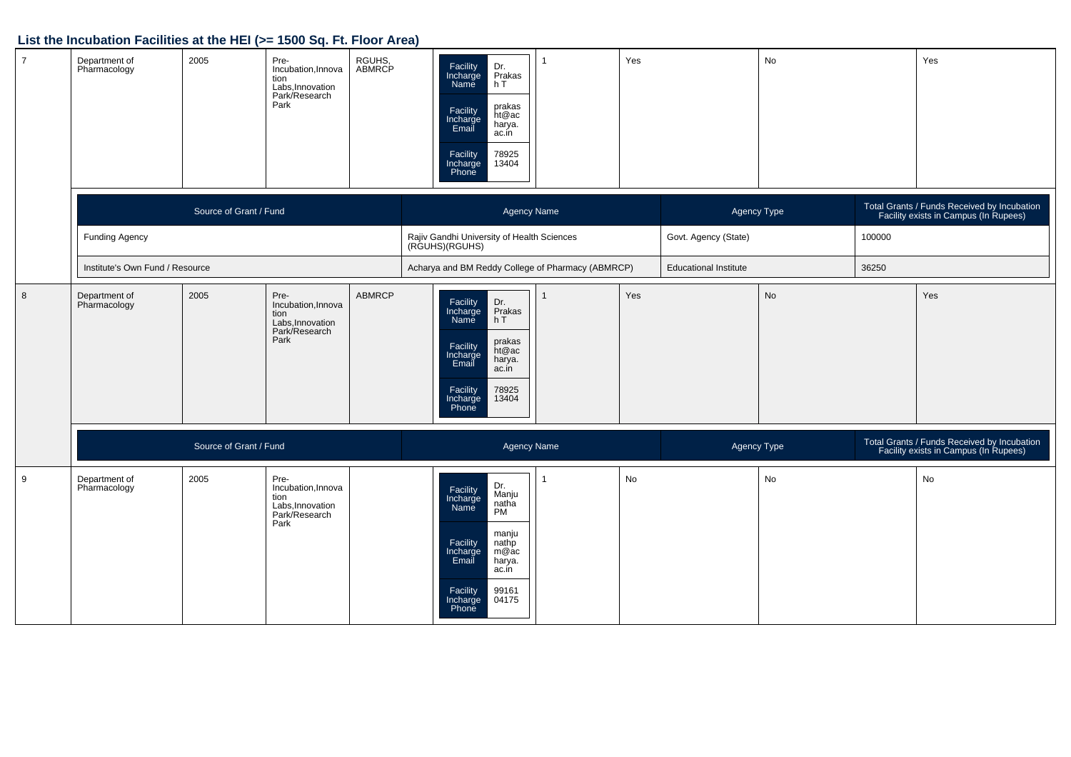## List the Incubation Facilities at the HEI (>= 1500 Sq. Ft. Floor Area)

| 7 | Department of Pharmacology | 2005 | Pre-Incubation,Innovation Labs,Innovation Park/Research Park | RGUHS, ABMRCP | Facility Incharge Name: Dr. Prakash T<br>Facility Incharge Email: prakasht@acharya.ac.in<br>Facility Incharge Phone: 7892513404 | 1 | Yes | No | Yes |
|---|---|---|---|---|---|---|---|---|---|

| Source of Grant / Fund | Agency Name | Agency Type | Total Grants / Funds Received by Incubation Facility exists in Campus (In Rupees) |
|---|---|---|---|
| Funding Agency | Rajiv Gandhi University of Health Sciences (RGUHS)(RGUHS) | Govt. Agency (State) | 100000 |
| Institute's Own Fund / Resource | Acharya and BM Reddy College of Pharmacy (ABMRCP) | Educational Institute | 36250 |

| 8 | Department of Pharmacology | 2005 | Pre-Incubation,Innovation Labs,Innovation Park/Research Park | ABMRCP | Facility Incharge Name: Dr. Prakash T<br>Facility Incharge Email: prakasht@acharya.ac.in<br>Facility Incharge Phone: 7892513404 | 1 | Yes | No | Yes |
|---|---|---|---|---|---|---|---|---|---|

| Source of Grant / Fund | Agency Name | Agency Type | Total Grants / Funds Received by Incubation Facility exists in Campus (In Rupees) |
|---|---|---|---|

| 9 | Department of Pharmacology | 2005 | Pre-Incubation,Innovation Labs,Innovation Park/Research Park | | Facility Incharge Name: Dr. Manjunatha PM<br>Facility Incharge Email: manjunathpm@acharya.ac.in<br>Facility Incharge Phone: 9916104175 | 1 | No | No | No |
|---|---|---|---|---|---|---|---|---|---|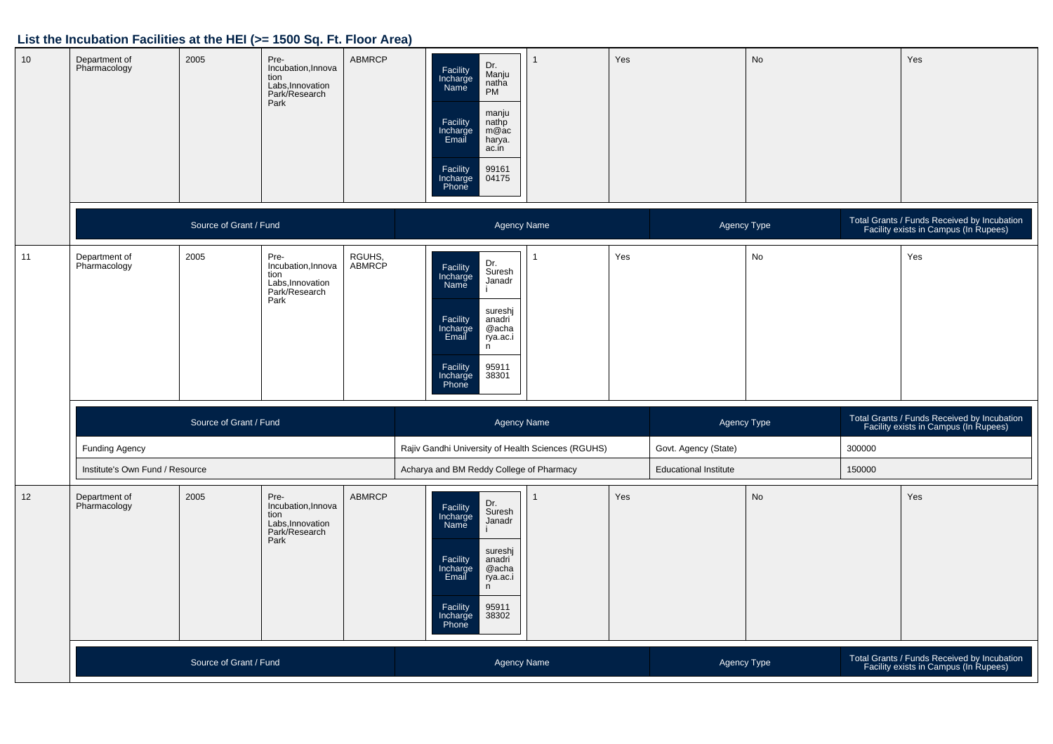## List the Incubation Facilities at the HEI (>= 1500 Sq. Ft. Floor Area)

| | | | | | | | | | |
|---|---|---|---|---|---|---|---|---|---|
| 10 | Department of Pharmacology | 2005 | Pre-Incubation,Innovation Labs,Innovation Park/Research Park | ABMRCP | Facility Incharge Name: Dr. Manjunatha PM<br>Facility Incharge Email: manjunathpm@acharya.ac.in<br>Facility Incharge Phone: 9916104175 | 1 | Yes | No | Yes |

| Source of Grant / Fund | Agency Name | Agency Type | Total Grants / Funds Received by Incubation Facility exists in Campus (In Rupees) |
|---|---|---|---|

| | | | | | | | | | |
|---|---|---|---|---|---|---|---|---|---|
| 11 | Department of Pharmacology | 2005 | Pre-Incubation,Innovation Labs,Innovation Park/Research Park | RGUHS, ABMRCP | Facility Incharge Name: Dr. Suresh Janadri<br>Facility Incharge Email: sureshjanadri@acharya.ac.in<br>Facility Incharge Phone: 9591138301 | 1 | Yes | No | Yes |

| Source of Grant / Fund | Agency Name | Agency Type | Total Grants / Funds Received by Incubation Facility exists in Campus (In Rupees) |
|---|---|---|---|
| Funding Agency | Rajiv Gandhi University of Health Sciences (RGUHS) | Govt. Agency (State) | 300000 |
| Institute's Own Fund / Resource | Acharya and BM Reddy College of Pharmacy | Educational Institute | 150000 |

| | | | | | | | | | |
|---|---|---|---|---|---|---|---|---|---|
| 12 | Department of Pharmacology | 2005 | Pre-Incubation,Innovation Labs,Innovation Park/Research Park | ABMRCP | Facility Incharge Name: Dr. Suresh Janadri<br>Facility Incharge Email: sureshjanadri@acharya.ac.in<br>Facility Incharge Phone: 9591138302 | 1 | Yes | No | Yes |

| Source of Grant / Fund | Agency Name | Agency Type | Total Grants / Funds Received by Incubation Facility exists in Campus (In Rupees) |
|---|---|---|---|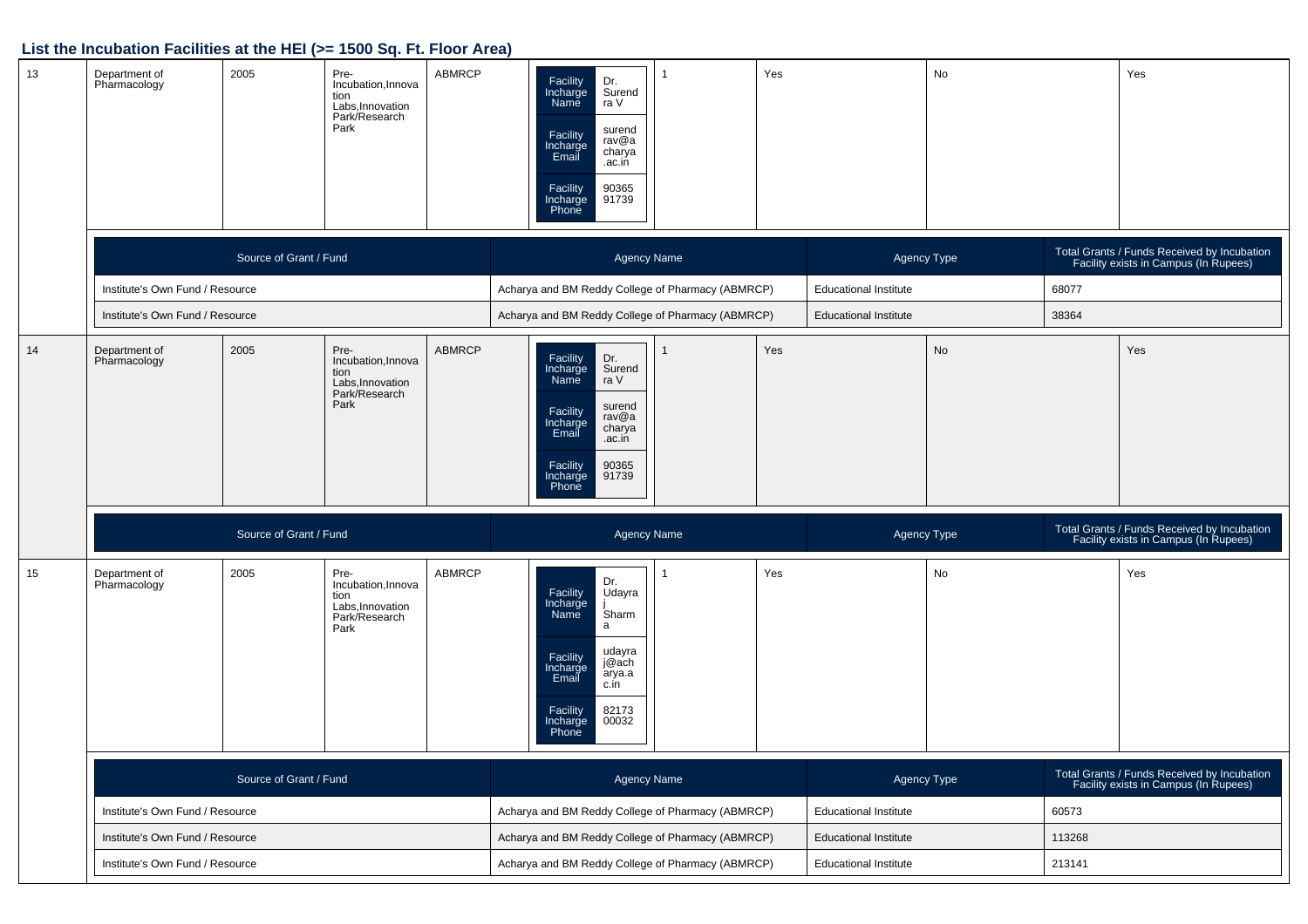## List the Incubation Facilities at the HEI (>= 1500 Sq. Ft. Floor Area)

| 13 | Department of Pharmacology | 2005 | Pre-Incubation,Innovation Labs,Innovation Park/Research Park | ABMRCP | Facility Incharge Name: Dr. Surendra V; Facility Incharge Email: surendrav@acharya.ac.in; Facility Incharge Phone: 9036591739 | 1 | Yes | No | Yes |
|---|---|---|---|---|---|---|---|---|---|

| Source of Grant / Fund | Agency Name | Agency Type | Total Grants / Funds Received by Incubation Facility exists in Campus (In Rupees) |
|---|---|---|---|
| Institute's Own Fund / Resource | Acharya and BM Reddy College of Pharmacy (ABMRCP) | Educational Institute | 68077 |
| Institute's Own Fund / Resource | Acharya and BM Reddy College of Pharmacy (ABMRCP) | Educational Institute | 38364 |

| 14 | Department of Pharmacology | 2005 | Pre-Incubation,Innovation Labs,Innovation Park/Research Park | ABMRCP | Facility Incharge Name: Dr. Surendra V; Facility Incharge Email: surendrav@acharya.ac.in; Facility Incharge Phone: 9036591739 | 1 | Yes | No | Yes |
|---|---|---|---|---|---|---|---|---|---|

| Source of Grant / Fund | Agency Name | Agency Type | Total Grants / Funds Received by Incubation Facility exists in Campus (In Rupees) |
|---|---|---|---|

| 15 | Department of Pharmacology | 2005 | Pre-Incubation,Innovation Labs,Innovation Park/Research Park | ABMRCP | Facility Incharge Name: Dr. Udayraj Sharma; Facility Incharge Email: udayraj@acharya.ac.in; Facility Incharge Phone: 8217300032 | 1 | Yes | No | Yes |
|---|---|---|---|---|---|---|---|---|---|

| Source of Grant / Fund | Agency Name | Agency Type | Total Grants / Funds Received by Incubation Facility exists in Campus (In Rupees) |
|---|---|---|---|
| Institute's Own Fund / Resource | Acharya and BM Reddy College of Pharmacy (ABMRCP) | Educational Institute | 60573 |
| Institute's Own Fund / Resource | Acharya and BM Reddy College of Pharmacy (ABMRCP) | Educational Institute | 113268 |
| Institute's Own Fund / Resource | Acharya and BM Reddy College of Pharmacy (ABMRCP) | Educational Institute | 213141 |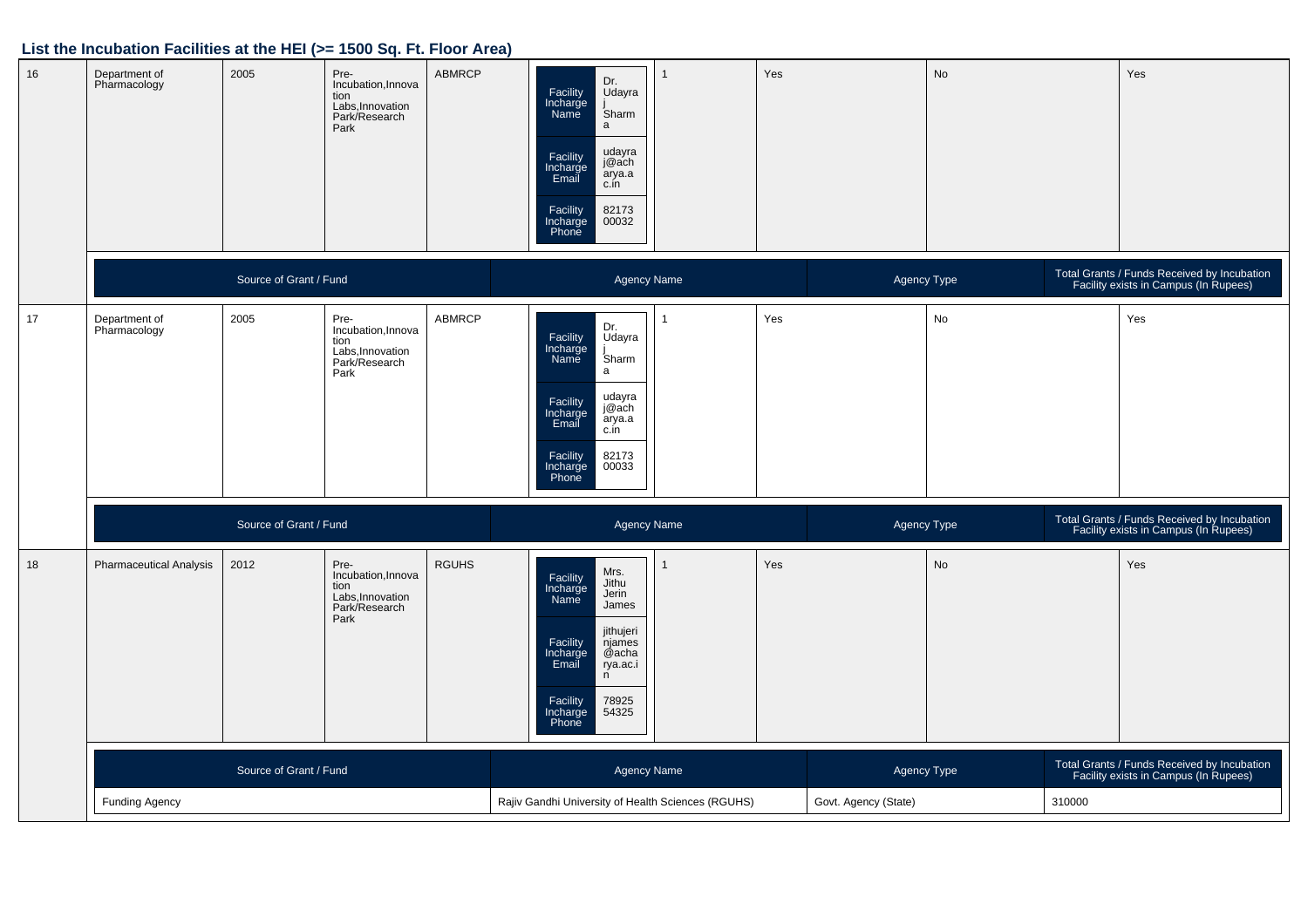## List the Incubation Facilities at the HEI (>= 1500 Sq. Ft. Floor Area)

| | | | | | | | | | |
|---|---|---|---|---|---|---|---|---|---|
| 16 | Department of Pharmacology | 2005 | Pre-Incubation,Innovation Labs,Innovation Park/Research Park | ABMRCP | Facility Incharge Name: Dr. Udayraj Sharma<br>Facility Incharge Email: udayraj@acharya.ac.in<br>Facility Incharge Phone: 8217300032 | 1 | Yes | No | Yes |

| Source of Grant / Fund | Agency Name | Agency Type | Total Grants / Funds Received by Incubation Facility exists in Campus (In Rupees) |
|---|---|---|---|

| | | | | | | | | | |
|---|---|---|---|---|---|---|---|---|---|
| 17 | Department of Pharmacology | 2005 | Pre-Incubation,Innovation Labs,Innovation Park/Research Park | ABMRCP | Facility Incharge Name: Dr. Udayraj Sharma<br>Facility Incharge Email: udayraj@acharya.ac.in<br>Facility Incharge Phone: 8217300033 | 1 | Yes | No | Yes |

| Source of Grant / Fund | Agency Name | Agency Type | Total Grants / Funds Received by Incubation Facility exists in Campus (In Rupees) |
|---|---|---|---|

| | | | | | | | | | |
|---|---|---|---|---|---|---|---|---|---|
| 18 | Pharmaceutical Analysis | 2012 | Pre-Incubation,Innovation Labs,Innovation Park/Research Park | RGUHS | Facility Incharge Name: Mrs. Jithu Jerin James<br>Facility Incharge Email: jithujerinjames@acharya.ac.in<br>Facility Incharge Phone: 7892554325 | 1 | Yes | No | Yes |

| Source of Grant / Fund | Agency Name | Agency Type | Total Grants / Funds Received by Incubation Facility exists in Campus (In Rupees) |
|---|---|---|---|
| Funding Agency | Rajiv Gandhi University of Health Sciences (RGUHS) | Govt. Agency (State) | 310000 |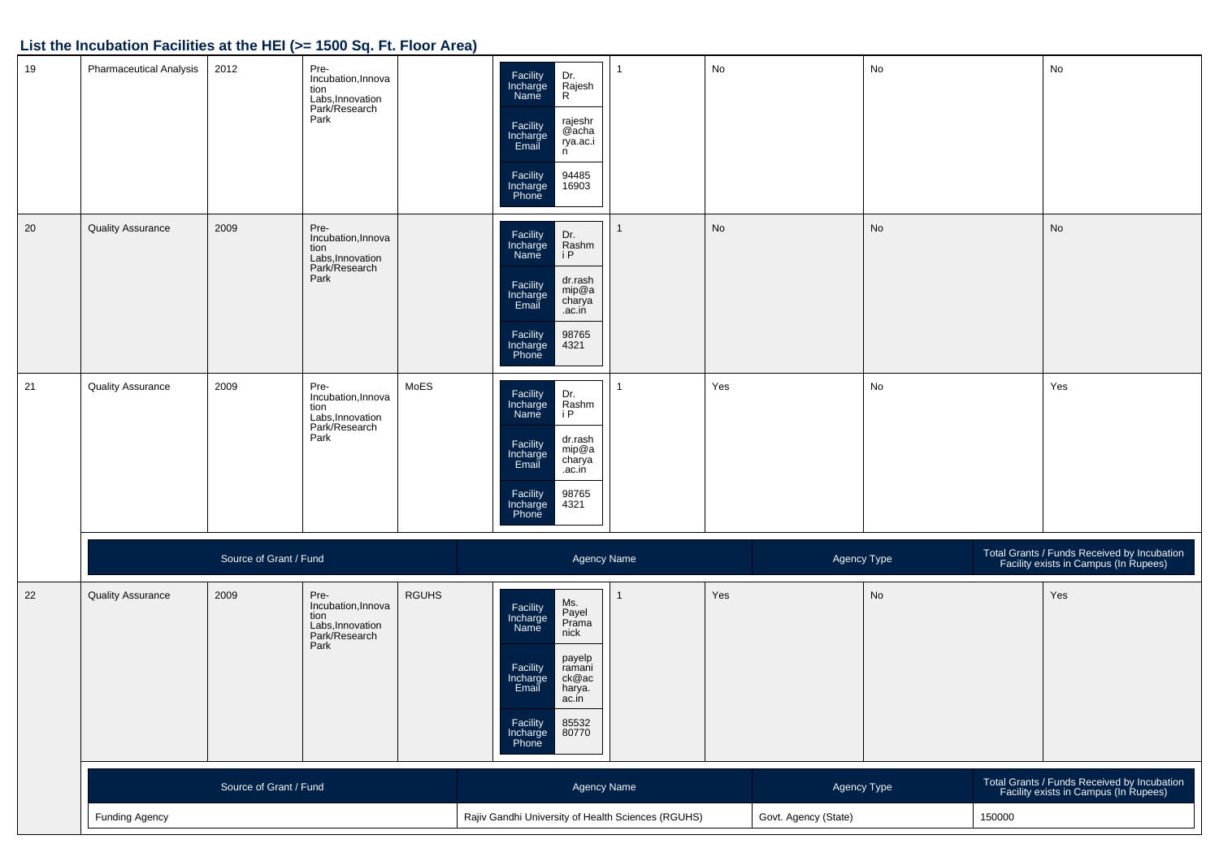## List the Incubation Facilities at the HEI (>= 1500 Sq. Ft. Floor Area)

| | | | | | | | | | |
|---|---|---|---|---|---|---|---|---|---|
| 19 | Pharmaceutical Analysis | 2012 | Pre-Incubation,Innovation Labs,Innovation Park/Research Park | | Facility Incharge Name: Dr. Rajesh R<br>Facility Incharge Email: rajeshr@acharya.ac.in<br>Facility Incharge Phone: 9448516903 | 1 | No | No | No |
| 20 | Quality Assurance | 2009 | Pre-Incubation,Innovation Labs,Innovation Park/Research Park | | Facility Incharge Name: Dr. Rashmi P<br>Facility Incharge Email: dr.rashmip@acharya.ac.in<br>Facility Incharge Phone: 987654321 | 1 | No | No | No |
| 21 | Quality Assurance | 2009 | Pre-Incubation,Innovation Labs,Innovation Park/Research Park | MoES | Facility Incharge Name: Dr. Rashmi P<br>Facility Incharge Email: dr.rashmip@acharya.ac.in<br>Facility Incharge Phone: 987654321 | 1 | Yes | No | Yes |
| 22 | Quality Assurance | 2009 | Pre-Incubation,Innovation Labs,Innovation Park/Research Park | RGUHS | Facility Incharge Name: Ms. Payel Pramanick<br>Facility Incharge Email: payelpramanick@acharya.ac.in<br>Facility Incharge Phone: 8553280770 | 1 | Yes | No | Yes |

Row 21:

| Source of Grant / Fund | Agency Name | Agency Type | Total Grants / Funds Received by Incubation Facility exists in Campus (In Rupees) |
|---|---|---|---|

Row 22:

| Source of Grant / Fund | Agency Name | Agency Type | Total Grants / Funds Received by Incubation Facility exists in Campus (In Rupees) |
|---|---|---|---|
| Funding Agency | Rajiv Gandhi University of Health Sciences (RGUHS) | Govt. Agency (State) | 150000 |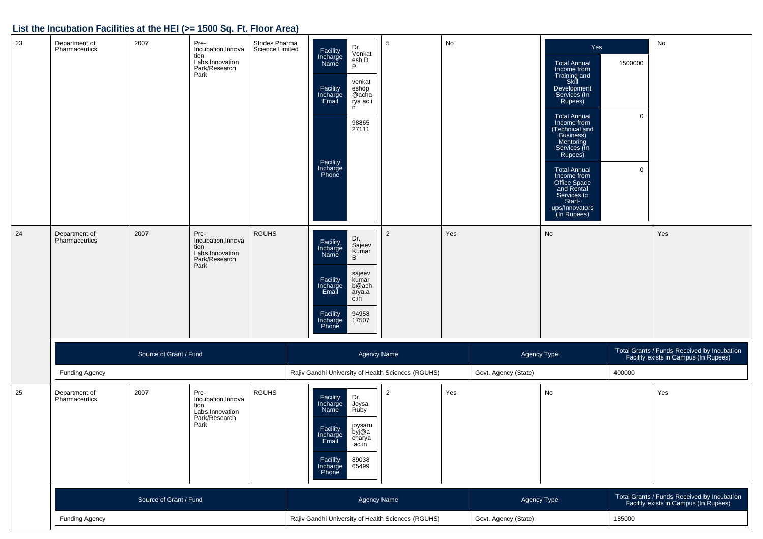## List the Incubation Facilities at the HEI (>= 1500 Sq. Ft. Floor Area)

| | | | | | | | | | |
|---|---|---|---|---|---|---|---|---|---|
| 23 | Department of Pharmaceutics | 2007 | Pre-Incubation,Innovation Labs,Innovation Park/Research Park | Strides Pharma Science Limited | Facility Incharge Name: Dr. Venkatesh D P<br>Facility Incharge Email: venkateshdp@acharya.ac.in<br>Facility Incharge Phone: 9886527111 | 5 | No | Yes<br>Total Annual Income from Training and Skill Development Services (In Rupees): 1500000<br>Total Annual Income from (Technical and Business) Mentoring Services (In Rupees): 0<br>Total Annual Income from Office Space and Rental Services to Start-ups/Innovators (In Rupees): 0 | No |
| 24 | Department of Pharmaceutics | 2007 | Pre-Incubation,Innovation Labs,Innovation Park/Research Park | RGUHS | Facility Incharge Name: Dr. Sajeev Kumar B<br>Facility Incharge Email: sajeevkumarb@acharya.ac.in<br>Facility Incharge Phone: 9495817507 | 2 | Yes | No | Yes |

| Source of Grant / Fund | Agency Name | Agency Type | Total Grants / Funds Received by Incubation Facility exists in Campus (In Rupees) |
|---|---|---|---|
| Funding Agency | Rajiv Gandhi University of Health Sciences (RGUHS) | Govt. Agency (State) | 400000 |

| | | | | | | | | | |
|---|---|---|---|---|---|---|---|---|---|
| 25 | Department of Pharmaceutics | 2007 | Pre-Incubation,Innovation Labs,Innovation Park/Research Park | RGUHS | Facility Incharge Name: Dr. Joysa Ruby<br>Facility Incharge Email: joysarubyj@acharya.ac.in<br>Facility Incharge Phone: 8903865499 | 2 | Yes | No | Yes |

| Source of Grant / Fund | Agency Name | Agency Type | Total Grants / Funds Received by Incubation Facility exists in Campus (In Rupees) |
|---|---|---|---|
| Funding Agency | Rajiv Gandhi University of Health Sciences (RGUHS) | Govt. Agency (State) | 185000 |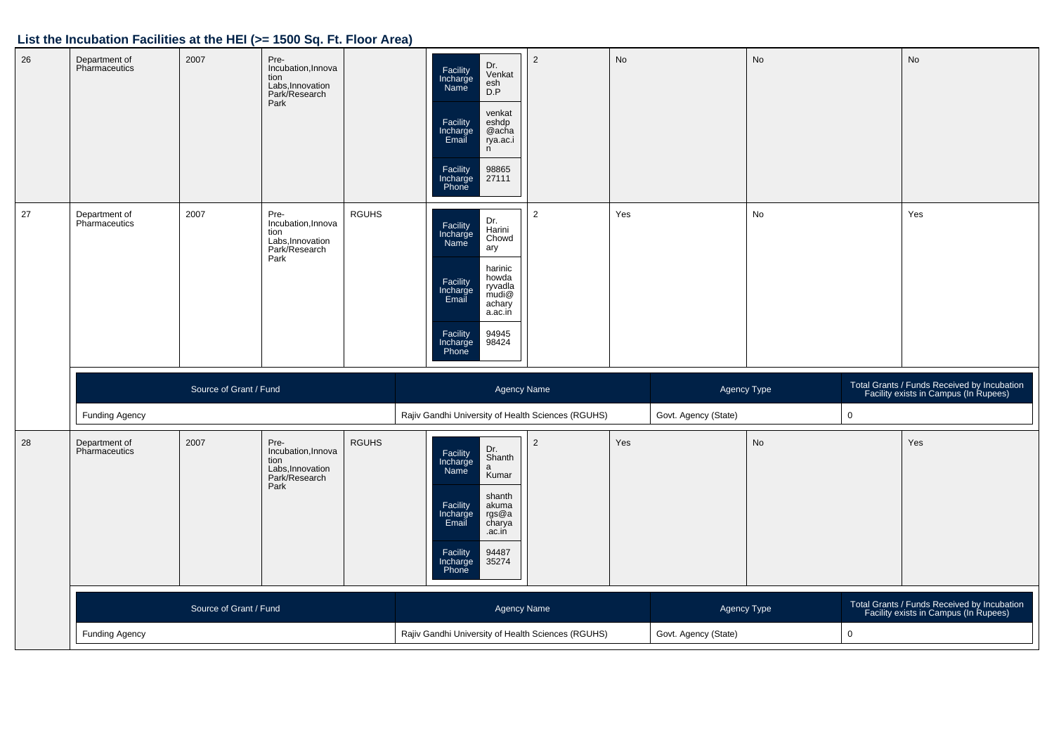## List the Incubation Facilities at the HEI (>= 1500 Sq. Ft. Floor Area)

| | | | | | | | | | |
|---|---|---|---|---|---|---|---|---|---|
| 26 | Department of Pharmaceutics | 2007 | Pre-Incubation,Innovation Labs,Innovation Park/Research Park | | Facility Incharge Name: Dr. Venkatesh D.P<br>Facility Incharge Email: venkateshdp@acharya.ac.in<br>Facility Incharge Phone: 9886527111 | 2 | No | No | No |
| 27 | Department of Pharmaceutics | 2007 | Pre-Incubation,Innovation Labs,Innovation Park/Research Park | RGUHS | Facility Incharge Name: Dr. Harini Chowdary<br>Facility Incharge Email: harinichowdaryvadlamudi@acharya.ac.in<br>Facility Incharge Phone: 9494598424 | 2 | Yes | No | Yes |

| Source of Grant / Fund | Agency Name | Agency Type | Total Grants / Funds Received by Incubation Facility exists in Campus (In Rupees) |
|---|---|---|---|
| Funding Agency | Rajiv Gandhi University of Health Sciences (RGUHS) | Govt. Agency (State) | 0 |

| | | | | | | | | | |
|---|---|---|---|---|---|---|---|---|---|
| 28 | Department of Pharmaceutics | 2007 | Pre-Incubation,Innovation Labs,Innovation Park/Research Park | RGUHS | Facility Incharge Name: Dr. Shantha Kumar<br>Facility Incharge Email: shanthakumargs@acharya.ac.in<br>Facility Incharge Phone: 9448735274 | 2 | Yes | No | Yes |

| Source of Grant / Fund | Agency Name | Agency Type | Total Grants / Funds Received by Incubation Facility exists in Campus (In Rupees) |
|---|---|---|---|
| Funding Agency | Rajiv Gandhi University of Health Sciences (RGUHS) | Govt. Agency (State) | 0 |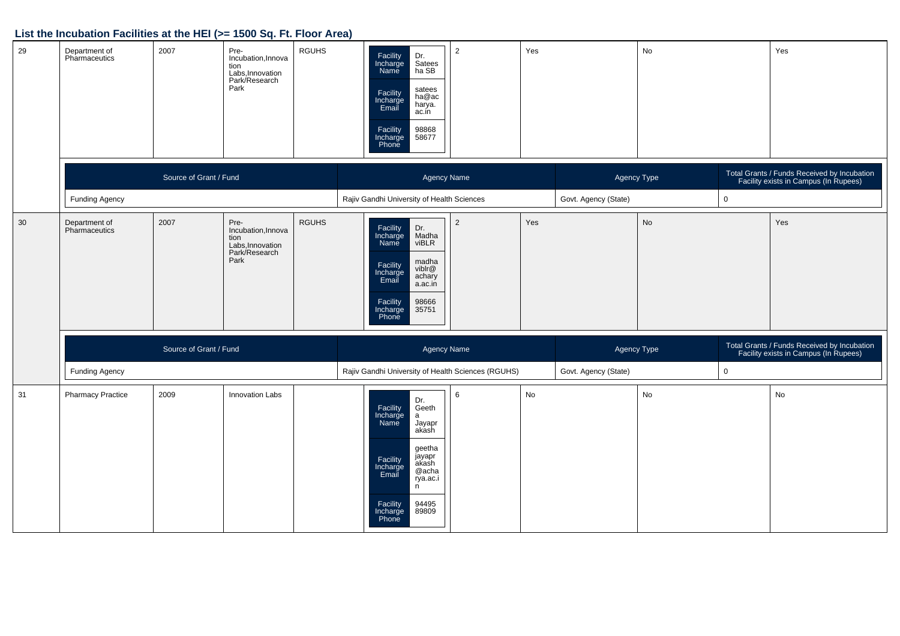## List the Incubation Facilities at the HEI (>= 1500 Sq. Ft. Floor Area)

| | | | | | | | | | |
|---|---|---|---|---|---|---|---|---|---|
| 29 | Department of Pharmaceutics | 2007 | Pre-Incubation,Innovation Labs,Innovation Park/Research Park | RGUHS | Facility Incharge Name: Dr. Sateesha SB; Facility Incharge Email: sateesha@acharya.ac.in; Facility Incharge Phone: 9886858677 | 2 | Yes | No | Yes |

| Source of Grant / Fund | Agency Name | Agency Type | Total Grants / Funds Received by Incubation Facility exists in Campus (In Rupees) |
|---|---|---|---|
| Funding Agency | Rajiv Gandhi University of Health Sciences | Govt. Agency (State) | 0 |

| | | | | | | | | | |
|---|---|---|---|---|---|---|---|---|---|
| 30 | Department of Pharmaceutics | 2007 | Pre-Incubation,Innovation Labs,Innovation Park/Research Park | RGUHS | Facility Incharge Name: Dr. MadhaviBLR; Facility Incharge Email: madhaviblr@acharya.ac.in; Facility Incharge Phone: 9866635751 | 2 | Yes | No | Yes |

| Source of Grant / Fund | Agency Name | Agency Type | Total Grants / Funds Received by Incubation Facility exists in Campus (In Rupees) |
|---|---|---|---|
| Funding Agency | Rajiv Gandhi University of Health Sciences (RGUHS) | Govt. Agency (State) | 0 |

| | | | | | | | | | |
|---|---|---|---|---|---|---|---|---|---|
| 31 | Pharmacy Practice | 2009 | Innovation Labs | | Facility Incharge Name: Dr. Geetha Jayaprakash; Facility Incharge Email: geethajayaprakash@acharya.ac.in; Facility Incharge Phone: 9449589809 | 6 | No | No | No |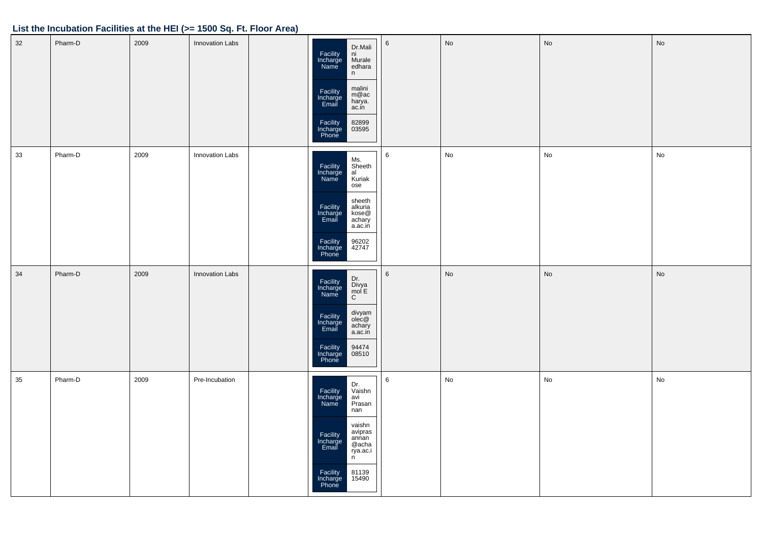## List the Incubation Facilities at the HEI (>= 1500 Sq. Ft. Floor Area)

| | | | | | | | | | |
|---|---|---|---|---|---|---|---|---|---|
| 32 | Pharm-D | 2009 | Innovation Labs | | Facility Incharge Name: Dr.Malini Muraleedharan<br>Facility Incharge Email: malinim@acharya.ac.in<br>Facility Incharge Phone: 8289903595 | 6 | No | No | No |
| 33 | Pharm-D | 2009 | Innovation Labs | | Facility Incharge Name: Ms. Sheethal Kuriakose<br>Facility Incharge Email: sheethalkuriakose@acharya.ac.in<br>Facility Incharge Phone: 9620242747 | 6 | No | No | No |
| 34 | Pharm-D | 2009 | Innovation Labs | | Facility Incharge Name: Dr. Divyamol E C<br>Facility Incharge Email: divyamolec@acharya.ac.in<br>Facility Incharge Phone: 9447408510 | 6 | No | No | No |
| 35 | Pharm-D | 2009 | Pre-Incubation | | Facility Incharge Name: Dr. Vaishnavi Prasannan<br>Facility Incharge Email: vaishnaviprasannan@acharya.ac.in<br>Facility Incharge Phone: 8113915490 | 6 | No | No | No |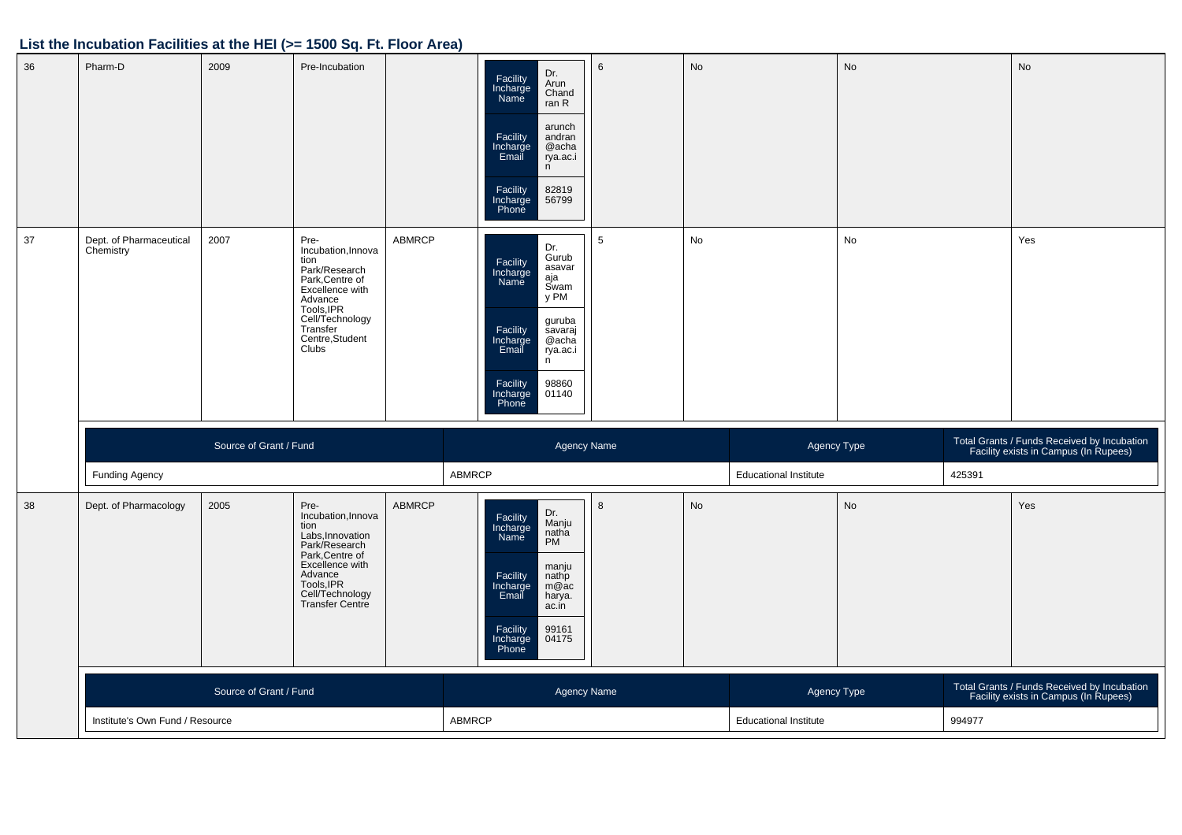## List the Incubation Facilities at the HEI (>= 1500 Sq. Ft. Floor Area)

| 36 | Pharm-D | 2009 | Pre-Incubation | | Facility Incharge Name: Dr. Arun Chandran R; Facility Incharge Email: arunchandran@acharya.ac.in; Facility Incharge Phone: 8281956799 | 6 | No | No | No |
|---|---|---|---|---|---|---|---|---|---|
| 37 | Dept. of Pharmaceutical Chemistry | 2007 | Pre-Incubation,Innovation Park/Research Park,Centre of Excellence with Advance Tools,IPR Cell/Technology Transfer Centre,Student Clubs | ABMRCP | Facility Incharge Name: Dr. Gurubasavaraja Swamy PM; Facility Incharge Email: gurubasavaraj@acharya.ac.in; Facility Incharge Phone: 9886001140 | 5 | No | No | Yes |

| Source of Grant / Fund | Agency Name | Agency Type | Total Grants / Funds Received by Incubation Facility exists in Campus (In Rupees) |
|---|---|---|---|
| Funding Agency | ABMRCP | Educational Institute | 425391 |

| 38 | Dept. of Pharmacology | 2005 | Pre-Incubation,Innovation Labs,Innovation Park/Research Park,Centre of Excellence with Advance Tools,IPR Cell/Technology Transfer Centre | ABMRCP | Facility Incharge Name: Dr. Manjunatha PM; Facility Incharge Email: manjunathpm@acharya.ac.in; Facility Incharge Phone: 9916104175 | 8 | No | No | Yes |
|---|---|---|---|---|---|---|---|---|---|

| Source of Grant / Fund | Agency Name | Agency Type | Total Grants / Funds Received by Incubation Facility exists in Campus (In Rupees) |
|---|---|---|---|
| Institute's Own Fund / Resource | ABMRCP | Educational Institute | 994977 |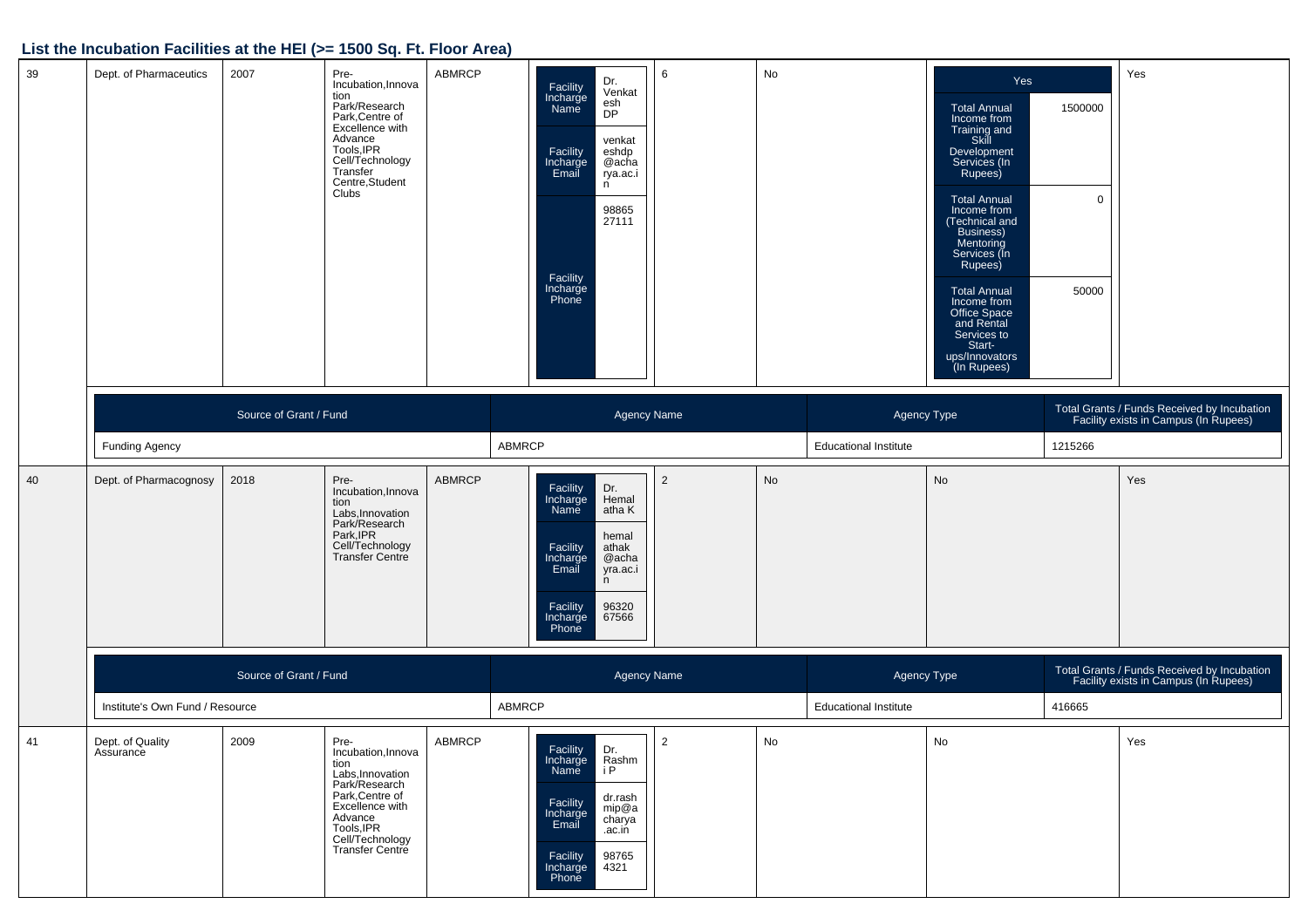## List the Incubation Facilities at the HEI (>= 1500 Sq. Ft. Floor Area)

| | | | | | | | | | |
|---|---|---|---|---|---|---|---|---|---|
| 39 | Dept. of Pharmaceutics | 2007 | Pre-Incubation,Innovation Park/Research Park,Centre of Excellence with Advance Tools,IPR Cell/Technology Transfer Centre,Student Clubs | ABMRCP | Facility Incharge Name: Dr. Venkatesh DP; Facility Incharge Email: venkateshdp@acharya.ac.in; Facility Incharge Phone: 9886527111 | 6 | No | Yes; Total Annual Income from Training and Skill Development Services (In Rupees): 1500000; Total Annual Income from (Technical and Business) Mentoring Services (In Rupees): 0; Total Annual Income from Office Space and Rental Services to Start-ups/Innovators (In Rupees): 50000 | Yes |

| Source of Grant / Fund | Agency Name | Agency Type | Total Grants / Funds Received by Incubation Facility exists in Campus (In Rupees) |
|---|---|---|---|
| Funding Agency | ABMRCP | Educational Institute | 1215266 |

| | | | | | | | | | |
|---|---|---|---|---|---|---|---|---|---|
| 40 | Dept. of Pharmacognosy | 2018 | Pre-Incubation,Innovation Labs,Innovation Park/Research Park,IPR Cell/Technology Transfer Centre | ABMRCP | Facility Incharge Name: Dr. Hemalatha K; Facility Incharge Email: hemalathak@acharya.ac.in; Facility Incharge Phone: 9632067566 | 2 | No | No | Yes |

| Source of Grant / Fund | Agency Name | Agency Type | Total Grants / Funds Received by Incubation Facility exists in Campus (In Rupees) |
|---|---|---|---|
| Institute's Own Fund / Resource | ABMRCP | Educational Institute | 416665 |

| | | | | | | | | | |
|---|---|---|---|---|---|---|---|---|---|
| 41 | Dept. of Quality Assurance | 2009 | Pre-Incubation,Innovation Labs,Innovation Park/Research Park,Centre of Excellence with Advance Tools,IPR Cell/Technology Transfer Centre | ABMRCP | Facility Incharge Name: Dr. Rashmi P; Facility Incharge Email: dr.rashmip@acharya.ac.in; Facility Incharge Phone: 987654321 | 2 | No | No | Yes |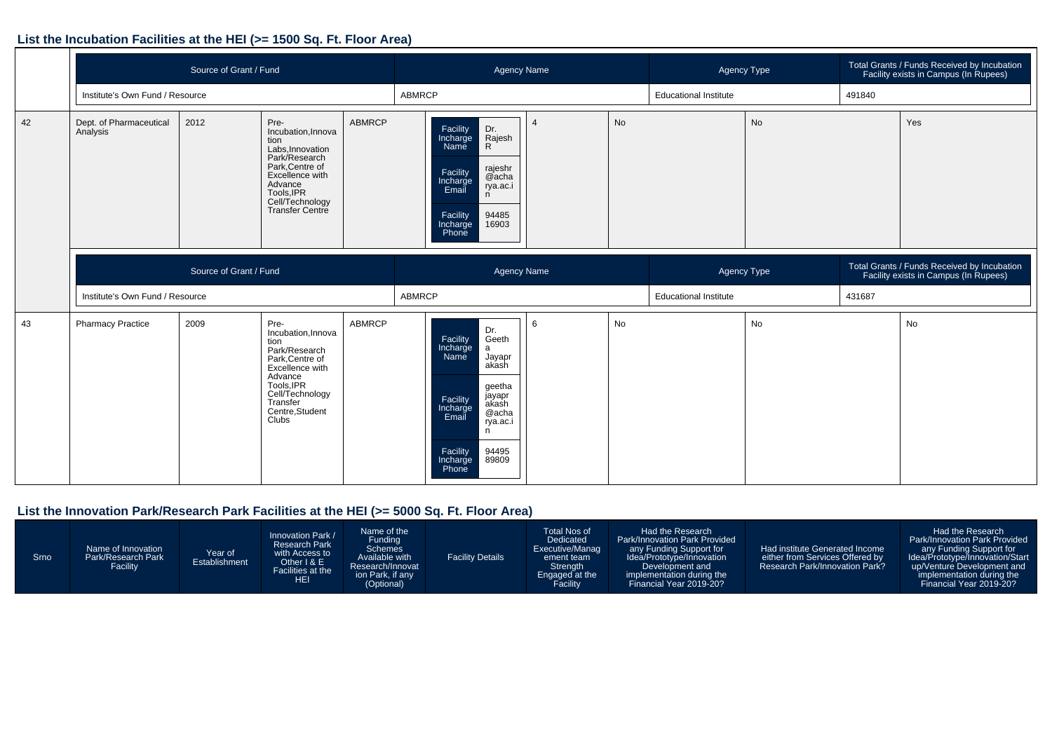## List the Incubation Facilities at the HEI (>= 1500 Sq. Ft. Floor Area)

| | | | | | | | | | | |
|---|---|---|---|---|---|---|---|---|---|---|
| | Source of Grant / Fund | | | | Agency Name | | | Agency Type | | Total Grants / Funds Received by Incubation Facility exists in Campus (In Rupees) |
| | Institute's Own Fund / Resource | | | | ABMRCP | | | Educational Institute | | 491840 |
| 42 | Dept. of Pharmaceutical Analysis | 2012 | Pre-Incubation,Innovation Labs,Innovation Park/Research Park,Centre of Excellence with Advance Tools,IPR Cell/Technology Transfer Centre | ABMRCP | Facility Incharge Name: Dr. Rajesh R; Facility Incharge Email: rajeshr@acharya.ac.in; Facility Incharge Phone: 9448516903 | 4 | No | No | | Yes |
| | Source of Grant / Fund | | | | Agency Name | | | Agency Type | | Total Grants / Funds Received by Incubation Facility exists in Campus (In Rupees) |
| | Institute's Own Fund / Resource | | | | ABMRCP | | | Educational Institute | | 431687 |
| 43 | Pharmacy Practice | 2009 | Pre-Incubation,Innovation Park/Research Park,Centre of Excellence with Advance Tools,IPR Cell/Technology Transfer Centre,Student Clubs | ABMRCP | Facility Incharge Name: Dr. Geetha Jayaprakash; Facility Incharge Email: geethajayaprakash@acharya.ac.in; Facility Incharge Phone: 9449589809 | 6 | No | No | | No |

## List the Innovation Park/Research Park Facilities at the HEI (>= 5000 Sq. Ft. Floor Area)

| Srno | Name of Innovation Park/Research Park Facility | Year of Establishment | Innovation Park / Research Park with Access to Other I & E Facilities at the HEI | Name of the Funding Schemes Available with Research/Innovation Park, if any (Optional) | Facility Details | Total Nos of Dedicated Executive/Management team Strength Engaged at the Facility | Had the Research Park/Innovation Park Provided any Funding Support for Idea/Prototype/Innovation Development and implementation during the Financial Year 2019-20? | Had institute Generated Income either from Services Offered by Research Park/Innovation Park? | Had the Research Park/Innovation Park Provided any Funding Support for Idea/Prototype/Innovation/Start up/Venture Development and implementation during the Financial Year 2019-20? |
|---|---|---|---|---|---|---|---|---|---|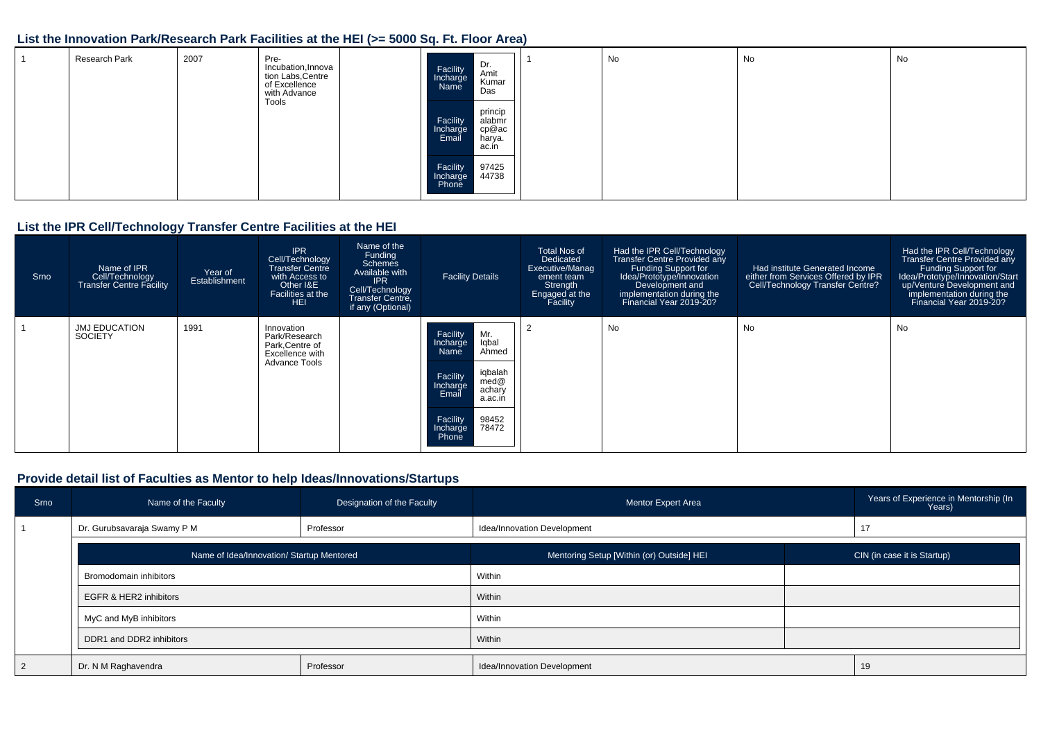## List the Innovation Park/Research Park Facilities at the HEI (>= 5000 Sq. Ft. Floor Area)

| | | | | | | | | | |
|---|---|---|---|---|---|---|---|---|---|
| 1 | Research Park | 2007 | Pre-Incubation,Innovation Labs,Centre of Excellence with Advance Tools | | Facility Incharge Name: Dr. Amit Kumar Das<br>Facility Incharge Email: principalabmrcp@acharya.ac.in<br>Facility Incharge Phone: 9742544738 | 1 | No | No | No |

## List the IPR Cell/Technology Transfer Centre Facilities at the HEI

| Srno | Name of IPR Cell/Technology Transfer Centre Facility | Year of Establishment | IPR Cell/Technology Transfer Centre with Access to Other I&E Facilities at the HEI | Name of the Funding Schemes Available with IPR Cell/Technology Transfer Centre, if any (Optional) | Facility Details | Total Nos of Dedicated Executive/Management team Strength Engaged at the Facility | Had the IPR Cell/Technology Transfer Centre Provided any Funding Support for Idea/Prototype/Innovation Development and implementation during the Financial Year 2019-20? | Had institute Generated Income either from Services Offered by IPR Cell/Technology Transfer Centre? | Had the IPR Cell/Technology Transfer Centre Provided any Funding Support for Idea/Prototype/Innovation/Start up/Venture Development and implementation during the Financial Year 2019-20? |
|---|---|---|---|---|---|---|---|---|---|
| 1 | JMJ EDUCATION SOCIETY | 1991 | Innovation Park/Research Park,Centre of Excellence with Advance Tools | | Facility Incharge Name: Mr. Iqbal Ahmed<br>Facility Incharge Email: iqbalahmed@acharya.ac.in<br>Facility Incharge Phone: 9845278472 | 2 | No | No | No |

## Provide detail list of Faculties as Mentor to help Ideas/Innovations/Startups

| Srno | Name of the Faculty | Designation of the Faculty | Mentor Expert Area | Years of Experience in Mentorship (In Years) |
|---|---|---|---|---|
| 1 | Dr. Gurubsavaraja Swamy P M | Professor | Idea/Innovation Development | 17 |

| Name of Idea/Innovation/ Startup Mentored | Mentoring Setup [Within (or) Outside] HEI | CIN (in case it is Startup) |
|---|---|---|
| Bromodomain inhibitors | Within | |
| EGFR & HER2 inhibitors | Within | |
| MyC and MyB inhibitors | Within | |
| DDR1 and DDR2 inhibitors | Within | |

| Srno | Name of the Faculty | Designation of the Faculty | Mentor Expert Area | Years of Experience in Mentorship (In Years) |
|---|---|---|---|---|
| 2 | Dr. N M Raghavendra | Professor | Idea/Innovation Development | 19 |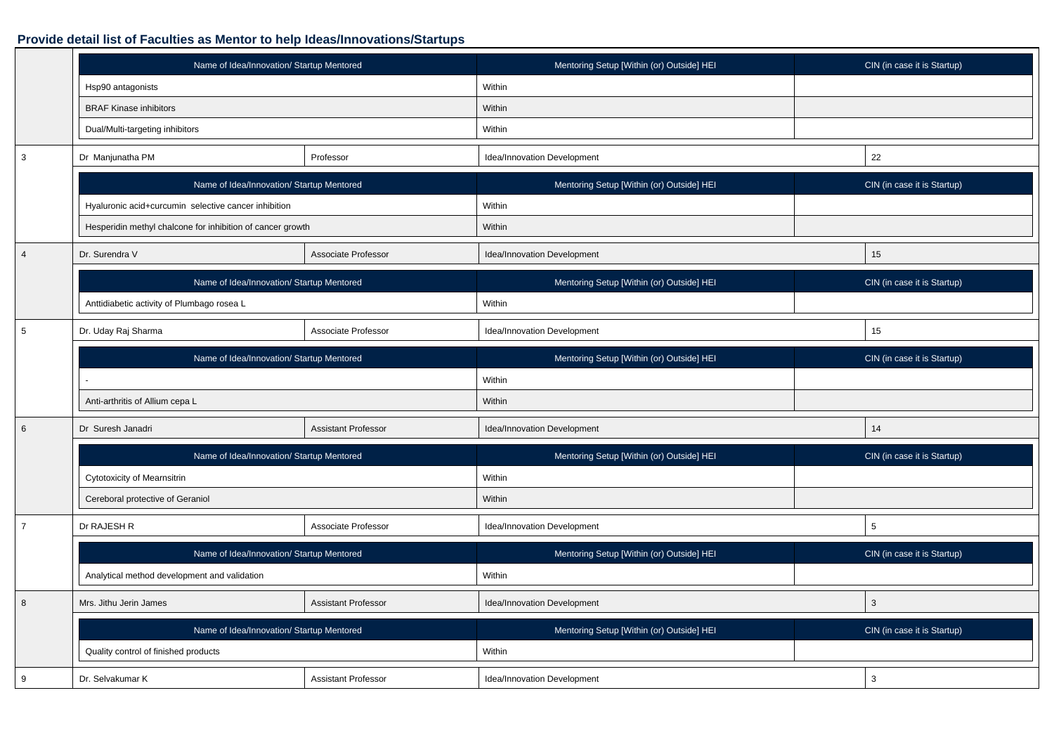## Provide detail list of Faculties as Mentor to help Ideas/Innovations/Startups

| | Name of Idea/Innovation/ Startup Mentored | Mentoring Setup [Within (or) Outside] HEI | CIN (in case it is Startup) |
|---|---|---|---|
| | Hsp90 antagonists | Within | |
| | BRAF Kinase inhibitors | Within | |
| | Dual/Multi-targeting inhibitors | Within | |

| 3 | Dr Manjunatha PM | Professor | Idea/Innovation Development | 22 |
|---|---|---|---|---|

| Name of Idea/Innovation/ Startup Mentored | Mentoring Setup [Within (or) Outside] HEI | CIN (in case it is Startup) |
|---|---|---|
| Hyaluronic acid+curcumin selective cancer inhibition | Within | |
| Hesperidin methyl chalcone for inhibition of cancer growth | Within | |

| 4 | Dr. Surendra V | Associate Professor | Idea/Innovation Development | 15 |
|---|---|---|---|---|

| Name of Idea/Innovation/ Startup Mentored | Mentoring Setup [Within (or) Outside] HEI | CIN (in case it is Startup) |
|---|---|---|
| Anttidiabetic activity of Plumbago rosea L | Within | |

| 5 | Dr. Uday Raj Sharma | Associate Professor | Idea/Innovation Development | 15 |
|---|---|---|---|---|

| Name of Idea/Innovation/ Startup Mentored | Mentoring Setup [Within (or) Outside] HEI | CIN (in case it is Startup) |
|---|---|---|
| - | Within | |
| Anti-arthritis of Allium cepa L | Within | |

| 6 | Dr Suresh Janadri | Assistant Professor | Idea/Innovation Development | 14 |
|---|---|---|---|---|

| Name of Idea/Innovation/ Startup Mentored | Mentoring Setup [Within (or) Outside] HEI | CIN (in case it is Startup) |
|---|---|---|
| Cytotoxicity of Mearnsitrin | Within | |
| Cereboral protective of Geraniol | Within | |

| 7 | Dr RAJESH R | Associate Professor | Idea/Innovation Development | 5 |
|---|---|---|---|---|

| Name of Idea/Innovation/ Startup Mentored | Mentoring Setup [Within (or) Outside] HEI | CIN (in case it is Startup) |
|---|---|---|
| Analytical method development and validation | Within | |

| 8 | Mrs. Jithu Jerin James | Assistant Professor | Idea/Innovation Development | 3 |
|---|---|---|---|---|

| Name of Idea/Innovation/ Startup Mentored | Mentoring Setup [Within (or) Outside] HEI | CIN (in case it is Startup) |
|---|---|---|
| Quality control of finished products | Within | |

| 9 | Dr. Selvakumar K | Assistant Professor | Idea/Innovation Development | 3 |
|---|---|---|---|---|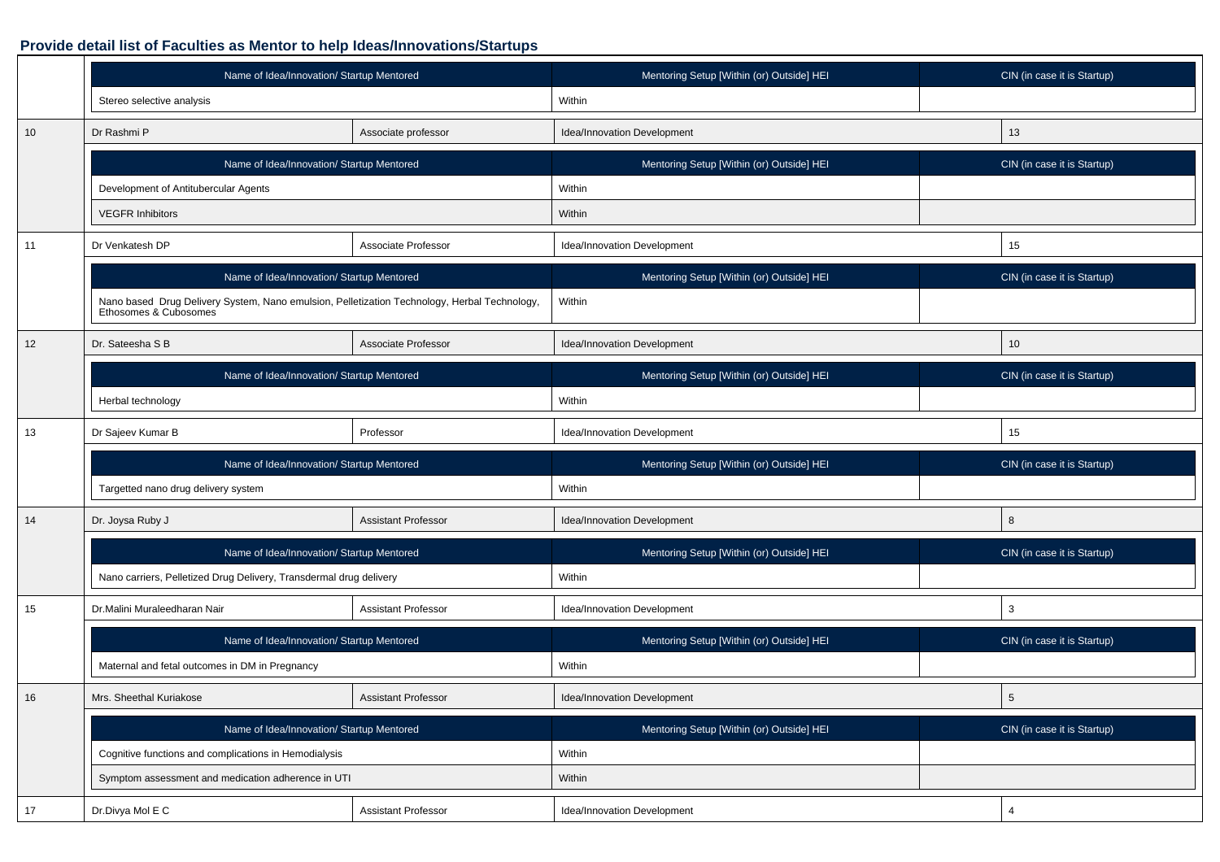**Provide detail list of Faculties as Mentor to help Ideas/Innovations/Startups**

| | Name of Idea/Innovation/ Startup Mentored | | Mentoring Setup [Within (or) Outside] HEI | CIN (in case it is Startup) |
|---|---|---|---|---|
| | Stereo selective analysis | | Within | |
| 10 | Dr Rashmi P | Associate professor | Idea/Innovation Development | 13 |
| | Name of Idea/Innovation/ Startup Mentored | | Mentoring Setup [Within (or) Outside] HEI | CIN (in case it is Startup) |
| | Development of Antitubercular Agents | | Within | |
| | VEGFR Inhibitors | | Within | |
| 11 | Dr Venkatesh DP | Associate Professor | Idea/Innovation Development | 15 |
| | Name of Idea/Innovation/ Startup Mentored | | Mentoring Setup [Within (or) Outside] HEI | CIN (in case it is Startup) |
| | Nano based Drug Delivery System, Nano emulsion, Pelletization Technology, Herbal Technology, Ethosomes & Cubosomes | | Within | |
| 12 | Dr. Sateesha S B | Associate Professor | Idea/Innovation Development | 10 |
| | Name of Idea/Innovation/ Startup Mentored | | Mentoring Setup [Within (or) Outside] HEI | CIN (in case it is Startup) |
| | Herbal technology | | Within | |
| 13 | Dr Sajeev Kumar B | Professor | Idea/Innovation Development | 15 |
| | Name of Idea/Innovation/ Startup Mentored | | Mentoring Setup [Within (or) Outside] HEI | CIN (in case it is Startup) |
| | Targetted nano drug delivery system | | Within | |
| 14 | Dr. Joysa Ruby J | Assistant Professor | Idea/Innovation Development | 8 |
| | Name of Idea/Innovation/ Startup Mentored | | Mentoring Setup [Within (or) Outside] HEI | CIN (in case it is Startup) |
| | Nano carriers, Pelletized Drug Delivery, Transdermal drug delivery | | Within | |
| 15 | Dr.Malini Muraleedharan Nair | Assistant Professor | Idea/Innovation Development | 3 |
| | Name of Idea/Innovation/ Startup Mentored | | Mentoring Setup [Within (or) Outside] HEI | CIN (in case it is Startup) |
| | Maternal and fetal outcomes in DM in Pregnancy | | Within | |
| 16 | Mrs. Sheethal Kuriakose | Assistant Professor | Idea/Innovation Development | 5 |
| | Name of Idea/Innovation/ Startup Mentored | | Mentoring Setup [Within (or) Outside] HEI | CIN (in case it is Startup) |
| | Cognitive functions and complications in Hemodialysis | | Within | |
| | Symptom assessment and medication adherence in UTI | | Within | |
| 17 | Dr.Divya Mol E C | Assistant Professor | Idea/Innovation Development | 4 |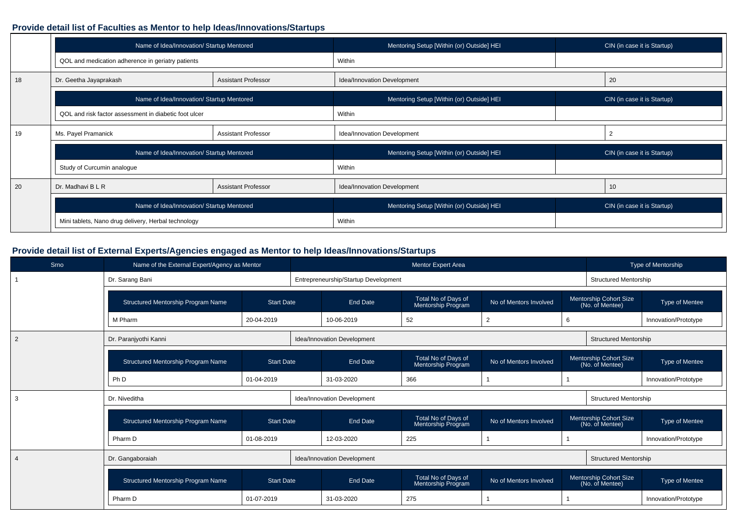## Provide detail list of Faculties as Mentor to help Ideas/Innovations/Startups

| | | | | |
|---|---|---|---|---|
| | **Name of Idea/Innovation/ Startup Mentored** | | **Mentoring Setup [Within (or) Outside] HEI** | **CIN (in case it is Startup)** |
| | QOL and medication adherence in geriatry patients | | Within | |
| 18 | Dr. Geetha Jayaprakash | Assistant Professor | Idea/Innovation Development | 20 |
| | **Name of Idea/Innovation/ Startup Mentored** | | **Mentoring Setup [Within (or) Outside] HEI** | **CIN (in case it is Startup)** |
| | QOL and risk factor assessment in diabetic foot ulcer | | Within | |
| 19 | Ms. Payel Pramanick | Assistant Professor | Idea/Innovation Development | 2 |
| | **Name of Idea/Innovation/ Startup Mentored** | | **Mentoring Setup [Within (or) Outside] HEI** | **CIN (in case it is Startup)** |
| | Study of Curcumin analogue | | Within | |
| 20 | Dr. Madhavi B L R | Assistant Professor | Idea/Innovation Development | 10 |
| | **Name of Idea/Innovation/ Startup Mentored** | | **Mentoring Setup [Within (or) Outside] HEI** | **CIN (in case it is Startup)** |
| | Mini tablets, Nano drug delivery, Herbal technology | | Within | |

## Provide detail list of External Experts/Agencies engaged as Mentor to help Ideas/Innovations/Startups

| Srno | Name of the External Expert/Agency as Mentor | | Mentor Expert Area | | | Type of Mentorship |
|---|---|---|---|---|---|---|
| 1 | Dr. Sarang Bani | | Entrepreneurship/Startup Development | | | Structured Mentorship |
| | **Structured Mentorship Program Name** | **Start Date** | **End Date** | **Total No of Days of Mentorship Program** | **No of Mentors Involved** | **Mentorship Cohort Size (No. of Mentee)** | **Type of Mentee** |
| | M Pharm | 20-04-2019 | 10-06-2019 | 52 | 2 | 6 | Innovation/Prototype |
| 2 | Dr. Paranjyothi Kanni | | Idea/Innovation Development | | | Structured Mentorship |
| | **Structured Mentorship Program Name** | **Start Date** | **End Date** | **Total No of Days of Mentorship Program** | **No of Mentors Involved** | **Mentorship Cohort Size (No. of Mentee)** | **Type of Mentee** |
| | Ph D | 01-04-2019 | 31-03-2020 | 366 | 1 | 1 | Innovation/Prototype |
| 3 | Dr. Niveditha | | Idea/Innovation Development | | | Structured Mentorship |
| | **Structured Mentorship Program Name** | **Start Date** | **End Date** | **Total No of Days of Mentorship Program** | **No of Mentors Involved** | **Mentorship Cohort Size (No. of Mentee)** | **Type of Mentee** |
| | Pharm D | 01-08-2019 | 12-03-2020 | 225 | 1 | 1 | Innovation/Prototype |
| 4 | Dr. Gangaboraiah | | Idea/Innovation Development | | | Structured Mentorship |
| | **Structured Mentorship Program Name** | **Start Date** | **End Date** | **Total No of Days of Mentorship Program** | **No of Mentors Involved** | **Mentorship Cohort Size (No. of Mentee)** | **Type of Mentee** |
| | Pharm D | 01-07-2019 | 31-03-2020 | 275 | 1 | 1 | Innovation/Prototype |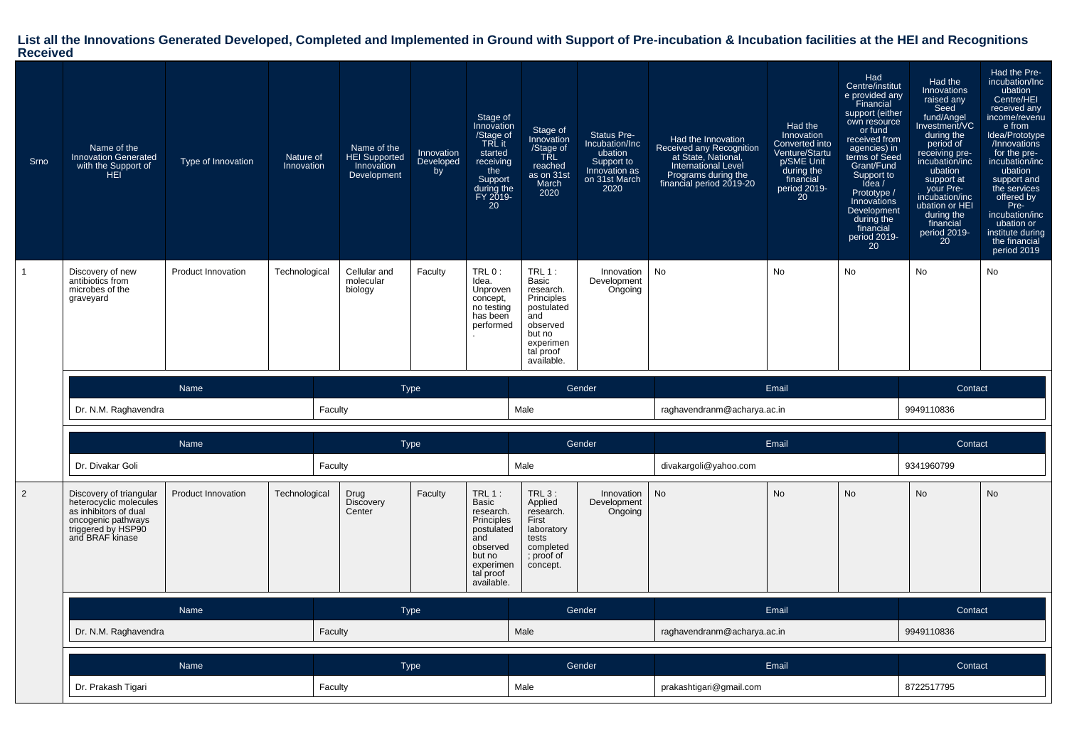## List all the Innovations Generated Developed, Completed and Implemented in Ground with Support of Pre-incubation & Incubation facilities at the HEI and Recognitions Received

| Srno | Name of the Innovation Generated with the Support of HEI | Type of Innovation | Nature of Innovation | Name of the HEI Supported Innovation Development | Innovation Developed by | Stage of Innovation /Stage of TRL it started receiving the Support during the FY 2019-20 | Stage of Innovation /Stage of TRL reached as on 31st March 2020 | Status Pre-Incubation/Incubation Support to Innovation as on 31st March 2020 | Had the Innovation Received any Recognition at State, National, International Level Programs during the financial period 2019-20 | Had the Innovation Converted into Venture/Startup/SME Unit during the financial period 2019-20 | Had Centre/institute provided any Financial support (either own resource or fund received from agencies) in terms of Seed Grant/Fund Support to Idea / Prototype / Innovations Development during the financial period 2019-20 | Had the Innovations raised any Seed fund/Angel Investment/VC during the period of receiving pre-incubation/incubation support at your Pre-incubation/incubation or HEI during the financial period 2019-20 | Had the Pre-incubation/Incubation Centre/HEI received any income/revenue from Idea/Prototype /Innovations for the pre-incubation/incubation support and the services offered by Pre-incubation/incubation or institute during the financial period 2019 |
|---|---|---|---|---|---|---|---|---|---|---|---|---|---|
| 1 | Discovery of new antibiotics from microbes of the graveyard | Product Innovation | Technological | Cellular and molecular biology | Faculty | TRL 0 : Idea. Unproven concept, no testing has been performed. | TRL 1 : Basic research. Principles postulated and observed but no experimental proof available. | Innovation Development Ongoing | No | No | No | No | No |

| Name | Type | Gender | Email | Contact |
|---|---|---|---|---|
| Dr. N.M. Raghavendra | Faculty | Male | raghavendranm@acharya.ac.in | 9949110836 |

| Name | Type | Gender | Email | Contact |
|---|---|---|---|---|
| Dr. Divakar Goli | Faculty | Male | divakargoli@yahoo.com | 9341960799 |

| Srno | Name of the Innovation Generated with the Support of HEI | Type of Innovation | Nature of Innovation | Name of the HEI Supported Innovation Development | Innovation Developed by | Stage of Innovation /Stage of TRL it started receiving the Support during the FY 2019-20 | Stage of Innovation /Stage of TRL reached as on 31st March 2020 | Status Pre-Incubation/Incubation Support to Innovation as on 31st March 2020 | Had the Innovation Received any Recognition at State, National, International Level Programs during the financial period 2019-20 | Had the Innovation Converted into Venture/Startup/SME Unit during the financial period 2019-20 | Had Centre/institute provided any Financial support (either own resource or fund received from agencies) in terms of Seed Grant/Fund Support to Idea / Prototype / Innovations Development during the financial period 2019-20 | Had the Innovations raised any Seed fund/Angel Investment/VC during the period of receiving pre-incubation/incubation support at your Pre-incubation/incubation or HEI during the financial period 2019-20 | Had the Pre-incubation/Incubation Centre/HEI received any income/revenue from Idea/Prototype /Innovations for the pre-incubation/incubation support and the services offered by Pre-incubation/incubation or institute during the financial period 2019 |
|---|---|---|---|---|---|---|---|---|---|---|---|---|---|
| 2 | Discovery of triangular heterocyclic molecules as inhibitors of dual oncogenic pathways triggered by HSP90 and BRAF kinase | Product Innovation | Technological | Drug Discovery Center | Faculty | TRL 1 : Basic research. Principles postulated and observed but no experimental proof available. | TRL 3 : Applied research. First laboratory tests completed ; proof of concept. | Innovation Development Ongoing | No | No | No | No | No |

| Name | Type | Gender | Email | Contact |
|---|---|---|---|---|
| Dr. N.M. Raghavendra | Faculty | Male | raghavendranm@acharya.ac.in | 9949110836 |

| Name | Type | Gender | Email | Contact |
|---|---|---|---|---|
| Dr. Prakash Tigari | Faculty | Male | prakashtigari@gmail.com | 8722517795 |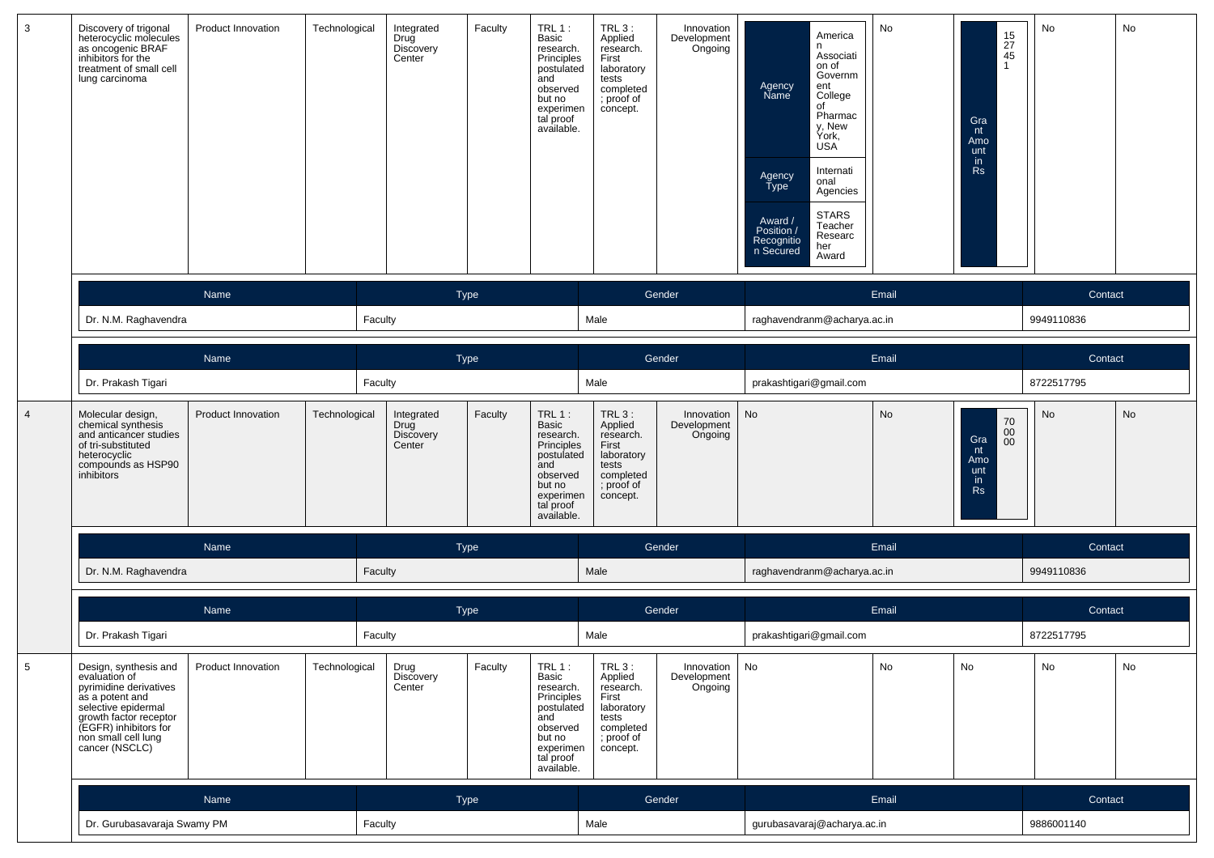| 3 | Discovery of trigonal heterocyclic molecules as oncogenic BRAF inhibitors for the treatment of small cell lung carcinoma | Product Innovation | Technological | Integrated Drug Discovery Center | Faculty | TRL 1 : Basic research. Principles postulated and observed but no experimental proof available. | TRL 3 : Applied research. First laboratory tests completed ; proof of concept. | Innovation Development Ongoing | Agency Name: American Association of Government College of Pharmacy, New York, USA; Agency Type: International Agencies; Award / Position / Recognition Secured: STARS Teacher Researcher Award | No | Grant Amount in Rs: 1527451 | No | No |
|---|---|---|---|---|---|---|---|---|---|---|---|---|---|

| Name | Type | Gender | Email | Contact |
|---|---|---|---|---|
| Dr. N.M. Raghavendra | Faculty | Male | raghavendranm@acharya.ac.in | 9949110836 |

| Name | Type | Gender | Email | Contact |
|---|---|---|---|---|
| Dr. Prakash Tigari | Faculty | Male | prakashtigari@gmail.com | 8722517795 |

| 4 | Molecular design, chemical synthesis and anticancer studies of tri-substituted heterocyclic compounds as HSP90 inhibitors | Product Innovation | Technological | Integrated Drug Discovery Center | Faculty | TRL 1 : Basic research. Principles postulated and observed but no experimental proof available. | TRL 3 : Applied research. First laboratory tests completed ; proof of concept. | Innovation Development Ongoing | No | No | Grant Amount in Rs: 700000 | No | No |
|---|---|---|---|---|---|---|---|---|---|---|---|---|---|

| Name | Type | Gender | Email | Contact |
|---|---|---|---|---|
| Dr. N.M. Raghavendra | Faculty | Male | raghavendranm@acharya.ac.in | 9949110836 |

| Name | Type | Gender | Email | Contact |
|---|---|---|---|---|
| Dr. Prakash Tigari | Faculty | Male | prakashtigari@gmail.com | 8722517795 |

| 5 | Design, synthesis and evaluation of pyrimidine derivatives as a potent and selective epidermal growth factor receptor (EGFR) inhibitors for non small cell lung cancer (NSCLC) | Product Innovation | Technological | Drug Discovery Center | Faculty | TRL 1 : Basic research. Principles postulated and observed but no experimental proof available. | TRL 3 : Applied research. First laboratory tests completed ; proof of concept. | Innovation Development Ongoing | No | No | No | No | No |
|---|---|---|---|---|---|---|---|---|---|---|---|---|---|

| Name | Type | Gender | Email | Contact |
|---|---|---|---|---|
| Dr. Gurubasavaraja Swamy PM | Faculty | Male | gurubasavaraj@acharya.ac.in | 9886001140 |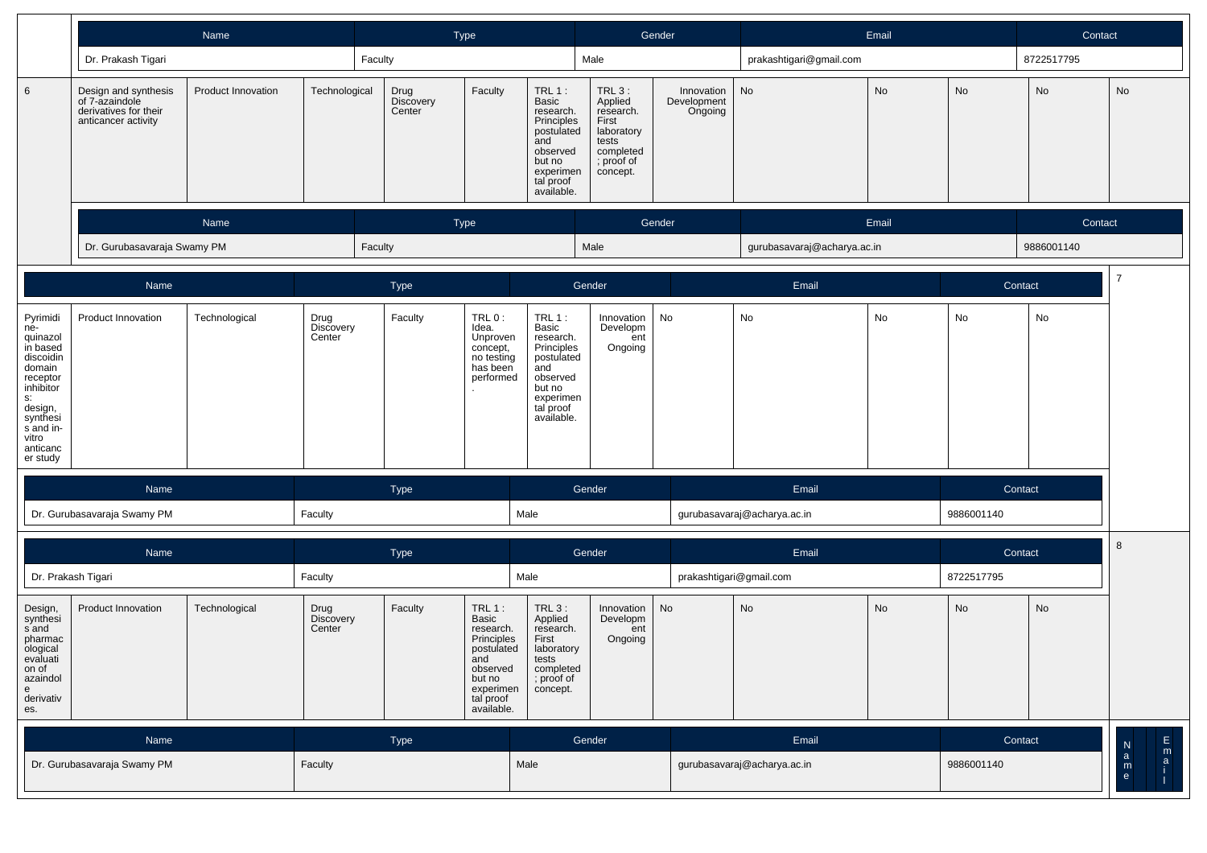| Name | Type | Gender | Email | Contact |
|---|---|---|---|---|
| Dr. Prakash Tigari | Faculty | Male | prakashtigari@gmail.com | 8722517795 |

| | | | | | | | | | | | | | |
|---|---|---|---|---|---|---|---|---|---|---|---|---|---|
| 6 | Design and synthesis of 7-azaindole derivatives for their anticancer activity | Product Innovation | Technological | Drug Discovery Center | Faculty | TRL 1 : Basic research. Principles postulated and observed but no experimental proof available. | TRL 3 : Applied research. First laboratory tests completed ; proof of concept. | Innovation Development Ongoing | No | No | No | No | No |

| Name | Type | Gender | Email | Contact |
|---|---|---|---|---|
| Dr. Gurubasavaraja Swamy PM | Faculty | Male | gurubasavaraj@acharya.ac.in | 9886001140 |

| | | | | | | | | | | | | | |
|---|---|---|---|---|---|---|---|---|---|---|---|---|---|
| 7 | Pyrimidine-quinazolin based discoidin domain receptor inhibitors: design, synthesis and in-vitro anticancer study | Product Innovation | Technological | Drug Discovery Center | Faculty | TRL 0 : Idea. Unproven concept, no testing has been performed . | TRL 1 : Basic research. Principles postulated and observed but no experimental proof available. | Innovation Development Ongoing | No | No | No | No | No |

| Name | Type | Gender | Email | Contact |
|---|---|---|---|---|
| Dr. Gurubasavaraja Swamy PM | Faculty | Male | gurubasavaraj@acharya.ac.in | 9886001140 |

| Name | Type | Gender | Email | Contact |
|---|---|---|---|---|
| Dr. Prakash Tigari | Faculty | Male | prakashtigari@gmail.com | 8722517795 |

| | | | | | | | | | | | | | |
|---|---|---|---|---|---|---|---|---|---|---|---|---|---|
| 8 | Design, synthesis and pharmacological evaluation of azaindole derivatives. | Product Innovation | Technological | Drug Discovery Center | Faculty | TRL 1 : Basic research. Principles postulated and observed but no experimental proof available. | TRL 3 : Applied research. First laboratory tests completed ; proof of concept. | Innovation Development Ongoing | No | No | No | No | No |

| Name | Type | Gender | Email | Contact |
|---|---|---|---|---|
| Dr. Gurubasavaraja Swamy PM | Faculty | Male | gurubasavaraj@acharya.ac.in | 9886001140 |

| Name | Email |
|---|---|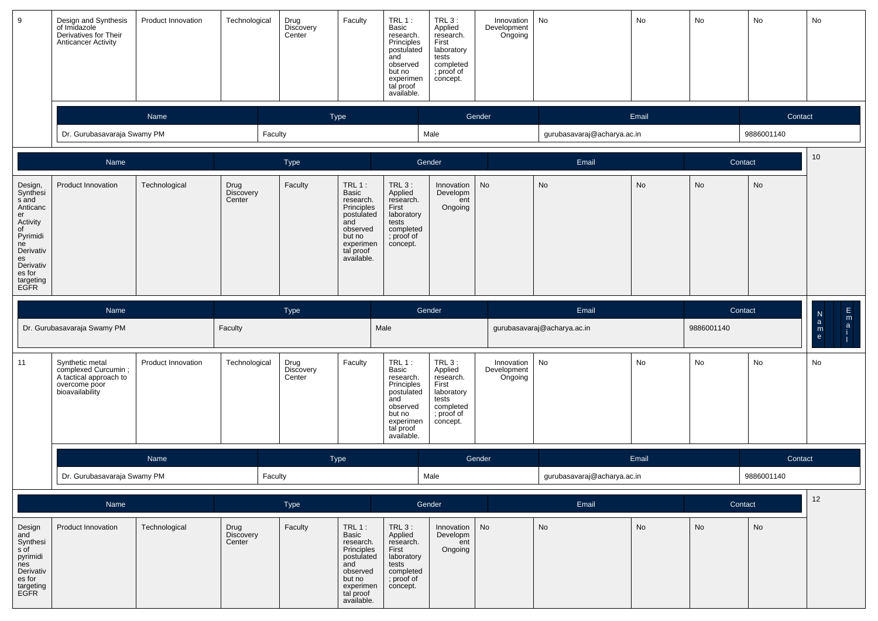| 9 | Design and Synthesis of Imidazole Derivatives for Their Anticancer Activity | Product Innovation | Technological | Drug Discovery Center | Faculty | TRL 1 : Basic research. Principles postulated and observed but no experimental proof available. | TRL 3 : Applied research. First laboratory tests completed ; proof of concept. | Innovation Development Ongoing | No | No | No | No | No |
|---|---|---|---|---|---|---|---|---|---|---|---|---|---|

| Name | Type | Gender | Email | Contact |
|---|---|---|---|---|
| Dr. Gurubasavaraja Swamy PM | Faculty | Male | gurubasavaraj@acharya.ac.in | 9886001140 |

| 10 | Design, Synthesis and Anticancer Activity of Pyrimidine Derivatives Derivatives for targeting EGFR | Product Innovation | Technological | Drug Discovery Center | Faculty | TRL 1 : Basic research. Principles postulated and observed but no experimental proof available. | TRL 3 : Applied research. First laboratory tests completed ; proof of concept. | Innovation Development Ongoing | No | No | No | No | No |
|---|---|---|---|---|---|---|---|---|---|---|---|---|---|

| Name | Type | Gender | Email | Contact |
|---|---|---|---|---|
| Dr. Gurubasavaraja Swamy PM | Faculty | Male | gurubasavaraj@acharya.ac.in | 9886001140 |

| 11 | Synthetic metal complexed Curcumin ; A tactical approach to overcome poor bioavailability | Product Innovation | Technological | Drug Discovery Center | Faculty | TRL 1 : Basic research. Principles postulated and observed but no experimental proof available. | TRL 3 : Applied research. First laboratory tests completed ; proof of concept. | Innovation Development Ongoing | No | No | No | No | No |
|---|---|---|---|---|---|---|---|---|---|---|---|---|---|

| Name | Type | Gender | Email | Contact |
|---|---|---|---|---|
| Dr. Gurubasavaraja Swamy PM | Faculty | Male | gurubasavaraj@acharya.ac.in | 9886001140 |

| 12 | Design and Synthesis of pyrimidines Derivatives for targeting EGFR | Product Innovation | Technological | Drug Discovery Center | Faculty | TRL 1 : Basic research. Principles postulated and observed but no experimental proof available. | TRL 3 : Applied research. First laboratory tests completed ; proof of concept. | Innovation Development Ongoing | No | No | No | No | No |
|---|---|---|---|---|---|---|---|---|---|---|---|---|---|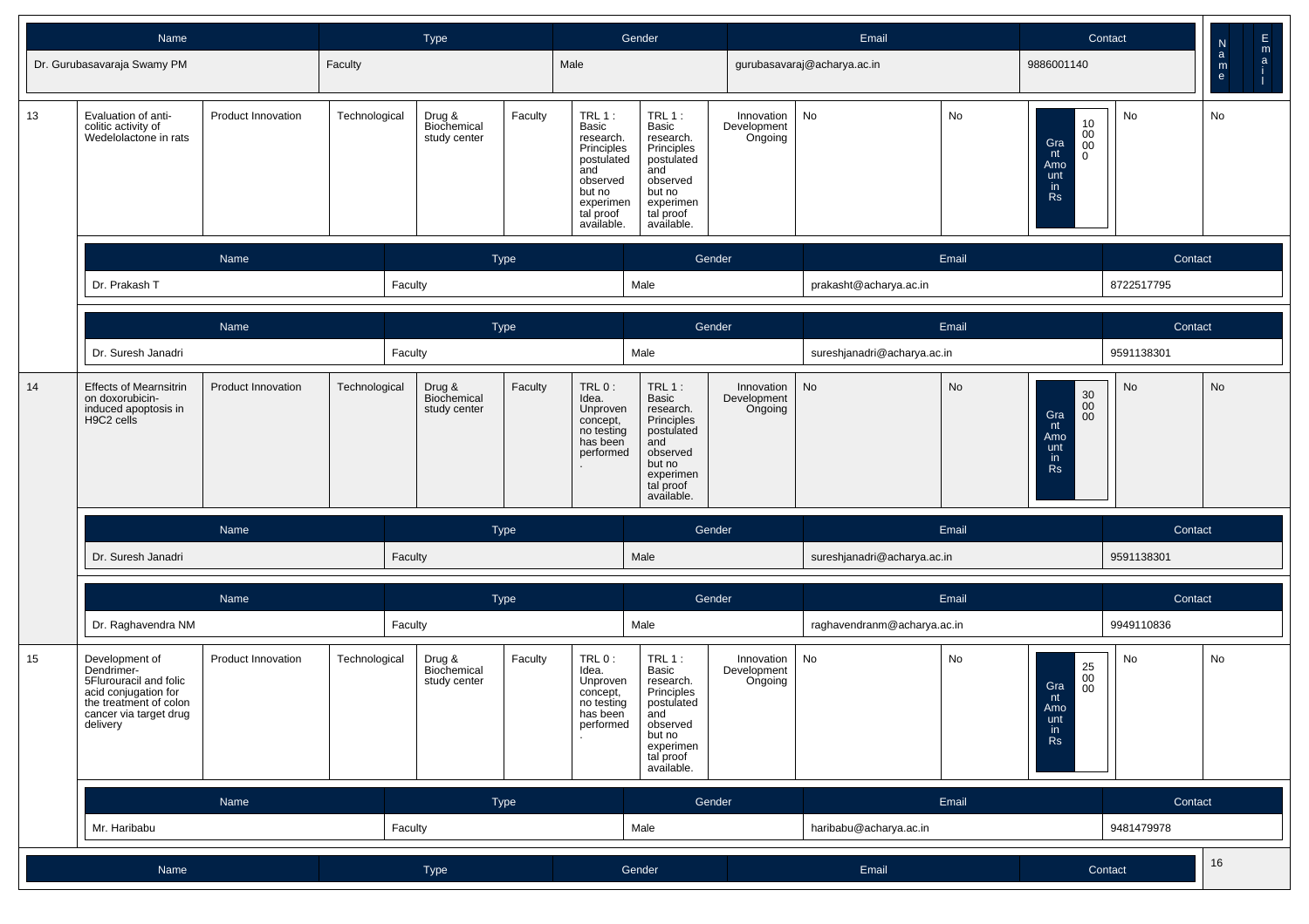| Name | Type | Gender | Email | Contact |
|---|---|---|---|---|
| Dr. Gurubasavaraja Swamy PM | Faculty | Male | gurubasavaraj@acharya.ac.in | 9886001140 |

| | | | | | | | | | | | | | |
|---|---|---|---|---|---|---|---|---|---|---|---|---|---|
| 13 | Evaluation of anti-colitic activity of Wedelolactone in rats | Product Innovation | Technological | Drug & Biochemical study center | Faculty | TRL 1 : Basic research. Principles postulated and observed but no experimental proof available. | TRL 1 : Basic research. Principles postulated and observed but no experimental proof available. | Innovation Development Ongoing | No | No | Grant Amount in Rs: 1000000 | No | No |

| Name | Type | Gender | Email | Contact |
|---|---|---|---|---|
| Dr. Prakash T | Faculty | Male | prakasht@acharya.ac.in | 8722517795 |
| Dr. Suresh Janadri | Faculty | Male | sureshjanadri@acharya.ac.in | 9591138301 |

| | | | | | | | | | | | | | |
|---|---|---|---|---|---|---|---|---|---|---|---|---|---|
| 14 | Effects of Mearnsitrin on doxorubicin-induced apoptosis in H9C2 cells | Product Innovation | Technological | Drug & Biochemical study center | Faculty | TRL 0 : Idea. Unproven concept, no testing has been performed. | TRL 1 : Basic research. Principles postulated and observed but no experimental proof available. | Innovation Development Ongoing | No | No | Grant Amount in Rs: 300000 | No | No |

| Name | Type | Gender | Email | Contact |
|---|---|---|---|---|
| Dr. Suresh Janadri | Faculty | Male | sureshjanadri@acharya.ac.in | 9591138301 |
| Dr. Raghavendra NM | Faculty | Male | raghavendranm@acharya.ac.in | 9949110836 |

| | | | | | | | | | | | | | |
|---|---|---|---|---|---|---|---|---|---|---|---|---|---|
| 15 | Development of Dendrimer-5Flurouracil and folic acid conjugation for the treatment of colon cancer via target drug delivery | Product Innovation | Technological | Drug & Biochemical study center | Faculty | TRL 0 : Idea. Unproven concept, no testing has been performed. | TRL 1 : Basic research. Principles postulated and observed but no experimental proof available. | Innovation Development Ongoing | No | No | Grant Amount in Rs: 250000 | No | No |

| Name | Type | Gender | Email | Contact |
|---|---|---|---|---|
| Mr. Haribabu | Faculty | Male | haribabu@acharya.ac.in | 9481479978 |

| Name | Type | Gender | Email | Contact |
|---|---|---|---|---|

16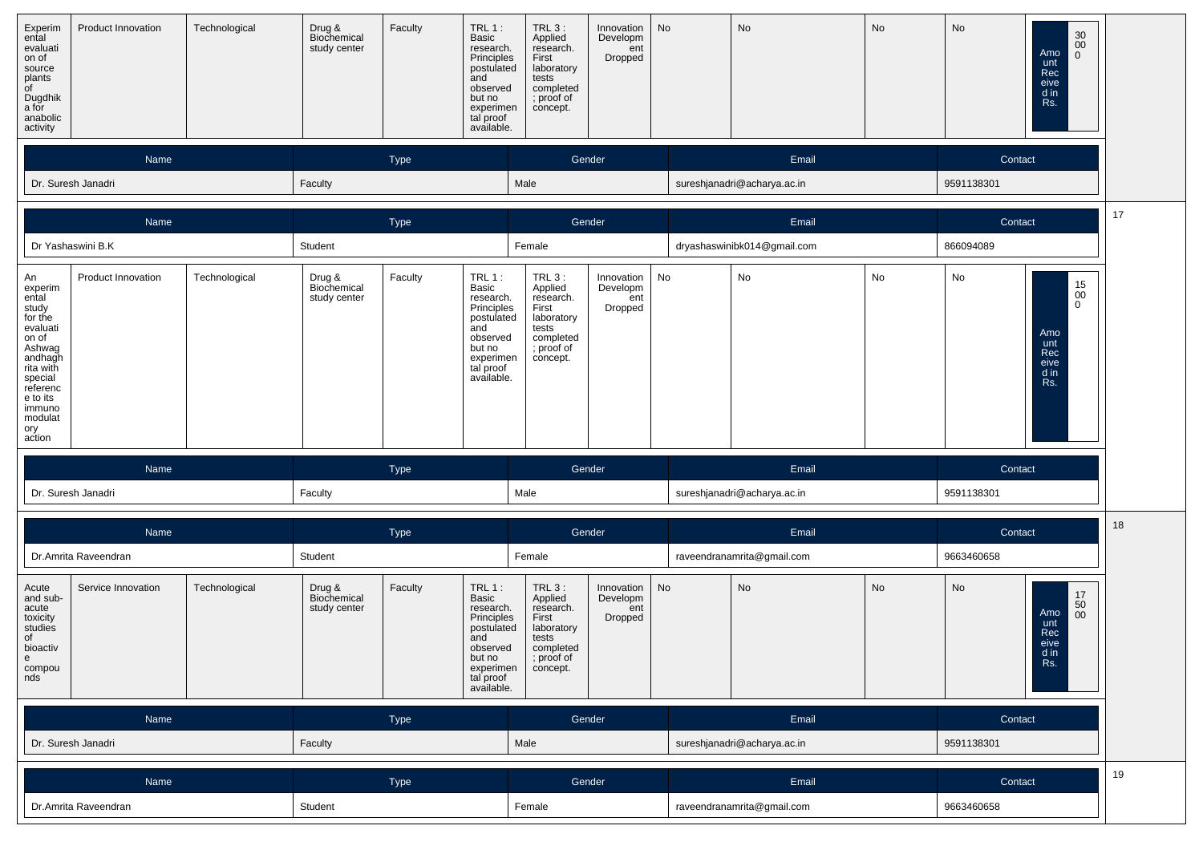| | | | | | | | | | | | | |
|---|---|---|---|---|---|---|---|---|---|---|---|---|
| Experimental evaluation of source plants of Dugdhika for anabolic activity | Product Innovation | Technological | Drug & Biochemical study center | Faculty | TRL 1 : Basic research. Principles postulated and observed but no experimental proof available. | TRL 3 : Applied research. First laboratory tests completed; proof of concept. | Innovation Development Dropped | No | No | No | No | Amount Received in Rs. 30000 |

| Name | Type | Gender | Email | Contact |
|---|---|---|---|---|
| Dr. Suresh Janadri | Faculty | Male | sureshjanadri@acharya.ac.in | 9591138301 |

17

| Name | Type | Gender | Email | Contact |
|---|---|---|---|---|
| Dr Yashaswini B.K | Student | Female | dryashaswinibk014@gmail.com | 866094089 |

| | | | | | | | | | | | | |
|---|---|---|---|---|---|---|---|---|---|---|---|---|
| An experimental study for the evaluation of Ashwagandhaghrita with special reference to its immunomodulatory action | Product Innovation | Technological | Drug & Biochemical study center | Faculty | TRL 1 : Basic research. Principles postulated and observed but no experimental proof available. | TRL 3 : Applied research. First laboratory tests completed; proof of concept. | Innovation Development Dropped | No | No | No | No | Amount Received in Rs. 15000 |

| Name | Type | Gender | Email | Contact |
|---|---|---|---|---|
| Dr. Suresh Janadri | Faculty | Male | sureshjanadri@acharya.ac.in | 9591138301 |

18

| Name | Type | Gender | Email | Contact |
|---|---|---|---|---|
| Dr.Amrita Raveendran | Student | Female | raveendranamrita@gmail.com | 9663460658 |

| | | | | | | | | | | | | |
|---|---|---|---|---|---|---|---|---|---|---|---|---|
| Acute and sub-acute toxicity studies of bioactive compounds | Service Innovation | Technological | Drug & Biochemical study center | Faculty | TRL 1 : Basic research. Principles postulated and observed but no experimental proof available. | TRL 3 : Applied research. First laboratory tests completed; proof of concept. | Innovation Development Dropped | No | No | No | No | Amount Received in Rs. 175000 |

| Name | Type | Gender | Email | Contact |
|---|---|---|---|---|
| Dr. Suresh Janadri | Faculty | Male | sureshjanadri@acharya.ac.in | 9591138301 |

19

| Name | Type | Gender | Email | Contact |
|---|---|---|---|---|
| Dr.Amrita Raveendran | Student | Female | raveendranamrita@gmail.com | 9663460658 |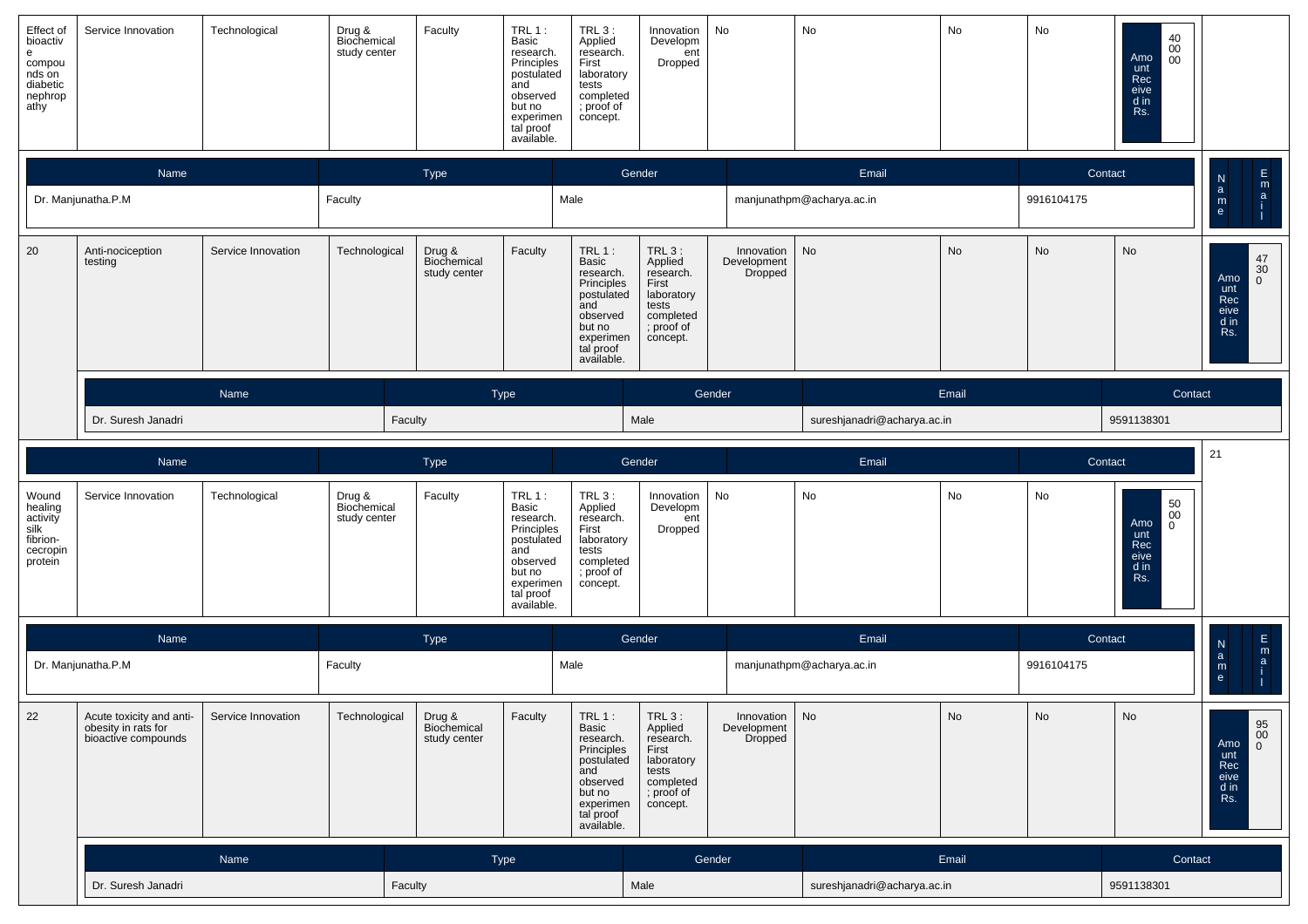| Effect of bioactive compounds on diabetic nephropathy | Service Innovation | Technological | Drug & Biochemical study center | Faculty | TRL 1 : Basic research. Principles postulated and observed but no experimental proof available. | TRL 3 : Applied research. First laboratory tests completed ; proof of concept. | Innovation Development Dropped | No | No | No | No | Amount Received in Rs. 4000000 |
|---|---|---|---|---|---|---|---|---|---|---|---|---|

| Name | Type | Gender | Email | Contact |
|---|---|---|---|---|
| Dr. Manjunatha.P.M | Faculty | Male | manjunathpm@acharya.ac.in | 9916104175 |

| 20 | Anti-nociception testing | Service Innovation | Technological | Drug & Biochemical study center | Faculty | TRL 1 : Basic research. Principles postulated and observed but no experimental proof available. | TRL 3 : Applied research. First laboratory tests completed ; proof of concept. | Innovation Development Dropped | No | No | No | No | Amount Received in Rs. 473000 |
|---|---|---|---|---|---|---|---|---|---|---|---|---|---|

| Name | Type | Gender | Email | Contact |
|---|---|---|---|---|
| Dr. Suresh Janadri | Faculty | Male | sureshjanadri@acharya.ac.in | 9591138301 |

21

| Wound healing activity silk fibrion-cecropin protein | Service Innovation | Technological | Drug & Biochemical study center | Faculty | TRL 1 : Basic research. Principles postulated and observed but no experimental proof available. | TRL 3 : Applied research. First laboratory tests completed ; proof of concept. | Innovation Development Dropped | No | No | No | No | Amount Received in Rs. 500000 |
|---|---|---|---|---|---|---|---|---|---|---|---|---|

| Name | Type | Gender | Email | Contact |
|---|---|---|---|---|
| Dr. Manjunatha.P.M | Faculty | Male | manjunathpm@acharya.ac.in | 9916104175 |

| 22 | Acute toxicity and anti-obesity in rats for bioactive compounds | Service Innovation | Technological | Drug & Biochemical study center | Faculty | TRL 1 : Basic research. Principles postulated and observed but no experimental proof available. | TRL 3 : Applied research. First laboratory tests completed ; proof of concept. | Innovation Development Dropped | No | No | No | No | Amount Received in Rs. 950000 |
|---|---|---|---|---|---|---|---|---|---|---|---|---|---|

| Name | Type | Gender | Email | Contact |
|---|---|---|---|---|
| Dr. Suresh Janadri | Faculty | Male | sureshjanadri@acharya.ac.in | 9591138301 |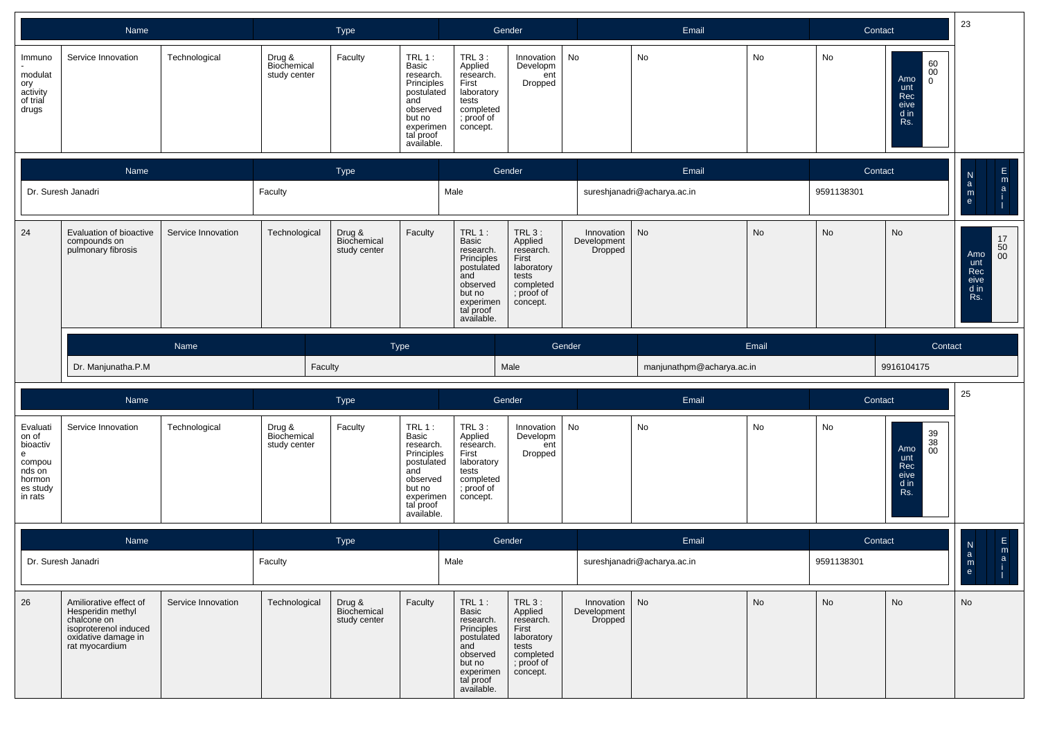| Name | | | Type | | | Gender | | | Email | | | Contact | | 23 |
|---|---|---|---|---|---|---|---|---|---|---|---|---|---|---|
| Immuno-modulatory activity of trial drugs | Service Innovation | Technological | Drug & Biochemical study center | Faculty | TRL 1 : Basic research. Principles postulated and observed but no experimental proof available. | TRL 3 : Applied research. First laboratory tests completed ; proof of concept. | Innovation Development Dropped | No | No | No | No | Amount Received in Rs. | 600000 | |

| Name | Type | Gender | Email | Contact | Name | Email |
|---|---|---|---|---|---|---|
| Dr. Suresh Janadri | Faculty | Male | sureshjanadri@acharya.ac.in | 9591138301 | | |

| 24 | Evaluation of bioactive compounds on pulmonary fibrosis | Service Innovation | Technological | Drug & Biochemical study center | Faculty | TRL 1 : Basic research. Principles postulated and observed but no experimental proof available. | TRL 3 : Applied research. First laboratory tests completed ; proof of concept. | Innovation Development Dropped | No | No | No | No | Amount Received in Rs. | 175000 |
|---|---|---|---|---|---|---|---|---|---|---|---|---|---|---|

| Name | Type | Gender | Email | Contact |
|---|---|---|---|---|
| Dr. Manjunatha.P.M | Faculty | Male | manjunathpm@acharya.ac.in | 9916104175 |

| Name | | | Type | | | Gender | | | Email | | | Contact | | 25 |
|---|---|---|---|---|---|---|---|---|---|---|---|---|---|---|
| Evaluation of bioactive compounds on hormones study in rats | Service Innovation | Technological | Drug & Biochemical study center | Faculty | TRL 1 : Basic research. Principles postulated and observed but no experimental proof available. | TRL 3 : Applied research. First laboratory tests completed ; proof of concept. | Innovation Development Dropped | No | No | No | No | Amount Received in Rs. | 393800 | |

| Name | Type | Gender | Email | Contact | Name | Email |
|---|---|---|---|---|---|---|
| Dr. Suresh Janadri | Faculty | Male | sureshjanadri@acharya.ac.in | 9591138301 | | |

| 26 | Amiliorative effect of Hesperidin methyl chalcone on isoproterenol induced oxidative damage in rat myocardium | Service Innovation | Technological | Drug & Biochemical study center | Faculty | TRL 1 : Basic research. Principles postulated and observed but no experimental proof available. | TRL 3 : Applied research. First laboratory tests completed ; proof of concept. | Innovation Development Dropped | No | No | No | No | No |
|---|---|---|---|---|---|---|---|---|---|---|---|---|---|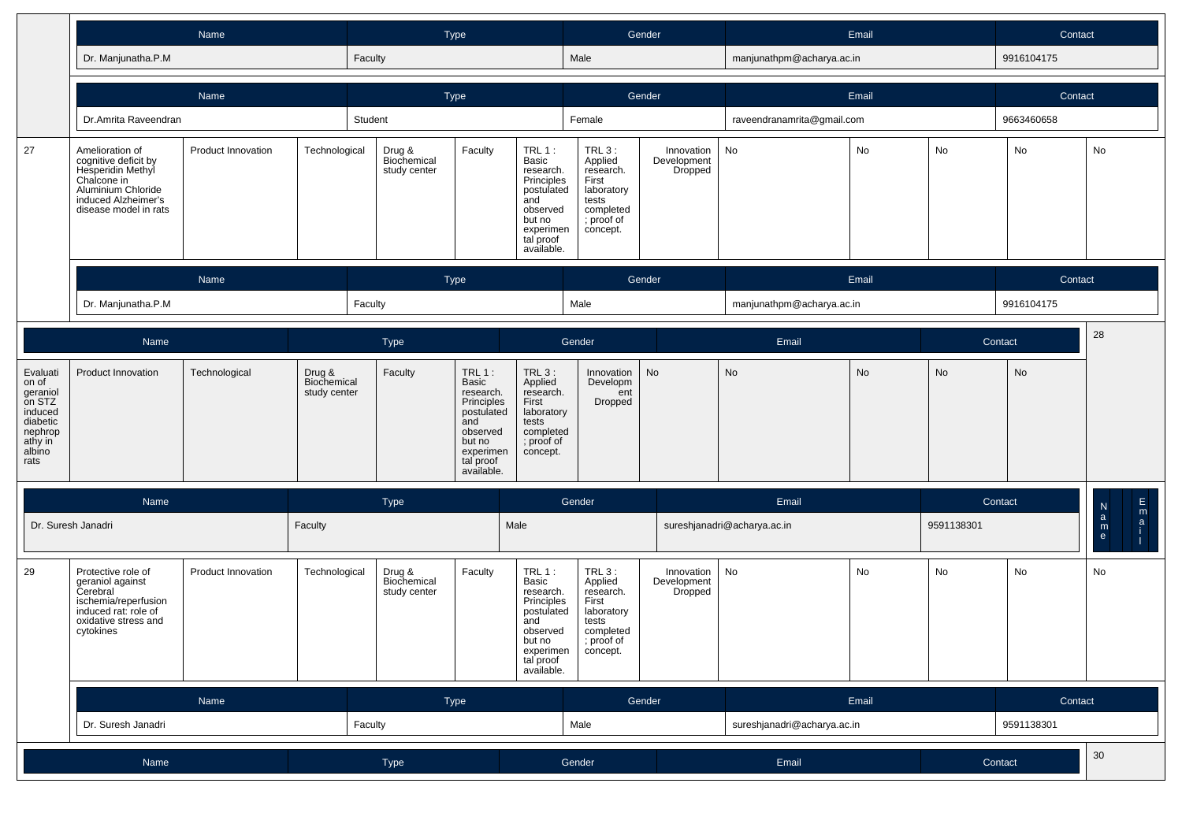| Name | Type | Gender | Email | Contact |
|---|---|---|---|---|
| Dr. Manjunatha.P.M | Faculty | Male | manjunathpm@acharya.ac.in | 9916104175 |

| Name | Type | Gender | Email | Contact |
|---|---|---|---|---|
| Dr.Amrita Raveendran | Student | Female | raveendranamrita@gmail.com | 9663460658 |

| | | | | | | | | | | | | | |
|---|---|---|---|---|---|---|---|---|---|---|---|---|---|
| 27 | Amelioration of cognitive deficit by Hesperidin Methyl Chalcone in Aluminium Chloride induced Alzheimer's disease model in rats | Product Innovation | Technological | Drug & Biochemical study center | Faculty | TRL 1 : Basic research. Principles postulated and observed but no experimental proof available. | TRL 3 : Applied research. First laboratory tests completed ; proof of concept. | Innovation Development Dropped | No | No | No | No | No |

| Name | Type | Gender | Email | Contact |
|---|---|---|---|---|
| Dr. Manjunatha.P.M | Faculty | Male | manjunathpm@acharya.ac.in | 9916104175 |

| | | | | | | | | | | | | | |
|---|---|---|---|---|---|---|---|---|---|---|---|---|---|
| 28 | Evaluation of geraniol on STZ induced diabetic nephropathy in albino rats | Product Innovation | Technological | Drug & Biochemical study center | Faculty | TRL 1 : Basic research. Principles postulated and observed but no experimental proof available. | TRL 3 : Applied research. First laboratory tests completed ; proof of concept. | Innovation Development Dropped | No | No | No | No | No |

| Name | Type | Gender | Email | Contact |
|---|---|---|---|---|
| Dr. Suresh Janadri | Faculty | Male | sureshjanadri@acharya.ac.in | 9591138301 |

| | | | | | | | | | | | | | |
|---|---|---|---|---|---|---|---|---|---|---|---|---|---|
| 29 | Protective role of geraniol against Cerebral ischemia/reperfusion induced rat: role of oxidative stress and cytokines | Product Innovation | Technological | Drug & Biochemical study center | Faculty | TRL 1 : Basic research. Principles postulated and observed but no experimental proof available. | TRL 3 : Applied research. First laboratory tests completed ; proof of concept. | Innovation Development Dropped | No | No | No | No | No |

| Name | Type | Gender | Email | Contact |
|---|---|---|---|---|
| Dr. Suresh Janadri | Faculty | Male | sureshjanadri@acharya.ac.in | 9591138301 |

30

| Name | Type | Gender | Email | Contact |
|---|---|---|---|---|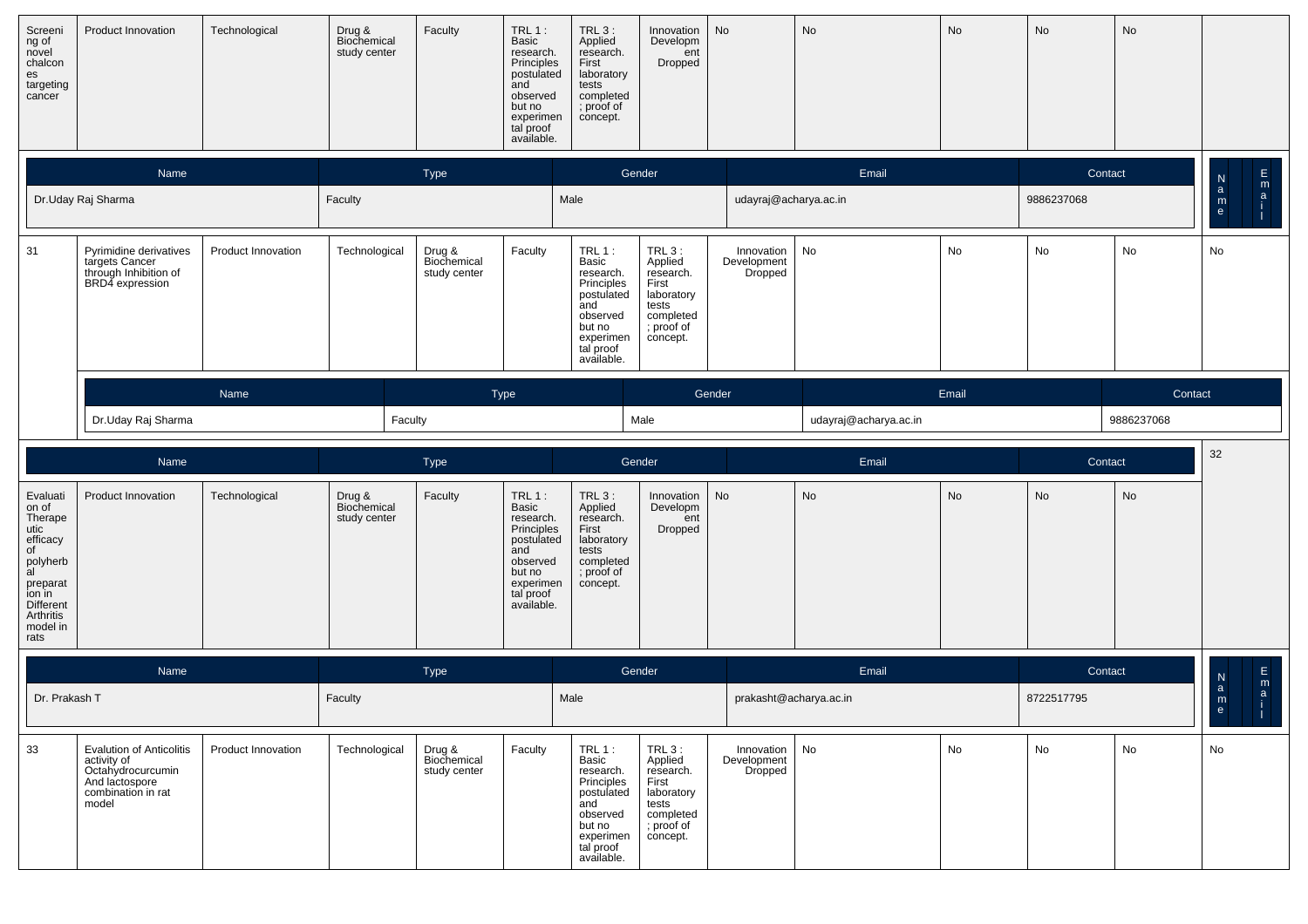| Screening of novel chalcones targeting cancer | Product Innovation | Technological | Drug & Biochemical study center | Faculty | TRL 1 : Basic research. Principles postulated and observed but no experimental proof available. | TRL 3 : Applied research. First laboratory tests completed ; proof of concept. | Innovation Development Dropped | No | No | No | No | No | |
|---|---|---|---|---|---|---|---|---|---|---|---|---|---|

| Name | Type | Gender | Email | Contact |
|---|---|---|---|---|
| Dr.Uday Raj Sharma | Faculty | Male | udayraj@acharya.ac.in | 9886237068 |

| 31 | Pyrimidine derivatives targets Cancer through Inhibition of BRD4 expression | Product Innovation | Technological | Drug & Biochemical study center | Faculty | TRL 1 : Basic research. Principles postulated and observed but no experimental proof available. | TRL 3 : Applied research. First laboratory tests completed ; proof of concept. | Innovation Development Dropped | No | No | No | No | No |
|---|---|---|---|---|---|---|---|---|---|---|---|---|---|

| Name | Type | Gender | Email | Contact |
|---|---|---|---|---|
| Dr.Uday Raj Sharma | Faculty | Male | udayraj@acharya.ac.in | 9886237068 |

| 32 | Evaluation of Therapeutic efficacy of polyherbal preparation in Different Arthritis model in rats | Product Innovation | Technological | Drug & Biochemical study center | Faculty | TRL 1 : Basic research. Principles postulated and observed but no experimental proof available. | TRL 3 : Applied research. First laboratory tests completed ; proof of concept. | Innovation Development Dropped | No | No | No | No | No |
|---|---|---|---|---|---|---|---|---|---|---|---|---|---|

| Name | Type | Gender | Email | Contact |
|---|---|---|---|---|
| Dr. Prakash T | Faculty | Male | prakasht@acharya.ac.in | 8722517795 |

| 33 | Evalution of Anticolitis activity of Octahydrocurcumin And lactospore combination in rat model | Product Innovation | Technological | Drug & Biochemical study center | Faculty | TRL 1 : Basic research. Principles postulated and observed but no experimental proof available. | TRL 3 : Applied research. First laboratory tests completed ; proof of concept. | Innovation Development Dropped | No | No | No | No | No |
|---|---|---|---|---|---|---|---|---|---|---|---|---|---|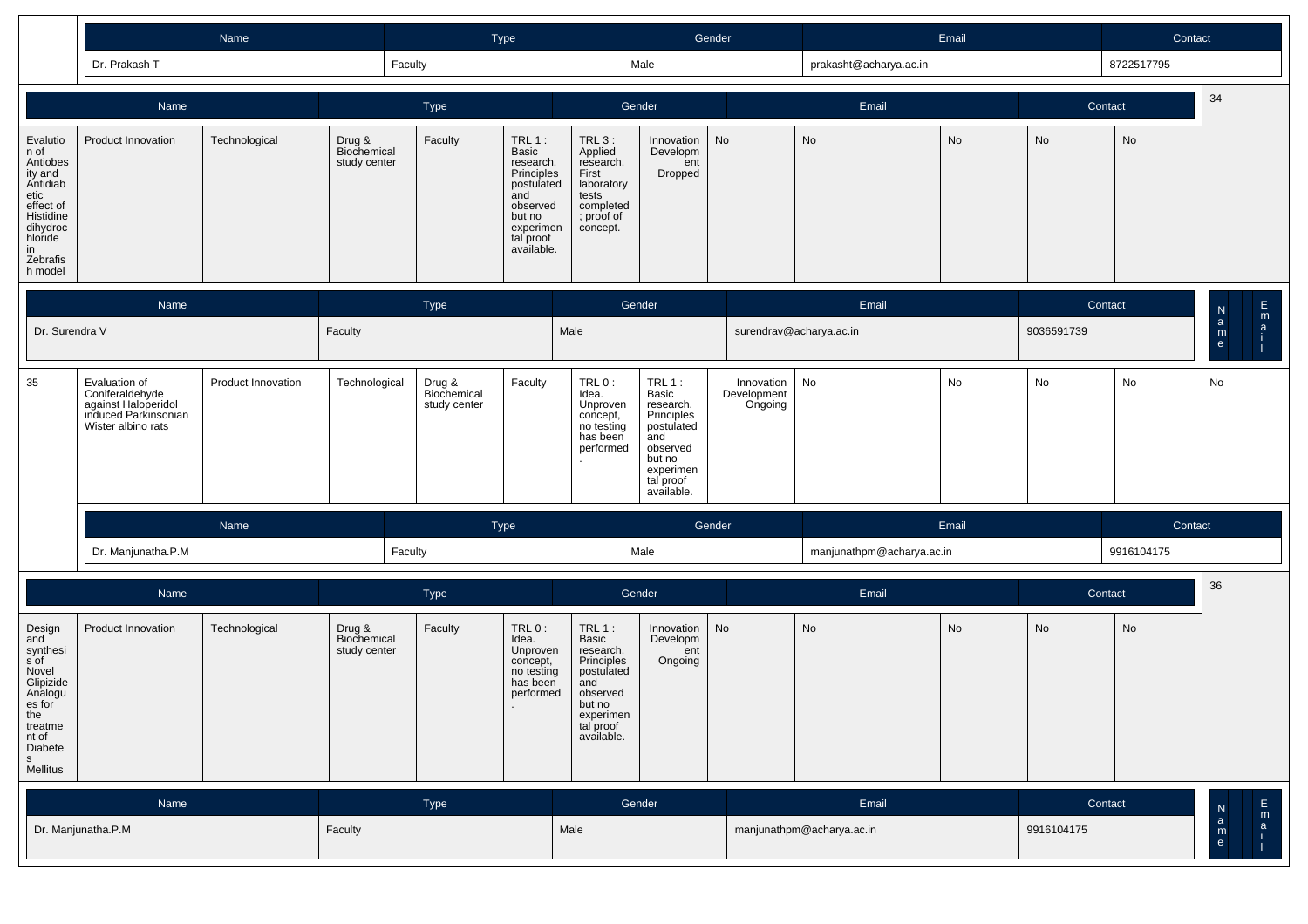| Name | Type | Gender | Email | Contact |
|---|---|---|---|---|
| Dr. Prakash T | Faculty | Male | prakasht@acharya.ac.in | 8722517795 |

| Name | Type | Gender | Email | Contact |
|---|---|---|---|---|

| 34 | | | | | | | | | | | | | |
|---|---|---|---|---|---|---|---|---|---|---|---|---|---|
| Evalution of Antiobesity and Antidiabetic effect of Histidine dihydrochloride in Zebrafish model | Product Innovation | Technological | Drug & Biochemical study center | Faculty | TRL 1 : Basic research. Principles postulated and observed but no experimental proof available. | TRL 3 : Applied research. First laboratory tests completed ; proof of concept. | Innovation Development Dropped | No | No | No | No | No | |

| Name | Type | Gender | Email | Contact |
|---|---|---|---|---|
| Dr. Surendra V | Faculty | Male | surendrav@acharya.ac.in | 9036591739 |

| 35 | Evaluation of Coniferaldehyde against Haloperidol induced Parkinsonian Wister albino rats | Product Innovation | Technological | Drug & Biochemical study center | Faculty | TRL 0 : Idea. Unproven concept, no testing has been performed. | TRL 1 : Basic research. Principles postulated and observed but no experimental proof available. | Innovation Development Ongoing | No | No | No | No | No |
|---|---|---|---|---|---|---|---|---|---|---|---|---|---|

| Name | Type | Gender | Email | Contact |
|---|---|---|---|---|
| Dr. Manjunatha.P.M | Faculty | Male | manjunathpm@acharya.ac.in | 9916104175 |

| Name | Type | Gender | Email | Contact |
|---|---|---|---|---|

| 36 | | | | | | | | | | | | | |
|---|---|---|---|---|---|---|---|---|---|---|---|---|---|
| Design and synthesis of Novel Glipizide Analogues for the treatment of Diabetes Mellitus | Product Innovation | Technological | Drug & Biochemical study center | Faculty | TRL 0 : Idea. Unproven concept, no testing has been performed. | TRL 1 : Basic research. Principles postulated and observed but no experimental proof available. | Innovation Development Ongoing | No | No | No | No | No | |

| Name | Type | Gender | Email | Contact |
|---|---|---|---|---|
| Dr. Manjunatha.P.M | Faculty | Male | manjunathpm@acharya.ac.in | 9916104175 |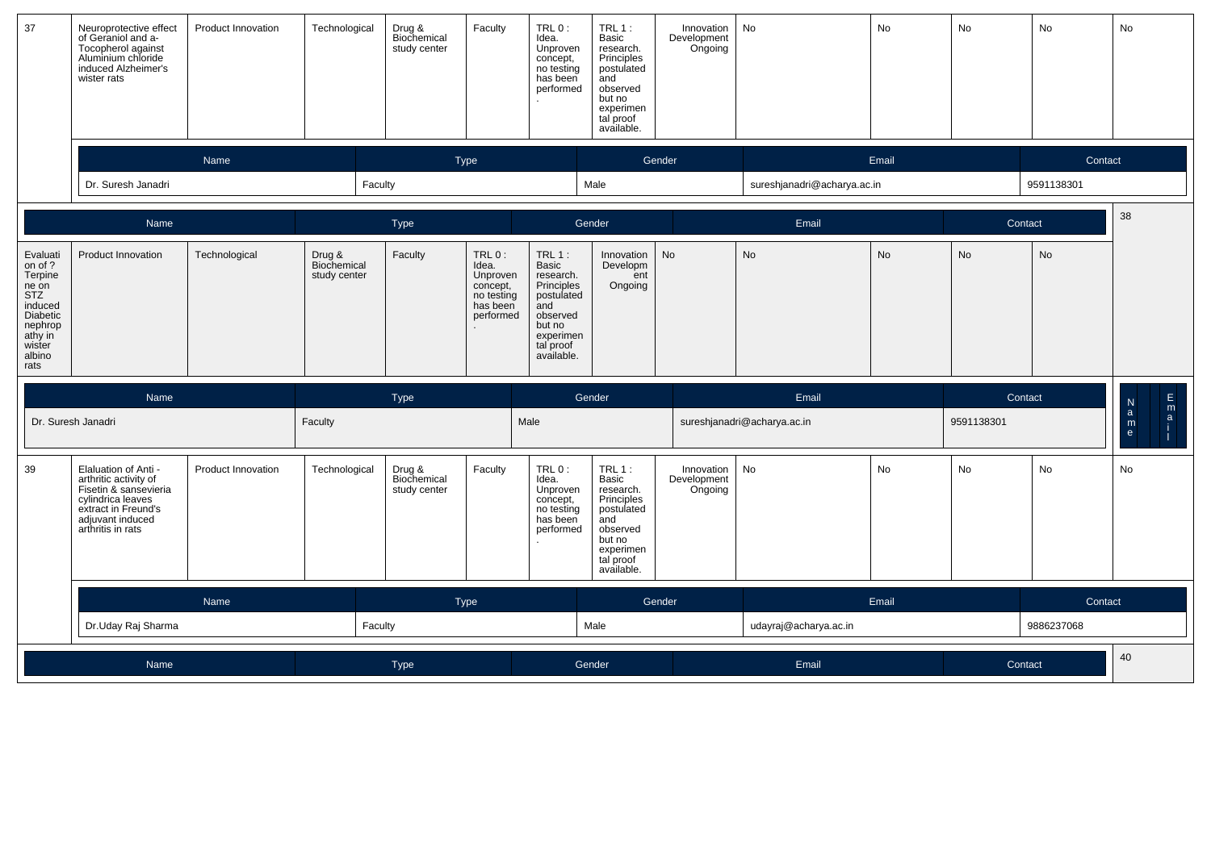| 37 | Neuroprotective effect of Geraniol and a-Tocopherol against Aluminium chloride induced Alzheimer's wister rats | Product Innovation | Technological | Drug & Biochemical study center | Faculty | TRL 0 : Idea. Unproven concept, no testing has been performed. | TRL 1 : Basic research. Principles postulated and observed but no experimental proof available. | Innovation Development Ongoing | No | No | No | No | No |
|---|---|---|---|---|---|---|---|---|---|---|---|---|---|

| Name | Type | Gender | Email | Contact |
|---|---|---|---|---|
| Dr. Suresh Janadri | Faculty | Male | sureshjanadri@acharya.ac.in | 9591138301 |

| Name | Type | Gender | Email | Contact |
|---|---|---|---|---|

| 38 | Evaluation of ? Terpinene on STZ induced Diabetic nephropathy in wister albino rats | Product Innovation | Technological | Drug & Biochemical study center | Faculty | TRL 0 : Idea. Unproven concept, no testing has been performed. | TRL 1 : Basic research. Principles postulated and observed but no experimental proof available. | Innovation Development Ongoing | No | No | No | No | No |
|---|---|---|---|---|---|---|---|---|---|---|---|---|---|

| Name | Type | Gender | Email | Contact |
|---|---|---|---|---|
| Dr. Suresh Janadri | Faculty | Male | sureshjanadri@acharya.ac.in | 9591138301 |

| 39 | Elaluation of Anti - arthritic activity of Fisetin & sansevieria cylindrica leaves extract in Freund's adjuvant induced arthritis in rats | Product Innovation | Technological | Drug & Biochemical study center | Faculty | TRL 0 : Idea. Unproven concept, no testing has been performed. | TRL 1 : Basic research. Principles postulated and observed but no experimental proof available. | Innovation Development Ongoing | No | No | No | No | No |
|---|---|---|---|---|---|---|---|---|---|---|---|---|---|

| Name | Type | Gender | Email | Contact |
|---|---|---|---|---|
| Dr.Uday Raj Sharma | Faculty | Male | udayraj@acharya.ac.in | 9886237068 |

| Name | Type | Gender | Email | Contact |
|---|---|---|---|---|

40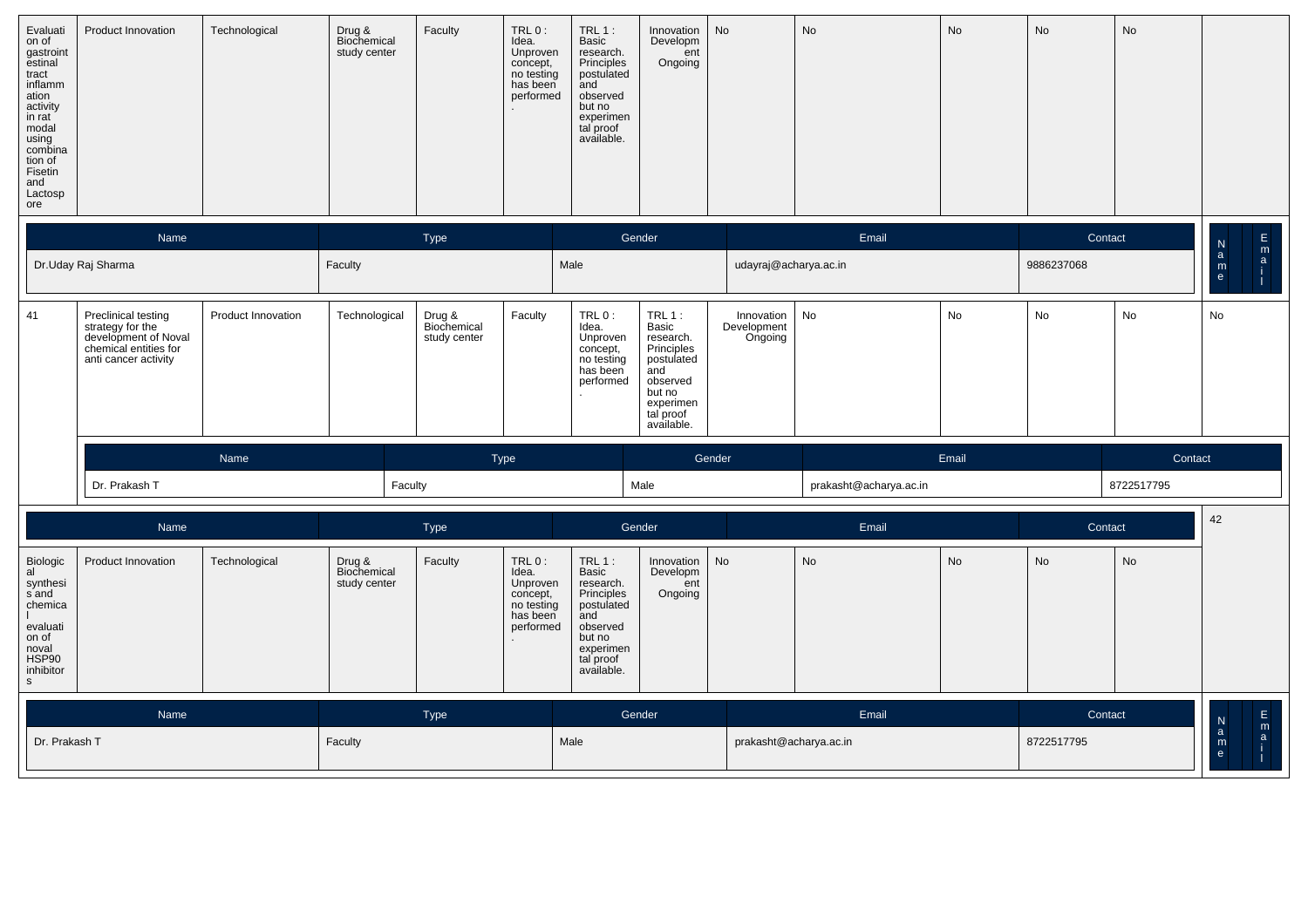| Evaluation of gastrointestinal tract inflammation activity in rat modal using combination of Fisetin and Lactospore | Product Innovation | Technological | Drug & Biochemical study center | Faculty | TRL 0 : Idea. Unproven concept, no testing has been performed. | TRL 1 : Basic research. Principles postulated and observed but no experimental proof available. | Innovation Development Ongoing | No | No | No | No | No |
|---|---|---|---|---|---|---|---|---|---|---|---|---|

| Name | Type | Gender | Email | Contact |
|---|---|---|---|---|
| Dr.Uday Raj Sharma | Faculty | Male | udayraj@acharya.ac.in | 9886237068 |

| 41 | Preclinical testing strategy for the development of Noval chemical entities for anti cancer activity | Product Innovation | Technological | Drug & Biochemical study center | Faculty | TRL 0 : Idea. Unproven concept, no testing has been performed. | TRL 1 : Basic research. Principles postulated and observed but no experimental proof available. | Innovation Development Ongoing | No | No | No | No | No |
|---|---|---|---|---|---|---|---|---|---|---|---|---|---|

| Name | Type | Gender | Email | Contact |
|---|---|---|---|---|
| Dr. Prakash T | Faculty | Male | prakasht@acharya.ac.in | 8722517795 |

| 42 | Biological synthesis and chemical evaluation of noval HSP90 inhibitors | Product Innovation | Technological | Drug & Biochemical study center | Faculty | TRL 0 : Idea. Unproven concept, no testing has been performed. | TRL 1 : Basic research. Principles postulated and observed but no experimental proof available. | Innovation Development Ongoing | No | No | No | No | No |
|---|---|---|---|---|---|---|---|---|---|---|---|---|---|

| Name | Type | Gender | Email | Contact |
|---|---|---|---|---|
| Dr. Prakash T | Faculty | Male | prakasht@acharya.ac.in | 8722517795 |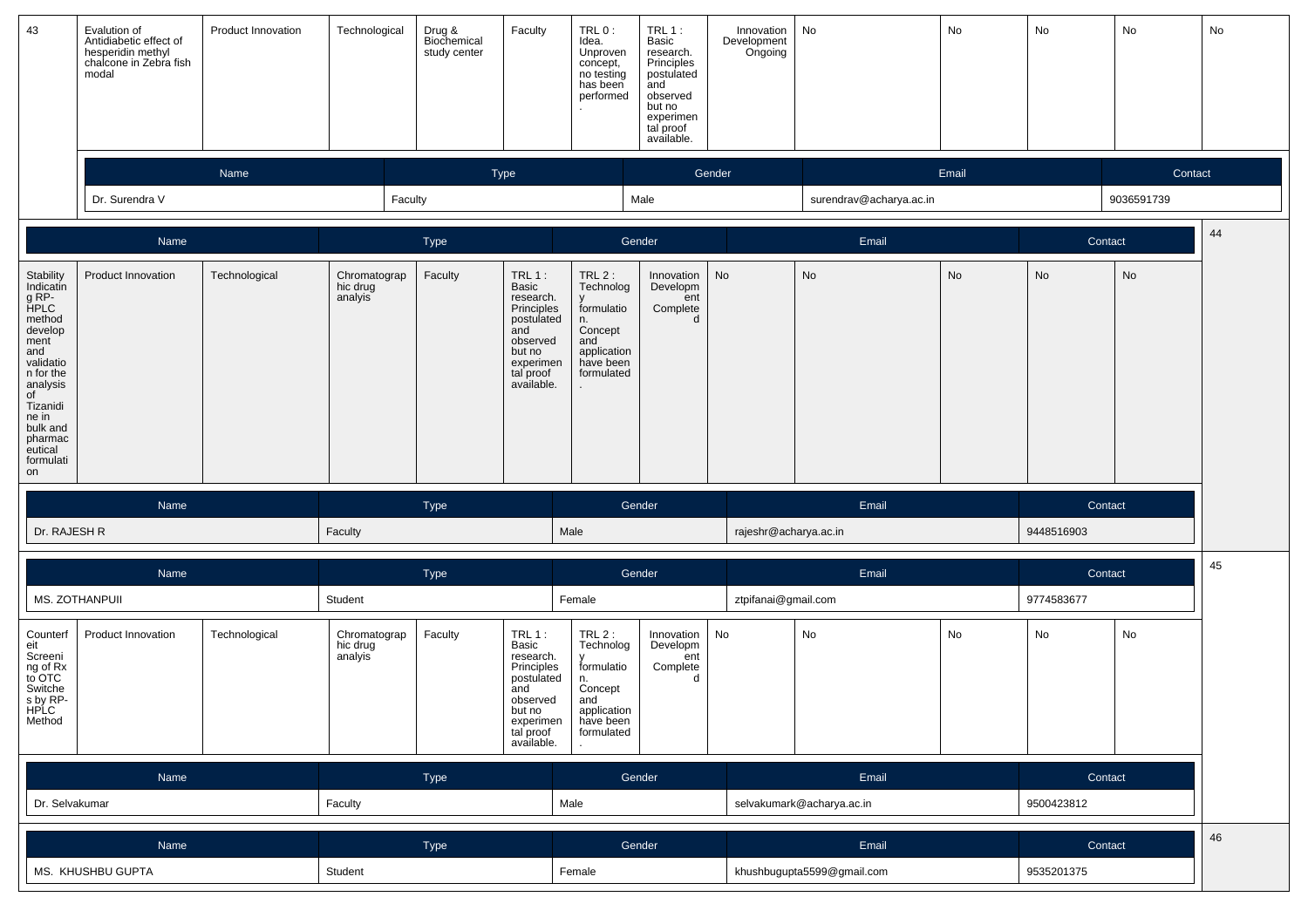| 43 | Evalution of Antidiabetic effect of hesperidin methyl chalcone in Zebra fish modal | Product Innovation | Technological | Drug & Biochemical study center | Faculty | TRL 0 : Idea. Unproven concept, no testing has been performed. | TRL 1 : Basic research. Principles postulated and observed but no experimental proof available. | Innovation Development Ongoing | No | No | No | No | No |
|---|---|---|---|---|---|---|---|---|---|---|---|---|---|

| Name | Type | Gender | Email | Contact |
|---|---|---|---|---|
| Dr. Surendra V | Faculty | Male | surendrav@acharya.ac.in | 9036591739 |

| Name | Type | Gender | Email | Contact |
|---|---|---|---|---|

| 44 | Stability Indicating RP-HPLC method development and validation for the analysis of Tizanidine in bulk and pharmaceutical formulation | Product Innovation | Technological | Chromatographic drug analyis | Faculty | TRL 1 : Basic research. Principles postulated and observed but no experimental proof available. | TRL 2 : Technology formulation. Concept and application have been formulated. | Innovation Development Completed | No | No | No | No | No |
|---|---|---|---|---|---|---|---|---|---|---|---|---|---|

| Name | Type | Gender | Email | Contact |
|---|---|---|---|---|
| Dr. RAJESH R | Faculty | Male | rajeshr@acharya.ac.in | 9448516903 |

| Name | Type | Gender | Email | Contact |
|---|---|---|---|---|
| MS. ZOTHANPUII | Student | Female | ztpifanai@gmail.com | 9774583677 |

| 45 | Counterfeit Screening of Rx to OTC Switches by RP-HPLC Method | Product Innovation | Technological | Chromatographic drug analyis | Faculty | TRL 1 : Basic research. Principles postulated and observed but no experimental proof available. | TRL 2 : Technology formulation. Concept and application have been formulated. | Innovation Development Completed | No | No | No | No | No |
|---|---|---|---|---|---|---|---|---|---|---|---|---|---|

| Name | Type | Gender | Email | Contact |
|---|---|---|---|---|
| Dr. Selvakumar | Faculty | Male | selvakumark@acharya.ac.in | 9500423812 |

| Name | Type | Gender | Email | Contact |
|---|---|---|---|---|
| MS. KHUSHBU GUPTA | Student | Female | khushbugupta5599@gmail.com | 9535201375 |

46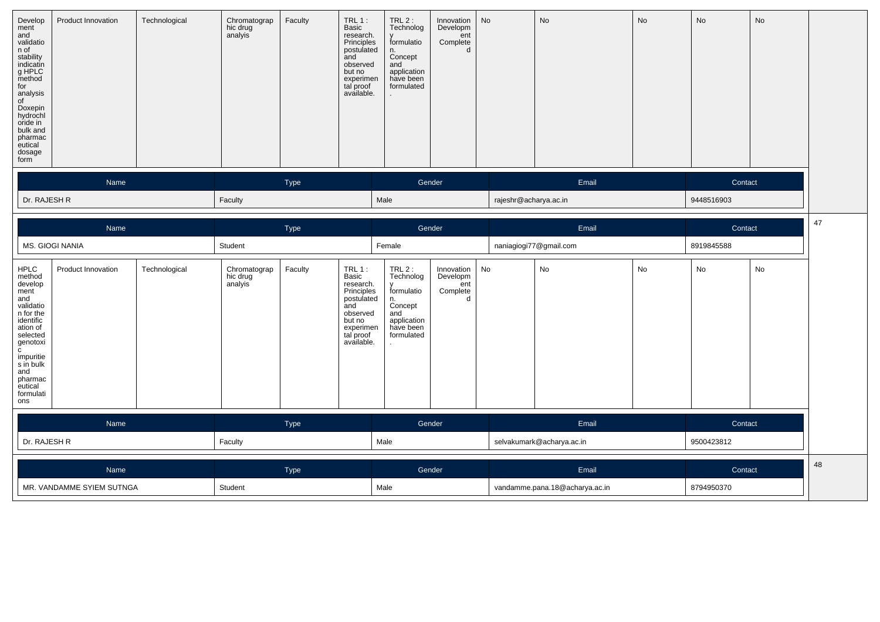| Develop ment and validatio n of stability indicatin g HPLC method for analysis of Doxepin hydrochl oride in bulk and pharmac eutical dosage form | Product Innovation | Technological | Chromatograp hic drug analyis | Faculty | TRL 1 : Basic research. Principles postulated and observed but no experimen tal proof available. | TRL 2 : Technolog y formulatio n. Concept and application have been formulated . | Innovation Developm ent Complete d | No | No | No | No | No | |
|---|---|---|---|---|---|---|---|---|---|---|---|---|---|

| Name | Type | Gender | Email | Contact |
|---|---|---|---|---|
| Dr. RAJESH R | Faculty | Male | rajeshr@acharya.ac.in | 9448516903 |

| Name | Type | Gender | Email | Contact |
|---|---|---|---|---|
| MS. GIOGI NANIA | Student | Female | naniagiogi77@gmail.com | 8919845588 |

47

| HPLC method develop ment and validatio n for the identific ation of selected genotoxi c impuritie s in bulk and pharmac eutical formulati ons | Product Innovation | Technological | Chromatograp hic drug analyis | Faculty | TRL 1 : Basic research. Principles postulated and observed but no experimen tal proof available. | TRL 2 : Technolog y formulatio n. Concept and application have been formulated . | Innovation Developm ent Complete d | No | No | No | No | No |
|---|---|---|---|---|---|---|---|---|---|---|---|---|

| Name | Type | Gender | Email | Contact |
|---|---|---|---|---|
| Dr. RAJESH R | Faculty | Male | selvakumark@acharya.ac.in | 9500423812 |

| Name | Type | Gender | Email | Contact |
|---|---|---|---|---|
| MR. VANDAMME SYIEM SUTNGA | Student | Male | vandamme.pana.18@acharya.ac.in | 8794950370 |

48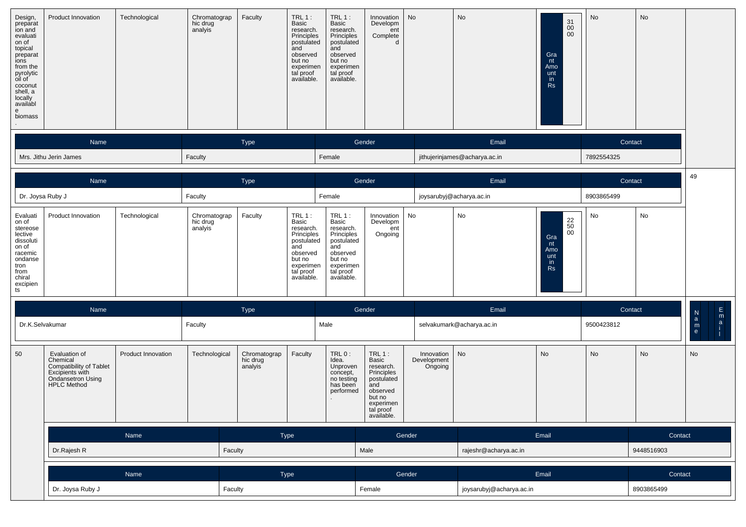| | | | | | | | | | | | | |
|---|---|---|---|---|---|---|---|---|---|---|---|---|
| Design, preparation and evaluation of topical preparations from the pyrolytic oil of coconut shell, a locally available biomass. | Product Innovation | Technological | Chromatographic drug analyis | Faculty | TRL 1 : Basic research. Principles postulated and observed but no experimental proof available. | TRL 1 : Basic research. Principles postulated and observed but no experimental proof available. | Innovation Development Completed | No | No | Grant Amount in Rs 310000 | No | No |

| Name | Type | Gender | Email | Contact |
|---|---|---|---|---|
| Mrs. Jithu Jerin James | Faculty | Female | jithujerinjames@acharya.ac.in | 7892554325 |

49

| Name | Type | Gender | Email | Contact |
|---|---|---|---|---|
| Dr. Joysa Ruby J | Faculty | Female | joysarubyj@acharya.ac.in | 8903865499 |

| | | | | | | | | | | | | |
|---|---|---|---|---|---|---|---|---|---|---|---|---|
| Evaluation of stereoselective dissolution of racemic ondansetron from chiral excipients | Product Innovation | Technological | Chromatographic drug analyis | Faculty | TRL 1 : Basic research. Principles postulated and observed but no experimental proof available. | TRL 1 : Basic research. Principles postulated and observed but no experimental proof available. | Innovation Development Ongoing | No | No | Grant Amount in Rs 225000 | No | No |

| Name | Type | Gender | Email | Contact |
|---|---|---|---|---|
| Dr.K.Selvakumar | Faculty | Male | selvakumark@acharya.ac.in | 9500423812 |

| | | | | | | | | | | | | | |
|---|---|---|---|---|---|---|---|---|---|---|---|---|---|
| 50 | Evaluation of Chemical Compatibility of Tablet Excipients with Ondansetron Using HPLC Method | Product Innovation | Technological | Chromatographic drug analyis | Faculty | TRL 0 : Idea. Unproven concept, no testing has been performed. | TRL 1 : Basic research. Principles postulated and observed but no experimental proof available. | Innovation Development Ongoing | No | No | No | No | No |

| Name | Type | Gender | Email | Contact |
|---|---|---|---|---|
| Dr.Rajesh R | Faculty | Male | rajeshr@acharya.ac.in | 9448516903 |

| Name | Type | Gender | Email | Contact |
|---|---|---|---|---|
| Dr. Joysa Ruby J | Faculty | Female | joysarubyj@acharya.ac.in | 8903865499 |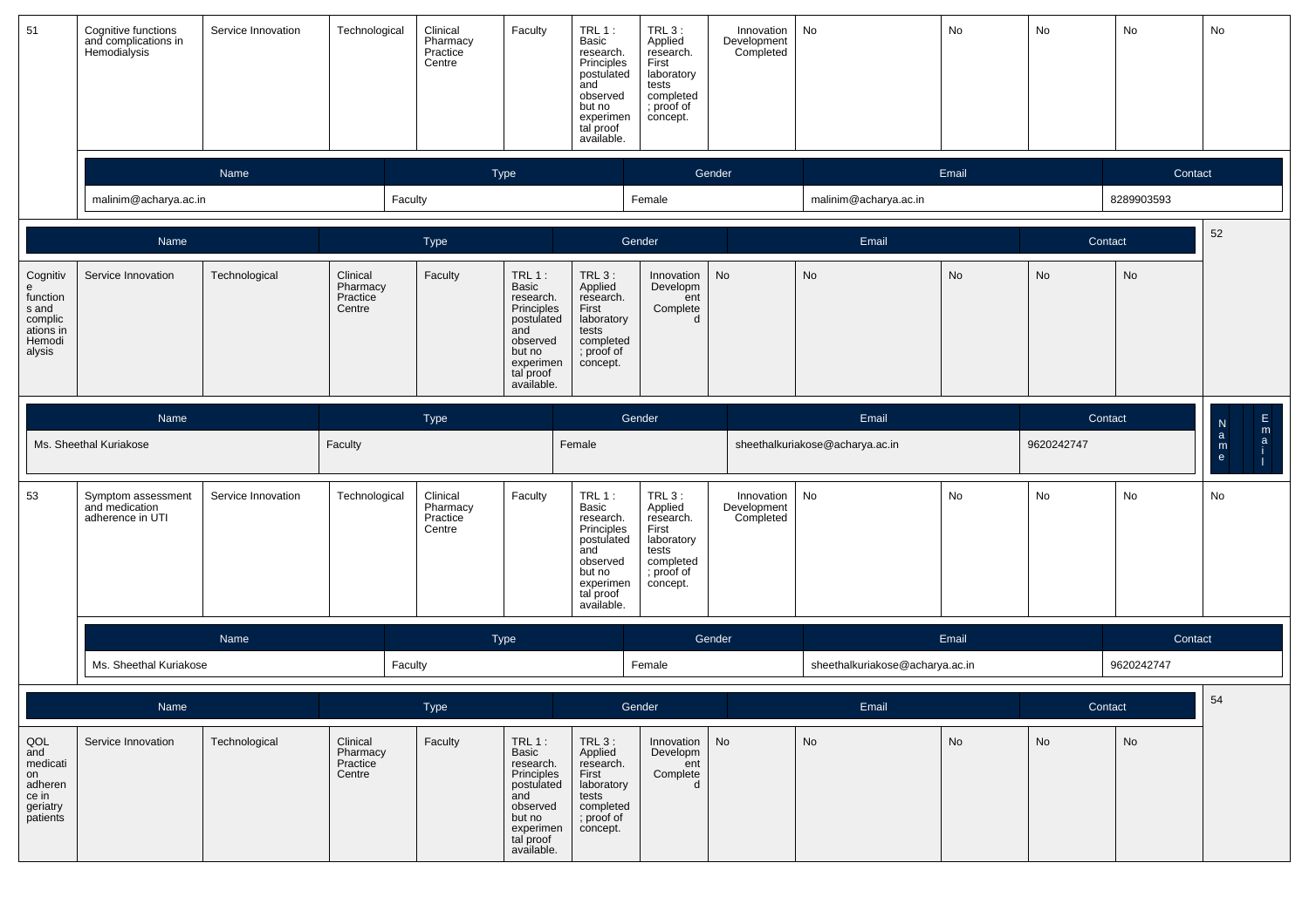| 51 | Cognitive functions and complications in Hemodialysis | Service Innovation | Technological | Clinical Pharmacy Practice Centre | Faculty | TRL 1 : Basic research. Principles postulated and observed but no experimental proof available. | TRL 3 : Applied research. First laboratory tests completed ; proof of concept. | Innovation Development Completed | No | No | No | No | No |
|---|---|---|---|---|---|---|---|---|---|---|---|---|---|

| Name | Type | Gender | Email | Contact |
|---|---|---|---|---|
| malinim@acharya.ac.in | Faculty | Female | malinim@acharya.ac.in | 8289903593 |

| 52 | Cognitive functions and complications in Hemodialysis | Service Innovation | Technological | Clinical Pharmacy Practice Centre | Faculty | TRL 1 : Basic research. Principles postulated and observed but no experimental proof available. | TRL 3 : Applied research. First laboratory tests completed ; proof of concept. | Innovation Development Completed | No | No | No | No | No |
|---|---|---|---|---|---|---|---|---|---|---|---|---|---|

| Name | Type | Gender | Email | Contact |
|---|---|---|---|---|
| Ms. Sheethal Kuriakose | Faculty | Female | sheethalkuriakose@acharya.ac.in | 9620242747 |

| 53 | Symptom assessment and medication adherence in UTI | Service Innovation | Technological | Clinical Pharmacy Practice Centre | Faculty | TRL 1 : Basic research. Principles postulated and observed but no experimental proof available. | TRL 3 : Applied research. First laboratory tests completed ; proof of concept. | Innovation Development Completed | No | No | No | No | No |
|---|---|---|---|---|---|---|---|---|---|---|---|---|---|

| Name | Type | Gender | Email | Contact |
|---|---|---|---|---|
| Ms. Sheethal Kuriakose | Faculty | Female | sheethalkuriakose@acharya.ac.in | 9620242747 |

| 54 | QOL and medication adherence in geriatry patients | Service Innovation | Technological | Clinical Pharmacy Practice Centre | Faculty | TRL 1 : Basic research. Principles postulated and observed but no experimental proof available. | TRL 3 : Applied research. First laboratory tests completed ; proof of concept. | Innovation Development Completed | No | No | No | No | No |
|---|---|---|---|---|---|---|---|---|---|---|---|---|---|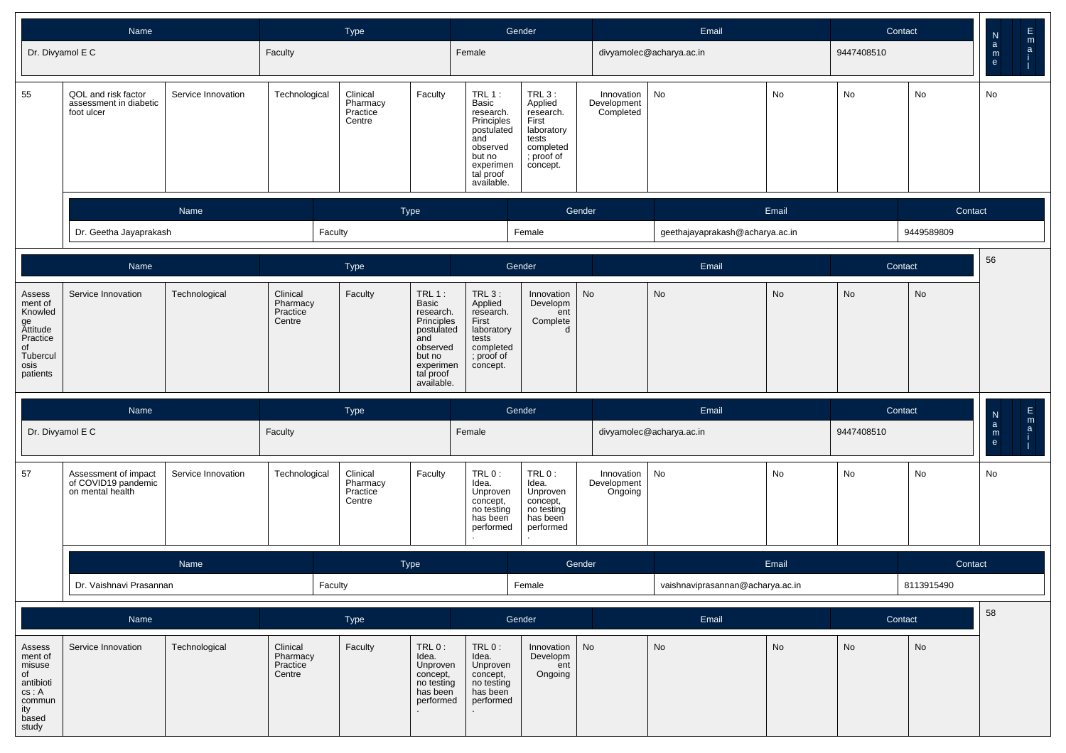| Name | Type | Gender | Email | Contact |
|---|---|---|---|---|
| Dr. Divyamol E C | Faculty | Female | divyamolec@acharya.ac.in | 9447408510 |

| 55 | QOL and risk factor assessment in diabetic foot ulcer | Service Innovation | Technological | Clinical Pharmacy Practice Centre | Faculty | TRL 1 : Basic research. Principles postulated and observed but no experimental proof available. | TRL 3 : Applied research. First laboratory tests completed ; proof of concept. | Innovation Development Completed | No | No | No | No | No |
|---|---|---|---|---|---|---|---|---|---|---|---|---|---|

| Name | Type | Gender | Email | Contact |
|---|---|---|---|---|
| Dr. Geetha Jayaprakash | Faculty | Female | geethajayaprakash@acharya.ac.in | 9449589809 |

| 56 | Assessment of Knowledge Attitude Practice of Tuberculosis patients | Service Innovation | Technological | Clinical Pharmacy Practice Centre | Faculty | TRL 1 : Basic research. Principles postulated and observed but no experimental proof available. | TRL 3 : Applied research. First laboratory tests completed ; proof of concept. | Innovation Development Completed | No | No | No | No | No |
|---|---|---|---|---|---|---|---|---|---|---|---|---|---|

| Name | Type | Gender | Email | Contact |
|---|---|---|---|---|
| Dr. Divyamol E C | Faculty | Female | divyamolec@acharya.ac.in | 9447408510 |

| 57 | Assessment of impact of COVID19 pandemic on mental health | Service Innovation | Technological | Clinical Pharmacy Practice Centre | Faculty | TRL 0 : Idea. Unproven concept, no testing has been performed. | TRL 0 : Idea. Unproven concept, no testing has been performed. | Innovation Development Ongoing | No | No | No | No | No |
|---|---|---|---|---|---|---|---|---|---|---|---|---|---|

| Name | Type | Gender | Email | Contact |
|---|---|---|---|---|
| Dr. Vaishnavi Prasannan | Faculty | Female | vaishnaviprasannan@acharya.ac.in | 8113915490 |

| 58 | Assessment of misuse of antibiotics : A community based study | Service Innovation | Technological | Clinical Pharmacy Practice Centre | Faculty | TRL 0 : Idea. Unproven concept, no testing has been performed. | TRL 0 : Idea. Unproven concept, no testing has been performed. | Innovation Development Ongoing | No | No | No | No | No |
|---|---|---|---|---|---|---|---|---|---|---|---|---|---|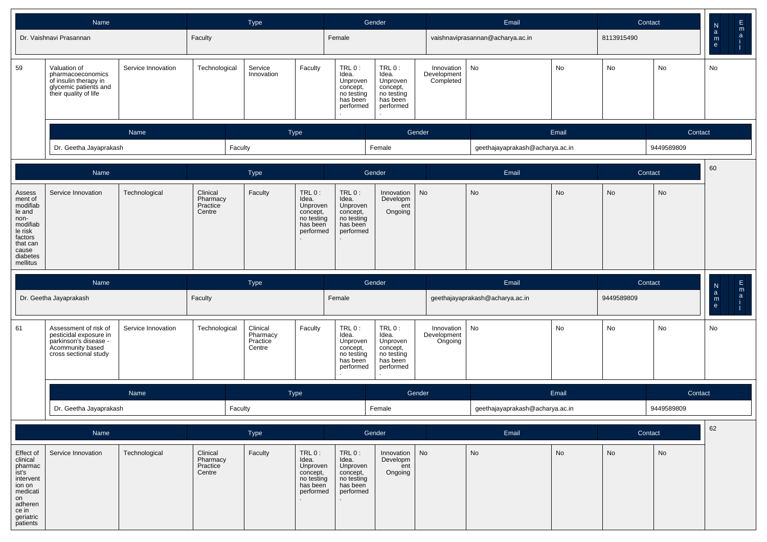| Name | Type | Gender | Email | Contact |
|---|---|---|---|---|
| Dr. Vaishnavi Prasannan | Faculty | Female | vaishnaviprasannan@acharya.ac.in | 8113915490 |

| 59 | Valuation of pharmacoeconomics of insulin therapy in glycemic patients and their quality of life | Service Innovation | Technological | Service Innovation | Faculty | TRL 0 : Idea. Unproven concept, no testing has been performed. | TRL 0 : Idea. Unproven concept, no testing has been performed. | Innovation Development Completed | No | No | No | No | No |
|---|---|---|---|---|---|---|---|---|---|---|---|---|---|

| Name | Type | Gender | Email | Contact |
|---|---|---|---|---|
| Dr. Geetha Jayaprakash | Faculty | Female | geethajayaprakash@acharya.ac.in | 9449589809 |

| 60 | Assessment of modifiable and non-modifiable risk factors that can cause diabetes mellitus | Service Innovation | Technological | Clinical Pharmacy Practice Centre | Faculty | TRL 0 : Idea. Unproven concept, no testing has been performed. | TRL 0 : Idea. Unproven concept, no testing has been performed. | Innovation Development Ongoing | No | No | No | No | No |
|---|---|---|---|---|---|---|---|---|---|---|---|---|---|

| Name | Type | Gender | Email | Contact |
|---|---|---|---|---|
| Dr. Geetha Jayaprakash | Faculty | Female | geethajayaprakash@acharya.ac.in | 9449589809 |

| 61 | Assessment of risk of pesticidal exposure in parkinson's disease - Acommunity based cross sectional study | Service Innovation | Technological | Clinical Pharmacy Practice Centre | Faculty | TRL 0 : Idea. Unproven concept, no testing has been performed. | TRL 0 : Idea. Unproven concept, no testing has been performed. | Innovation Development Ongoing | No | No | No | No | No |
|---|---|---|---|---|---|---|---|---|---|---|---|---|---|

| Name | Type | Gender | Email | Contact |
|---|---|---|---|---|
| Dr. Geetha Jayaprakash | Faculty | Female | geethajayaprakash@acharya.ac.in | 9449589809 |

| 62 | Effect of clinical pharmacist's intervention on medication adherence in geriatric patients | Service Innovation | Technological | Clinical Pharmacy Practice Centre | Faculty | TRL 0 : Idea. Unproven concept, no testing has been performed. | TRL 0 : Idea. Unproven concept, no testing has been performed. | Innovation Development Ongoing | No | No | No | No | No |
|---|---|---|---|---|---|---|---|---|---|---|---|---|---|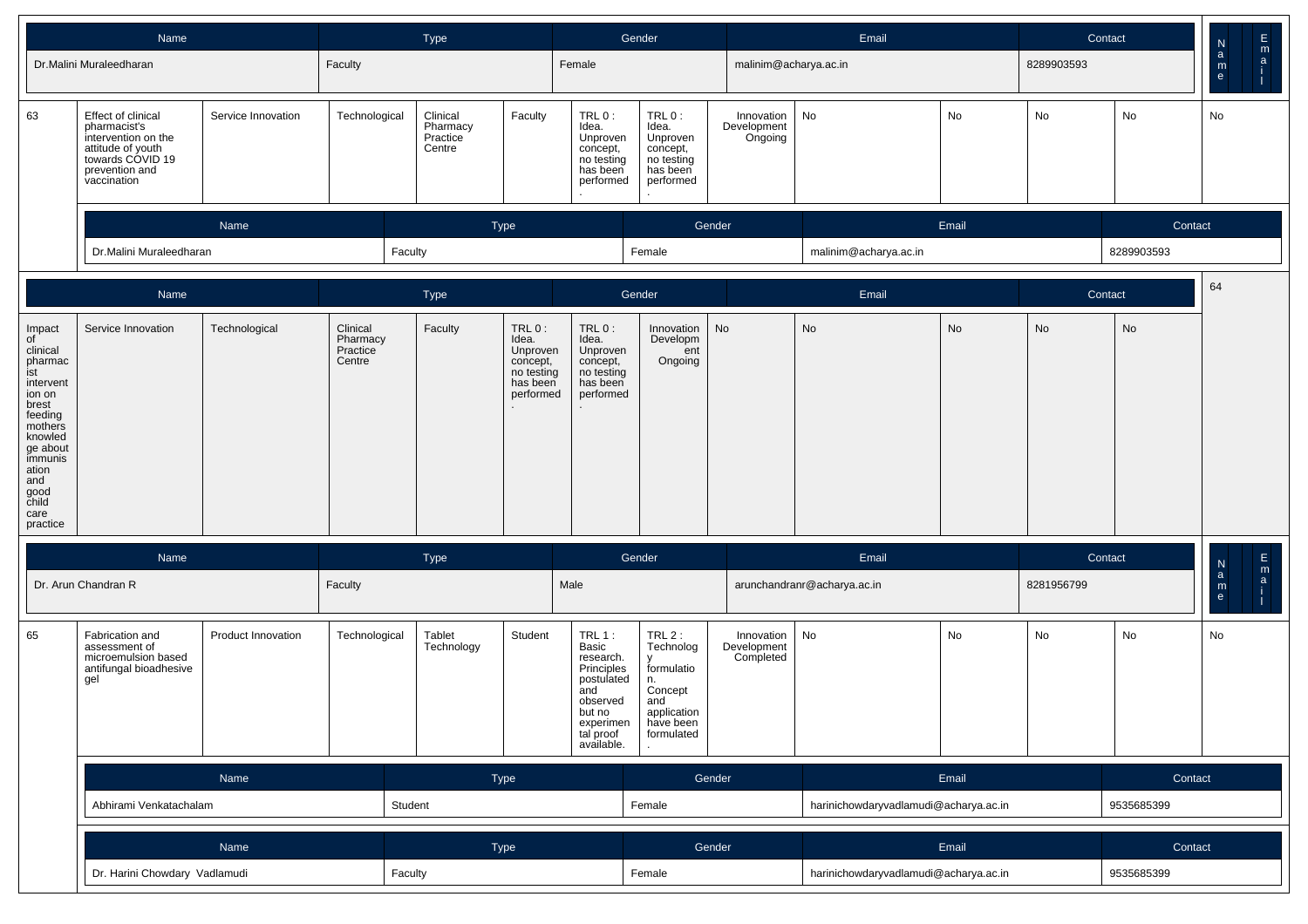| Name | Type | Gender | Email | Contact |
|---|---|---|---|---|
| Dr.Malini Muraleedharan | Faculty | Female | malinim@acharya.ac.in | 8289903593 |

| | | | | | | | | | | | | | |
|---|---|---|---|---|---|---|---|---|---|---|---|---|---|
| 63 | Effect of clinical pharmacist's intervention on the attitude of youth towards COVID 19 prevention and vaccination | Service Innovation | Technological | Clinical Pharmacy Practice Centre | Faculty | TRL 0 : Idea. Unproven concept, no testing has been performed . | TRL 0 : Idea. Unproven concept, no testing has been performed . | Innovation Development Ongoing | No | No | No | No | No |

| Name | Type | Gender | Email | Contact |
|---|---|---|---|---|
| Dr.Malini Muraleedharan | Faculty | Female | malinim@acharya.ac.in | 8289903593 |

| | | | | | | | | | | | | | |
|---|---|---|---|---|---|---|---|---|---|---|---|---|---|
| 64 | Impact of clinical pharmacist intervention on brest feeding mothers knowledge about immunisation and good child care practice | Service Innovation | Technological | Clinical Pharmacy Practice Centre | Faculty | TRL 0 : Idea. Unproven concept, no testing has been performed . | TRL 0 : Idea. Unproven concept, no testing has been performed . | Innovation Development Ongoing | No | No | No | No | No |

| Name | Type | Gender | Email | Contact |
|---|---|---|---|---|
| Dr. Arun Chandran R | Faculty | Male | arunchandranr@acharya.ac.in | 8281956799 |

| | | | | | | | | | | | | | |
|---|---|---|---|---|---|---|---|---|---|---|---|---|---|
| 65 | Fabrication and assessment of microemulsion based antifungal bioadhesive gel | Product Innovation | Technological | Tablet Technology | Student | TRL 1 : Basic research. Principles postulated and observed but no experimental proof available. | TRL 2 : Technology formulation. Concept and application have been formulated . | Innovation Development Completed | No | No | No | No | No |

| Name | Type | Gender | Email | Contact |
|---|---|---|---|---|
| Abhirami Venkatachalam | Student | Female | harinichowdaryvadlamudi@acharya.ac.in | 9535685399 |

| Name | Type | Gender | Email | Contact |
|---|---|---|---|---|
| Dr. Harini Chowdary Vadlamudi | Faculty | Female | harinichowdaryvadlamudi@acharya.ac.in | 9535685399 |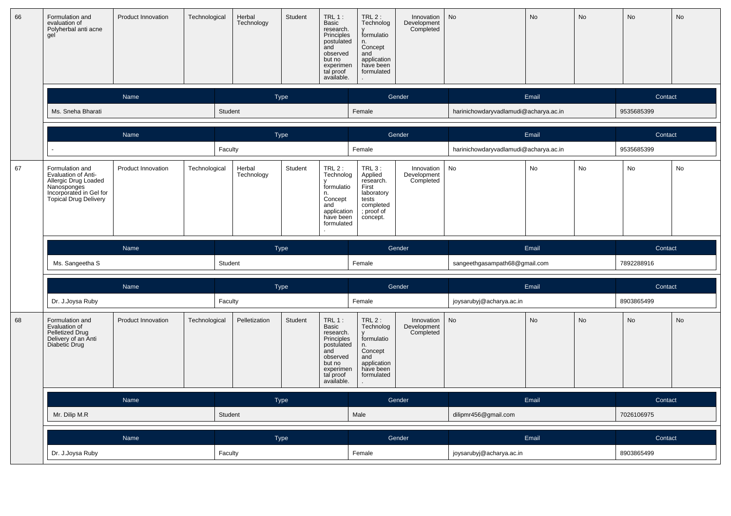| 66 | Formulation and evaluation of Polyherbal anti acne gel | Product Innovation | Technological | Herbal Technology | Student | TRL 1 : Basic research. Principles postulated and observed but no experimental proof available. | TRL 2 : Technology formulation. Concept and application have been formulated. | Innovation Development Completed | No | No | No | No | No |
|---|---|---|---|---|---|---|---|---|---|---|---|---|---|

| Name | Type | Gender | Email | Contact |
|---|---|---|---|---|
| Ms. Sneha Bharati | Student | Female | harinichowdaryvadlamudi@acharya.ac.in | 9535685399 |

| Name | Type | Gender | Email | Contact |
|---|---|---|---|---|
| - | Faculty | Female | harinichowdaryvadlamudi@acharya.ac.in | 9535685399 |

| 67 | Formulation and Evaluation of Anti-Allergic Drug Loaded Nanosponges Incorporated in Gel for Topical Drug Delivery | Product Innovation | Technological | Herbal Technology | Student | TRL 2 : Technology formulation. Concept and application have been formulated. | TRL 3 : Applied research. First laboratory tests completed ; proof of concept. | Innovation Development Completed | No | No | No | No | No |
|---|---|---|---|---|---|---|---|---|---|---|---|---|---|

| Name | Type | Gender | Email | Contact |
|---|---|---|---|---|
| Ms. Sangeetha S | Student | Female | sangeethgasampath68@gmail.com | 7892288916 |

| Name | Type | Gender | Email | Contact |
|---|---|---|---|---|
| Dr. J.Joysa Ruby | Faculty | Female | joysarubyj@acharya.ac.in | 8903865499 |

| 68 | Formulation and Evaluation of Pelletized Drug Delivery of an Anti Diabetic Drug | Product Innovation | Technological | Pelletization | Student | TRL 1 : Basic research. Principles postulated and observed but no experimental proof available. | TRL 2 : Technology formulation. Concept and application have been formulated. | Innovation Development Completed | No | No | No | No | No |
|---|---|---|---|---|---|---|---|---|---|---|---|---|---|

| Name | Type | Gender | Email | Contact |
|---|---|---|---|---|
| Mr. Dilip M.R | Student | Male | dilipmr456@gmail.com | 7026106975 |

| Name | Type | Gender | Email | Contact |
|---|---|---|---|---|
| Dr. J.Joysa Ruby | Faculty | Female | joysarubyj@acharya.ac.in | 8903865499 |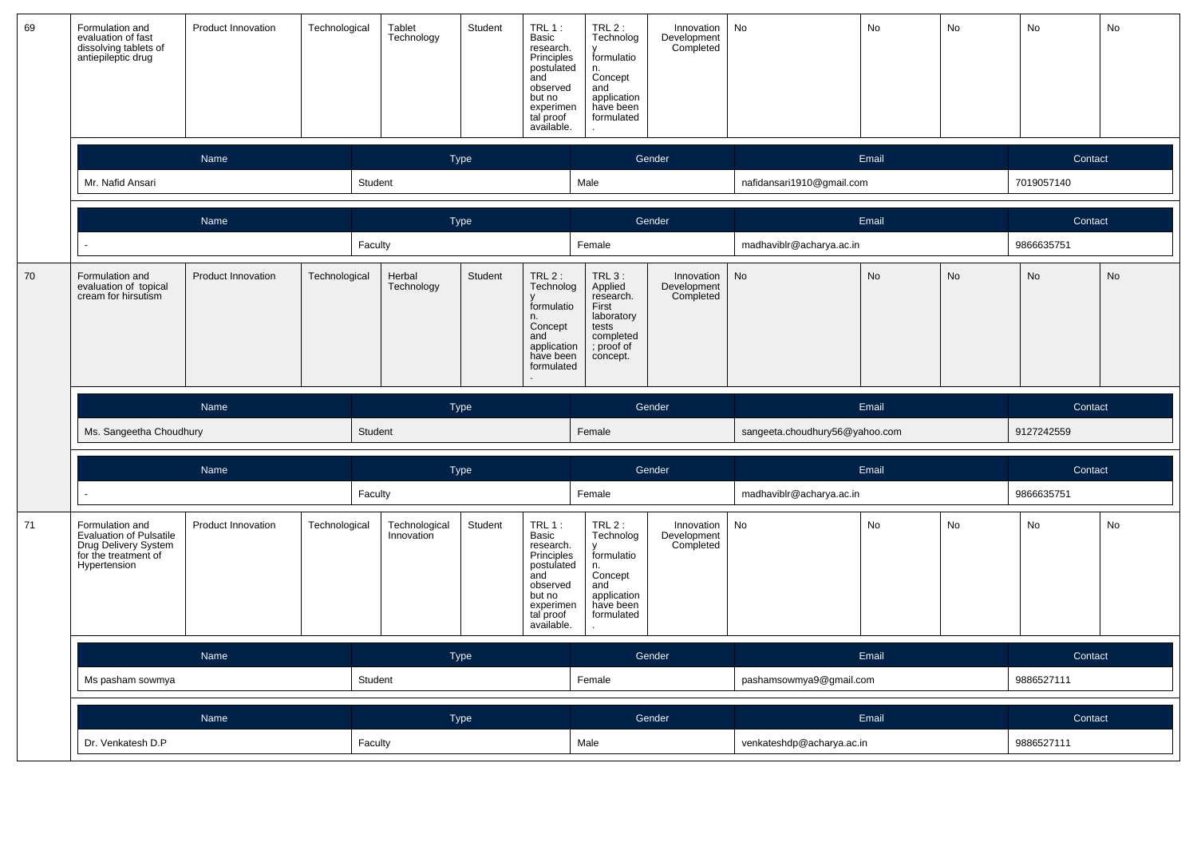| 69 | Formulation and evaluation of fast dissolving tablets of antiepileptic drug | Product Innovation | Technological | Tablet Technology | Student | TRL 1 : Basic research. Principles postulated and observed but no experimental proof available. | TRL 2 : Technology formulation. Concept and application have been formulated. | Innovation Development Completed | No | No | No | No | No |
|---|---|---|---|---|---|---|---|---|---|---|---|---|---|

| Name | Type | Gender | Email | Contact |
|---|---|---|---|---|
| Mr. Nafid Ansari | Student | Male | nafidansari1910@gmail.com | 7019057140 |

| Name | Type | Gender | Email | Contact |
|---|---|---|---|---|
| - | Faculty | Female | madhaviblr@acharya.ac.in | 9866635751 |

| 70 | Formulation and evaluation of topical cream for hirsutism | Product Innovation | Technological | Herbal Technology | Student | TRL 2 : Technology formulation. Concept and application have been formulated. | TRL 3 : Applied research. First laboratory tests completed ; proof of concept. | Innovation Development Completed | No | No | No | No | No |
|---|---|---|---|---|---|---|---|---|---|---|---|---|---|

| Name | Type | Gender | Email | Contact |
|---|---|---|---|---|
| Ms. Sangeetha Choudhury | Student | Female | sangeeta.choudhury56@yahoo.com | 9127242559 |

| Name | Type | Gender | Email | Contact |
|---|---|---|---|---|
| - | Faculty | Female | madhaviblr@acharya.ac.in | 9866635751 |

| 71 | Formulation and Evaluation of Pulsatile Drug Delivery System for the treatment of Hypertension | Product Innovation | Technological | Technological Innovation | Student | TRL 1 : Basic research. Principles postulated and observed but no experimental proof available. | TRL 2 : Technology formulation. Concept and application have been formulated. | Innovation Development Completed | No | No | No | No | No |
|---|---|---|---|---|---|---|---|---|---|---|---|---|---|

| Name | Type | Gender | Email | Contact |
|---|---|---|---|---|
| Ms pasham sowmya | Student | Female | pashamsowmya9@gmail.com | 9886527111 |

| Name | Type | Gender | Email | Contact |
|---|---|---|---|---|
| Dr. Venkatesh D.P | Faculty | Male | venkateshdp@acharya.ac.in | 9886527111 |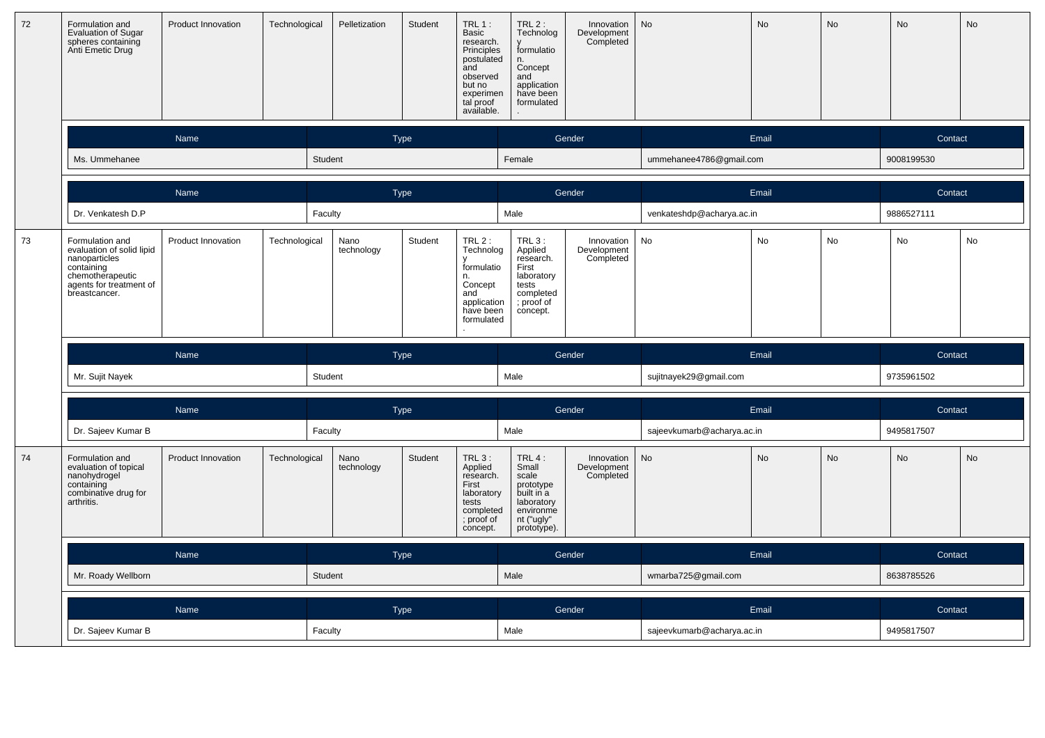| 72 | Formulation and Evaluation of Sugar spheres containing Anti Emetic Drug | Product Innovation | Technological | Pelletization | Student | TRL 1 : Basic research. Principles postulated and observed but no experimental proof available. | TRL 2 : Technology formulation. Concept and application have been formulated. | Innovation Development Completed | No | No | No | No | No |
|---|---|---|---|---|---|---|---|---|---|---|---|---|---|

| Name | Type | Gender | Email | Contact |
|---|---|---|---|---|
| Ms. Ummehanee | Student | Female | ummehanee4786@gmail.com | 9008199530 |

| Name | Type | Gender | Email | Contact |
|---|---|---|---|---|
| Dr. Venkatesh D.P | Faculty | Male | venkateshdp@acharya.ac.in | 9886527111 |

| 73 | Formulation and evaluation of solid lipid nanoparticles containing chemotherapeutic agents for treatment of breastcancer. | Product Innovation | Technological | Nano technology | Student | TRL 2 : Technology formulation. Concept and application have been formulated. | TRL 3 : Applied research. First laboratory tests completed ; proof of concept. | Innovation Development Completed | No | No | No | No | No |
|---|---|---|---|---|---|---|---|---|---|---|---|---|---|

| Name | Type | Gender | Email | Contact |
|---|---|---|---|---|
| Mr. Sujit Nayek | Student | Male | sujitnayek29@gmail.com | 9735961502 |

| Name | Type | Gender | Email | Contact |
|---|---|---|---|---|
| Dr. Sajeev Kumar B | Faculty | Male | sajeevkumarb@acharya.ac.in | 9495817507 |

| 74 | Formulation and evaluation of topical nanohydrogel containing combinative drug for arthritis. | Product Innovation | Technological | Nano technology | Student | TRL 3 : Applied research. First laboratory tests completed ; proof of concept. | TRL 4 : Small scale prototype built in a laboratory environment ("ugly" prototype). | Innovation Development Completed | No | No | No | No | No |
|---|---|---|---|---|---|---|---|---|---|---|---|---|---|

| Name | Type | Gender | Email | Contact |
|---|---|---|---|---|
| Mr. Roady Wellborn | Student | Male | wmarba725@gmail.com | 8638785526 |

| Name | Type | Gender | Email | Contact |
|---|---|---|---|---|
| Dr. Sajeev Kumar B | Faculty | Male | sajeevkumarb@acharya.ac.in | 9495817507 |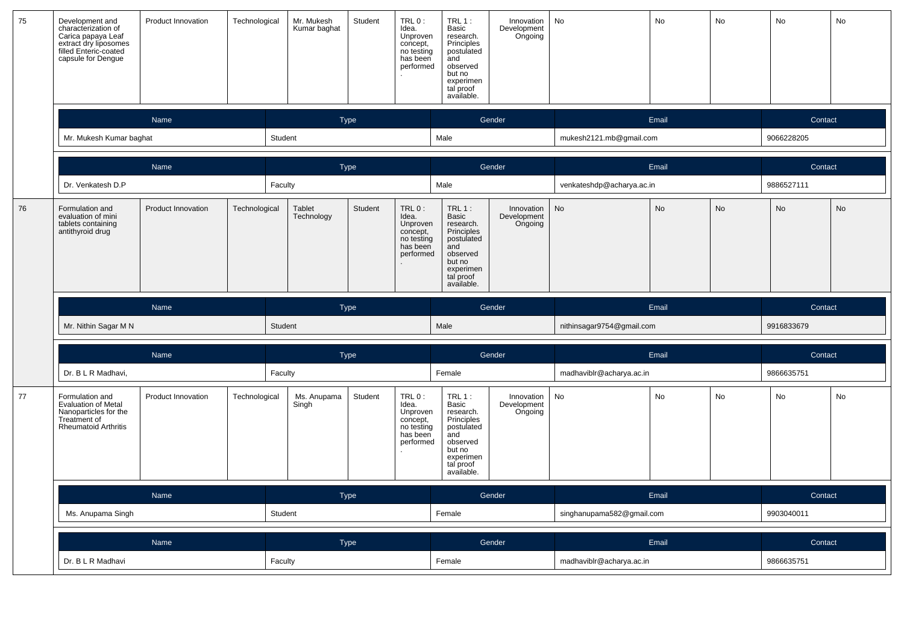| 75 | Development and characterization of Carica papaya Leaf extract dry liposomes filled Enteric-coated capsule for Dengue | Product Innovation | Technological | Mr. Mukesh Kumar baghat | Student | TRL 0 : Idea. Unproven concept, no testing has been performed. | TRL 1 : Basic research. Principles postulated and observed but no experimental proof available. | Innovation Development Ongoing | No | No | No | No | No |
|---|---|---|---|---|---|---|---|---|---|---|---|---|---|

| Name | Type | Gender | Email | Contact |
|---|---|---|---|---|
| Mr. Mukesh Kumar baghat | Student | Male | mukesh2121.mb@gmail.com | 9066228205 |

| Name | Type | Gender | Email | Contact |
|---|---|---|---|---|
| Dr. Venkatesh D.P | Faculty | Male | venkateshdp@acharya.ac.in | 9886527111 |

| 76 | Formulation and evaluation of mini tablets containing antithyroid drug | Product Innovation | Technological | Tablet Technology | Student | TRL 0 : Idea. Unproven concept, no testing has been performed. | TRL 1 : Basic research. Principles postulated and observed but no experimental proof available. | Innovation Development Ongoing | No | No | No | No | No |
|---|---|---|---|---|---|---|---|---|---|---|---|---|---|

| Name | Type | Gender | Email | Contact |
|---|---|---|---|---|
| Mr. Nithin Sagar M N | Student | Male | nithinsagar9754@gmail.com | 9916833679 |

| Name | Type | Gender | Email | Contact |
|---|---|---|---|---|
| Dr. B L R Madhavi, | Faculty | Female | madhaviblr@acharya.ac.in | 9866635751 |

| 77 | Formulation and Evaluation of Metal Nanoparticles for the Treatment of Rheumatoid Arthritis | Product Innovation | Technological | Ms. Anupama Singh | Student | TRL 0 : Idea. Unproven concept, no testing has been performed. | TRL 1 : Basic research. Principles postulated and observed but no experimental proof available. | Innovation Development Ongoing | No | No | No | No | No |
|---|---|---|---|---|---|---|---|---|---|---|---|---|---|

| Name | Type | Gender | Email | Contact |
|---|---|---|---|---|
| Ms. Anupama Singh | Student | Female | singhanupama582@gmail.com | 9903040011 |

| Name | Type | Gender | Email | Contact |
|---|---|---|---|---|
| Dr. B L R Madhavi | Faculty | Female | madhaviblr@acharya.ac.in | 9866635751 |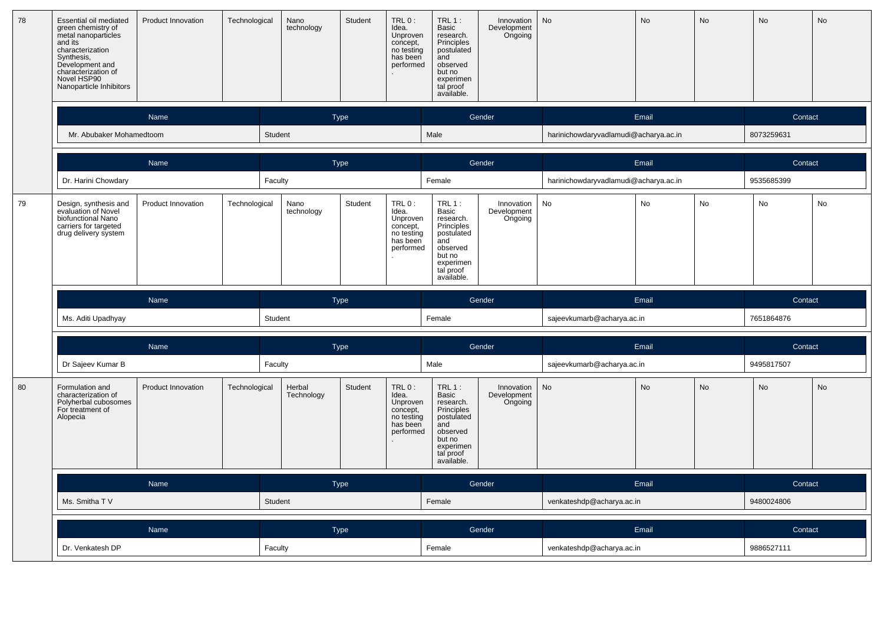| 78 | Essential oil mediated green chemistry of metal nanoparticles and its characterization Synthesis, Development and characterization of Novel HSP90 Nanoparticle Inhibitors | Product Innovation | Technological | Nano technology | Student | TRL 0 : Idea. Unproven concept, no testing has been performed. | TRL 1 : Basic research. Principles postulated and observed but no experimental proof available. | Innovation Development Ongoing | No | No | No | No | No |
|---|---|---|---|---|---|---|---|---|---|---|---|---|---|

| Name | Type | Gender | Email | Contact |
|---|---|---|---|---|
| Mr. Abubaker Mohamedtoom | Student | Male | harinichowdaryvadlamudi@acharya.ac.in | 8073259631 |

| Name | Type | Gender | Email | Contact |
|---|---|---|---|---|
| Dr. Harini Chowdary | Faculty | Female | harinichowdaryvadlamudi@acharya.ac.in | 9535685399 |

| 79 | Design, synthesis and evaluation of Novel biofunctional Nano carriers for targeted drug delivery system | Product Innovation | Technological | Nano technology | Student | TRL 0 : Idea. Unproven concept, no testing has been performed. | TRL 1 : Basic research. Principles postulated and observed but no experimental proof available. | Innovation Development Ongoing | No | No | No | No | No |
|---|---|---|---|---|---|---|---|---|---|---|---|---|---|

| Name | Type | Gender | Email | Contact |
|---|---|---|---|---|
| Ms. Aditi Upadhyay | Student | Female | sajeevkumarb@acharya.ac.in | 7651864876 |

| Name | Type | Gender | Email | Contact |
|---|---|---|---|---|
| Dr Sajeev Kumar B | Faculty | Male | sajeevkumarb@acharya.ac.in | 9495817507 |

| 80 | Formulation and characterization of Polyherbal cubosomes For treatment of Alopecia | Product Innovation | Technological | Herbal Technology | Student | TRL 0 : Idea. Unproven concept, no testing has been performed. | TRL 1 : Basic research. Principles postulated and observed but no experimental proof available. | Innovation Development Ongoing | No | No | No | No | No |
|---|---|---|---|---|---|---|---|---|---|---|---|---|---|

| Name | Type | Gender | Email | Contact |
|---|---|---|---|---|
| Ms. Smitha T V | Student | Female | venkateshdp@acharya.ac.in | 9480024806 |

| Name | Type | Gender | Email | Contact |
|---|---|---|---|---|
| Dr. Venkatesh DP | Faculty | Female | venkateshdp@acharya.ac.in | 9886527111 |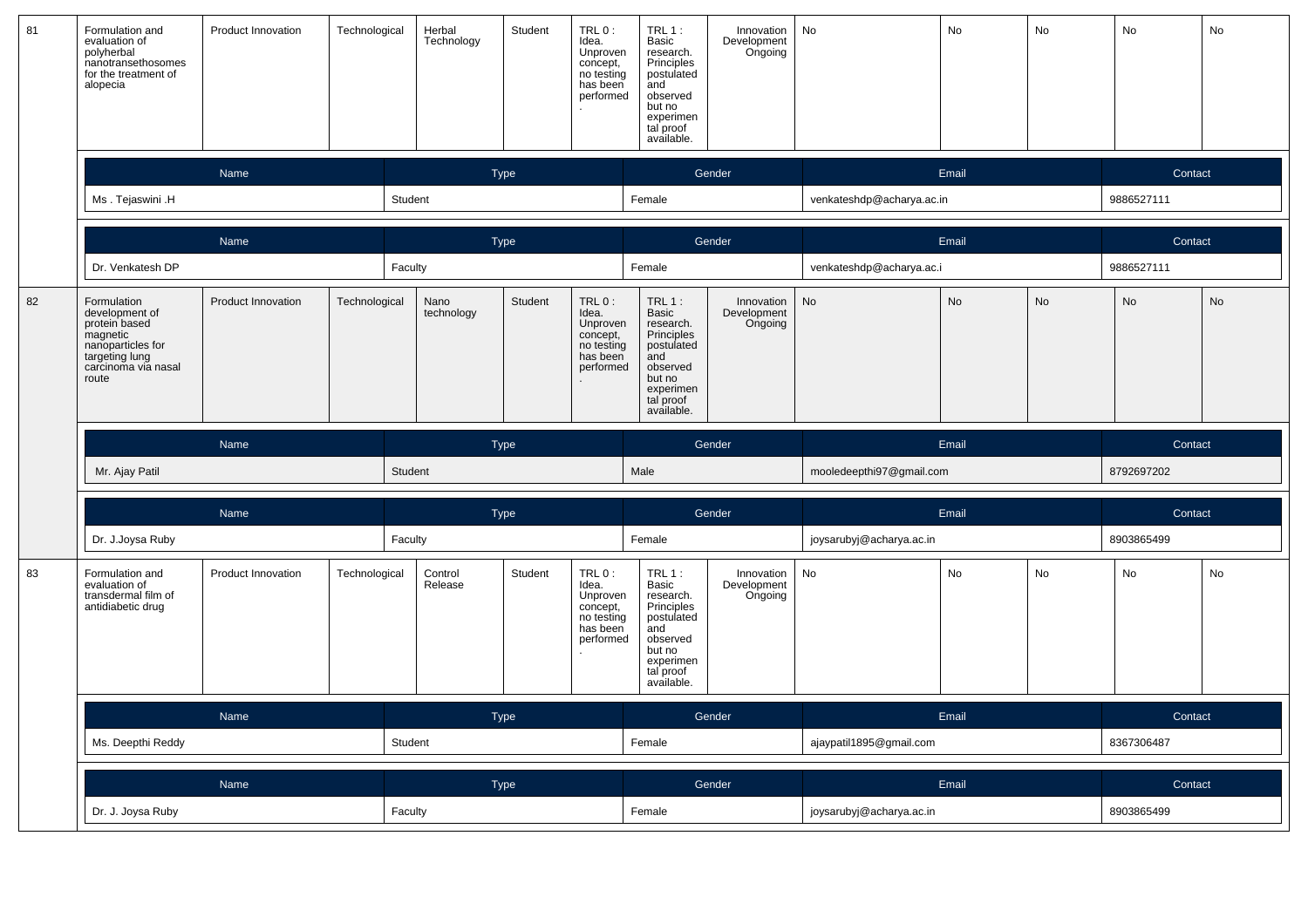| 81 | Formulation and evaluation of polyherbal nanotransethosomes for the treatment of alopecia | Product Innovation | Technological | Herbal Technology | Student | TRL 0 : Idea. Unproven concept, no testing has been performed. | TRL 1 : Basic research. Principles postulated and observed but no experimental proof available. | Innovation Development Ongoing | No | No | No | No | No |
|---|---|---|---|---|---|---|---|---|---|---|---|---|---|

| Name | Type | Gender | Email | Contact |
|---|---|---|---|---|
| Ms . Tejaswini .H | Student | Female | venkateshdp@acharya.ac.in | 9886527111 |

| Name | Type | Gender | Email | Contact |
|---|---|---|---|---|
| Dr. Venkatesh DP | Faculty | Female | venkateshdp@acharya.ac.i | 9886527111 |

| 82 | Formulation development of protein based magnetic nanoparticles for targeting lung carcinoma via nasal route | Product Innovation | Technological | Nano technology | Student | TRL 0 : Idea. Unproven concept, no testing has been performed. | TRL 1 : Basic research. Principles postulated and observed but no experimental proof available. | Innovation Development Ongoing | No | No | No | No | No |
|---|---|---|---|---|---|---|---|---|---|---|---|---|---|

| Name | Type | Gender | Email | Contact |
|---|---|---|---|---|
| Mr. Ajay Patil | Student | Male | mooledeepthi97@gmail.com | 8792697202 |

| Name | Type | Gender | Email | Contact |
|---|---|---|---|---|
| Dr. J.Joysa Ruby | Faculty | Female | joysarubyj@acharya.ac.in | 8903865499 |

| 83 | Formulation and evaluation of transdermal film of antidiabetic drug | Product Innovation | Technological | Control Release | Student | TRL 0 : Idea. Unproven concept, no testing has been performed. | TRL 1 : Basic research. Principles postulated and observed but no experimental proof available. | Innovation Development Ongoing | No | No | No | No | No |
|---|---|---|---|---|---|---|---|---|---|---|---|---|---|

| Name | Type | Gender | Email | Contact |
|---|---|---|---|---|
| Ms. Deepthi Reddy | Student | Female | ajaypatil1895@gmail.com | 8367306487 |

| Name | Type | Gender | Email | Contact |
|---|---|---|---|---|
| Dr. J. Joysa Ruby | Faculty | Female | joysarubyj@acharya.ac.in | 8903865499 |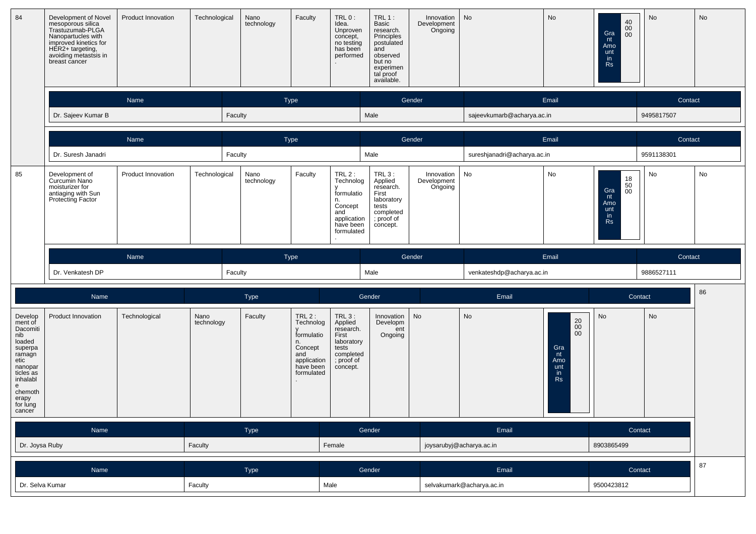| 84 | Development of Novel mesoporous silica Trastuzumab-PLGA Nanopartucles with improved kinetics for HER2+ targeting, avoiding metastsis in breast cancer | Product Innovation | Technological | Nano technology | Faculty | TRL 0 : Idea. Unproven concept, no testing has been performed. | TRL 1 : Basic research. Principles postulated and observed but no experimental proof available. | Innovation Development Ongoing | No | No | Grant Amount in Rs 4000000 | No | No |
|---|---|---|---|---|---|---|---|---|---|---|---|---|---|

| Name | Type | Gender | Email | Contact |
|---|---|---|---|---|
| Dr. Sajeev Kumar B | Faculty | Male | sajeevkumarb@acharya.ac.in | 9495817507 |

| Name | Type | Gender | Email | Contact |
|---|---|---|---|---|
| Dr. Suresh Janadri | Faculty | Male | sureshjanadri@acharya.ac.in | 9591138301 |

| 85 | Development of Curcumin Nano moisturizer for antiaging with Sun Protecting Factor | Product Innovation | Technological | Nano technology | Faculty | TRL 2 : Technology formulation. Concept and application have been formulated. | TRL 3 : Applied research. First laboratory tests completed; proof of concept. | Innovation Development Ongoing | No | No | Grant Amount in Rs 185000 | No | No |
|---|---|---|---|---|---|---|---|---|---|---|---|---|---|

| Name | Type | Gender | Email | Contact |
|---|---|---|---|---|
| Dr. Venkatesh DP | Faculty | Male | venkateshdp@acharya.ac.in | 9886527111 |

| 86 | Development of Dacomitinib loaded superparamagnetic nanoparticles as inhalable chemotherapy for lung cancer | Product Innovation | Technological | Nano technology | Faculty | TRL 2 : Technology formulation. Concept and application have been formulated. | TRL 3 : Applied research. First laboratory tests completed; proof of concept. | Innovation Development Ongoing | No | No | Grant Amount in Rs 200000 | No | No |
|---|---|---|---|---|---|---|---|---|---|---|---|---|---|

| Name | Type | Gender | Email | Contact |
|---|---|---|---|---|
| Dr. Joysa Ruby | Faculty | Female | joysarubyj@acharya.ac.in | 8903865499 |

| Name | Type | Gender | Email | Contact |
|---|---|---|---|---|
| Dr. Selva Kumar | Faculty | Male | selvakumark@acharya.ac.in | 9500423812 |

87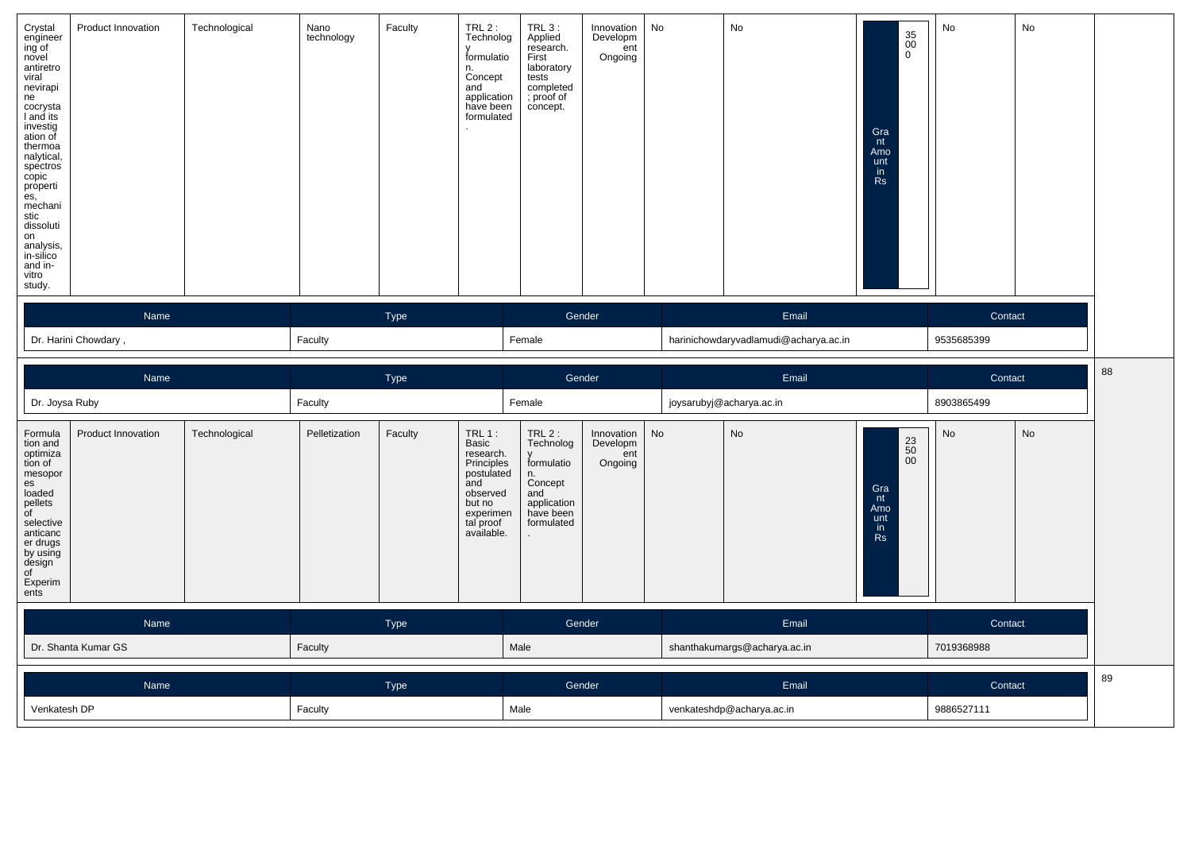| Crystal engineering of novel antiretroviral nevirapine cocrystal and its investigation of thermoanalytical, spectroscopic properties, mechanistic dissolution analysis, in-silico and in-vitro study. | Product Innovation | Technological | Nano technology | Faculty | TRL 2 : Technology formulation. Concept and application have been formulated. | TRL 3 : Applied research. First laboratory tests completed; proof of concept. | Innovation Development Ongoing | No | No | Grant Amount in Rs: 350000 | No | No |
|---|---|---|---|---|---|---|---|---|---|---|---|---|

| Name | Type | Gender | Email | Contact |
|---|---|---|---|---|
| Dr. Harini Chowdary , | Faculty | Female | harinichowdaryvadlamudi@acharya.ac.in | 9535685399 |

88

| Name | Type | Gender | Email | Contact |
|---|---|---|---|---|
| Dr. Joysa Ruby | Faculty | Female | joysarubyj@acharya.ac.in | 8903865499 |

| Formulation and optimization of mesopores loaded pellets of selective anticancer drugs by using design of Experiments | Product Innovation | Technological | Pelletization | Faculty | TRL 1 : Basic research. Principles postulated and observed but no experimental proof available. | TRL 2 : Technology formulation. Concept and application have been formulated. | Innovation Development Ongoing | No | No | Grant Amount in Rs: 235000 | No | No |
|---|---|---|---|---|---|---|---|---|---|---|---|---|

| Name | Type | Gender | Email | Contact |
|---|---|---|---|---|
| Dr. Shanta Kumar GS | Faculty | Male | shanthakumargs@acharya.ac.in | 7019368988 |

89

| Name | Type | Gender | Email | Contact |
|---|---|---|---|---|
| Venkatesh DP | Faculty | Male | venkateshdp@acharya.ac.in | 9886527111 |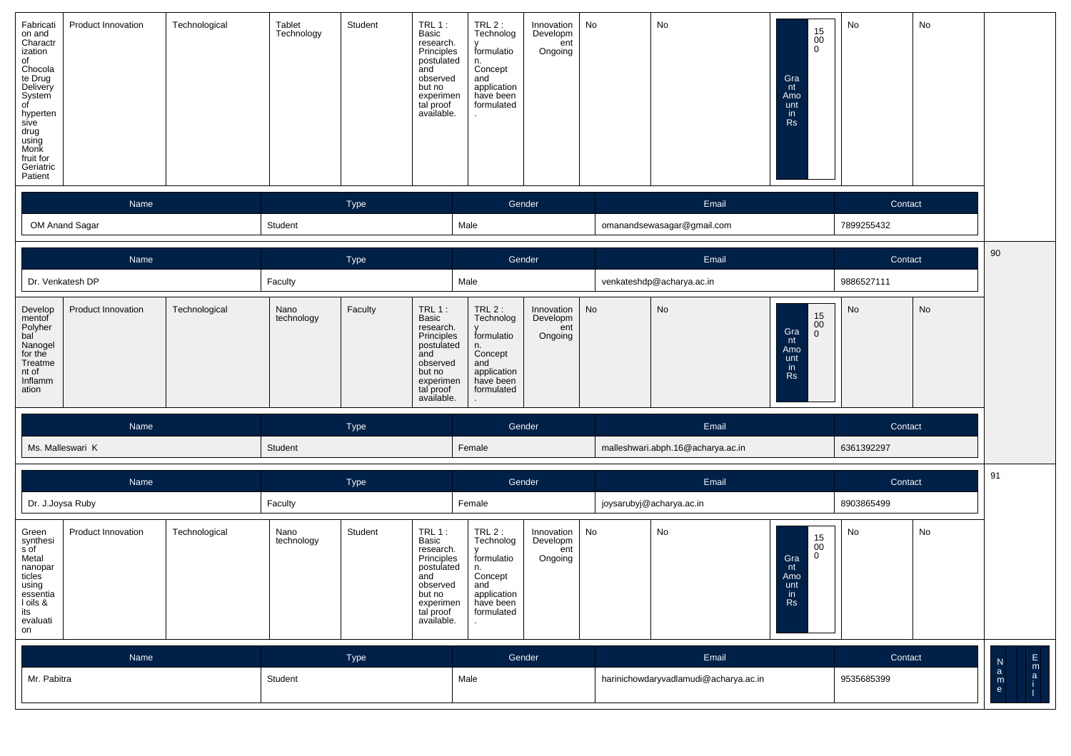| Fabrication and Characterization of Chocolate Drug Delivery System of hypertensive drug using Monk fruit for Geriatric Patient | Product Innovation | Technological | Tablet Technology | Student | TRL 1 : Basic research. Principles postulated and observed but no experimental proof available. | TRL 2 : Technology formulation. Concept and application have been formulated. | Innovation Development Ongoing | No | No | Grant Amount in Rs 15000 | No | No |
|---|---|---|---|---|---|---|---|---|---|---|---|---|

| Name | Type | Gender | Email | Contact |
|---|---|---|---|---|
| OM Anand Sagar | Student | Male | omanandsewasagar@gmail.com | 7899255432 |

90

| Name | Type | Gender | Email | Contact |
|---|---|---|---|---|
| Dr. Venkatesh DP | Faculty | Male | venkateshdp@acharya.ac.in | 9886527111 |

| Development of Polyherbal Nanogel for the Treatment of Inflammation | Product Innovation | Technological | Nano technology | Faculty | TRL 1 : Basic research. Principles postulated and observed but no experimental proof available. | TRL 2 : Technology formulation. Concept and application have been formulated. | Innovation Development Ongoing | No | No | Grant Amount in Rs 15000 | No | No |
|---|---|---|---|---|---|---|---|---|---|---|---|---|

| Name | Type | Gender | Email | Contact |
|---|---|---|---|---|
| Ms. Malleswari K | Student | Female | malleshwari.abph.16@acharya.ac.in | 6361392297 |

91

| Name | Type | Gender | Email | Contact |
|---|---|---|---|---|
| Dr. J.Joysa Ruby | Faculty | Female | joysarubyj@acharya.ac.in | 8903865499 |

| Green synthesis of Metal nanoparticles using essential oils & its evaluation | Product Innovation | Technological | Nano technology | Student | TRL 1 : Basic research. Principles postulated and observed but no experimental proof available. | TRL 2 : Technology formulation. Concept and application have been formulated. | Innovation Development Ongoing | No | No | Grant Amount in Rs 15000 | No | No |
|---|---|---|---|---|---|---|---|---|---|---|---|---|

| Name | Type | Gender | Email | Contact |
|---|---|---|---|---|
| Mr. Pabitra | Student | Male | harinichowdaryvadlamudi@acharya.ac.in | 9535685399 |

| Name | | | Email |
|---|---|---|---|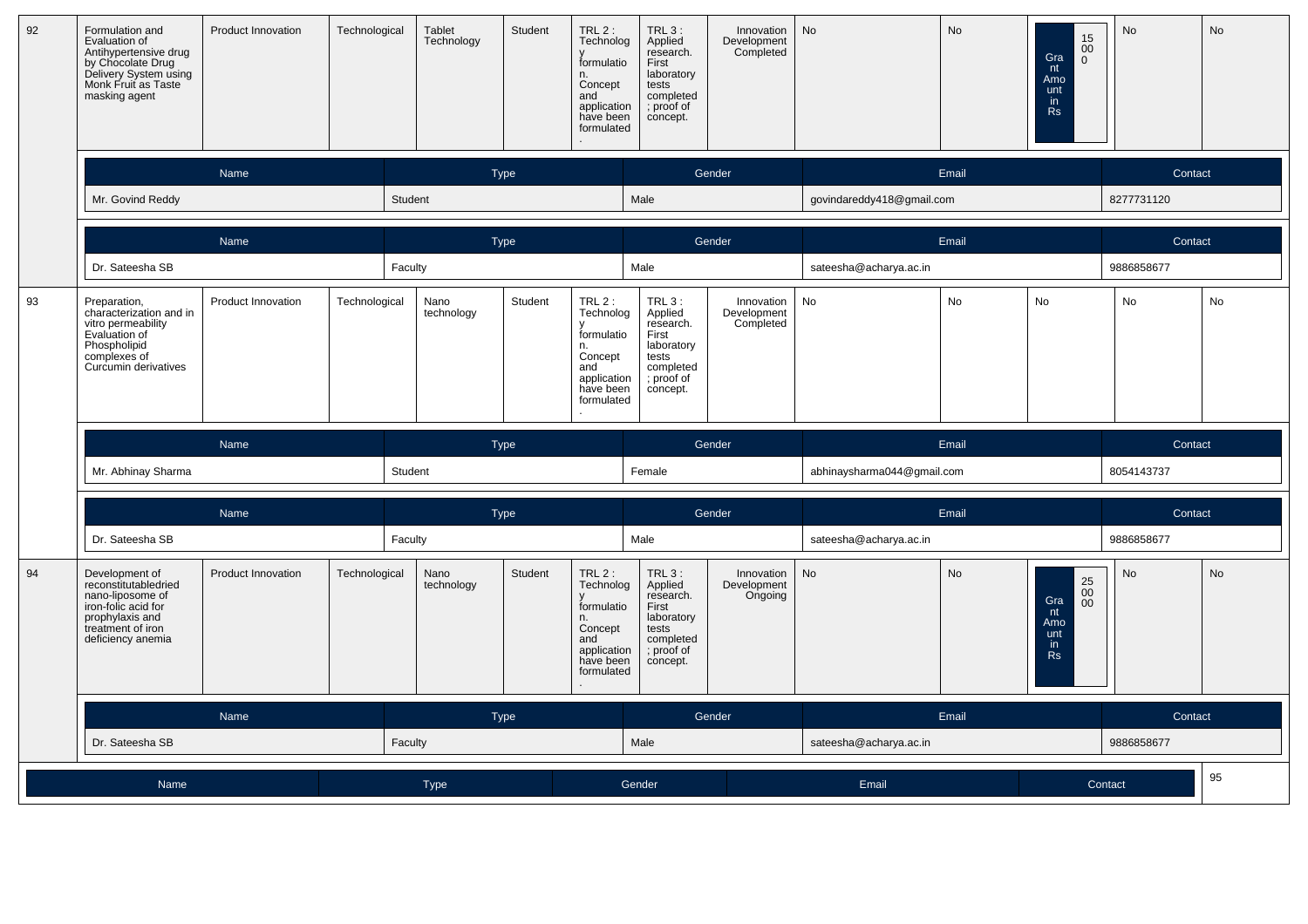| 92 | Formulation and Evaluation of Antihypertensive drug by Chocolate Drug Delivery System using Monk Fruit as Taste masking agent | Product Innovation | Technological | Tablet Technology | Student | TRL 2 : Technology formulation. Concept and application have been formulated. | TRL 3 : Applied research. First laboratory tests completed ; proof of concept. | Innovation Development Completed | No | No | Grant Amount in Rs 150000 | No | No |
|---|---|---|---|---|---|---|---|---|---|---|---|---|---|

| Name | Type | Gender | Email | Contact |
|---|---|---|---|---|
| Mr. Govind Reddy | Student | Male | govindareddy418@gmail.com | 8277731120 |

| Name | Type | Gender | Email | Contact |
|---|---|---|---|---|
| Dr. Sateesha SB | Faculty | Male | sateesha@acharya.ac.in | 9886858677 |

| 93 | Preparation, characterization and in vitro permeability Evaluation of Phospholipid complexes of Curcumin derivatives | Product Innovation | Technological | Nano technology | Student | TRL 2 : Technology formulation. Concept and application have been formulated. | TRL 3 : Applied research. First laboratory tests completed ; proof of concept. | Innovation Development Completed | No | No | No | No | No |
|---|---|---|---|---|---|---|---|---|---|---|---|---|---|

| Name | Type | Gender | Email | Contact |
|---|---|---|---|---|
| Mr. Abhinay Sharma | Student | Female | abhinaysharma044@gmail.com | 8054143737 |

| Name | Type | Gender | Email | Contact |
|---|---|---|---|---|
| Dr. Sateesha SB | Faculty | Male | sateesha@acharya.ac.in | 9886858677 |

| 94 | Development of reconstitutabledried nano-liposome of iron-folic acid for prophylaxis and treatment of iron deficiency anemia | Product Innovation | Technological | Nano technology | Student | TRL 2 : Technology formulation. Concept and application have been formulated. | TRL 3 : Applied research. First laboratory tests completed ; proof of concept. | Innovation Development Ongoing | No | No | Grant Amount in Rs 250000 | No | No |
|---|---|---|---|---|---|---|---|---|---|---|---|---|---|

| Name | Type | Gender | Email | Contact |
|---|---|---|---|---|
| Dr. Sateesha SB | Faculty | Male | sateesha@acharya.ac.in | 9886858677 |

| Name | Type | Gender | Email | Contact |
|---|---|---|---|---|

95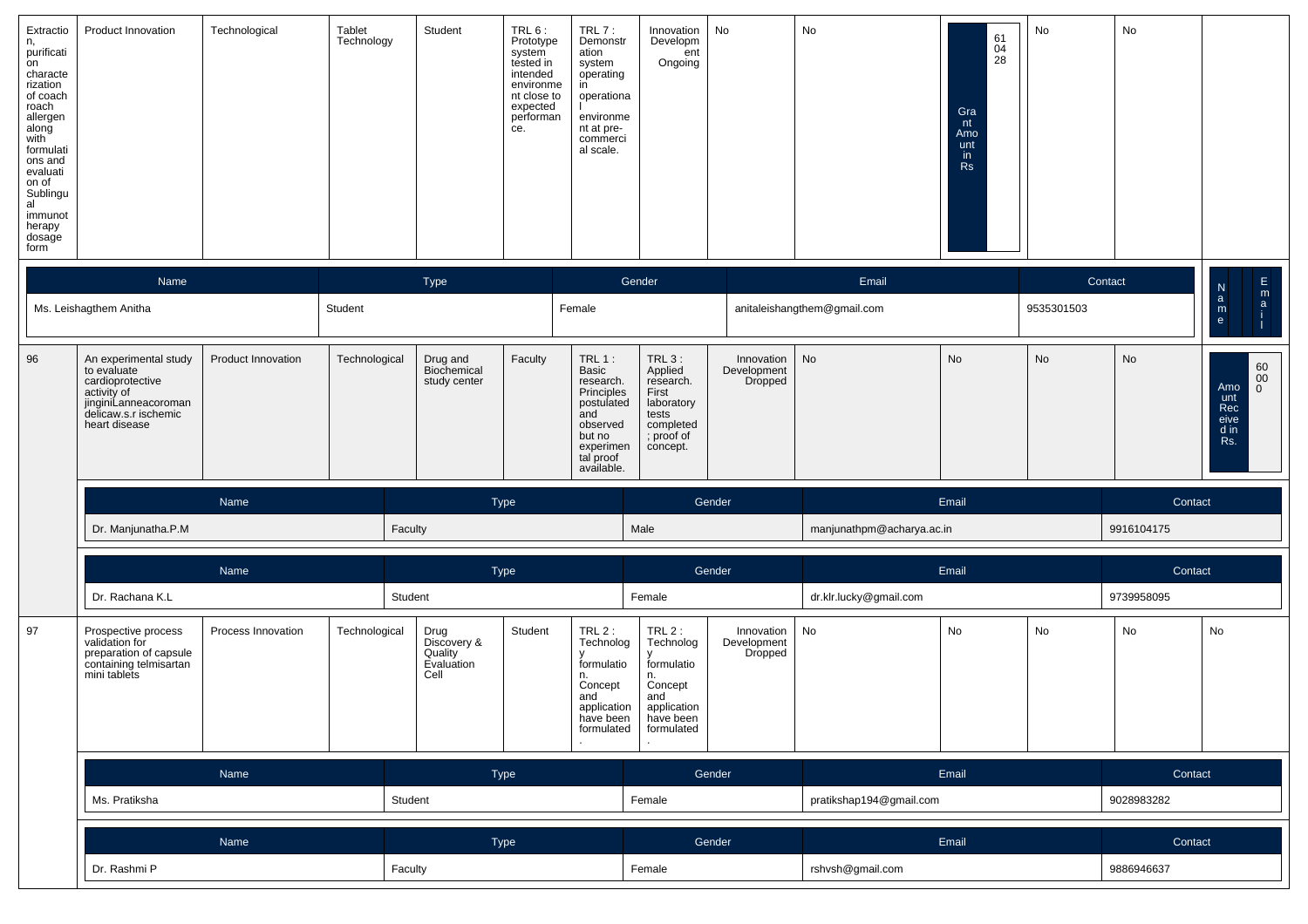| | | | | | | | | | | | | | |
|---|---|---|---|---|---|---|---|---|---|---|---|---|---|
| Extraction, purification characterization of coach roach allergen along with formulations and evaluation of Sublingual immunotherapy dosage form | Product Innovation | Technological | Tablet Technology | Student | TRL 6 : Prototype system tested in intended environment close to expected performance. | TRL 7 : Demonstration system operating in operational environment at pre-commercial scale. | Innovation Development Ongoing | No | No | Grant Amount in Rs 610428 | No | No | |

| Name | Type | Gender | Email | Contact |
|---|---|---|---|---|
| Ms. Leishagthem Anitha | Student | Female | anitaleishangthem@gmail.com | 9535301503 |

| | | | | | | | | | | | | | |
|---|---|---|---|---|---|---|---|---|---|---|---|---|---|
| 96 | An experimental study to evaluate cardioprotective activity of jinginiLanneacoromandelicaw.s.r ischemic heart disease | Product Innovation | Technological | Drug and Biochemical study center | Faculty | TRL 1 : Basic research. Principles postulated and observed but no experimental proof available. | TRL 3 : Applied research. First laboratory tests completed ; proof of concept. | Innovation Development Dropped | No | No | No | No | Amount Received in Rs. 60000 |

| Name | Type | Gender | Email | Contact |
|---|---|---|---|---|
| Dr. Manjunatha.P.M | Faculty | Male | manjunathpm@acharya.ac.in | 9916104175 |

| Name | Type | Gender | Email | Contact |
|---|---|---|---|---|
| Dr. Rachana K.L | Student | Female | dr.klr.lucky@gmail.com | 9739958095 |

| | | | | | | | | | | | | | |
|---|---|---|---|---|---|---|---|---|---|---|---|---|---|
| 97 | Prospective process validation for preparation of capsule containing telmisartan mini tablets | Process Innovation | Technological | Drug Discovery & Quality Evaluation Cell | Student | TRL 2 : Technology formulation. Concept and application have been formulated. | TRL 2 : Technology formulation. Concept and application have been formulated. | Innovation Development Dropped | No | No | No | No | No |

| Name | Type | Gender | Email | Contact |
|---|---|---|---|---|
| Ms. Pratiksha | Student | Female | pratikshap194@gmail.com | 9028983282 |

| Name | Type | Gender | Email | Contact |
|---|---|---|---|---|
| Dr. Rashmi P | Faculty | Female | rshvsh@gmail.com | 9886946637 |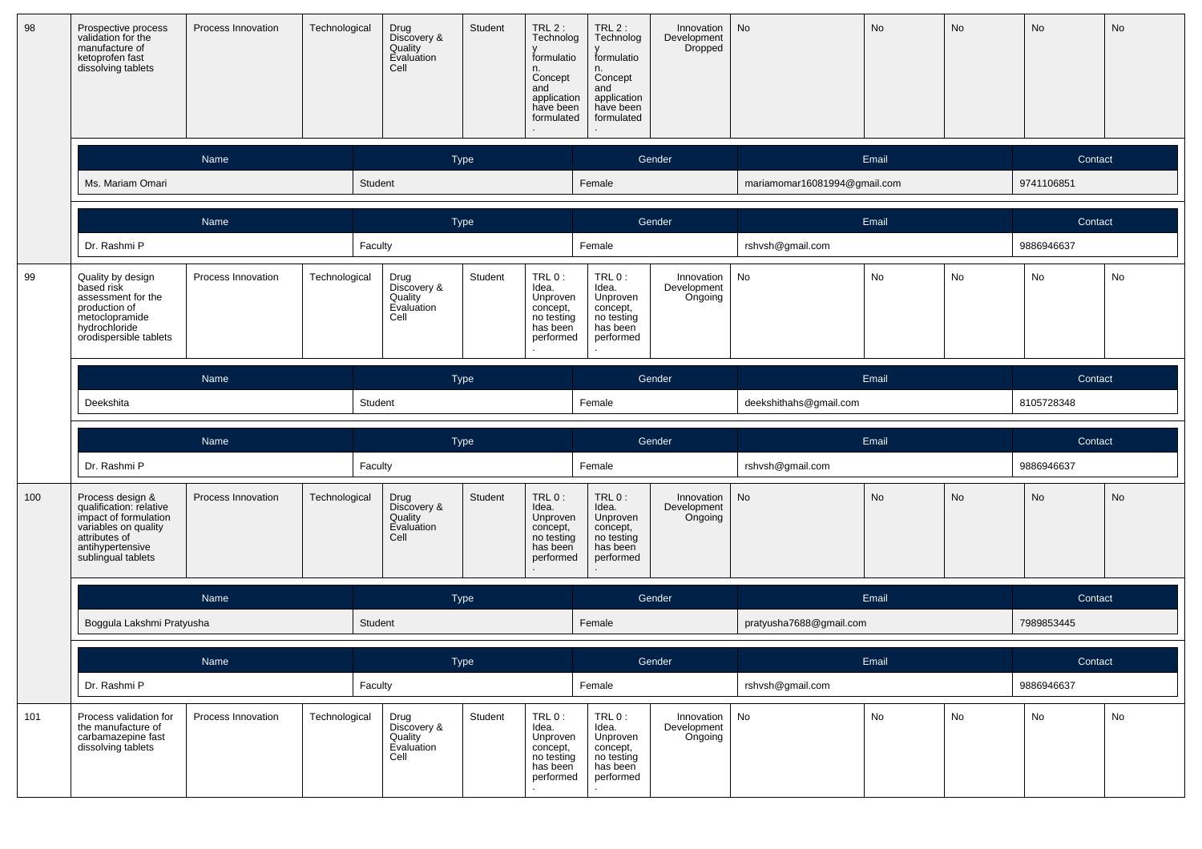| 98 | Prospective process validation for the manufacture of ketoprofen fast dissolving tablets | Process Innovation | Technological | Drug Discovery & Quality Evaluation Cell | Student | TRL 2 : Technology formulation. Concept and application have been formulated. | TRL 2 : Technology formulation. Concept and application have been formulated. | Innovation Development Dropped | No | No | No | No | No |
|---|---|---|---|---|---|---|---|---|---|---|---|---|---|

| Name | Type | Gender | Email | Contact |
|---|---|---|---|---|
| Ms. Mariam Omari | Student | Female | mariamomar16081994@gmail.com | 9741106851 |

| Name | Type | Gender | Email | Contact |
|---|---|---|---|---|
| Dr. Rashmi P | Faculty | Female | rshvsh@gmail.com | 9886946637 |

| 99 | Quality by design based risk assessment for the production of metoclopramide hydrochloride orodispersible tablets | Process Innovation | Technological | Drug Discovery & Quality Evaluation Cell | Student | TRL 0 : Idea. Unproven concept, no testing has been performed. | TRL 0 : Idea. Unproven concept, no testing has been performed. | Innovation Development Ongoing | No | No | No | No | No |
|---|---|---|---|---|---|---|---|---|---|---|---|---|---|

| Name | Type | Gender | Email | Contact |
|---|---|---|---|---|
| Deekshita | Student | Female | deekshithahs@gmail.com | 8105728348 |

| Name | Type | Gender | Email | Contact |
|---|---|---|---|---|
| Dr. Rashmi P | Faculty | Female | rshvsh@gmail.com | 9886946637 |

| 100 | Process design & qualification: relative impact of formulation variables on quality attributes of antihypertensive sublingual tablets | Process Innovation | Technological | Drug Discovery & Quality Evaluation Cell | Student | TRL 0 : Idea. Unproven concept, no testing has been performed. | TRL 0 : Idea. Unproven concept, no testing has been performed. | Innovation Development Ongoing | No | No | No | No | No |
|---|---|---|---|---|---|---|---|---|---|---|---|---|---|

| Name | Type | Gender | Email | Contact |
|---|---|---|---|---|
| Boggula Lakshmi Pratyusha | Student | Female | pratyusha7688@gmail.com | 7989853445 |

| Name | Type | Gender | Email | Contact |
|---|---|---|---|---|
| Dr. Rashmi P | Faculty | Female | rshvsh@gmail.com | 9886946637 |

| 101 | Process validation for the manufacture of carbamazepine fast dissolving tablets | Process Innovation | Technological | Drug Discovery & Quality Evaluation Cell | Student | TRL 0 : Idea. Unproven concept, no testing has been performed. | TRL 0 : Idea. Unproven concept, no testing has been performed. | Innovation Development Ongoing | No | No | No | No | No |
|---|---|---|---|---|---|---|---|---|---|---|---|---|---|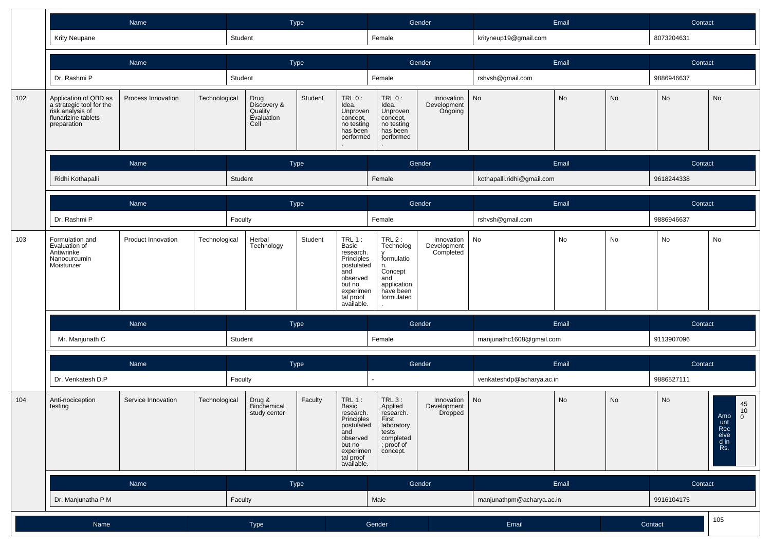| Name | Type | Gender | Email | Contact |
|---|---|---|---|---|
| Krity Neupane | Student | Female | krityneup19@gmail.com | 8073204631 |

| Name | Type | Gender | Email | Contact |
|---|---|---|---|---|
| Dr. Rashmi P | Student | Female | rshvsh@gmail.com | 9886946637 |

| | | | | | | | | | | | | | |
|---|---|---|---|---|---|---|---|---|---|---|---|---|---|
| 102 | Application of QBD as a strategic tool for the risk analysis of flunarizine tablets preparation | Process Innovation | Technological | Drug Discovery & Quality Evaluation Cell | Student | TRL 0 : Idea. Unproven concept, no testing has been performed. | TRL 0 : Idea. Unproven concept, no testing has been performed. | Innovation Development Ongoing | No | No | No | No | No |

| Name | Type | Gender | Email | Contact |
|---|---|---|---|---|
| Ridhi Kothapalli | Student | Female | kothapalli.ridhi@gmail.com | 9618244338 |

| Name | Type | Gender | Email | Contact |
|---|---|---|---|---|
| Dr. Rashmi P | Faculty | Female | rshvsh@gmail.com | 9886946637 |

| | | | | | | | | | | | | | |
|---|---|---|---|---|---|---|---|---|---|---|---|---|---|
| 103 | Formulation and Evaluation of Antiwrinke Nanocurcumin Moisturizer | Product Innovation | Technological | Herbal Technology | Student | TRL 1 : Basic research. Principles postulated and observed but no experimental proof available. | TRL 2 : Technology formulation. Concept and application have been formulated. | Innovation Development Completed | No | No | No | No | No |

| Name | Type | Gender | Email | Contact |
|---|---|---|---|---|
| Mr. Manjunath C | Student | Female | manjunathc1608@gmail.com | 9113907096 |

| Name | Type | Gender | Email | Contact |
|---|---|---|---|---|
| Dr. Venkatesh D.P | Faculty | - | venkateshdp@acharya.ac.in | 9886527111 |

| | | | | | | | | | | | | | |
|---|---|---|---|---|---|---|---|---|---|---|---|---|---|
| 104 | Anti-nociception testing | Service Innovation | Technological | Drug & Biochemical study center | Faculty | TRL 1 : Basic research. Principles postulated and observed but no experimental proof available. | TRL 3 : Applied research. First laboratory tests completed; proof of concept. | Innovation Development Dropped | No | No | No | No | Amount Received in Rs. 45100 |

| Name | Type | Gender | Email | Contact |
|---|---|---|---|---|
| Dr. Manjunatha P M | Faculty | Male | manjunathpm@acharya.ac.in | 9916104175 |

105

| Name | Type | Gender | Email | Contact |
|---|---|---|---|---|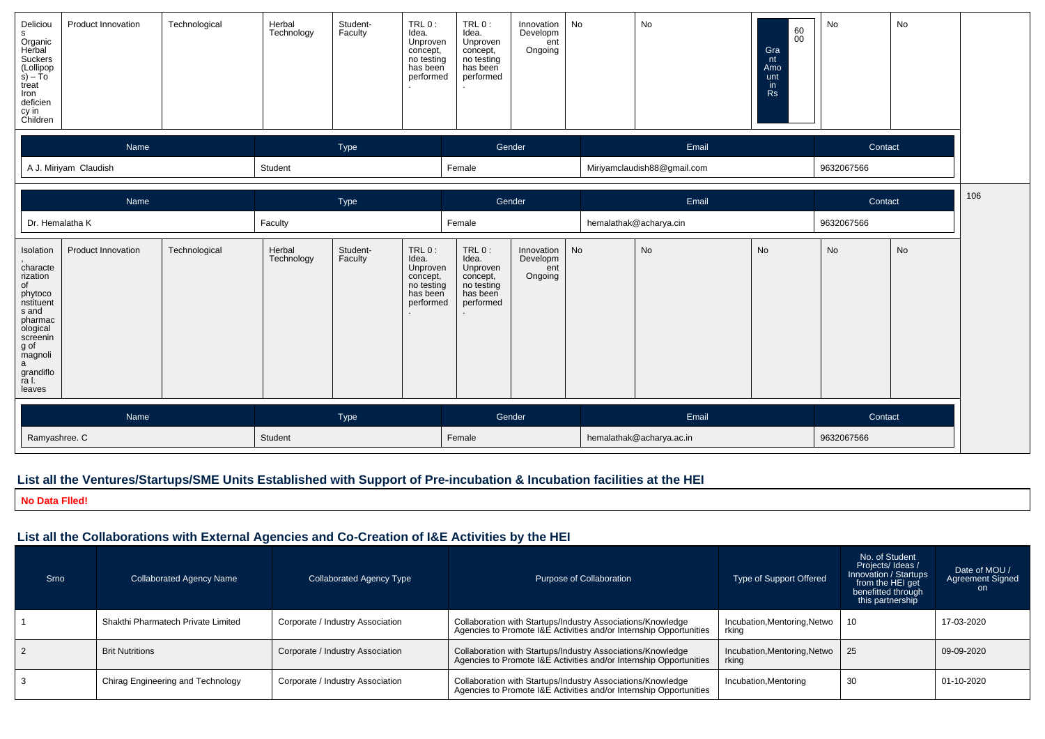| Delicious Organic Herbal Suckers (Lollipops) – To treat Iron deficiency in Children | Product Innovation | Technological | Herbal Technology | Student-Faculty | TRL 0 : Idea. Unproven concept, no testing has been performed. | TRL 0 : Idea. Unproven concept, no testing has been performed. | Innovation Development Ongoing | No | No | Grant Amount in Rs: 6000 | No | No | |
|---|---|---|---|---|---|---|---|---|---|---|---|---|---|

| Name | Type | Gender | Email | Contact |
|---|---|---|---|---|
| A J. Miriyam Claudish | Student | Female | Miriyamclaudish88@gmail.com | 9632067566 |

| Name | Type | Gender | Email | Contact |
|---|---|---|---|---|
| Dr. Hemalatha K | Faculty | Female | hemalathak@acharya.cin | 9632067566 |

| Isolation, characterization of phytoconstituents and pharmacological screening of magnolia grandiflora l. leaves | Product Innovation | Technological | Herbal Technology | Student-Faculty | TRL 0 : Idea. Unproven concept, no testing has been performed. | TRL 0 : Idea. Unproven concept, no testing has been performed. | Innovation Development Ongoing | No | No | No | No | No | 106 |
|---|---|---|---|---|---|---|---|---|---|---|---|---|---|

| Name | Type | Gender | Email | Contact |
|---|---|---|---|---|
| Ramyashree. C | Student | Female | hemalathak@acharya.ac.in | 9632067566 |

## List all the Ventures/Startups/SME Units Established with Support of Pre-incubation & Incubation facilities at the HEI

**No Data FIled!**

## List all the Collaborations with External Agencies and Co-Creation of I&E Activities by the HEI

| Srno | Collaborated Agency Name | Collaborated Agency Type | Purpose of Collaboration | Type of Support Offered | No. of Student Projects/ Ideas / Innovation / Startups from the HEI get benefitted through this partnership | Date of MOU / Agreement Signed on |
|---|---|---|---|---|---|---|
| 1 | Shakthi Pharmatech Private Limited | Corporate / Industry Association | Collaboration with Startups/Industry Associations/Knowledge Agencies to Promote I&E Activities and/or Internship Opportunities | Incubation,Mentoring,Networking | 10 | 17-03-2020 |
| 2 | Brit Nutritions | Corporate / Industry Association | Collaboration with Startups/Industry Associations/Knowledge Agencies to Promote I&E Activities and/or Internship Opportunities | Incubation,Mentoring,Networking | 25 | 09-09-2020 |
| 3 | Chirag Engineering and Technology | Corporate / Industry Association | Collaboration with Startups/Industry Associations/Knowledge Agencies to Promote I&E Activities and/or Internship Opportunities | Incubation,Mentoring | 30 | 01-10-2020 |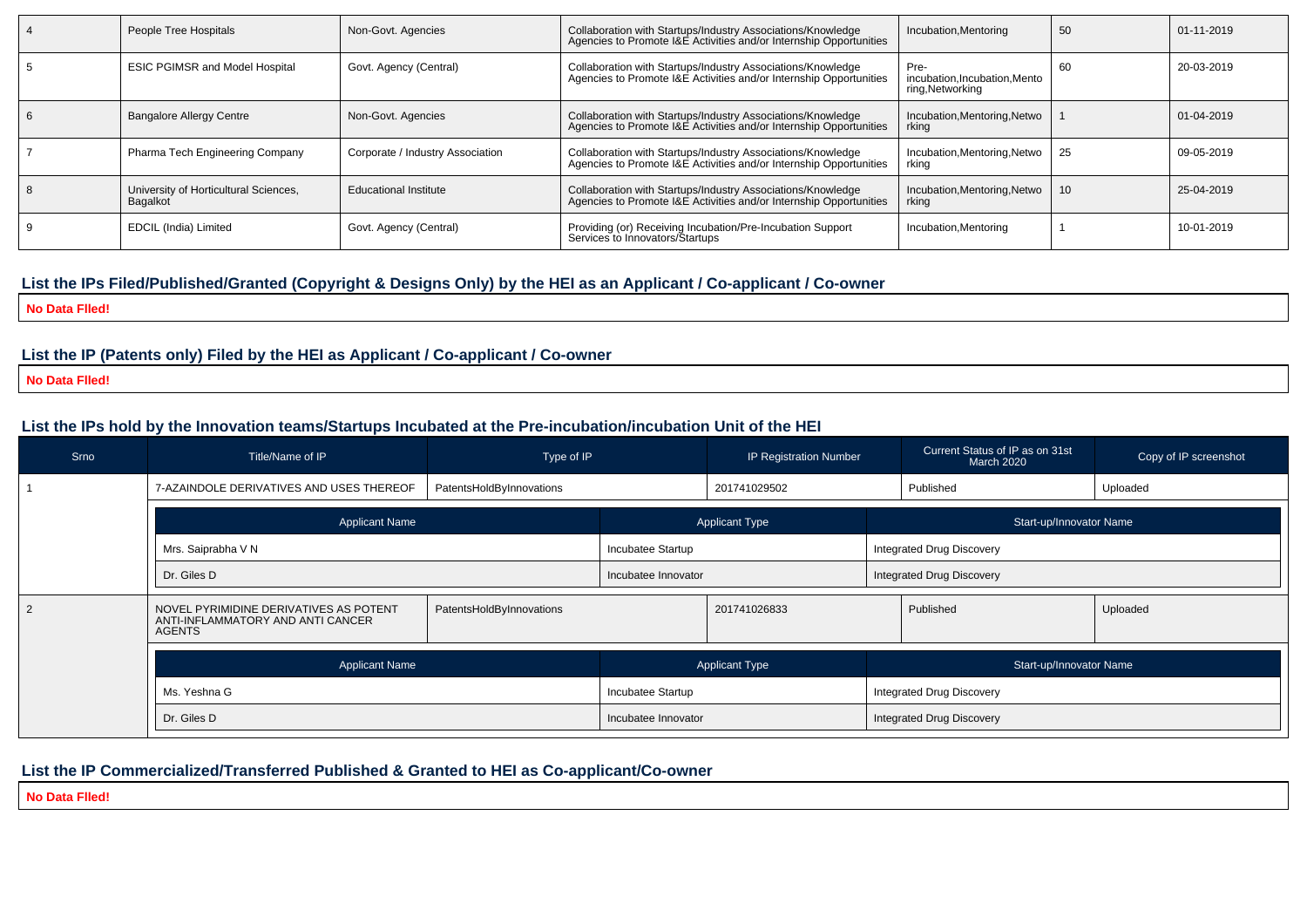| 4 | People Tree Hospitals | Non-Govt. Agencies | Collaboration with Startups/Industry Associations/Knowledge Agencies to Promote I&E Activities and/or Internship Opportunities | Incubation,Mentoring | 50 | 01-11-2019 |
|---|---|---|---|---|---|---|
| 5 | ESIC PGIMSR and Model Hospital | Govt. Agency (Central) | Collaboration with Startups/Industry Associations/Knowledge Agencies to Promote I&E Activities and/or Internship Opportunities | Pre-incubation,Incubation,Mentoring,Networking | 60 | 20-03-2019 |
| 6 | Bangalore Allergy Centre | Non-Govt. Agencies | Collaboration with Startups/Industry Associations/Knowledge Agencies to Promote I&E Activities and/or Internship Opportunities | Incubation,Mentoring,Networking | 1 | 01-04-2019 |
| 7 | Pharma Tech Engineering Company | Corporate / Industry Association | Collaboration with Startups/Industry Associations/Knowledge Agencies to Promote I&E Activities and/or Internship Opportunities | Incubation,Mentoring,Networking | 25 | 09-05-2019 |
| 8 | University of Horticultural Sciences, Bagalkot | Educational Institute | Collaboration with Startups/Industry Associations/Knowledge Agencies to Promote I&E Activities and/or Internship Opportunities | Incubation,Mentoring,Networking | 10 | 25-04-2019 |
| 9 | EDCIL (India) Limited | Govt. Agency (Central) | Providing (or) Receiving Incubation/Pre-Incubation Support Services to Innovators/Startups | Incubation,Mentoring | 1 | 10-01-2019 |

## List the IPs Filed/Published/Granted (Copyright & Designs Only) by the HEI as an Applicant / Co-applicant / Co-owner

**No Data FIled!**

## List the IP (Patents only) Filed by the HEI as Applicant / Co-applicant / Co-owner

**No Data FIled!**

## List the IPs hold by the Innovation teams/Startups Incubated at the Pre-incubation/incubation Unit of the HEI

| Srno | Title/Name of IP | Type of IP | IP Registration Number | Current Status of IP as on 31st March 2020 | Copy of IP screenshot |
|---|---|---|---|---|---|
| 1 | 7-AZAINDOLE DERIVATIVES AND USES THEREOF | PatentsHoldByInnovations | 201741029502 | Published | Uploaded |

| Applicant Name | Applicant Type | Start-up/Innovator Name |
|---|---|---|
| Mrs. Saiprabha V N | Incubatee Startup | Integrated Drug Discovery |
| Dr. Giles D | Incubatee Innovator | Integrated Drug Discovery |

| Srno | Title/Name of IP | Type of IP | IP Registration Number | Current Status of IP as on 31st March 2020 | Copy of IP screenshot |
|---|---|---|---|---|---|
| 2 | NOVEL PYRIMIDINE DERIVATIVES AS POTENT ANTI-INFLAMMATORY AND ANTI CANCER AGENTS | PatentsHoldByInnovations | 201741026833 | Published | Uploaded |

| Applicant Name | Applicant Type | Start-up/Innovator Name |
|---|---|---|
| Ms. Yeshna G | Incubatee Startup | Integrated Drug Discovery |
| Dr. Giles D | Incubatee Innovator | Integrated Drug Discovery |

## List the IP Commercialized/Transferred Published & Granted to HEI as Co-applicant/Co-owner

**No Data FIled!**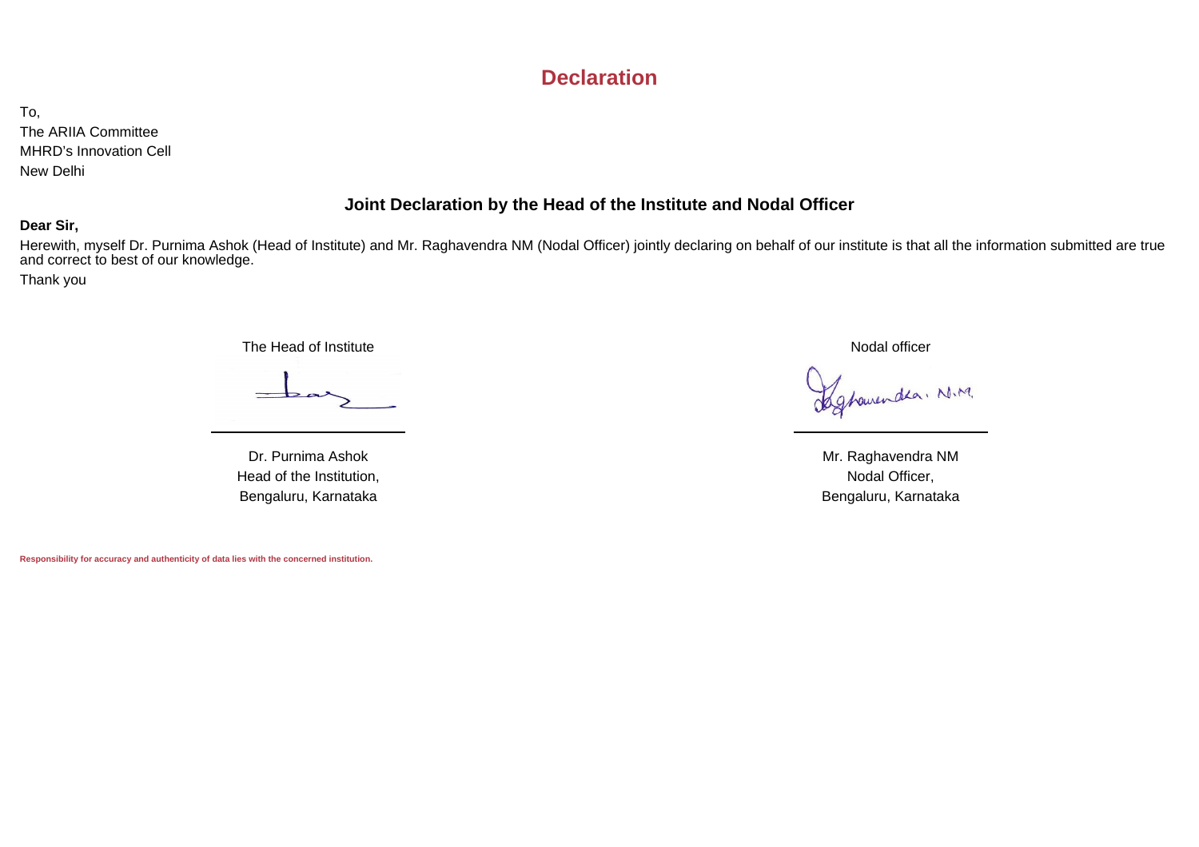# Declaration

To,
The ARIIA Committee
MHRD's Innovation Cell
New Delhi

## Joint Declaration by the Head of the Institute and Nodal Officer

**Dear Sir,**

Herewith, myself Dr. Purnima Ashok (Head of Institute) and Mr. Raghavendra NM (Nodal Officer) jointly declaring on behalf of our institute is that all the information submitted are true and correct to best of our knowledge.

Thank you

The Head of Institute

Dr. Purnima Ashok
Head of the Institution,
Bengaluru, Karnataka

Nodal officer

Mr. Raghavendra NM
Nodal Officer,
Bengaluru, Karnataka

**Responsibility for accuracy and authenticity of data lies with the concerned institution.**